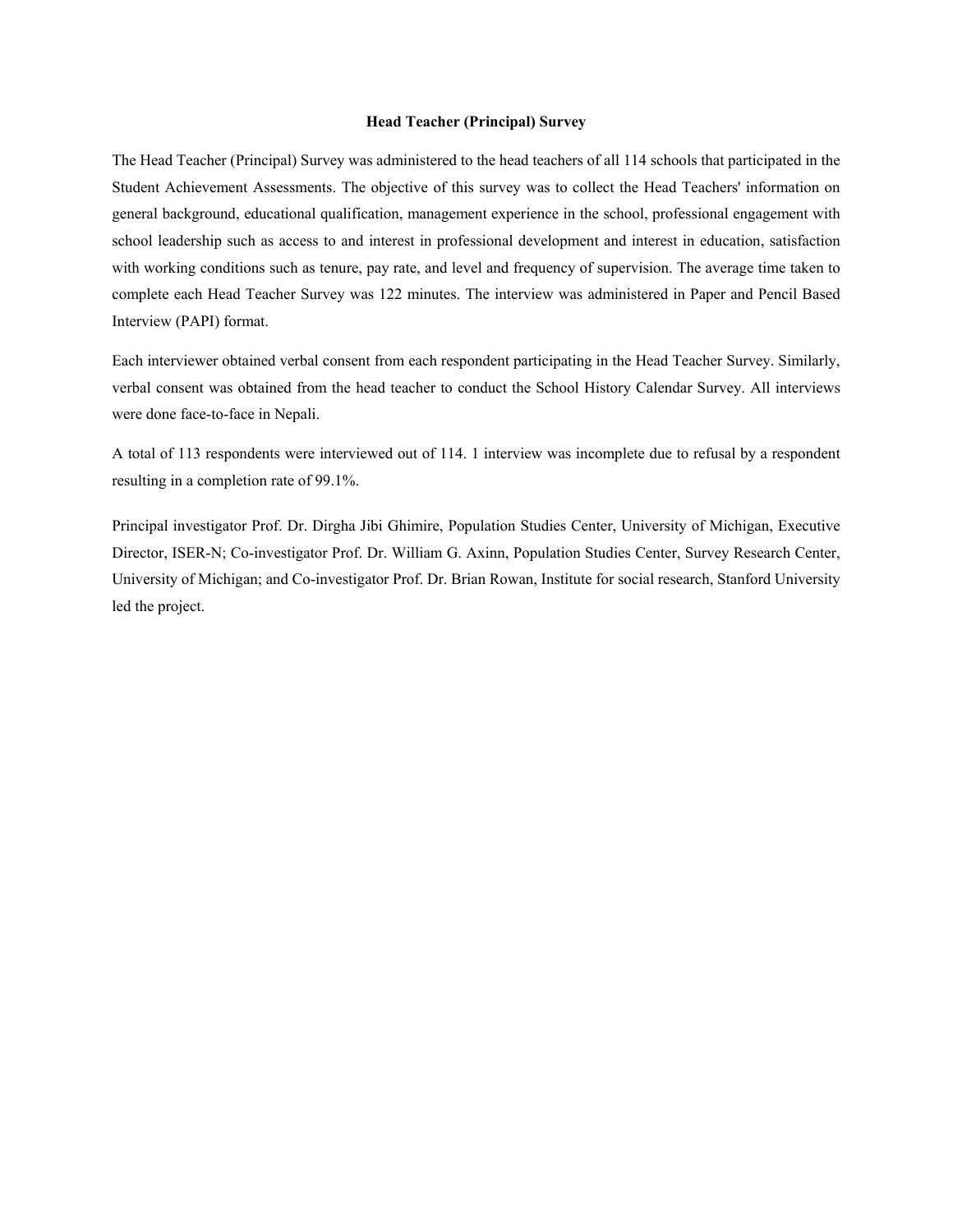# Head Teacher (Principal) Survey

The Head Teacher (Principal) Survey was administered to the head teachers of all 114 schools that participated in the Student Achievement Assessments. The objective of this survey was to collect the Head Teachers' information on general background, educational qualification, management experience in the school, professional engagement with school leadership such as access to and interest in professional development and interest in education, satisfaction with working conditions such as tenure, pay rate, and level and frequency of supervision. The average time taken to complete each Head Teacher Survey was 122 minutes. The interview was administered in Paper and Pencil Based Interview (PAPI) format.

Each interviewer obtained verbal consent from each respondent participating in the Head Teacher Survey. Similarly, verbal consent was obtained from the head teacher to conduct the School History Calendar Survey. All interviews were done face-to-face in Nepali.

A total of 113 respondents were interviewed out of 114. 1 interview was incomplete due to refusal by a respondent resulting in a completion rate of 99.1%.

Principal investigator Prof. Dr. Dirgha Jibi Ghimire, Population Studies Center, University of Michigan, Executive Director, ISER-N; Co-investigator Prof. Dr. William G. Axinn, Population Studies Center, Survey Research Center, University of Michigan; and Co-investigator Prof. Dr. Brian Rowan, Institute for social research, Stanford University led the project.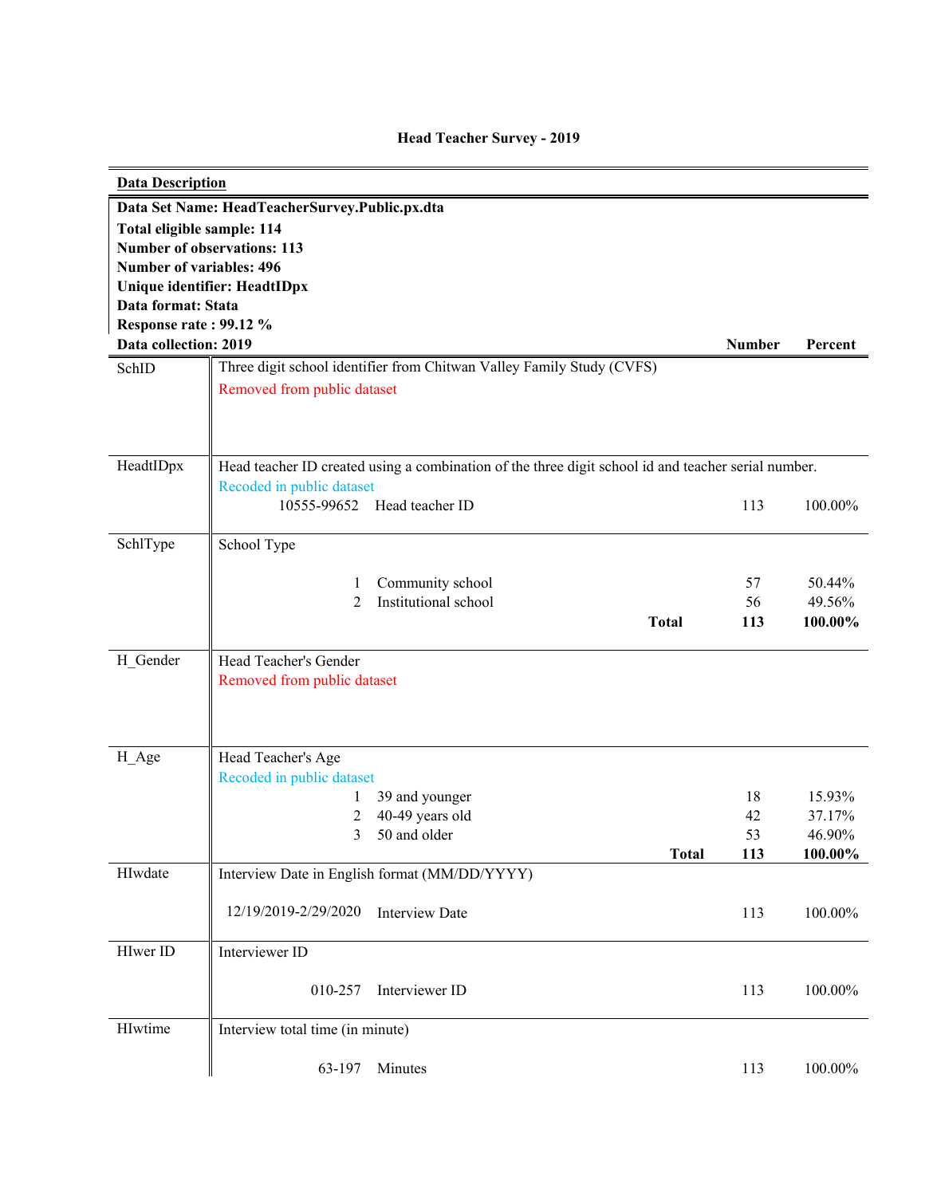# Head Teacher Survey - 2019

**Data Description**

**Data Set Name: HeadTeacherSurvey.Public.px.dta**
**Total eligible sample: 114**
**Number of observations: 113**
**Number of variables: 496**
**Unique identifier: HeadtIDpx**
**Data format: Stata**
**Response rate : 99.12 %**
**Data collection: 2019**

| Variable | Description | | Number | Percent |
|---|---|---|---|---|
| SchID | Three digit school identifier from Chitwan Valley Family Study (CVFS) | | | |
| | Removed from public dataset | | | |
| HeadtIDpx | Head teacher ID created using a combination of the three digit school id and teacher serial number. | | | |
| | Recoded in public dataset | | | |
| | 10555-99652 | Head teacher ID | 113 | 100.00% |
| SchlType | School Type | | | |
| | 1 | Community school | 57 | 50.44% |
| | 2 | Institutional school | 56 | 49.56% |
| | | **Total** | **113** | **100.00%** |
| H_Gender | Head Teacher's Gender | | | |
| | Removed from public dataset | | | |
| H_Age | Head Teacher's Age | | | |
| | Recoded in public dataset | | | |
| | 1 | 39 and younger | 18 | 15.93% |
| | 2 | 40-49 years old | 42 | 37.17% |
| | 3 | 50 and older | 53 | 46.90% |
| | | **Total** | **113** | **100.00%** |
| HIwdate | Interview Date in English format (MM/DD/YYYY) | | | |
| | 12/19/2019-2/29/2020 | Interview Date | 113 | 100.00% |
| HIwer ID | Interviewer ID | | | |
| | 010-257 | Interviewer ID | 113 | 100.00% |
| HIwtime | Interview total time (in minute) | | | |
| | 63-197 | Minutes | 113 | 100.00% |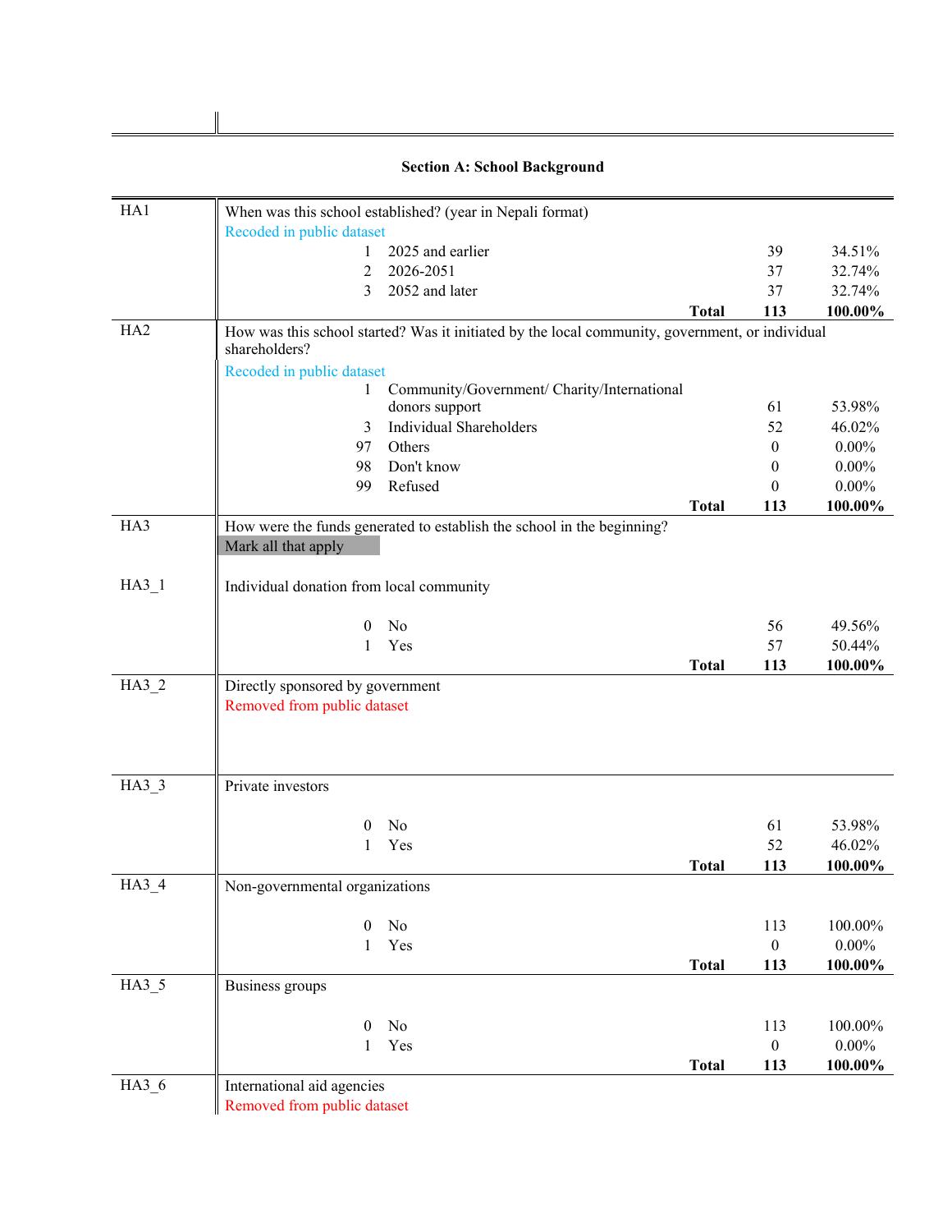## Section A: School Background

| | | | | |
|---|---|---|---|---|
| HA1 | When was this school established? (year in Nepali format) | | | |
| | Recoded in public dataset | | | |
| | 1 | 2025 and earlier | 39 | 34.51% |
| | 2 | 2026-2051 | 37 | 32.74% |
| | 3 | 2052 and later | 37 | 32.74% |
| | | **Total** | **113** | **100.00%** |
| HA2 | How was this school started? Was it initiated by the local community, government, or individual shareholders? | | | |
| | Recoded in public dataset | | | |
| | 1 | Community/Government/ Charity/International donors support | 61 | 53.98% |
| | 3 | Individual Shareholders | 52 | 46.02% |
| | 97 | Others | 0 | 0.00% |
| | 98 | Don't know | 0 | 0.00% |
| | 99 | Refused | 0 | 0.00% |
| | | **Total** | **113** | **100.00%** |
| HA3 | How were the funds generated to establish the school in the beginning? | | | |
| | Mark all that apply | | | |
| HA3_1 | Individual donation from local community | | | |
| | 0 | No | 56 | 49.56% |
| | 1 | Yes | 57 | 50.44% |
| | | **Total** | **113** | **100.00%** |
| HA3_2 | Directly sponsored by government | | | |
| | Removed from public dataset | | | |
| HA3_3 | Private investors | | | |
| | 0 | No | 61 | 53.98% |
| | 1 | Yes | 52 | 46.02% |
| | | **Total** | **113** | **100.00%** |
| HA3_4 | Non-governmental organizations | | | |
| | 0 | No | 113 | 100.00% |
| | 1 | Yes | 0 | 0.00% |
| | | **Total** | **113** | **100.00%** |
| HA3_5 | Business groups | | | |
| | 0 | No | 113 | 100.00% |
| | 1 | Yes | 0 | 0.00% |
| | | **Total** | **113** | **100.00%** |
| HA3_6 | International aid agencies | | | |
| | Removed from public dataset | | | |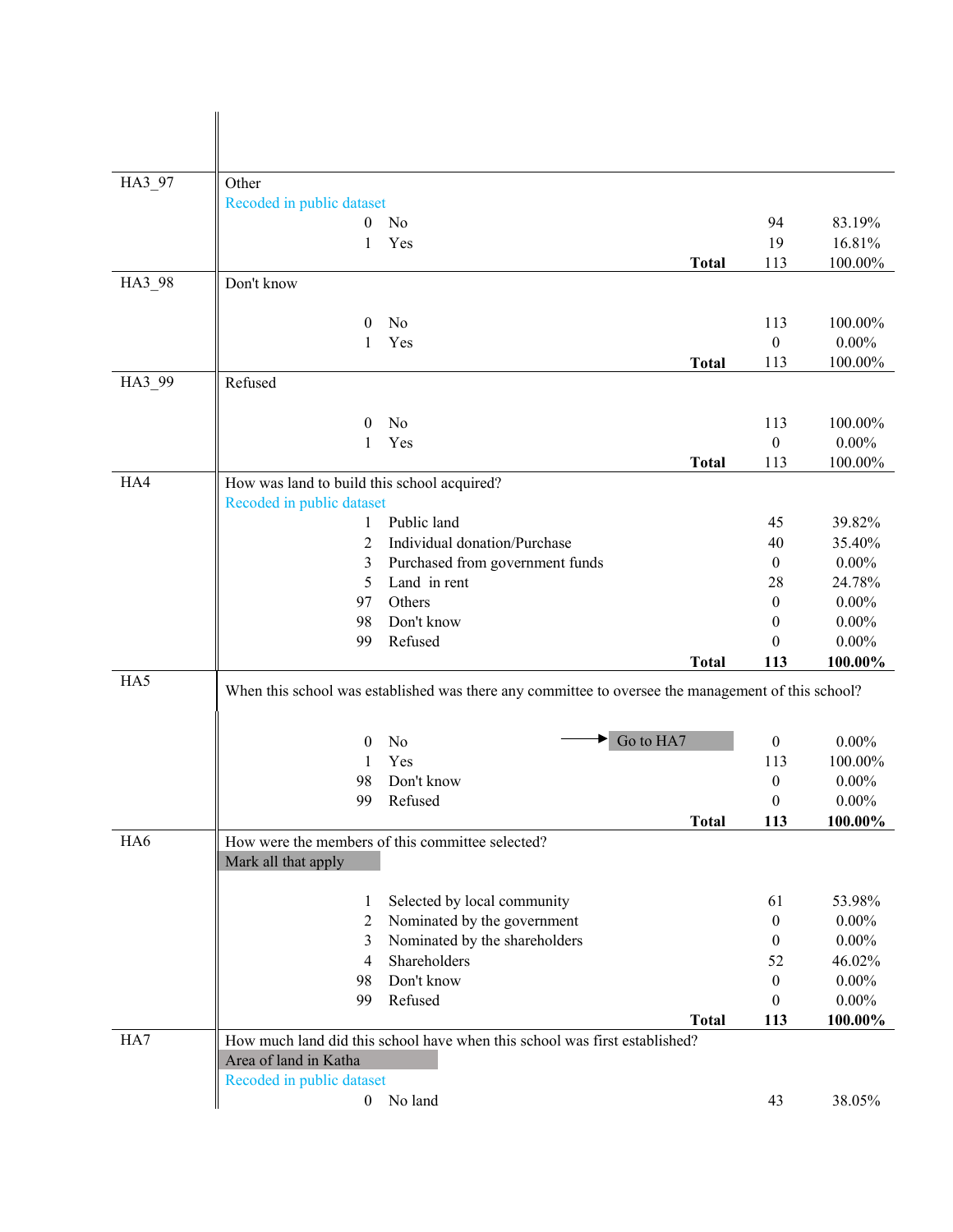| Variable | Question / Response | | | Frequency | Percent |
|---|---|---|---|---|---|
| HA3_97 | Other | | | | |
| | Recoded in public dataset | | | | |
| | 0 | No | | 94 | 83.19% |
| | 1 | Yes | | 19 | 16.81% |
| | | | **Total** | 113 | 100.00% |
| HA3_98 | Don't know | | | | |
| | 0 | No | | 113 | 100.00% |
| | 1 | Yes | | 0 | 0.00% |
| | | | **Total** | 113 | 100.00% |
| HA3_99 | Refused | | | | |
| | 0 | No | | 113 | 100.00% |
| | 1 | Yes | | 0 | 0.00% |
| | | | **Total** | 113 | 100.00% |
| HA4 | How was land to build this school acquired? | | | | |
| | Recoded in public dataset | | | | |
| | 1 | Public land | | 45 | 39.82% |
| | 2 | Individual donation/Purchase | | 40 | 35.40% |
| | 3 | Purchased from government funds | | 0 | 0.00% |
| | 5 | Land in rent | | 28 | 24.78% |
| | 97 | Others | | 0 | 0.00% |
| | 98 | Don't know | | 0 | 0.00% |
| | 99 | Refused | | 0 | 0.00% |
| | | | **Total** | **113** | **100.00%** |
| HA5 | When this school was established was there any committee to oversee the management of this school? | | | | |
| | 0 | No | → Go to HA7 | 0 | 0.00% |
| | 1 | Yes | | 113 | 100.00% |
| | 98 | Don't know | | 0 | 0.00% |
| | 99 | Refused | | 0 | 0.00% |
| | | | **Total** | **113** | **100.00%** |
| HA6 | How were the members of this committee selected? | | | | |
| | Mark all that apply | | | | |
| | 1 | Selected by local community | | 61 | 53.98% |
| | 2 | Nominated by the government | | 0 | 0.00% |
| | 3 | Nominated by the shareholders | | 0 | 0.00% |
| | 4 | Shareholders | | 52 | 46.02% |
| | 98 | Don't know | | 0 | 0.00% |
| | 99 | Refused | | 0 | 0.00% |
| | | | **Total** | **113** | **100.00%** |
| HA7 | How much land did this school have when this school was first established? | | | | |
| | Area of land in Katha | | | | |
| | Recoded in public dataset | | | | |
| | 0 | No land | | 43 | 38.05% |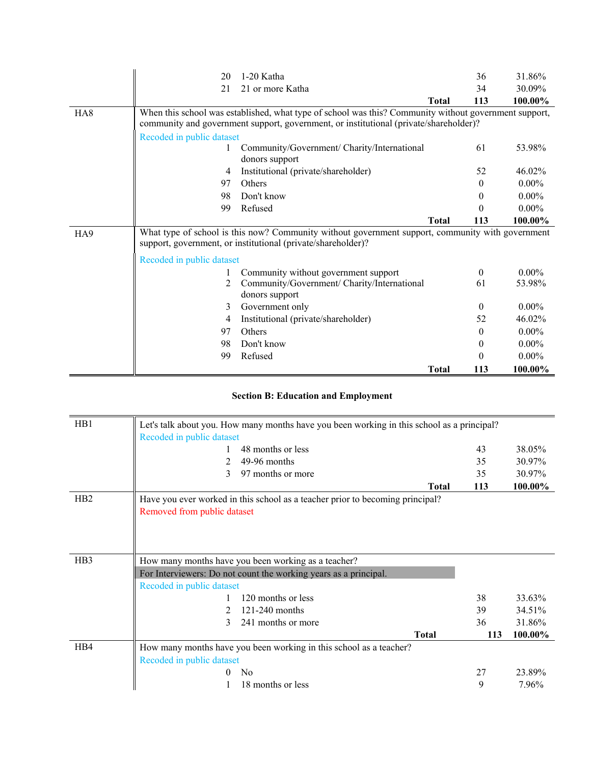| | | | | |
|---|---|---|---|---|
| | 20 | 1-20 Katha | 36 | 31.86% |
| | 21 | 21 or more Katha | 34 | 30.09% |
| | | **Total** | **113** | **100.00%** |
| HA8 | When this school was established, what type of school was this? Community without government support, community and government support, government, or institutional (private/shareholder)? | | | |
| | Recoded in public dataset | | | |
| | 1 | Community/Government/ Charity/International donors support | 61 | 53.98% |
| | 4 | Institutional (private/shareholder) | 52 | 46.02% |
| | 97 | Others | 0 | 0.00% |
| | 98 | Don't know | 0 | 0.00% |
| | 99 | Refused | 0 | 0.00% |
| | | **Total** | **113** | **100.00%** |
| HA9 | What type of school is this now? Community without government support, community with government support, government, or institutional (private/shareholder)? | | | |
| | Recoded in public dataset | | | |
| | 1 | Community without government support | 0 | 0.00% |
| | 2 | Community/Government/ Charity/International donors support | 61 | 53.98% |
| | 3 | Government only | 0 | 0.00% |
| | 4 | Institutional (private/shareholder) | 52 | 46.02% |
| | 97 | Others | 0 | 0.00% |
| | 98 | Don't know | 0 | 0.00% |
| | 99 | Refused | 0 | 0.00% |
| | | **Total** | **113** | **100.00%** |

**Section B: Education and Employment**

| | | | | |
|---|---|---|---|---|
| HB1 | Let's talk about you. How many months have you been working in this school as a principal? | | | |
| | Recoded in public dataset | | | |
| | 1 | 48 months or less | 43 | 38.05% |
| | 2 | 49-96 months | 35 | 30.97% |
| | 3 | 97 months or more | 35 | 30.97% |
| | | **Total** | **113** | **100.00%** |
| HB2 | Have you ever worked in this school as a teacher prior to becoming principal? | | | |
| | Removed from public dataset | | | |
| HB3 | How many months have you been working as a teacher? | | | |
| | For Interviewers: Do not count the working years as a principal. | | | |
| | Recoded in public dataset | | | |
| | 1 | 120 months or less | 38 | 33.63% |
| | 2 | 121-240 months | 39 | 34.51% |
| | 3 | 241 months or more | 36 | 31.86% |
| | | **Total** | **113** | **100.00%** |
| HB4 | How many months have you been working in this school as a teacher? | | | |
| | Recoded in public dataset | | | |
| | 0 | No | 27 | 23.89% |
| | 1 | 18 months or less | 9 | 7.96% |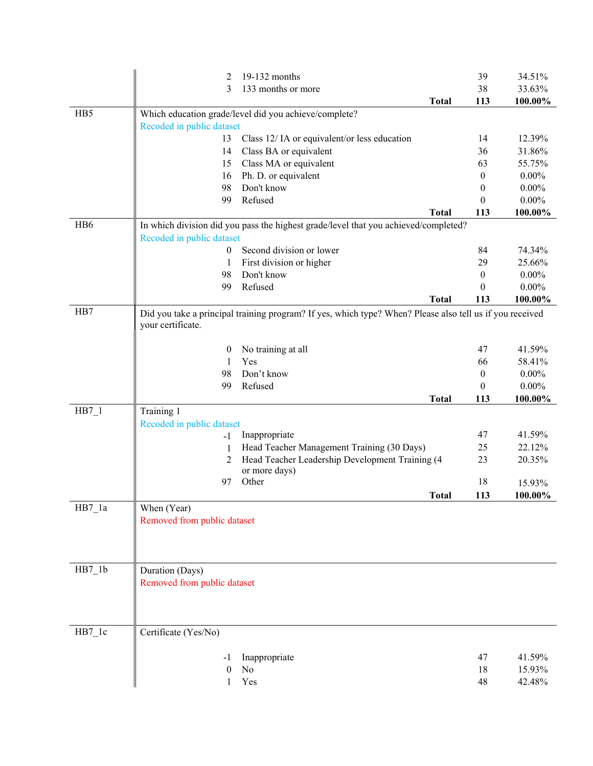| Variable | Question / Code | Label | N | % |
|---|---|---|---|---|
| | 2 | 19-132 months | 39 | 34.51% |
| | 3 | 133 months or more | 38 | 33.63% |
| | | **Total** | **113** | **100.00%** |
| HB5 | Which education grade/level did you achieve/complete? | | | |
| | Recoded in public dataset | | | |
| | 13 | Class 12/ IA or equivalent/or less education | 14 | 12.39% |
| | 14 | Class BA or equivalent | 36 | 31.86% |
| | 15 | Class MA or equivalent | 63 | 55.75% |
| | 16 | Ph. D. or equivalent | 0 | 0.00% |
| | 98 | Don't know | 0 | 0.00% |
| | 99 | Refused | 0 | 0.00% |
| | | **Total** | **113** | **100.00%** |
| HB6 | In which division did you pass the highest grade/level that you achieved/completed? | | | |
| | Recoded in public dataset | | | |
| | 0 | Second division or lower | 84 | 74.34% |
| | 1 | First division or higher | 29 | 25.66% |
| | 98 | Don't know | 0 | 0.00% |
| | 99 | Refused | 0 | 0.00% |
| | | **Total** | **113** | **100.00%** |
| HB7 | Did you take a principal training program? If yes, which type? When? Please also tell us if you received your certificate. | | | |
| | 0 | No training at all | 47 | 41.59% |
| | 1 | Yes | 66 | 58.41% |
| | 98 | Don't know | 0 | 0.00% |
| | 99 | Refused | 0 | 0.00% |
| | | **Total** | **113** | **100.00%** |
| HB7_1 | Training 1 | | | |
| | Recoded in public dataset | | | |
| | -1 | Inappropriate | 47 | 41.59% |
| | 1 | Head Teacher Management Training (30 Days) | 25 | 22.12% |
| | 2 | Head Teacher Leadership Development Training (4 or more days) | 23 | 20.35% |
| | 97 | Other | 18 | 15.93% |
| | | **Total** | **113** | **100.00%** |
| HB7_1a | When (Year) | | | |
| | Removed from public dataset | | | |
| HB7_1b | Duration (Days) | | | |
| | Removed from public dataset | | | |
| HB7_1c | Certificate (Yes/No) | | | |
| | -1 | Inappropriate | 47 | 41.59% |
| | 0 | No | 18 | 15.93% |
| | 1 | Yes | 48 | 42.48% |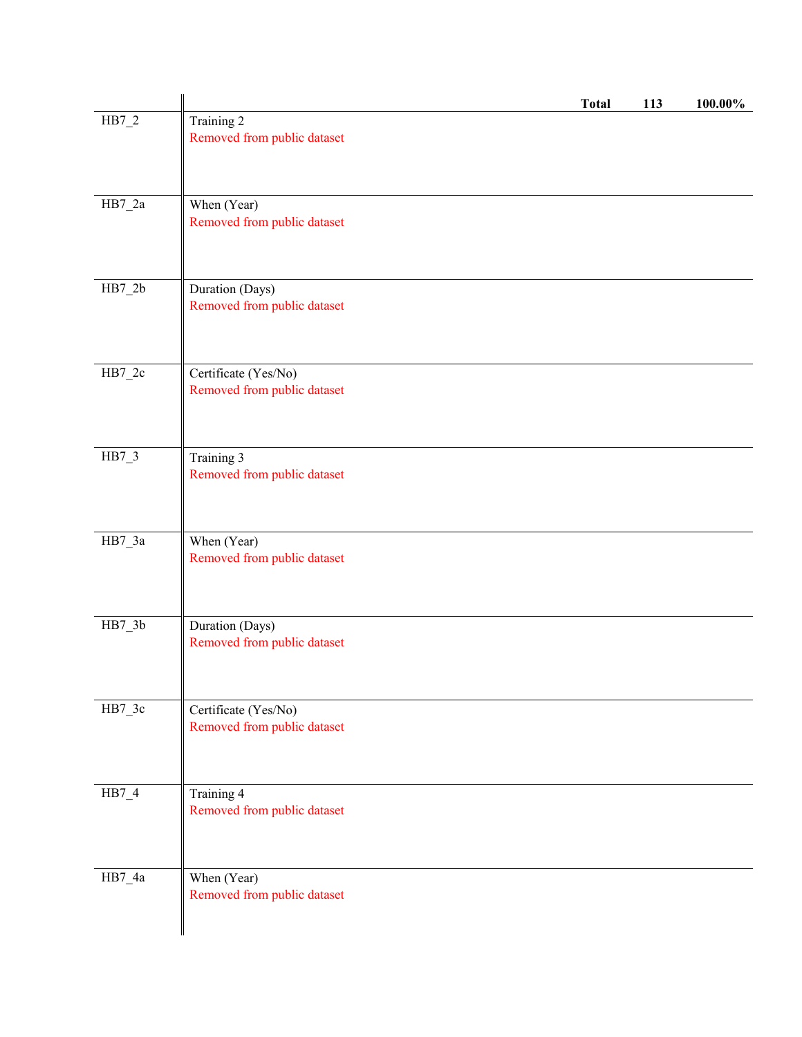| | | Total | 113 | 100.00% |
|---|---|---|---|---|
| HB7_2 | Training 2<br>Removed from public dataset | | | |
| HB7_2a | When (Year)<br>Removed from public dataset | | | |
| HB7_2b | Duration (Days)<br>Removed from public dataset | | | |
| HB7_2c | Certificate (Yes/No)<br>Removed from public dataset | | | |
| HB7_3 | Training 3<br>Removed from public dataset | | | |
| HB7_3a | When (Year)<br>Removed from public dataset | | | |
| HB7_3b | Duration (Days)<br>Removed from public dataset | | | |
| HB7_3c | Certificate (Yes/No)<br>Removed from public dataset | | | |
| HB7_4 | Training 4<br>Removed from public dataset | | | |
| HB7_4a | When (Year)<br>Removed from public dataset | | | |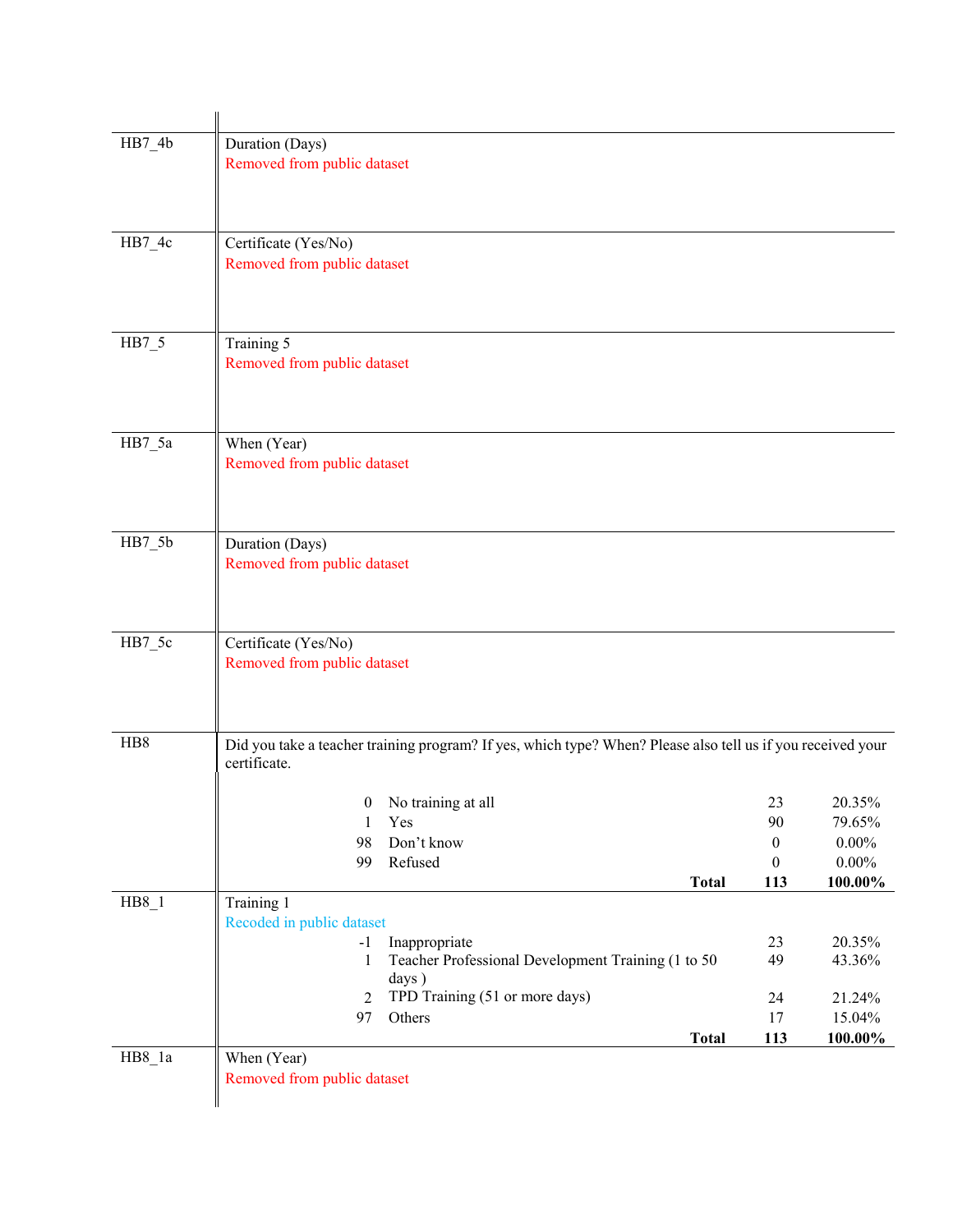| Variable | Description |
| --- | --- |
| HB7_4b | Duration (Days)<br>Removed from public dataset |
| HB7_4c | Certificate (Yes/No)<br>Removed from public dataset |
| HB7_5 | Training 5<br>Removed from public dataset |
| HB7_5a | When (Year)<br>Removed from public dataset |
| HB7_5b | Duration (Days)<br>Removed from public dataset |
| HB7_5c | Certificate (Yes/No)<br>Removed from public dataset |

**HB8** Did you take a teacher training program? If yes, which type? When? Please also tell us if you received your certificate.

| Code | Response | N | % |
| --- | --- | --- | --- |
| 0 | No training at all | 23 | 20.35% |
| 1 | Yes | 90 | 79.65% |
| 98 | Don't know | 0 | 0.00% |
| 99 | Refused | 0 | 0.00% |
| | **Total** | **113** | **100.00%** |

**HB8_1** Training 1

Recoded in public dataset

| Code | Response | N | % |
| --- | --- | --- | --- |
| -1 | Inappropriate | 23 | 20.35% |
| 1 | Teacher Professional Development Training (1 to 50 days ) | 49 | 43.36% |
| 2 | TPD Training (51 or more days) | 24 | 21.24% |
| 97 | Others | 17 | 15.04% |
| | **Total** | **113** | **100.00%** |

**HB8_1a** When (Year)

Removed from public dataset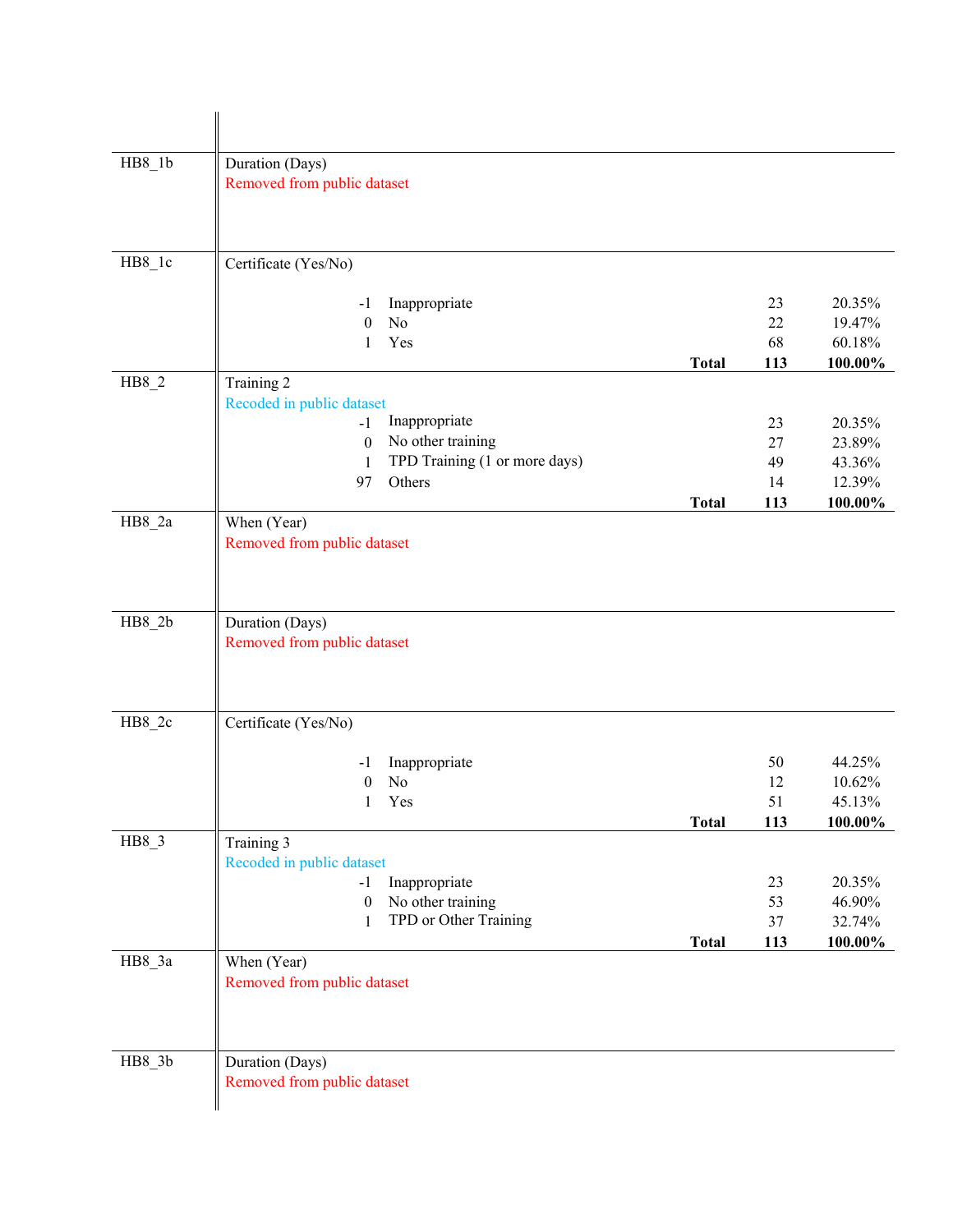| Variable | Description | | | | |
|---|---|---|---|---|---|
| HB8_1b | Duration (Days) | | | | |
| | Removed from public dataset | | | | |
| HB8_1c | Certificate (Yes/No) | | | | |
| | -1 | Inappropriate | | 23 | 20.35% |
| | 0 | No | | 22 | 19.47% |
| | 1 | Yes | | 68 | 60.18% |
| | | | **Total** | **113** | **100.00%** |
| HB8_2 | Training 2 | | | | |
| | Recoded in public dataset | | | | |
| | -1 | Inappropriate | | 23 | 20.35% |
| | 0 | No other training | | 27 | 23.89% |
| | 1 | TPD Training (1 or more days) | | 49 | 43.36% |
| | 97 | Others | | 14 | 12.39% |
| | | | **Total** | **113** | **100.00%** |
| HB8_2a | When (Year) | | | | |
| | Removed from public dataset | | | | |
| HB8_2b | Duration (Days) | | | | |
| | Removed from public dataset | | | | |
| HB8_2c | Certificate (Yes/No) | | | | |
| | -1 | Inappropriate | | 50 | 44.25% |
| | 0 | No | | 12 | 10.62% |
| | 1 | Yes | | 51 | 45.13% |
| | | | **Total** | **113** | **100.00%** |
| HB8_3 | Training 3 | | | | |
| | Recoded in public dataset | | | | |
| | -1 | Inappropriate | | 23 | 20.35% |
| | 0 | No other training | | 53 | 46.90% |
| | 1 | TPD or Other Training | | 37 | 32.74% |
| | | | **Total** | **113** | **100.00%** |
| HB8_3a | When (Year) | | | | |
| | Removed from public dataset | | | | |
| HB8_3b | Duration (Days) | | | | |
| | Removed from public dataset | | | | |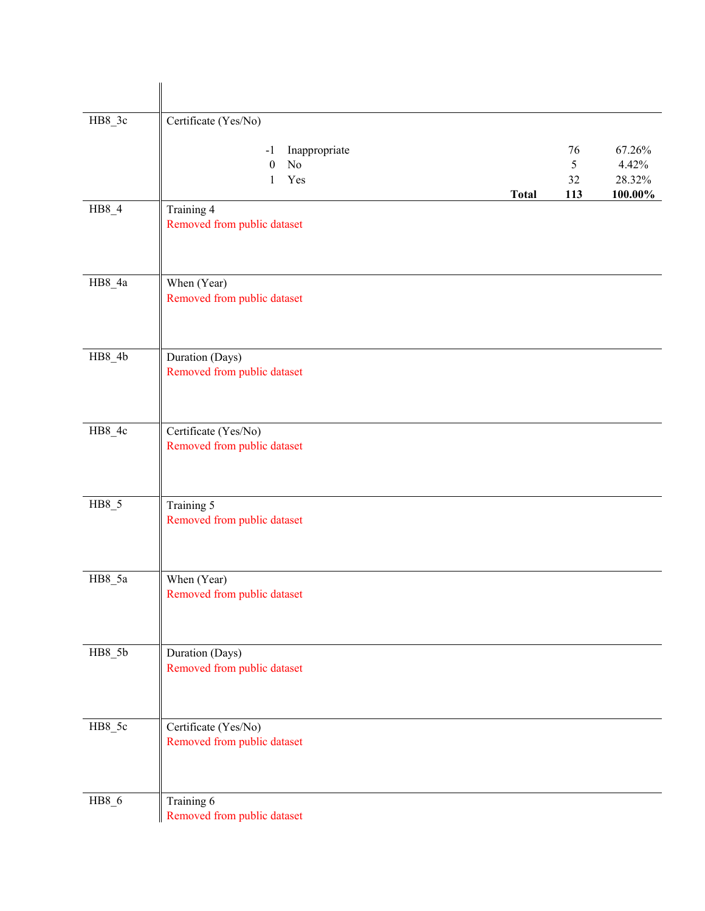| Variable | Description | | | |
|---|---|---|---|---|
| HB8_3c | Certificate (Yes/No) | | | |
| | -1 | Inappropriate | 76 | 67.26% |
| | 0 | No | 5 | 4.42% |
| | 1 | Yes | 32 | 28.32% |
| | | **Total** | **113** | **100.00%** |
| HB8_4 | Training 4<br>Removed from public dataset | | | |
| HB8_4a | When (Year)<br>Removed from public dataset | | | |
| HB8_4b | Duration (Days)<br>Removed from public dataset | | | |
| HB8_4c | Certificate (Yes/No)<br>Removed from public dataset | | | |
| HB8_5 | Training 5<br>Removed from public dataset | | | |
| HB8_5a | When (Year)<br>Removed from public dataset | | | |
| HB8_5b | Duration (Days)<br>Removed from public dataset | | | |
| HB8_5c | Certificate (Yes/No)<br>Removed from public dataset | | | |
| HB8_6 | Training 6<br>Removed from public dataset | | | |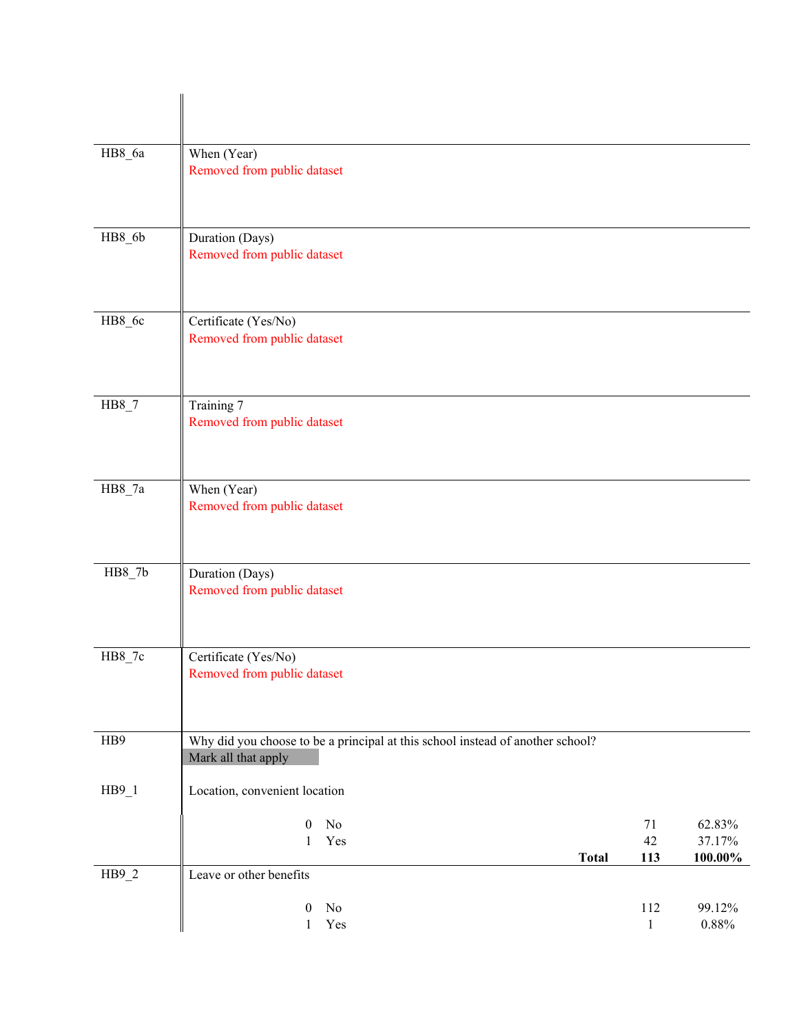| Variable | Description | | | |
|---|---|---|---|---|
| HB8_6a | When (Year)<br>Removed from public dataset | | | |
| HB8_6b | Duration (Days)<br>Removed from public dataset | | | |
| HB8_6c | Certificate (Yes/No)<br>Removed from public dataset | | | |
| HB8_7 | Training 7<br>Removed from public dataset | | | |
| HB8_7a | When (Year)<br>Removed from public dataset | | | |
| HB8_7b | Duration (Days)<br>Removed from public dataset | | | |
| HB8_7c | Certificate (Yes/No)<br>Removed from public dataset | | | |
| HB9 | Why did you choose to be a principal at this school instead of another school?<br>Mark all that apply | | | |
| HB9_1 | Location, convenient location | | | |
| | 0 No | | 71 | 62.83% |
| | 1 Yes | | 42 | 37.17% |
| | | **Total** | **113** | **100.00%** |
| HB9_2 | Leave or other benefits | | | |
| | 0 No | | 112 | 99.12% |
| | 1 Yes | | 1 | 0.88% |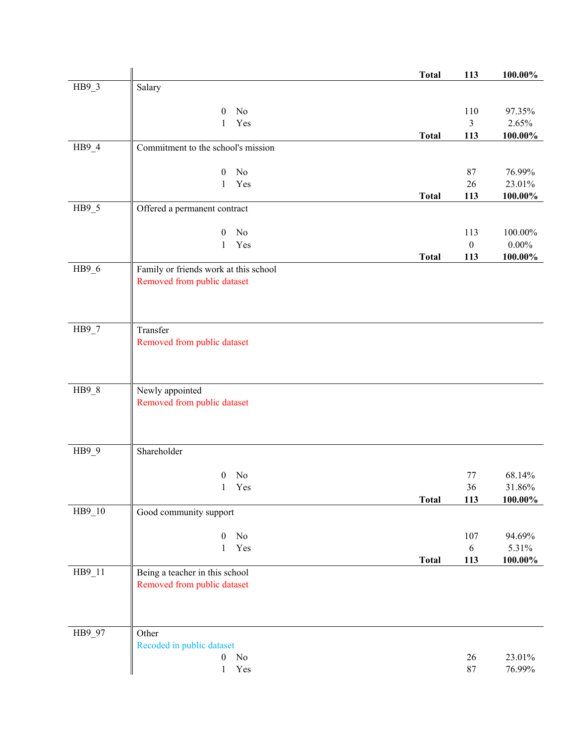| | | | | |
|---|---|---|---|---|
| | | **Total** | **113** | **100.00%** |
| HB9_3 | Salary | | | |
| | 0 No | | 110 | 97.35% |
| | 1 Yes | | 3 | 2.65% |
| | | **Total** | **113** | **100.00%** |
| HB9_4 | Commitment to the school's mission | | | |
| | 0 No | | 87 | 76.99% |
| | 1 Yes | | 26 | 23.01% |
| | | **Total** | **113** | **100.00%** |
| HB9_5 | Offered a permanent contract | | | |
| | 0 No | | 113 | 100.00% |
| | 1 Yes | | 0 | 0.00% |
| | | **Total** | **113** | **100.00%** |
| HB9_6 | Family or friends work at this school<br>Removed from public dataset | | | |
| HB9_7 | Transfer<br>Removed from public dataset | | | |
| HB9_8 | Newly appointed<br>Removed from public dataset | | | |
| HB9_9 | Shareholder | | | |
| | 0 No | | 77 | 68.14% |
| | 1 Yes | | 36 | 31.86% |
| | | **Total** | **113** | **100.00%** |
| HB9_10 | Good community support | | | |
| | 0 No | | 107 | 94.69% |
| | 1 Yes | | 6 | 5.31% |
| | | **Total** | **113** | **100.00%** |
| HB9_11 | Being a teacher in this school<br>Removed from public dataset | | | |
| HB9_97 | Other<br>Recoded in public dataset | | | |
| | 0 No | | 26 | 23.01% |
| | 1 Yes | | 87 | 76.99% |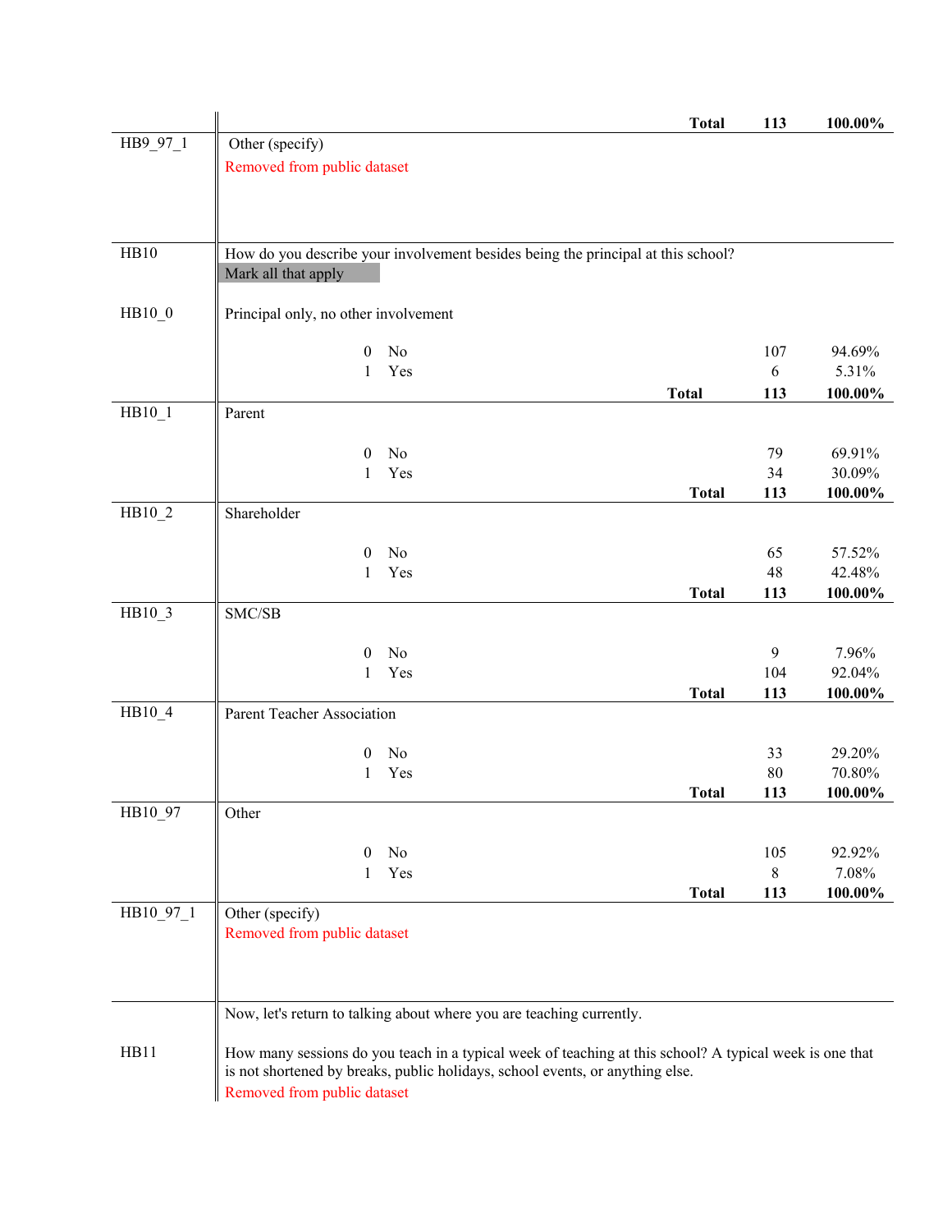| Variable | Question / Response | | | Frequency | Percent |
|---|---|---|---|---|---|
| | | | **Total** | **113** | **100.00%** |
| HB9_97_1 | Other (specify)<br>Removed from public dataset | | | | |
| HB10 | How do you describe your involvement besides being the principal at this school?<br>Mark all that apply | | | | |
| HB10_0 | Principal only, no other involvement | | | | |
| | | 0 | No | 107 | 94.69% |
| | | 1 | Yes | 6 | 5.31% |
| | | | **Total** | **113** | **100.00%** |
| HB10_1 | Parent | | | | |
| | | 0 | No | 79 | 69.91% |
| | | 1 | Yes | 34 | 30.09% |
| | | | **Total** | **113** | **100.00%** |
| HB10_2 | Shareholder | | | | |
| | | 0 | No | 65 | 57.52% |
| | | 1 | Yes | 48 | 42.48% |
| | | | **Total** | **113** | **100.00%** |
| HB10_3 | SMC/SB | | | | |
| | | 0 | No | 9 | 7.96% |
| | | 1 | Yes | 104 | 92.04% |
| | | | **Total** | **113** | **100.00%** |
| HB10_4 | Parent Teacher Association | | | | |
| | | 0 | No | 33 | 29.20% |
| | | 1 | Yes | 80 | 70.80% |
| | | | **Total** | **113** | **100.00%** |
| HB10_97 | Other | | | | |
| | | 0 | No | 105 | 92.92% |
| | | 1 | Yes | 8 | 7.08% |
| | | | **Total** | **113** | **100.00%** |
| HB10_97_1 | Other (specify)<br>Removed from public dataset | | | | |
| | Now, let's return to talking about where you are teaching currently. | | | | |
| HB11 | How many sessions do you teach in a typical week of teaching at this school? A typical week is one that is not shortened by breaks, public holidays, school events, or anything else.<br>Removed from public dataset | | | | |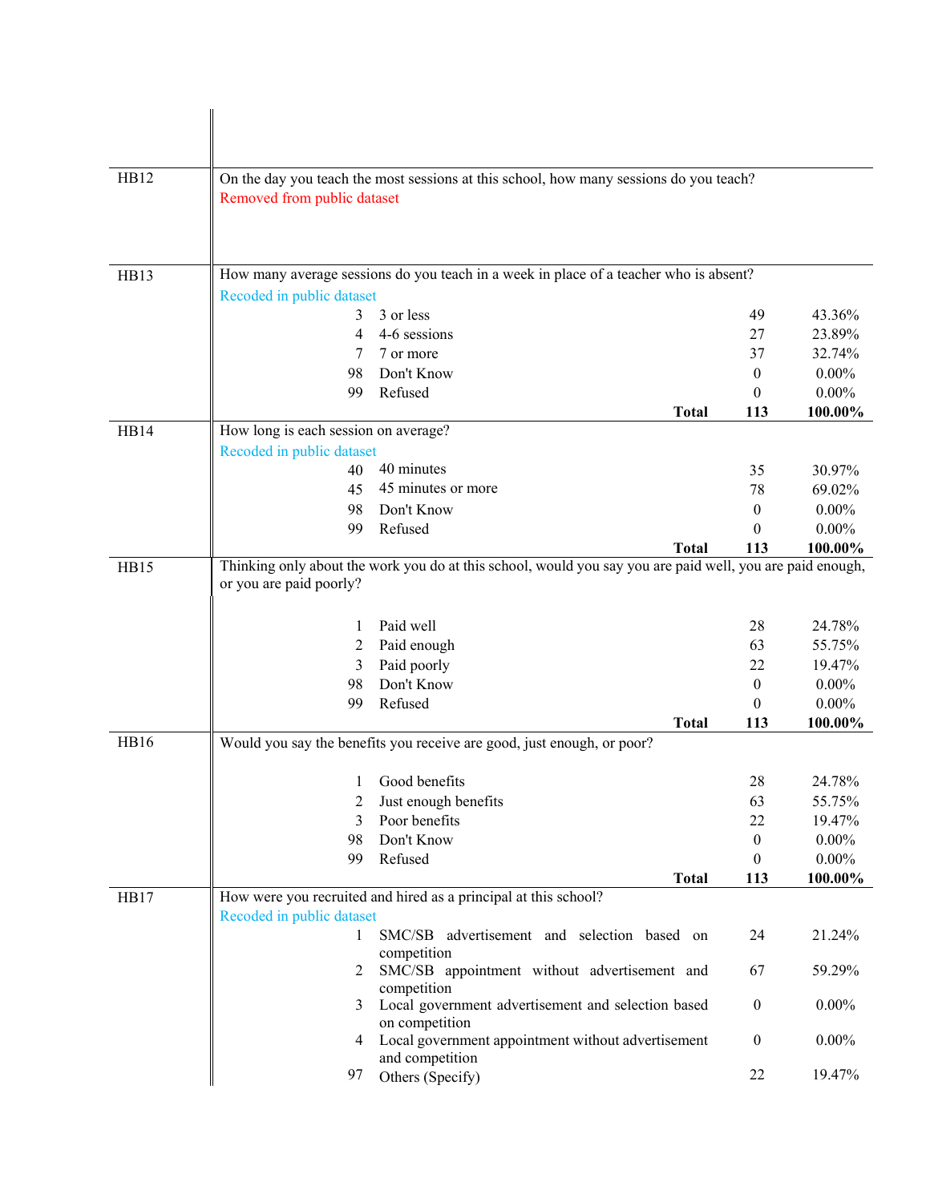| | | | | |
|---|---|---|---|---|
| HB12 | On the day you teach the most sessions at this school, how many sessions do you teach?<br>Removed from public dataset | | | |
| HB13 | How many average sessions do you teach in a week in place of a teacher who is absent?<br>Recoded in public dataset | | | |
| | 3 | 3 or less | 49 | 43.36% |
| | 4 | 4-6 sessions | 27 | 23.89% |
| | 7 | 7 or more | 37 | 32.74% |
| | 98 | Don't Know | 0 | 0.00% |
| | 99 | Refused | 0 | 0.00% |
| | | **Total** | **113** | **100.00%** |
| HB14 | How long is each session on average?<br>Recoded in public dataset | | | |
| | 40 | 40 minutes | 35 | 30.97% |
| | 45 | 45 minutes or more | 78 | 69.02% |
| | 98 | Don't Know | 0 | 0.00% |
| | 99 | Refused | 0 | 0.00% |
| | | **Total** | **113** | **100.00%** |
| HB15 | Thinking only about the work you do at this school, would you say you are paid well, you are paid enough, or you are paid poorly? | | | |
| | 1 | Paid well | 28 | 24.78% |
| | 2 | Paid enough | 63 | 55.75% |
| | 3 | Paid poorly | 22 | 19.47% |
| | 98 | Don't Know | 0 | 0.00% |
| | 99 | Refused | 0 | 0.00% |
| | | **Total** | **113** | **100.00%** |
| HB16 | Would you say the benefits you receive are good, just enough, or poor? | | | |
| | 1 | Good benefits | 28 | 24.78% |
| | 2 | Just enough benefits | 63 | 55.75% |
| | 3 | Poor benefits | 22 | 19.47% |
| | 98 | Don't Know | 0 | 0.00% |
| | 99 | Refused | 0 | 0.00% |
| | | **Total** | **113** | **100.00%** |
| HB17 | How were you recruited and hired as a principal at this school?<br>Recoded in public dataset | | | |
| | 1 | SMC/SB advertisement and selection based on competition | 24 | 21.24% |
| | 2 | SMC/SB appointment without advertisement and competition | 67 | 59.29% |
| | 3 | Local government advertisement and selection based on competition | 0 | 0.00% |
| | 4 | Local government appointment without advertisement and competition | 0 | 0.00% |
| | 97 | Others (Specify) | 22 | 19.47% |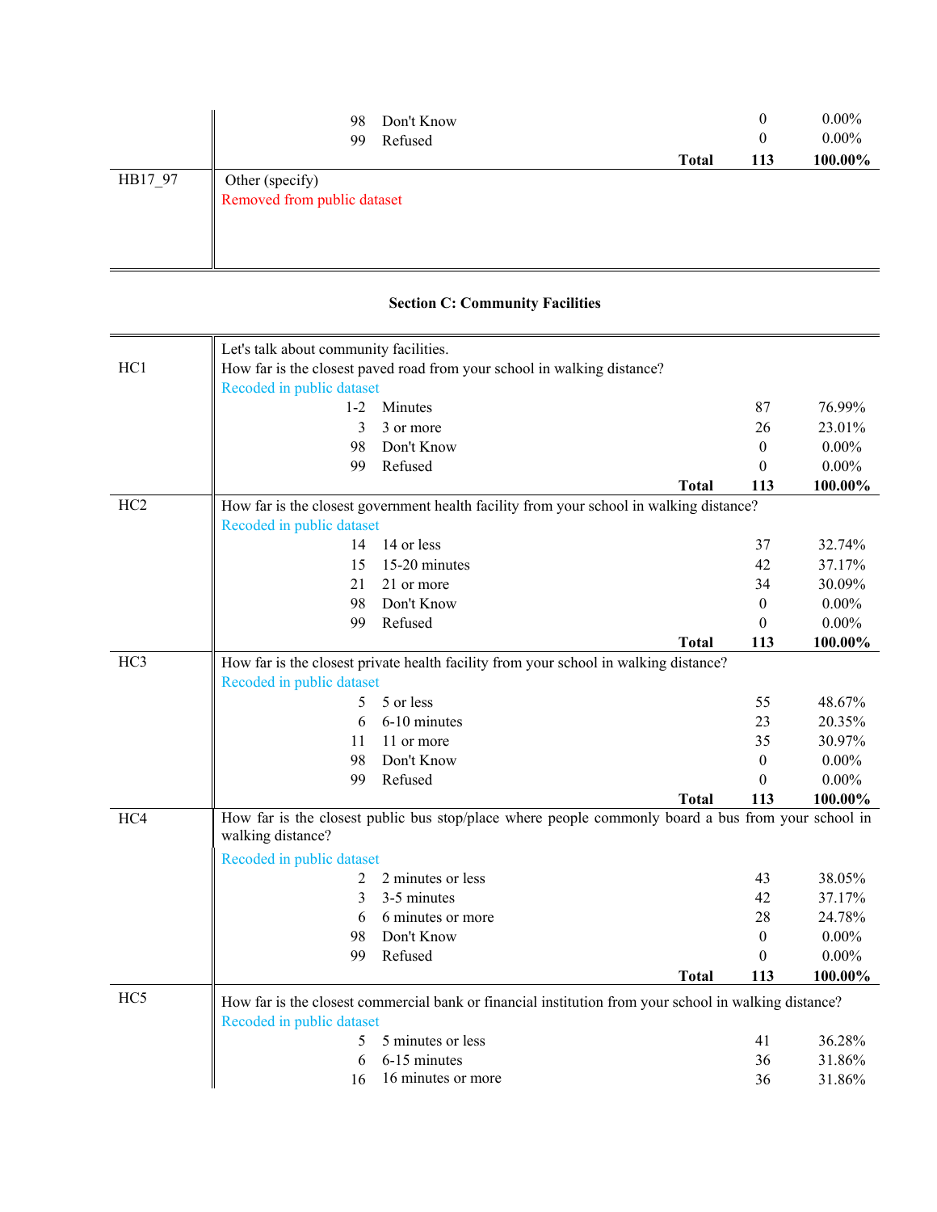| | | | |
|---|---|---|---|
| | 98 Don't Know | 0 | 0.00% |
| | 99 Refused | 0 | 0.00% |
| | **Total** | **113** | **100.00%** |
| HB17_97 | Other (specify)<br>Removed from public dataset | | |

### Section C: Community Facilities

| | | | |
|---|---|---|---|
| HC1 | Let's talk about community facilities.<br>How far is the closest paved road from your school in walking distance?<br>Recoded in public dataset | | |
| | 1-2 Minutes | 87 | 76.99% |
| | 3 3 or more | 26 | 23.01% |
| | 98 Don't Know | 0 | 0.00% |
| | 99 Refused | 0 | 0.00% |
| | **Total** | **113** | **100.00%** |
| HC2 | How far is the closest government health facility from your school in walking distance?<br>Recoded in public dataset | | |
| | 14 14 or less | 37 | 32.74% |
| | 15 15-20 minutes | 42 | 37.17% |
| | 21 21 or more | 34 | 30.09% |
| | 98 Don't Know | 0 | 0.00% |
| | 99 Refused | 0 | 0.00% |
| | **Total** | **113** | **100.00%** |
| HC3 | How far is the closest private health facility from your school in walking distance?<br>Recoded in public dataset | | |
| | 5 5 or less | 55 | 48.67% |
| | 6 6-10 minutes | 23 | 20.35% |
| | 11 11 or more | 35 | 30.97% |
| | 98 Don't Know | 0 | 0.00% |
| | 99 Refused | 0 | 0.00% |
| | **Total** | **113** | **100.00%** |
| HC4 | How far is the closest public bus stop/place where people commonly board a bus from your school in walking distance?<br>Recoded in public dataset | | |
| | 2 2 minutes or less | 43 | 38.05% |
| | 3 3-5 minutes | 42 | 37.17% |
| | 6 6 minutes or more | 28 | 24.78% |
| | 98 Don't Know | 0 | 0.00% |
| | 99 Refused | 0 | 0.00% |
| | **Total** | **113** | **100.00%** |
| HC5 | How far is the closest commercial bank or financial institution from your school in walking distance?<br>Recoded in public dataset | | |
| | 5 5 minutes or less | 41 | 36.28% |
| | 6 6-15 minutes | 36 | 31.86% |
| | 16 16 minutes or more | 36 | 31.86% |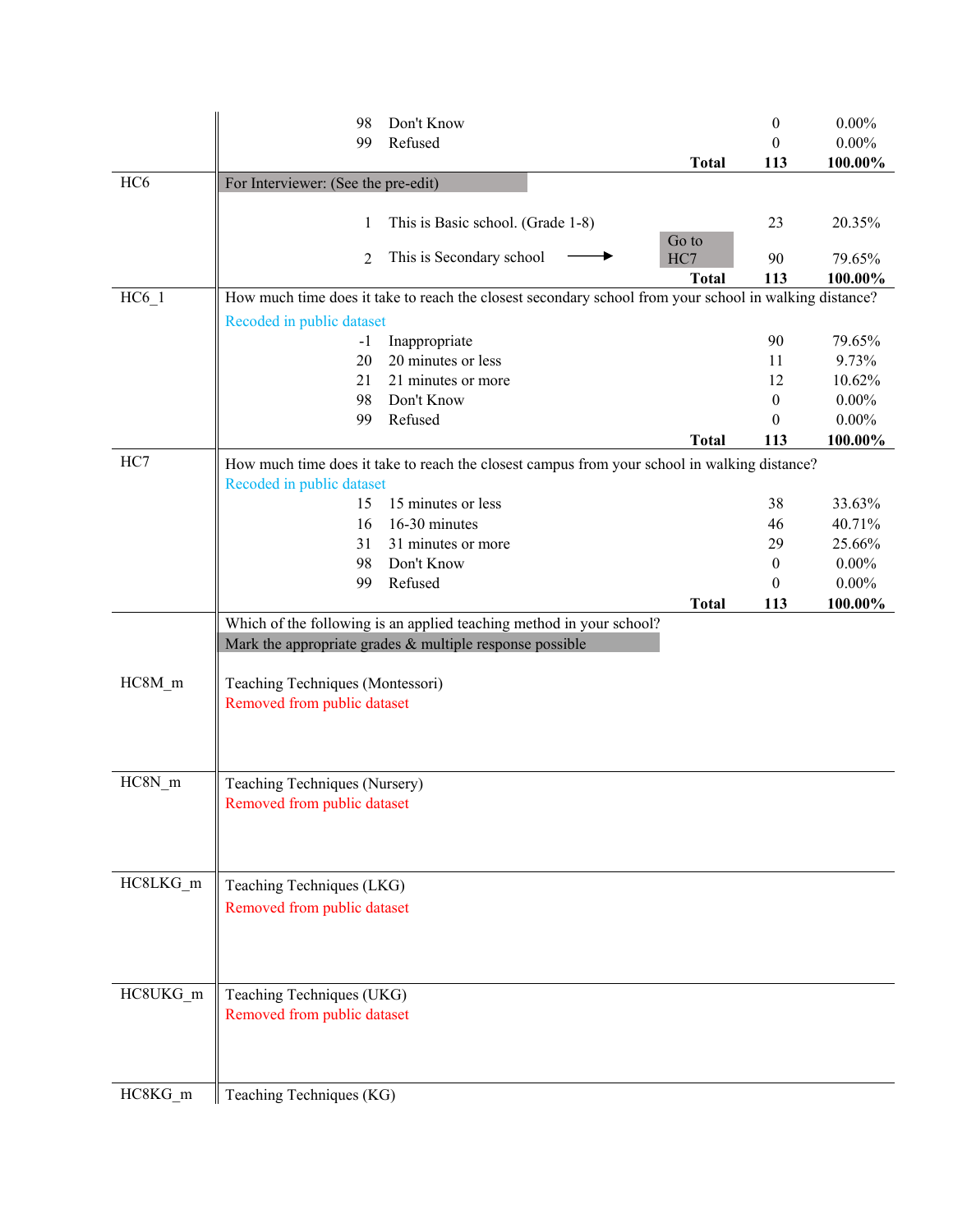| Variable | Question / Response | | Skip | Frequency | Percent |
|---|---|---|---|---|---|
| | 98 | Don't Know | | 0 | 0.00% |
| | 99 | Refused | | 0 | 0.00% |
| | | **Total** | | **113** | **100.00%** |
| HC6 | For Interviewer: (See the pre-edit) | | | | |
| | 1 | This is Basic school. (Grade 1-8) | | 23 | 20.35% |
| | 2 | This is Secondary school → | Go to HC7 | 90 | 79.65% |
| | | **Total** | | **113** | **100.00%** |
| HC6_1 | How much time does it take to reach the closest secondary school from your school in walking distance? | | | | |
| | Recoded in public dataset | | | | |
| | -1 | Inappropriate | | 90 | 79.65% |
| | 20 | 20 minutes or less | | 11 | 9.73% |
| | 21 | 21 minutes or more | | 12 | 10.62% |
| | 98 | Don't Know | | 0 | 0.00% |
| | 99 | Refused | | 0 | 0.00% |
| | | **Total** | | **113** | **100.00%** |
| HC7 | How much time does it take to reach the closest campus from your school in walking distance? | | | | |
| | Recoded in public dataset | | | | |
| | 15 | 15 minutes or less | | 38 | 33.63% |
| | 16 | 16-30 minutes | | 46 | 40.71% |
| | 31 | 31 minutes or more | | 29 | 25.66% |
| | 98 | Don't Know | | 0 | 0.00% |
| | 99 | Refused | | 0 | 0.00% |
| | | **Total** | | **113** | **100.00%** |

Which of the following is an applied teaching method in your school?

Mark the appropriate grades & multiple response possible

| Variable | Description |
|---|---|
| HC8M_m | Teaching Techniques (Montessori)<br>Removed from public dataset |
| HC8N_m | Teaching Techniques (Nursery)<br>Removed from public dataset |
| HC8LKG_m | Teaching Techniques (LKG)<br>Removed from public dataset |
| HC8UKG_m | Teaching Techniques (UKG)<br>Removed from public dataset |
| HC8KG_m | Teaching Techniques (KG) |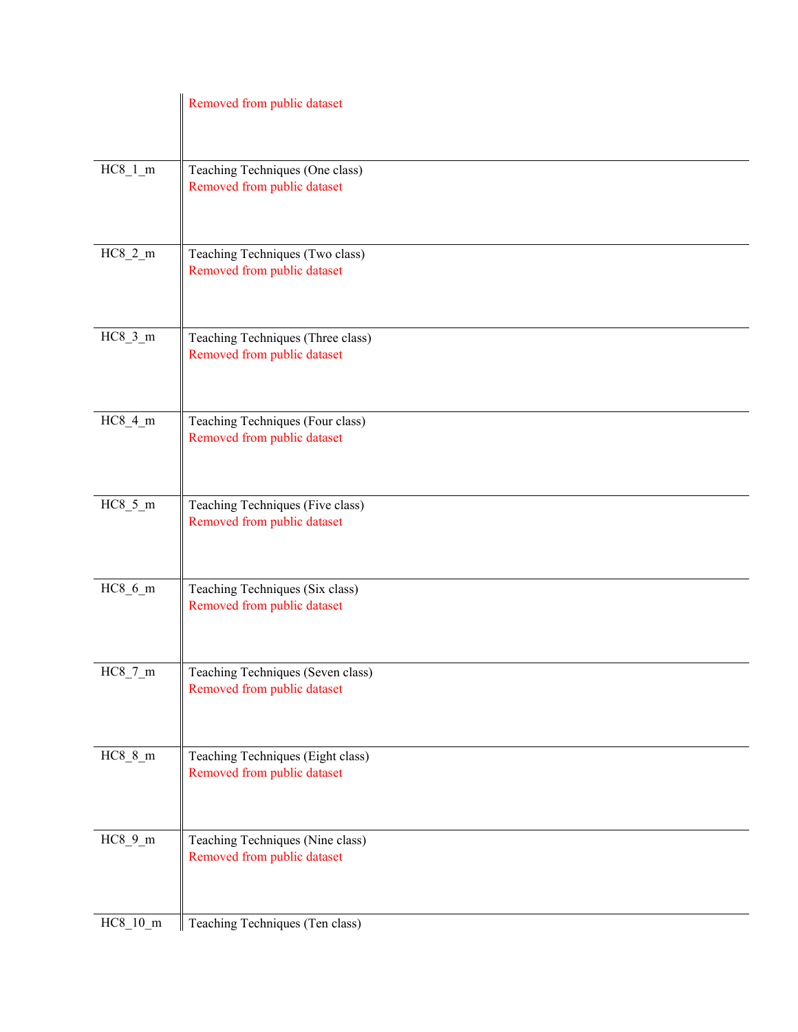| | |
|---|---|
| | Removed from public dataset |
| HC8_1_m | Teaching Techniques (One class)<br>Removed from public dataset |
| HC8_2_m | Teaching Techniques (Two class)<br>Removed from public dataset |
| HC8_3_m | Teaching Techniques (Three class)<br>Removed from public dataset |
| HC8_4_m | Teaching Techniques (Four class)<br>Removed from public dataset |
| HC8_5_m | Teaching Techniques (Five class)<br>Removed from public dataset |
| HC8_6_m | Teaching Techniques (Six class)<br>Removed from public dataset |
| HC8_7_m | Teaching Techniques (Seven class)<br>Removed from public dataset |
| HC8_8_m | Teaching Techniques (Eight class)<br>Removed from public dataset |
| HC8_9_m | Teaching Techniques (Nine class)<br>Removed from public dataset |
| HC8_10_m | Teaching Techniques (Ten class) |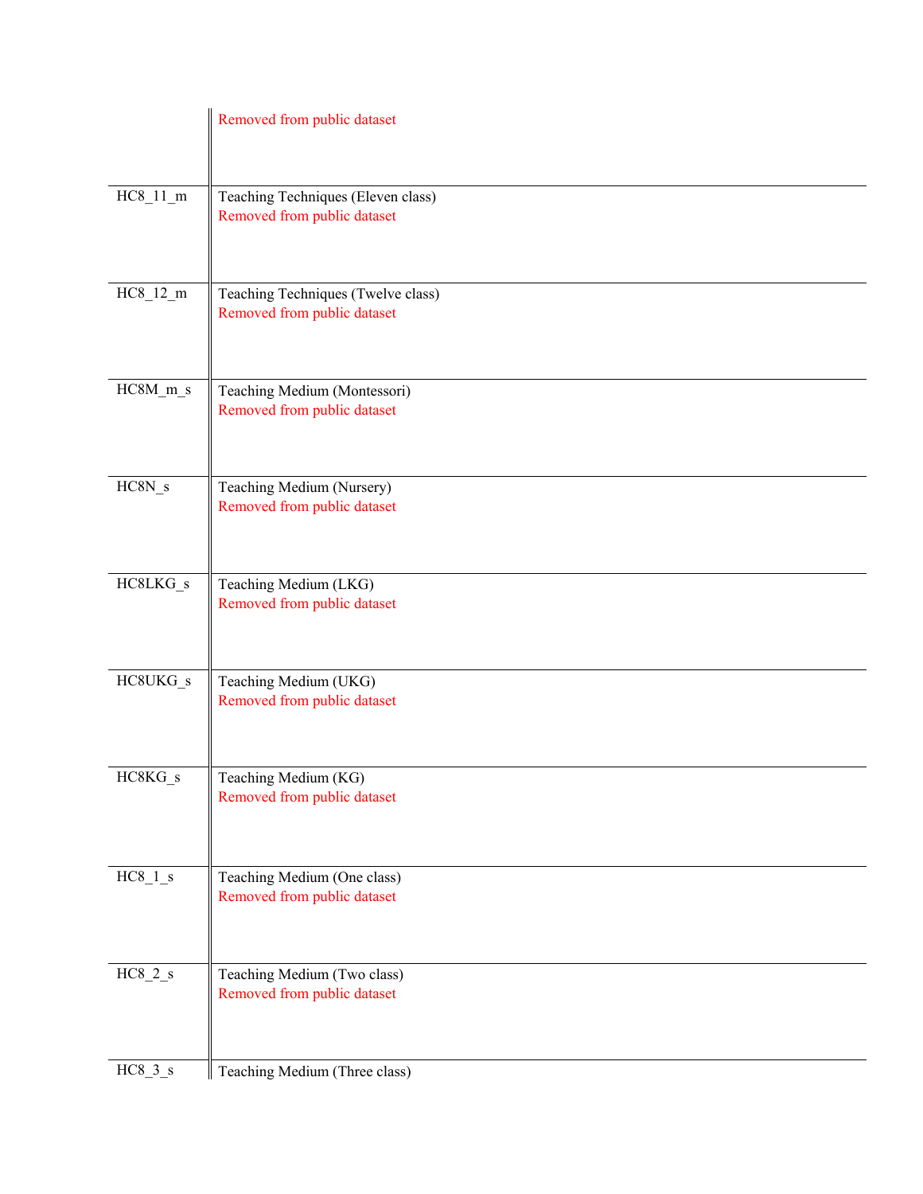| | |
|---|---|
| | Removed from public dataset |
| HC8_11_m | Teaching Techniques (Eleven class)<br>Removed from public dataset |
| HC8_12_m | Teaching Techniques (Twelve class)<br>Removed from public dataset |
| HC8M_m_s | Teaching Medium (Montessori)<br>Removed from public dataset |
| HC8N_s | Teaching Medium (Nursery)<br>Removed from public dataset |
| HC8LKG_s | Teaching Medium (LKG)<br>Removed from public dataset |
| HC8UKG_s | Teaching Medium (UKG)<br>Removed from public dataset |
| HC8KG_s | Teaching Medium (KG)<br>Removed from public dataset |
| HC8_1_s | Teaching Medium (One class)<br>Removed from public dataset |
| HC8_2_s | Teaching Medium (Two class)<br>Removed from public dataset |
| HC8_3_s | Teaching Medium (Three class) |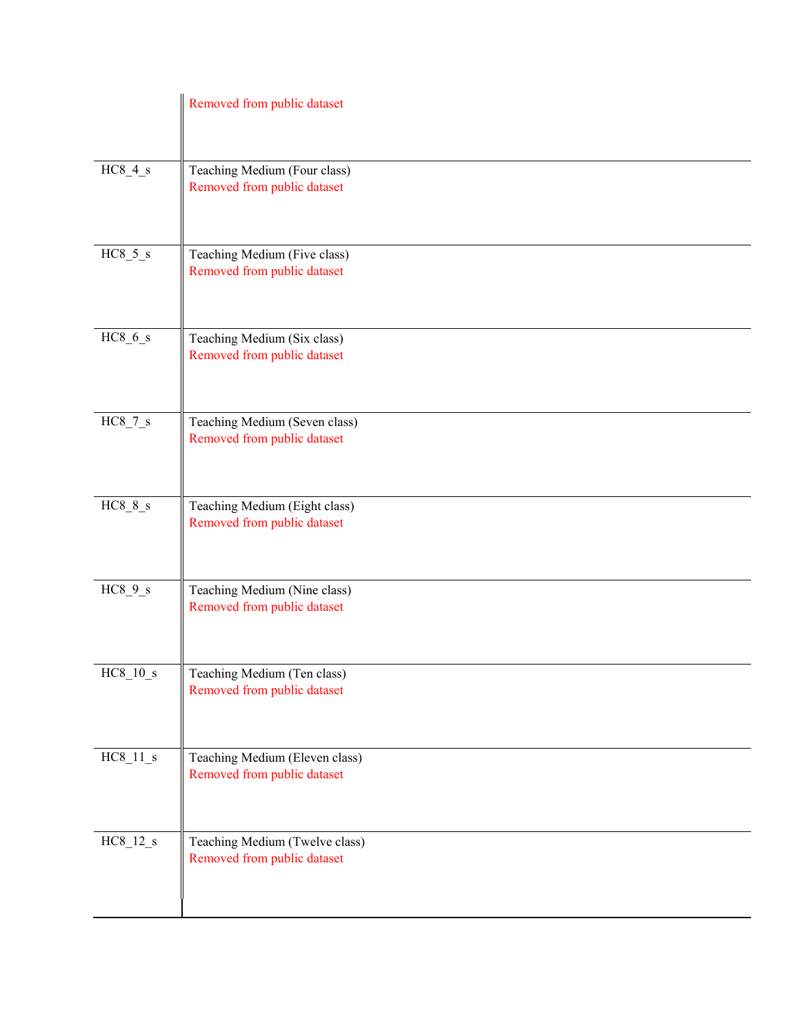| | |
|---|---|
| | Removed from public dataset |
| HC8_4_s | Teaching Medium (Four class)<br>Removed from public dataset |
| HC8_5_s | Teaching Medium (Five class)<br>Removed from public dataset |
| HC8_6_s | Teaching Medium (Six class)<br>Removed from public dataset |
| HC8_7_s | Teaching Medium (Seven class)<br>Removed from public dataset |
| HC8_8_s | Teaching Medium (Eight class)<br>Removed from public dataset |
| HC8_9_s | Teaching Medium (Nine class)<br>Removed from public dataset |
| HC8_10_s | Teaching Medium (Ten class)<br>Removed from public dataset |
| HC8_11_s | Teaching Medium (Eleven class)<br>Removed from public dataset |
| HC8_12_s | Teaching Medium (Twelve class)<br>Removed from public dataset |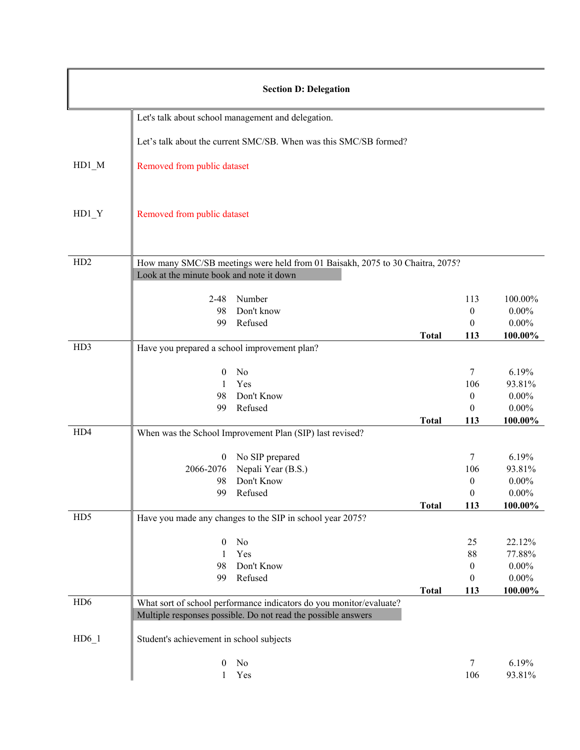## Section D: Delegation

Let's talk about school management and delegation.

Let's talk about the current SMC/SB. When was this SMC/SB formed?

**HD1_M**

Removed from public dataset

**HD1_Y**

Removed from public dataset

**HD2** How many SMC/SB meetings were held from 01 Baisakh, 2075 to 30 Chaitra, 2075?

Look at the minute book and note it down

| Code | Response | N | % |
|---|---|---|---|
| 2-48 | Number | 113 | 100.00% |
| 98 | Don't know | 0 | 0.00% |
| 99 | Refused | 0 | 0.00% |
| | **Total** | **113** | **100.00%** |

**HD3** Have you prepared a school improvement plan?

| Code | Response | N | % |
|---|---|---|---|
| 0 | No | 7 | 6.19% |
| 1 | Yes | 106 | 93.81% |
| 98 | Don't Know | 0 | 0.00% |
| 99 | Refused | 0 | 0.00% |
| | **Total** | **113** | **100.00%** |

**HD4** When was the School Improvement Plan (SIP) last revised?

| Code | Response | N | % |
|---|---|---|---|
| 0 | No SIP prepared | 7 | 6.19% |
| 2066-2076 | Nepali Year (B.S.) | 106 | 93.81% |
| 98 | Don't Know | 0 | 0.00% |
| 99 | Refused | 0 | 0.00% |
| | **Total** | **113** | **100.00%** |

**HD5** Have you made any changes to the SIP in school year 2075?

| Code | Response | N | % |
|---|---|---|---|
| 0 | No | 25 | 22.12% |
| 1 | Yes | 88 | 77.88% |
| 98 | Don't Know | 0 | 0.00% |
| 99 | Refused | 0 | 0.00% |
| | **Total** | **113** | **100.00%** |

**HD6** What sort of school performance indicators do you monitor/evaluate?

Multiple responses possible. Do not read the possible answers

**HD6_1** Student's achievement in school subjects

| Code | Response | N | % |
|---|---|---|---|
| 0 | No | 7 | 6.19% |
| 1 | Yes | 106 | 93.81% |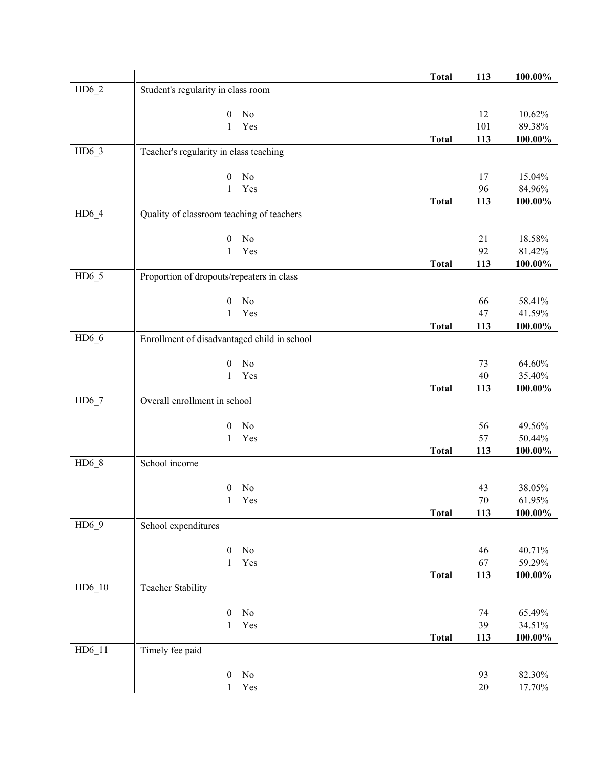| | | | | |
|---|---|---|---|---|
| | | **Total** | **113** | **100.00%** |
| HD6_2 | Student's regularity in class room | | | |
| | 0 No | | 12 | 10.62% |
| | 1 Yes | | 101 | 89.38% |
| | | **Total** | **113** | **100.00%** |
| HD6_3 | Teacher's regularity in class teaching | | | |
| | 0 No | | 17 | 15.04% |
| | 1 Yes | | 96 | 84.96% |
| | | **Total** | **113** | **100.00%** |
| HD6_4 | Quality of classroom teaching of teachers | | | |
| | 0 No | | 21 | 18.58% |
| | 1 Yes | | 92 | 81.42% |
| | | **Total** | **113** | **100.00%** |
| HD6_5 | Proportion of dropouts/repeaters in class | | | |
| | 0 No | | 66 | 58.41% |
| | 1 Yes | | 47 | 41.59% |
| | | **Total** | **113** | **100.00%** |
| HD6_6 | Enrollment of disadvantaged child in school | | | |
| | 0 No | | 73 | 64.60% |
| | 1 Yes | | 40 | 35.40% |
| | | **Total** | **113** | **100.00%** |
| HD6_7 | Overall enrollment in school | | | |
| | 0 No | | 56 | 49.56% |
| | 1 Yes | | 57 | 50.44% |
| | | **Total** | **113** | **100.00%** |
| HD6_8 | School income | | | |
| | 0 No | | 43 | 38.05% |
| | 1 Yes | | 70 | 61.95% |
| | | **Total** | **113** | **100.00%** |
| HD6_9 | School expenditures | | | |
| | 0 No | | 46 | 40.71% |
| | 1 Yes | | 67 | 59.29% |
| | | **Total** | **113** | **100.00%** |
| HD6_10 | Teacher Stability | | | |
| | 0 No | | 74 | 65.49% |
| | 1 Yes | | 39 | 34.51% |
| | | **Total** | **113** | **100.00%** |
| HD6_11 | Timely fee paid | | | |
| | 0 No | | 93 | 82.30% |
| | 1 Yes | | 20 | 17.70% |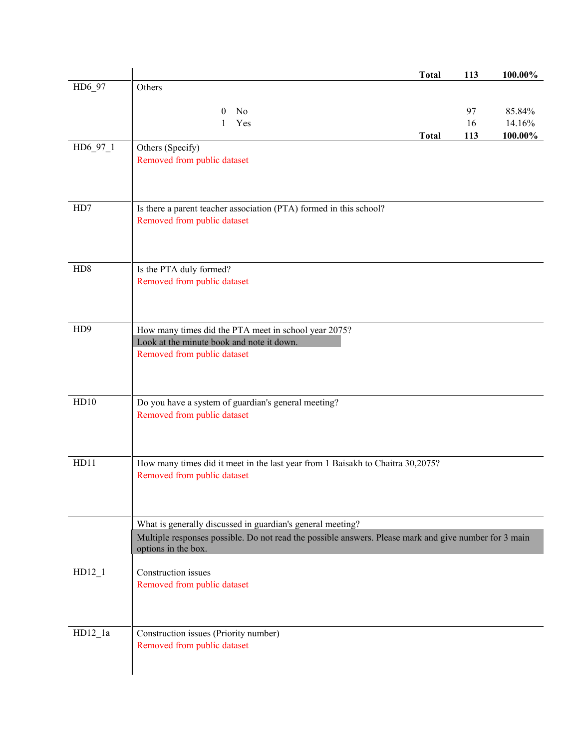| | | | |
|---|---|---|---|
| | **Total** | **113** | **100.00%** |
| HD6_97 | Others | | |
| | 0 No | 97 | 85.84% |
| | 1 Yes | 16 | 14.16% |
| | **Total** | **113** | **100.00%** |
| HD6_97_1 | Others (Specify)<br>Removed from public dataset | | |
| HD7 | Is there a parent teacher association (PTA) formed in this school?<br>Removed from public dataset | | |
| HD8 | Is the PTA duly formed?<br>Removed from public dataset | | |
| HD9 | How many times did the PTA meet in school year 2075?<br>Look at the minute book and note it down.<br>Removed from public dataset | | |
| HD10 | Do you have a system of guardian's general meeting?<br>Removed from public dataset | | |
| HD11 | How many times did it meet in the last year from 1 Baisakh to Chaitra 30,2075?<br>Removed from public dataset | | |
| | What is generally discussed in guardian's general meeting?<br>Multiple responses possible. Do not read the possible answers. Please mark and give number for 3 main options in the box. | | |
| HD12_1 | Construction issues<br>Removed from public dataset | | |
| HD12_1a | Construction issues (Priority number)<br>Removed from public dataset | | |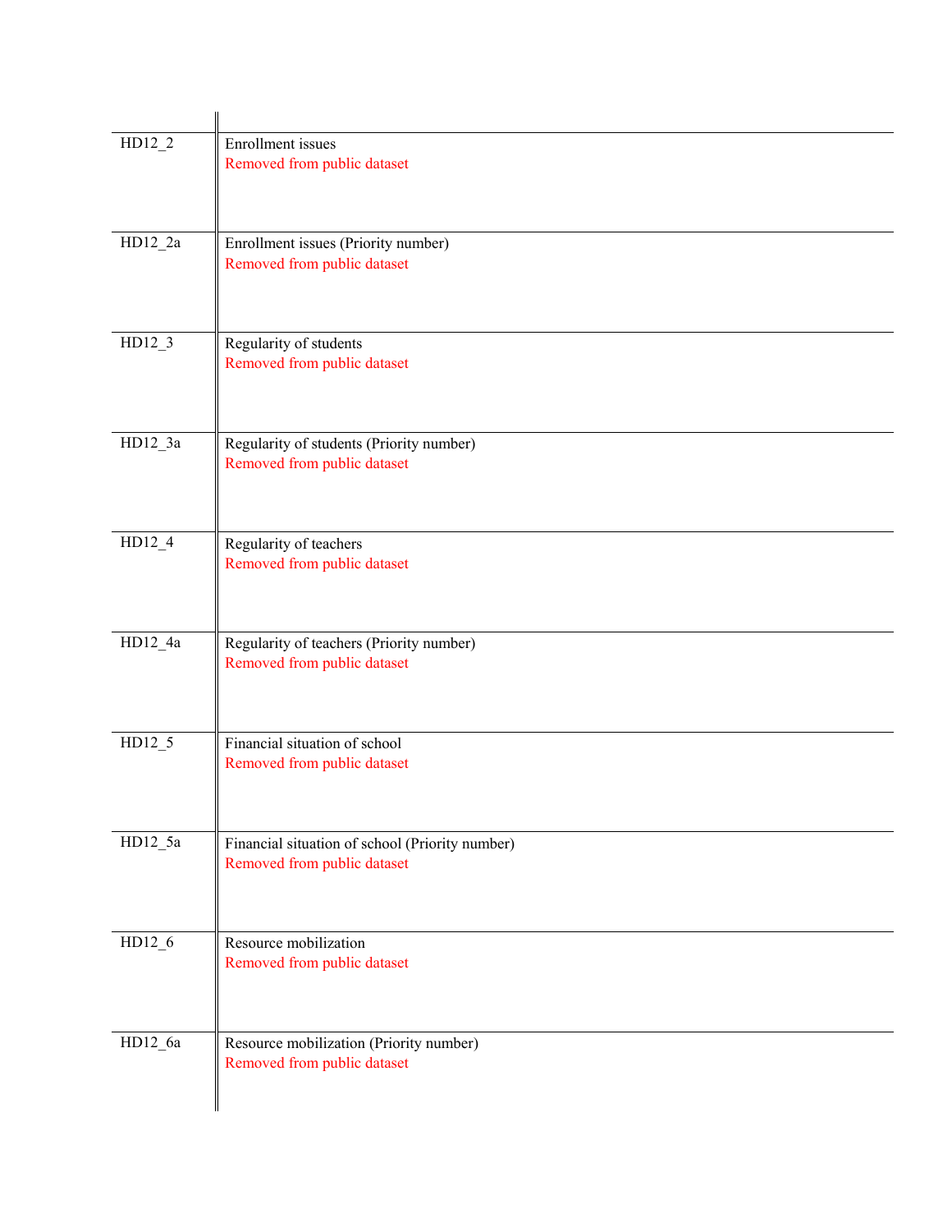| | |
|---|---|
| HD12_2 | Enrollment issues<br>Removed from public dataset |
| HD12_2a | Enrollment issues (Priority number)<br>Removed from public dataset |
| HD12_3 | Regularity of students<br>Removed from public dataset |
| HD12_3a | Regularity of students (Priority number)<br>Removed from public dataset |
| HD12_4 | Regularity of teachers<br>Removed from public dataset |
| HD12_4a | Regularity of teachers (Priority number)<br>Removed from public dataset |
| HD12_5 | Financial situation of school<br>Removed from public dataset |
| HD12_5a | Financial situation of school (Priority number)<br>Removed from public dataset |
| HD12_6 | Resource mobilization<br>Removed from public dataset |
| HD12_6a | Resource mobilization (Priority number)<br>Removed from public dataset |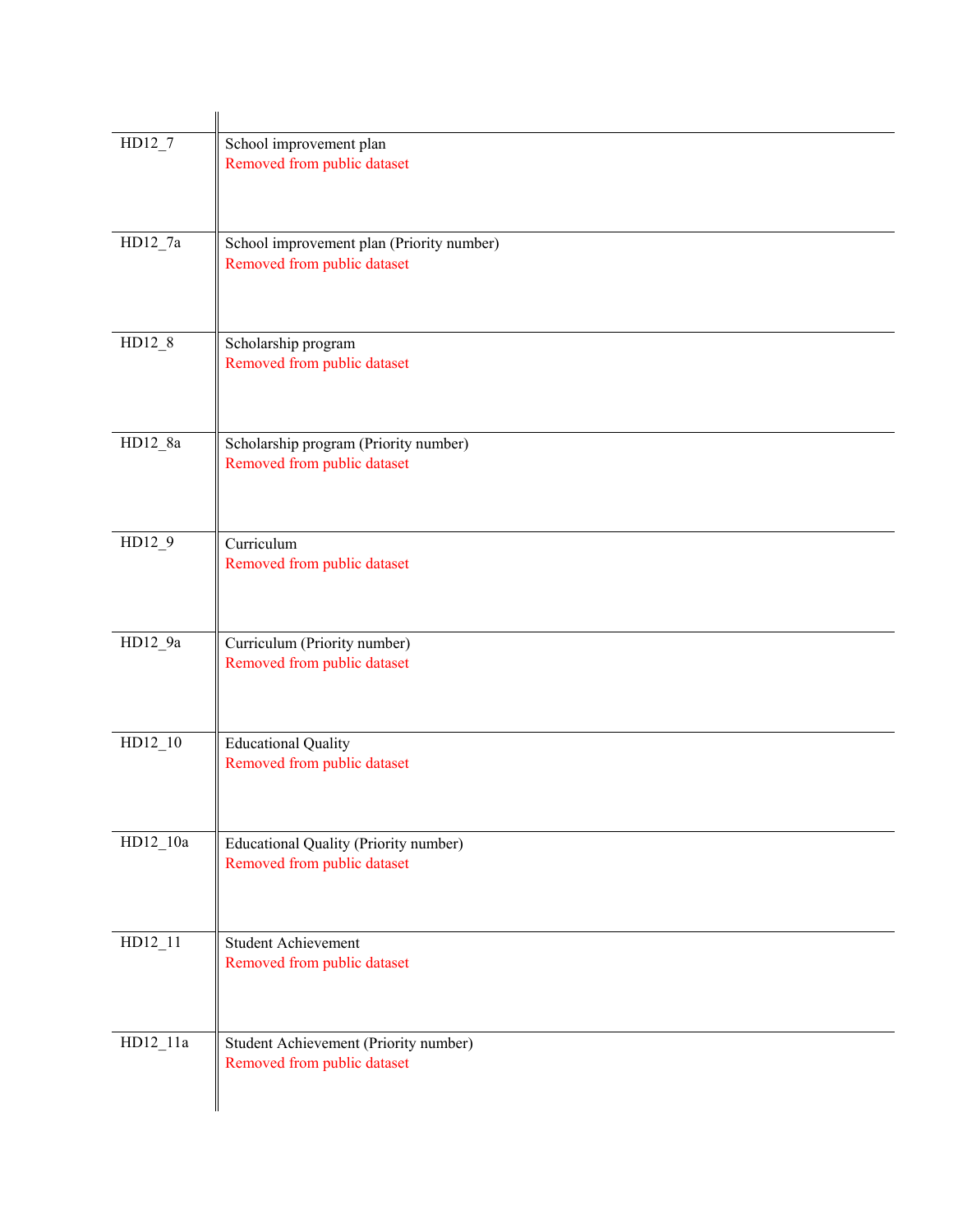| | |
|---|---|
| HD12_7 | School improvement plan<br>Removed from public dataset |
| HD12_7a | School improvement plan (Priority number)<br>Removed from public dataset |
| HD12_8 | Scholarship program<br>Removed from public dataset |
| HD12_8a | Scholarship program (Priority number)<br>Removed from public dataset |
| HD12_9 | Curriculum<br>Removed from public dataset |
| HD12_9a | Curriculum (Priority number)<br>Removed from public dataset |
| HD12_10 | Educational Quality<br>Removed from public dataset |
| HD12_10a | Educational Quality (Priority number)<br>Removed from public dataset |
| HD12_11 | Student Achievement<br>Removed from public dataset |
| HD12_11a | Student Achievement (Priority number)<br>Removed from public dataset |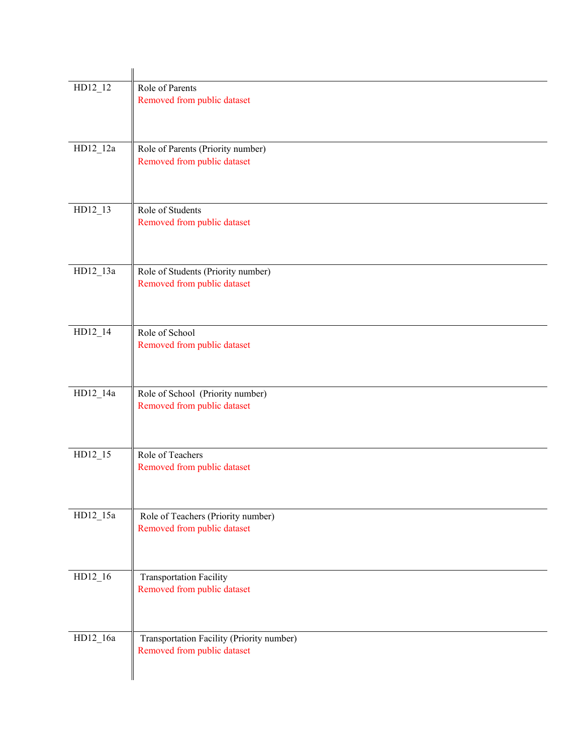| | |
|---|---|
| HD12_12 | Role of Parents<br>Removed from public dataset |
| HD12_12a | Role of Parents (Priority number)<br>Removed from public dataset |
| HD12_13 | Role of Students<br>Removed from public dataset |
| HD12_13a | Role of Students (Priority number)<br>Removed from public dataset |
| HD12_14 | Role of School<br>Removed from public dataset |
| HD12_14a | Role of School (Priority number)<br>Removed from public dataset |
| HD12_15 | Role of Teachers<br>Removed from public dataset |
| HD12_15a | Role of Teachers (Priority number)<br>Removed from public dataset |
| HD12_16 | Transportation Facility<br>Removed from public dataset |
| HD12_16a | Transportation Facility (Priority number)<br>Removed from public dataset |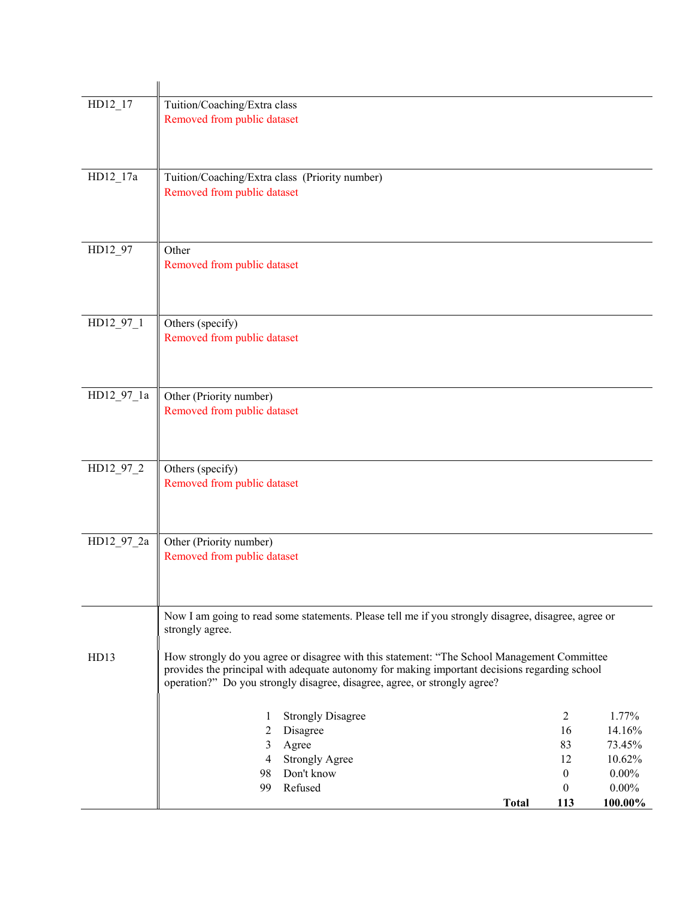| Variable | Description |
|---|---|
| HD12_17 | Tuition/Coaching/Extra class<br>Removed from public dataset |
| HD12_17a | Tuition/Coaching/Extra class (Priority number)<br>Removed from public dataset |
| HD12_97 | Other<br>Removed from public dataset |
| HD12_97_1 | Others (specify)<br>Removed from public dataset |
| HD12_97_1a | Other (Priority number)<br>Removed from public dataset |
| HD12_97_2 | Others (specify)<br>Removed from public dataset |
| HD12_97_2a | Other (Priority number)<br>Removed from public dataset |

**HD13**

Now I am going to read some statements. Please tell me if you strongly disagree, disagree, agree or strongly agree.

How strongly do you agree or disagree with this statement: "The School Management Committee provides the principal with adequate autonomy for making important decisions regarding school operation?" Do you strongly disagree, disagree, agree, or strongly agree?

| Code | Response | Count | Percent |
|---|---|---|---|
| 1 | Strongly Disagree | 2 | 1.77% |
| 2 | Disagree | 16 | 14.16% |
| 3 | Agree | 83 | 73.45% |
| 4 | Strongly Agree | 12 | 10.62% |
| 98 | Don't know | 0 | 0.00% |
| 99 | Refused | 0 | 0.00% |
| | **Total** | **113** | **100.00%** |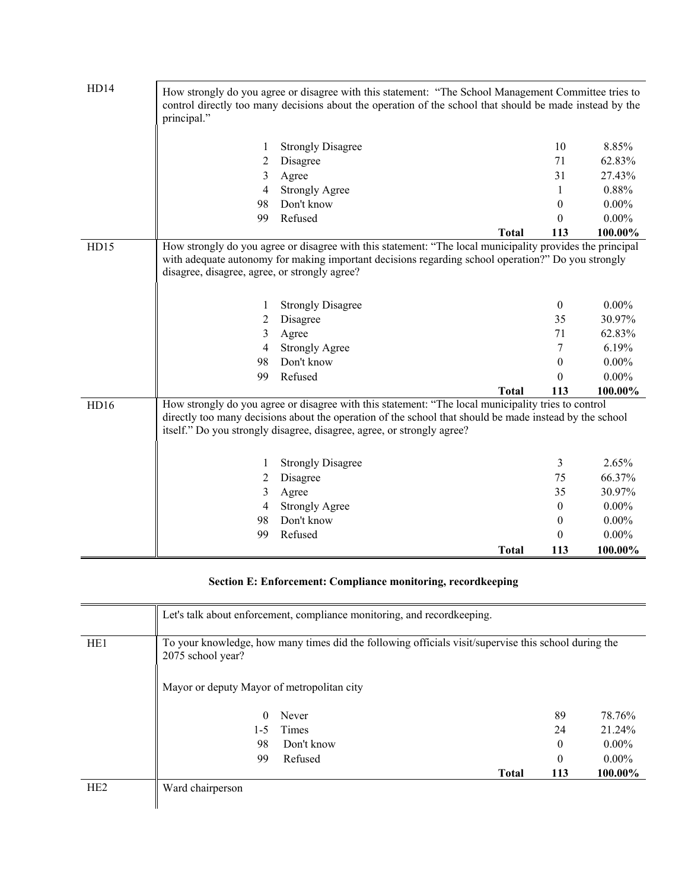| | | | | |
|---|---|---|---|---|
| HD14 | How strongly do you agree or disagree with this statement: "The School Management Committee tries to control directly too many decisions about the operation of the school that should be made instead by the principal." | | | |
| | 1 Strongly Disagree | | 10 | 8.85% |
| | 2 Disagree | | 71 | 62.83% |
| | 3 Agree | | 31 | 27.43% |
| | 4 Strongly Agree | | 1 | 0.88% |
| | 98 Don't know | | 0 | 0.00% |
| | 99 Refused | | 0 | 0.00% |
| | | **Total** | **113** | **100.00%** |
| HD15 | How strongly do you agree or disagree with this statement: "The local municipality provides the principal with adequate autonomy for making important decisions regarding school operation?" Do you strongly disagree, disagree, agree, or strongly agree? | | | |
| | 1 Strongly Disagree | | 0 | 0.00% |
| | 2 Disagree | | 35 | 30.97% |
| | 3 Agree | | 71 | 62.83% |
| | 4 Strongly Agree | | 7 | 6.19% |
| | 98 Don't know | | 0 | 0.00% |
| | 99 Refused | | 0 | 0.00% |
| | | **Total** | **113** | **100.00%** |
| HD16 | How strongly do you agree or disagree with this statement: "The local municipality tries to control directly too many decisions about the operation of the school that should be made instead by the school itself." Do you strongly disagree, disagree, agree, or strongly agree? | | | |
| | 1 Strongly Disagree | | 3 | 2.65% |
| | 2 Disagree | | 75 | 66.37% |
| | 3 Agree | | 35 | 30.97% |
| | 4 Strongly Agree | | 0 | 0.00% |
| | 98 Don't know | | 0 | 0.00% |
| | 99 Refused | | 0 | 0.00% |
| | | **Total** | **113** | **100.00%** |

**Section E: Enforcement: Compliance monitoring, recordkeeping**

| | | | | |
|---|---|---|---|---|
| | Let's talk about enforcement, compliance monitoring, and recordkeeping. | | | |
| HE1 | To your knowledge, how many times did the following officials visit/supervise this school during the 2075 school year? <br><br> Mayor or deputy Mayor of metropolitan city | | | |
| | 0 Never | | 89 | 78.76% |
| | 1-5 Times | | 24 | 21.24% |
| | 98 Don't know | | 0 | 0.00% |
| | 99 Refused | | 0 | 0.00% |
| | | **Total** | **113** | **100.00%** |
| HE2 | Ward chairperson | | | |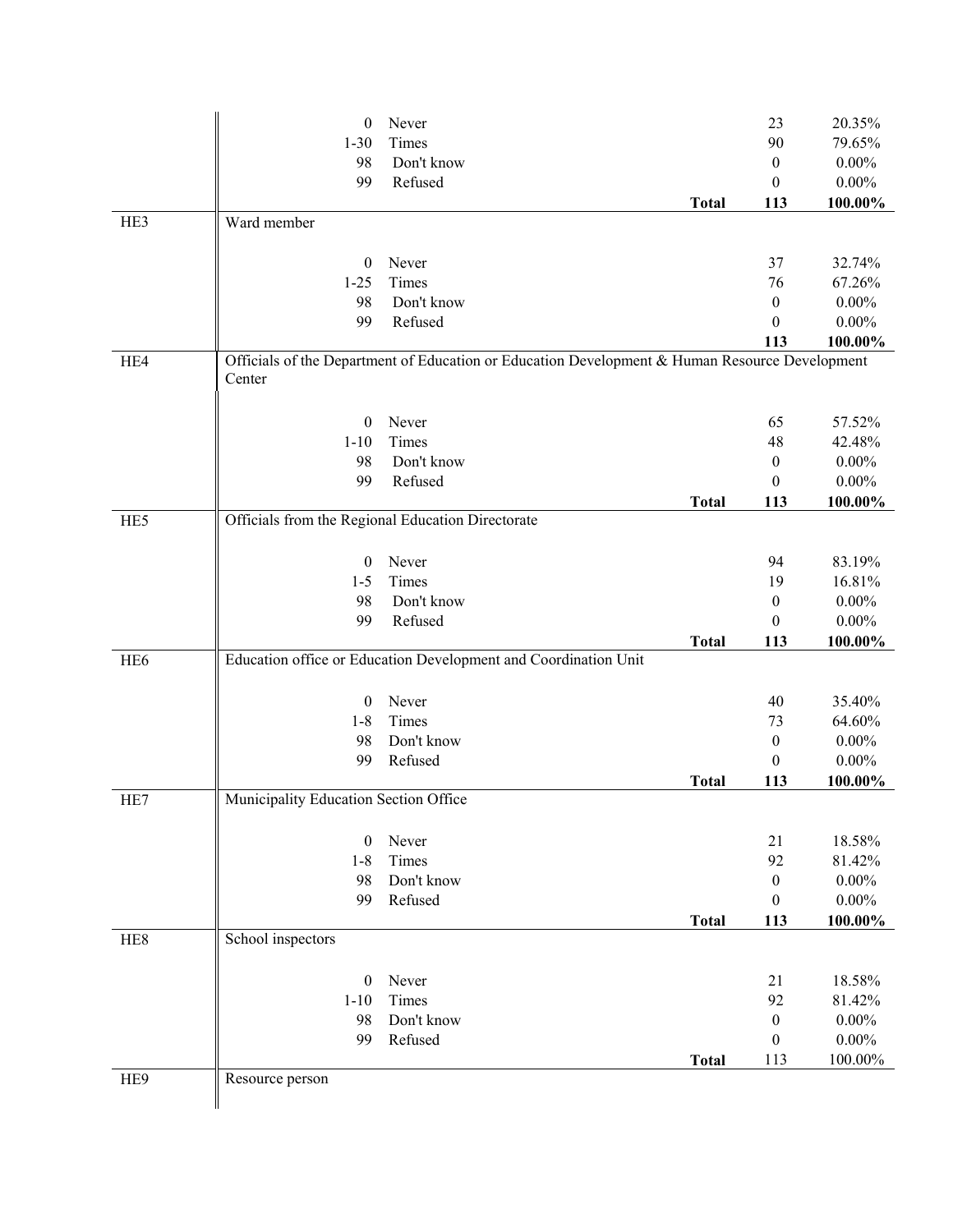| | | | | | |
|---|---|---|---|---|---|
| | 0 | Never | | 23 | 20.35% |
| | 1-30 | Times | | 90 | 79.65% |
| | 98 | Don't know | | 0 | 0.00% |
| | 99 | Refused | | 0 | 0.00% |
| | | | **Total** | **113** | **100.00%** |
| HE3 | Ward member | | | | |
| | 0 | Never | | 37 | 32.74% |
| | 1-25 | Times | | 76 | 67.26% |
| | 98 | Don't know | | 0 | 0.00% |
| | 99 | Refused | | 0 | 0.00% |
| | | | | **113** | **100.00%** |
| HE4 | Officials of the Department of Education or Education Development & Human Resource Development Center | | | | |
| | 0 | Never | | 65 | 57.52% |
| | 1-10 | Times | | 48 | 42.48% |
| | 98 | Don't know | | 0 | 0.00% |
| | 99 | Refused | | 0 | 0.00% |
| | | | **Total** | **113** | **100.00%** |
| HE5 | Officials from the Regional Education Directorate | | | | |
| | 0 | Never | | 94 | 83.19% |
| | 1-5 | Times | | 19 | 16.81% |
| | 98 | Don't know | | 0 | 0.00% |
| | 99 | Refused | | 0 | 0.00% |
| | | | **Total** | **113** | **100.00%** |
| HE6 | Education office or Education Development and Coordination Unit | | | | |
| | 0 | Never | | 40 | 35.40% |
| | 1-8 | Times | | 73 | 64.60% |
| | 98 | Don't know | | 0 | 0.00% |
| | 99 | Refused | | 0 | 0.00% |
| | | | **Total** | **113** | **100.00%** |
| HE7 | Municipality Education Section Office | | | | |
| | 0 | Never | | 21 | 18.58% |
| | 1-8 | Times | | 92 | 81.42% |
| | 98 | Don't know | | 0 | 0.00% |
| | 99 | Refused | | 0 | 0.00% |
| | | | **Total** | **113** | **100.00%** |
| HE8 | School inspectors | | | | |
| | 0 | Never | | 21 | 18.58% |
| | 1-10 | Times | | 92 | 81.42% |
| | 98 | Don't know | | 0 | 0.00% |
| | 99 | Refused | | 0 | 0.00% |
| | | | **Total** | 113 | 100.00% |
| HE9 | Resource person | | | | |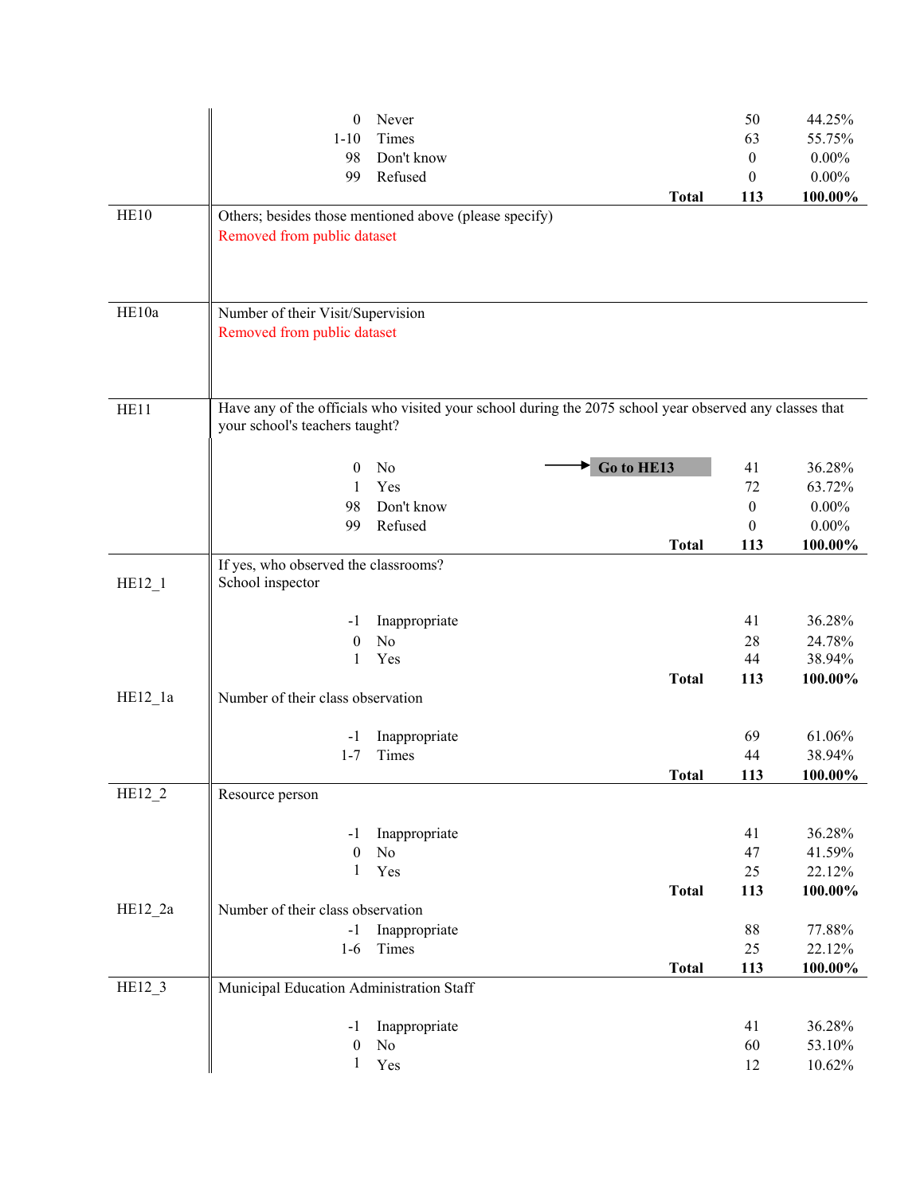| Variable | Question / Response | | | Frequency | Percent |
|---|---|---|---|---|---|
| | 0 | Never | | 50 | 44.25% |
| | 1-10 | Times | | 63 | 55.75% |
| | 98 | Don't know | | 0 | 0.00% |
| | 99 | Refused | | 0 | 0.00% |
| | | | **Total** | **113** | **100.00%** |
| HE10 | Others; besides those mentioned above (please specify) | | | | |
| | Removed from public dataset | | | | |
| HE10a | Number of their Visit/Supervision | | | | |
| | Removed from public dataset | | | | |
| HE11 | Have any of the officials who visited your school during the 2075 school year observed any classes that your school's teachers taught? | | | | |
| | 0 | No | → **Go to HE13** | 41 | 36.28% |
| | 1 | Yes | | 72 | 63.72% |
| | 98 | Don't know | | 0 | 0.00% |
| | 99 | Refused | | 0 | 0.00% |
| | | | **Total** | **113** | **100.00%** |
| HE12_1 | If yes, who observed the classrooms? School inspector | | | | |
| | -1 | Inappropriate | | 41 | 36.28% |
| | 0 | No | | 28 | 24.78% |
| | 1 | Yes | | 44 | 38.94% |
| | | | **Total** | **113** | **100.00%** |
| HE12_1a | Number of their class observation | | | | |
| | -1 | Inappropriate | | 69 | 61.06% |
| | 1-7 | Times | | 44 | 38.94% |
| | | | **Total** | **113** | **100.00%** |
| HE12_2 | Resource person | | | | |
| | -1 | Inappropriate | | 41 | 36.28% |
| | 0 | No | | 47 | 41.59% |
| | 1 | Yes | | 25 | 22.12% |
| | | | **Total** | **113** | **100.00%** |
| HE12_2a | Number of their class observation | | | | |
| | -1 | Inappropriate | | 88 | 77.88% |
| | 1-6 | Times | | 25 | 22.12% |
| | | | **Total** | **113** | **100.00%** |
| HE12_3 | Municipal Education Administration Staff | | | | |
| | -1 | Inappropriate | | 41 | 36.28% |
| | 0 | No | | 60 | 53.10% |
| | 1 | Yes | | 12 | 10.62% |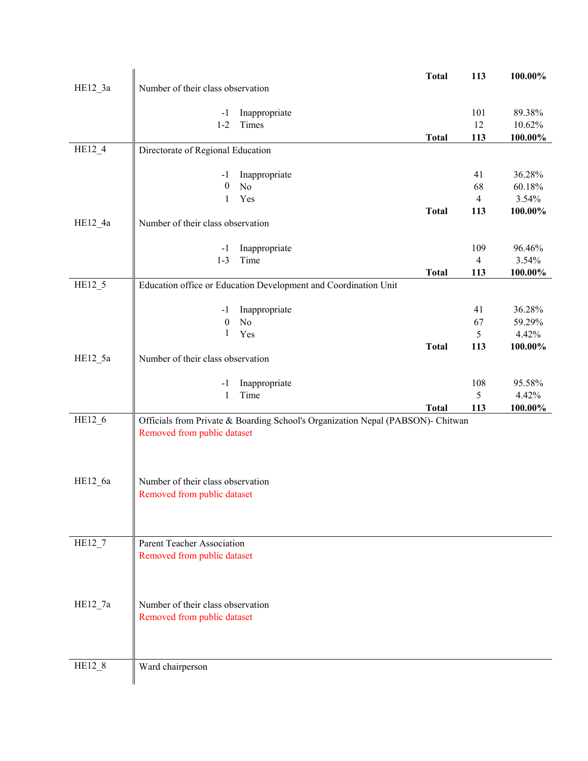| Variable | Description | | | Total | N | % |
|---|---|---|---|---|---|---|
| | | | | **Total** | **113** | **100.00%** |
| HE12_3a | Number of their class observation | | | | | |
| | | -1 | Inappropriate | | 101 | 89.38% |
| | | 1-2 | Times | | 12 | 10.62% |
| | | | | **Total** | **113** | **100.00%** |
| HE12_4 | Directorate of Regional Education | | | | | |
| | | -1 | Inappropriate | | 41 | 36.28% |
| | | 0 | No | | 68 | 60.18% |
| | | 1 | Yes | | 4 | 3.54% |
| | | | | **Total** | **113** | **100.00%** |
| HE12_4a | Number of their class observation | | | | | |
| | | -1 | Inappropriate | | 109 | 96.46% |
| | | 1-3 | Time | | 4 | 3.54% |
| | | | | **Total** | **113** | **100.00%** |
| HE12_5 | Education office or Education Development and Coordination Unit | | | | | |
| | | -1 | Inappropriate | | 41 | 36.28% |
| | | 0 | No | | 67 | 59.29% |
| | | 1 | Yes | | 5 | 4.42% |
| | | | | **Total** | **113** | **100.00%** |
| HE12_5a | Number of their class observation | | | | | |
| | | -1 | Inappropriate | | 108 | 95.58% |
| | | 1 | Time | | 5 | 4.42% |
| | | | | **Total** | **113** | **100.00%** |
| HE12_6 | Officials from Private & Boarding School's Organization Nepal (PABSON)- Chitwan<br>Removed from public dataset | | | | | |
| HE12_6a | Number of their class observation<br>Removed from public dataset | | | | | |
| HE12_7 | Parent Teacher Association<br>Removed from public dataset | | | | | |
| HE12_7a | Number of their class observation<br>Removed from public dataset | | | | | |
| HE12_8 | Ward chairperson | | | | | |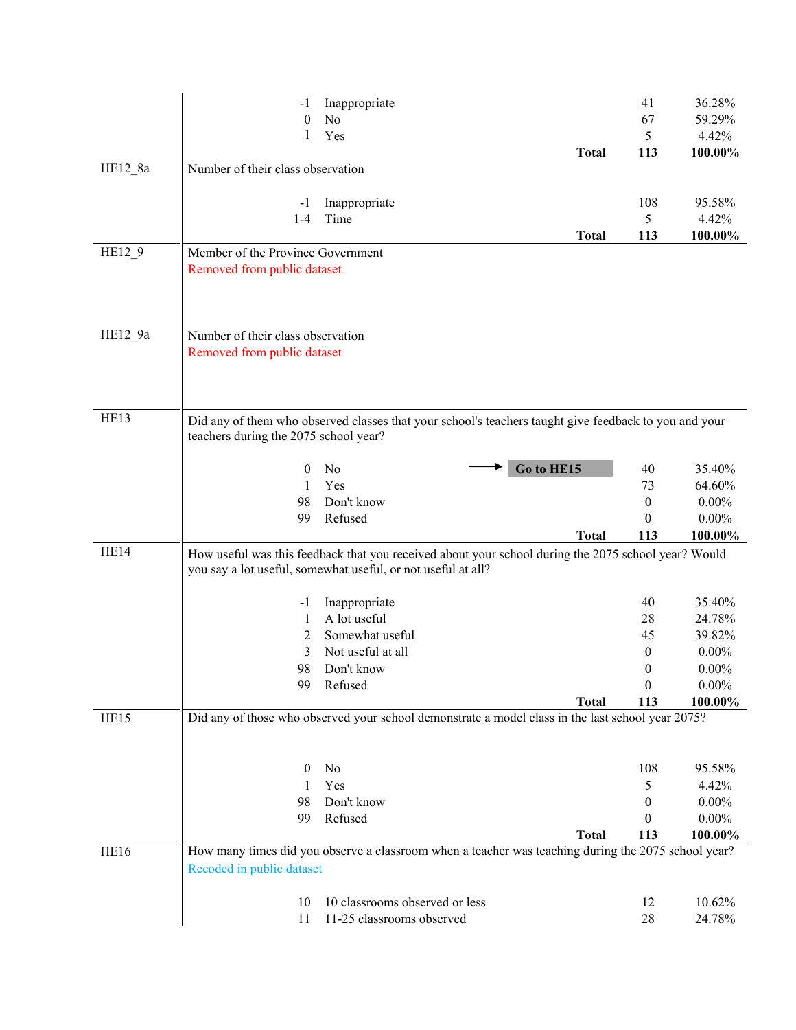| Variable | Question / Code | Label | | Frequency | Percent |
|---|---|---|---|---|---|
| | -1 | Inappropriate | | 41 | 36.28% |
| | 0 | No | | 67 | 59.29% |
| | 1 | Yes | | 5 | 4.42% |
| | | | **Total** | **113** | **100.00%** |
| HE12_8a | Number of their class observation | | | | |
| | -1 | Inappropriate | | 108 | 95.58% |
| | 1-4 | Time | | 5 | 4.42% |
| | | | **Total** | **113** | **100.00%** |
| HE12_9 | Member of the Province Government | | | | |
| | Removed from public dataset | | | | |
| HE12_9a | Number of their class observation | | | | |
| | Removed from public dataset | | | | |
| HE13 | Did any of them who observed classes that your school's teachers taught give feedback to you and your teachers during the 2075 school year? | | | | |
| | 0 | No | → **Go to HE15** | 40 | 35.40% |
| | 1 | Yes | | 73 | 64.60% |
| | 98 | Don't know | | 0 | 0.00% |
| | 99 | Refused | | 0 | 0.00% |
| | | | **Total** | **113** | **100.00%** |
| HE14 | How useful was this feedback that you received about your school during the 2075 school year? Would you say a lot useful, somewhat useful, or not useful at all? | | | | |
| | -1 | Inappropriate | | 40 | 35.40% |
| | 1 | A lot useful | | 28 | 24.78% |
| | 2 | Somewhat useful | | 45 | 39.82% |
| | 3 | Not useful at all | | 0 | 0.00% |
| | 98 | Don't know | | 0 | 0.00% |
| | 99 | Refused | | 0 | 0.00% |
| | | | **Total** | **113** | **100.00%** |
| HE15 | Did any of those who observed your school demonstrate a model class in the last school year 2075? | | | | |
| | 0 | No | | 108 | 95.58% |
| | 1 | Yes | | 5 | 4.42% |
| | 98 | Don't know | | 0 | 0.00% |
| | 99 | Refused | | 0 | 0.00% |
| | | | **Total** | **113** | **100.00%** |
| HE16 | How many times did you observe a classroom when a teacher was teaching during the 2075 school year? | | | | |
| | Recoded in public dataset | | | | |
| | 10 | 10 classrooms observed or less | | 12 | 10.62% |
| | 11 | 11-25 classrooms observed | | 28 | 24.78% |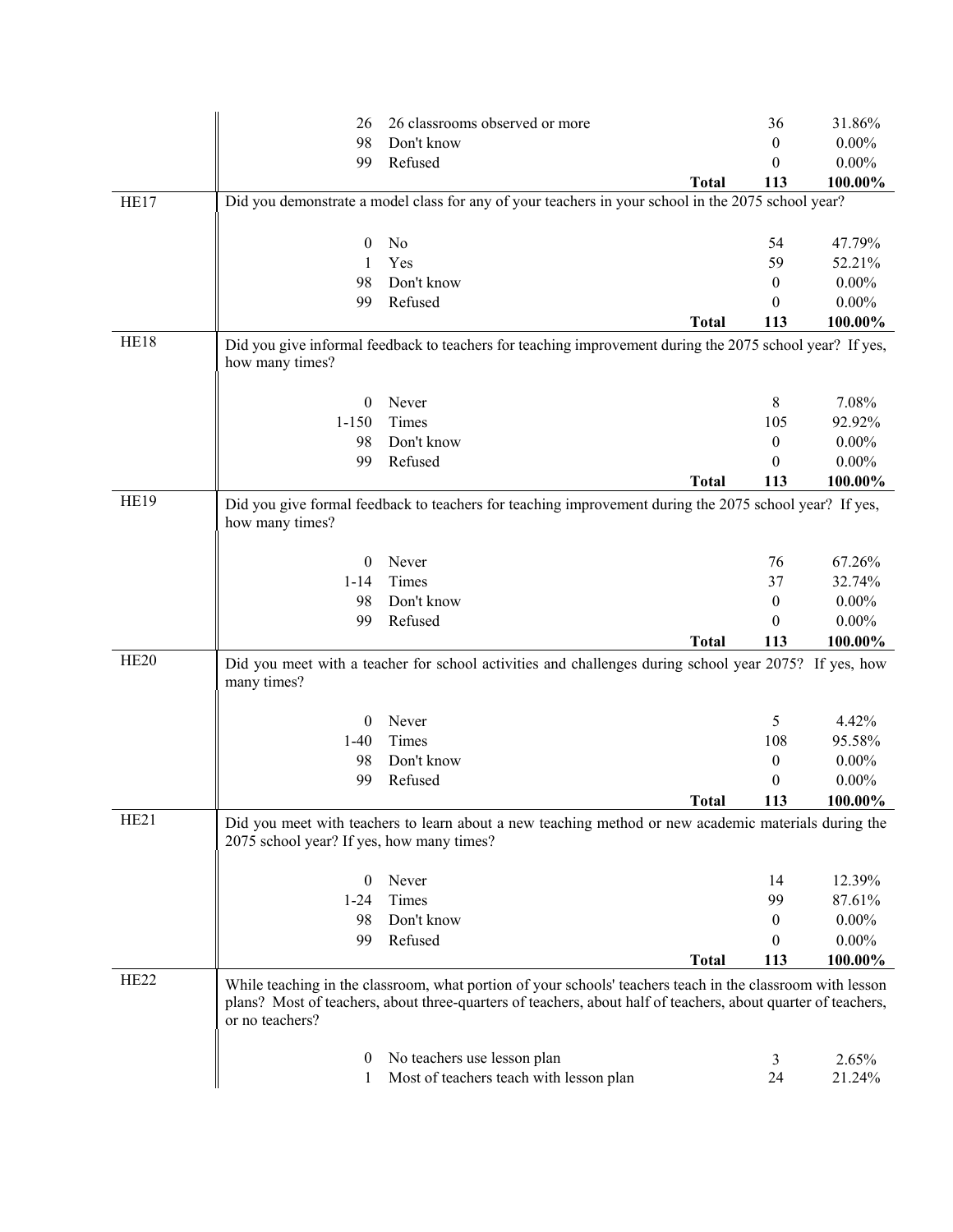| | | | | |
|---|---|---|---|---|
| | 26 | 26 classrooms observed or more | 36 | 31.86% |
| | 98 | Don't know | 0 | 0.00% |
| | 99 | Refused | 0 | 0.00% |
| | | **Total** | **113** | **100.00%** |
| HE17 | Did you demonstrate a model class for any of your teachers in your school in the 2075 school year? | | | |
| | 0 | No | 54 | 47.79% |
| | 1 | Yes | 59 | 52.21% |
| | 98 | Don't know | 0 | 0.00% |
| | 99 | Refused | 0 | 0.00% |
| | | **Total** | **113** | **100.00%** |
| HE18 | Did you give informal feedback to teachers for teaching improvement during the 2075 school year? If yes, how many times? | | | |
| | 0 | Never | 8 | 7.08% |
| | 1-150 | Times | 105 | 92.92% |
| | 98 | Don't know | 0 | 0.00% |
| | 99 | Refused | 0 | 0.00% |
| | | **Total** | **113** | **100.00%** |
| HE19 | Did you give formal feedback to teachers for teaching improvement during the 2075 school year? If yes, how many times? | | | |
| | 0 | Never | 76 | 67.26% |
| | 1-14 | Times | 37 | 32.74% |
| | 98 | Don't know | 0 | 0.00% |
| | 99 | Refused | 0 | 0.00% |
| | | **Total** | **113** | **100.00%** |
| HE20 | Did you meet with a teacher for school activities and challenges during school year 2075? If yes, how many times? | | | |
| | 0 | Never | 5 | 4.42% |
| | 1-40 | Times | 108 | 95.58% |
| | 98 | Don't know | 0 | 0.00% |
| | 99 | Refused | 0 | 0.00% |
| | | **Total** | **113** | **100.00%** |
| HE21 | Did you meet with teachers to learn about a new teaching method or new academic materials during the 2075 school year? If yes, how many times? | | | |
| | 0 | Never | 14 | 12.39% |
| | 1-24 | Times | 99 | 87.61% |
| | 98 | Don't know | 0 | 0.00% |
| | 99 | Refused | 0 | 0.00% |
| | | **Total** | **113** | **100.00%** |
| HE22 | While teaching in the classroom, what portion of your schools' teachers teach in the classroom with lesson plans? Most of teachers, about three-quarters of teachers, about half of teachers, about quarter of teachers, or no teachers? | | | |
| | 0 | No teachers use lesson plan | 3 | 2.65% |
| | 1 | Most of teachers teach with lesson plan | 24 | 21.24% |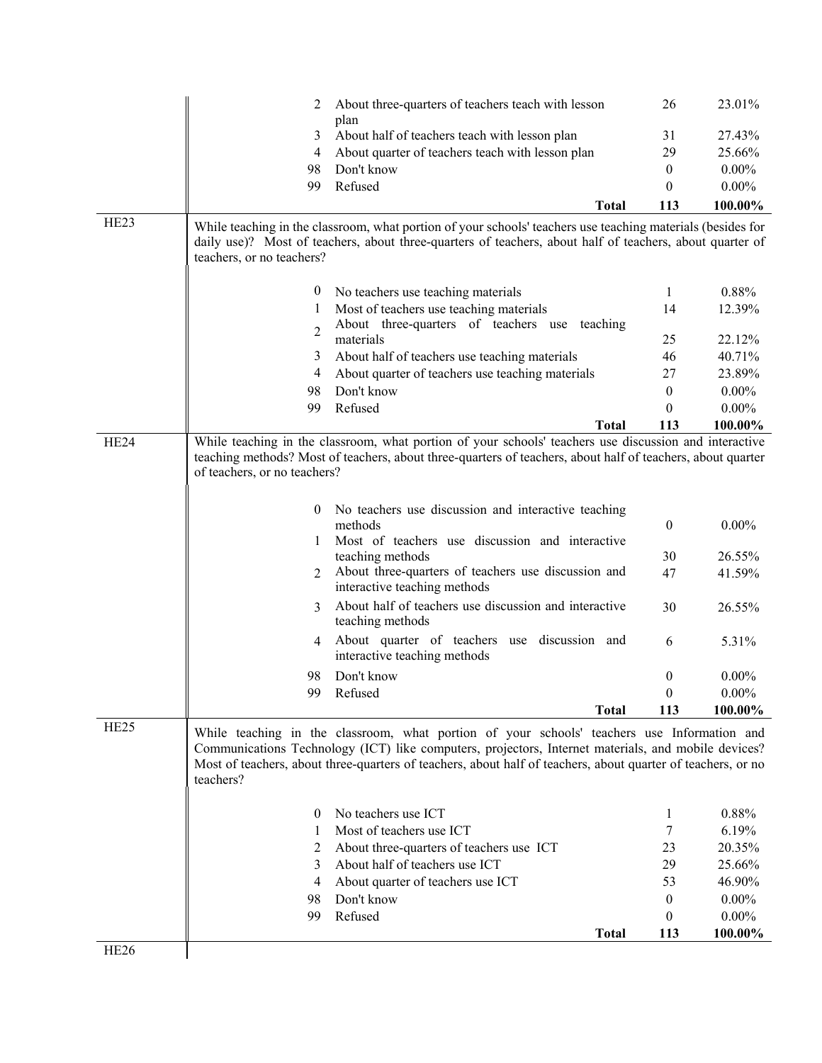| | Code | Response | Count | Percent |
|---|---|---|---|---|
| | 2 | About three-quarters of teachers teach with lesson plan | 26 | 23.01% |
| | 3 | About half of teachers teach with lesson plan | 31 | 27.43% |
| | 4 | About quarter of teachers teach with lesson plan | 29 | 25.66% |
| | 98 | Don't know | 0 | 0.00% |
| | 99 | Refused | 0 | 0.00% |
| | | **Total** | **113** | **100.00%** |

**HE23**

While teaching in the classroom, what portion of your schools' teachers use teaching materials (besides for daily use)? Most of teachers, about three-quarters of teachers, about half of teachers, about quarter of teachers, or no teachers?

| Code | Response | Count | Percent |
|---|---|---|---|
| 0 | No teachers use teaching materials | 1 | 0.88% |
| 1 | Most of teachers use teaching materials | 14 | 12.39% |
| 2 | About three-quarters of teachers use teaching materials | 25 | 22.12% |
| 3 | About half of teachers use teaching materials | 46 | 40.71% |
| 4 | About quarter of teachers use teaching materials | 27 | 23.89% |
| 98 | Don't know | 0 | 0.00% |
| 99 | Refused | 0 | 0.00% |
| | **Total** | **113** | **100.00%** |

**HE24**

While teaching in the classroom, what portion of your schools' teachers use discussion and interactive teaching methods? Most of teachers, about three-quarters of teachers, about half of teachers, about quarter of teachers, or no teachers?

| Code | Response | Count | Percent |
|---|---|---|---|
| 0 | No teachers use discussion and interactive teaching methods | 0 | 0.00% |
| 1 | Most of teachers use discussion and interactive teaching methods | 30 | 26.55% |
| 2 | About three-quarters of teachers use discussion and interactive teaching methods | 47 | 41.59% |
| 3 | About half of teachers use discussion and interactive teaching methods | 30 | 26.55% |
| 4 | About quarter of teachers use discussion and interactive teaching methods | 6 | 5.31% |
| 98 | Don't know | 0 | 0.00% |
| 99 | Refused | 0 | 0.00% |
| | **Total** | **113** | **100.00%** |

**HE25**

While teaching in the classroom, what portion of your schools' teachers use Information and Communications Technology (ICT) like computers, projectors, Internet materials, and mobile devices? Most of teachers, about three-quarters of teachers, about half of teachers, about quarter of teachers, or no teachers?

| Code | Response | Count | Percent |
|---|---|---|---|
| 0 | No teachers use ICT | 1 | 0.88% |
| 1 | Most of teachers use ICT | 7 | 6.19% |
| 2 | About three-quarters of teachers use ICT | 23 | 20.35% |
| 3 | About half of teachers use ICT | 29 | 25.66% |
| 4 | About quarter of teachers use ICT | 53 | 46.90% |
| 98 | Don't know | 0 | 0.00% |
| 99 | Refused | 0 | 0.00% |
| | **Total** | **113** | **100.00%** |

**HE26**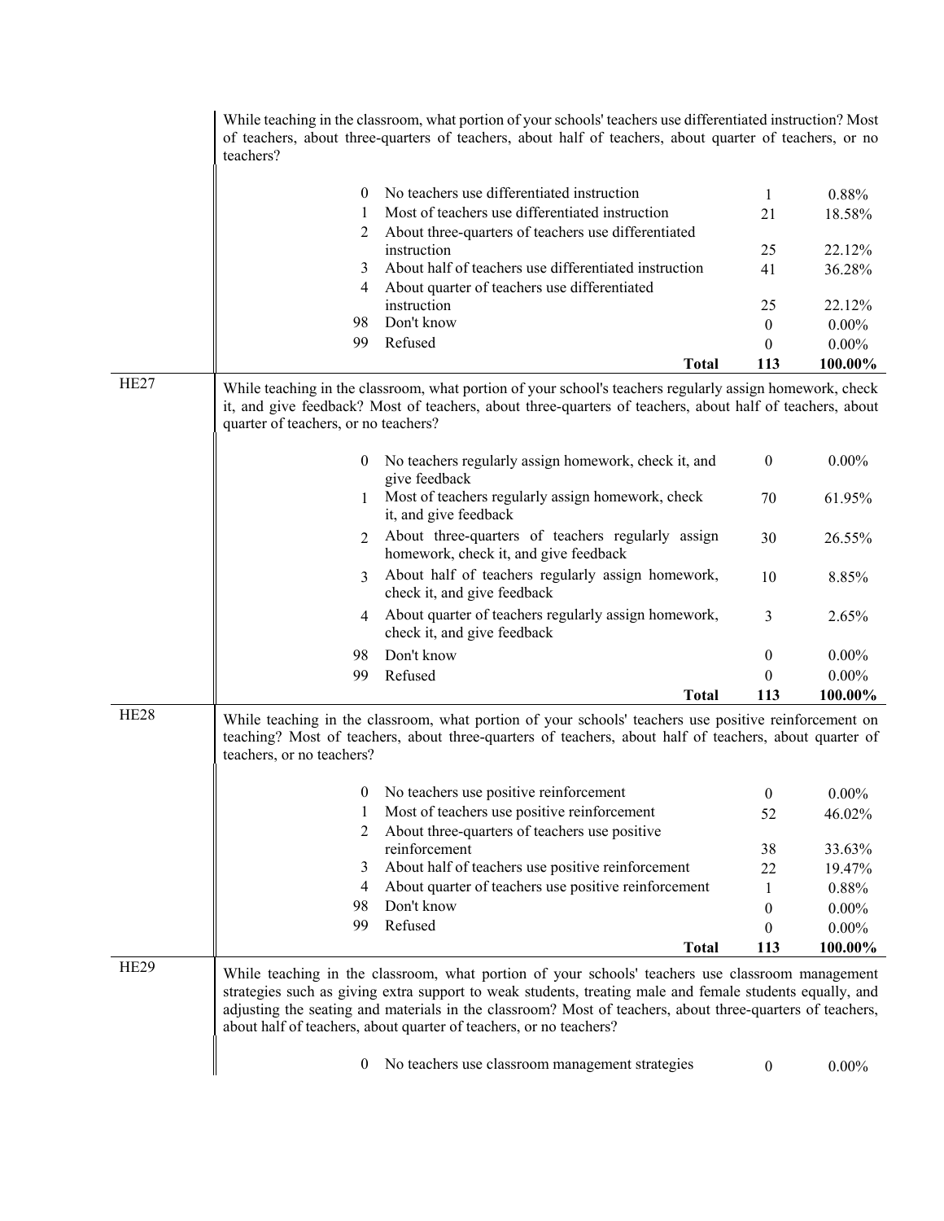While teaching in the classroom, what portion of your schools' teachers use differentiated instruction? Most of teachers, about three-quarters of teachers, about half of teachers, about quarter of teachers, or no teachers?

| Code | Response | N | % |
|---|---|---|---|
| 0 | No teachers use differentiated instruction | 1 | 0.88% |
| 1 | Most of teachers use differentiated instruction | 21 | 18.58% |
| 2 | About three-quarters of teachers use differentiated instruction | 25 | 22.12% |
| 3 | About half of teachers use differentiated instruction | 41 | 36.28% |
| 4 | About quarter of teachers use differentiated instruction | 25 | 22.12% |
| 98 | Don't know | 0 | 0.00% |
| 99 | Refused | 0 | 0.00% |
| | **Total** | **113** | **100.00%** |

**HE27**

While teaching in the classroom, what portion of your school's teachers regularly assign homework, check it, and give feedback? Most of teachers, about three-quarters of teachers, about half of teachers, about quarter of teachers, or no teachers?

| Code | Response | N | % |
|---|---|---|---|
| 0 | No teachers regularly assign homework, check it, and give feedback | 0 | 0.00% |
| 1 | Most of teachers regularly assign homework, check it, and give feedback | 70 | 61.95% |
| 2 | About three-quarters of teachers regularly assign homework, check it, and give feedback | 30 | 26.55% |
| 3 | About half of teachers regularly assign homework, check it, and give feedback | 10 | 8.85% |
| 4 | About quarter of teachers regularly assign homework, check it, and give feedback | 3 | 2.65% |
| 98 | Don't know | 0 | 0.00% |
| 99 | Refused | 0 | 0.00% |
| | **Total** | **113** | **100.00%** |

**HE28**

While teaching in the classroom, what portion of your schools' teachers use positive reinforcement on teaching? Most of teachers, about three-quarters of teachers, about half of teachers, about quarter of teachers, or no teachers?

| Code | Response | N | % |
|---|---|---|---|
| 0 | No teachers use positive reinforcement | 0 | 0.00% |
| 1 | Most of teachers use positive reinforcement | 52 | 46.02% |
| 2 | About three-quarters of teachers use positive reinforcement | 38 | 33.63% |
| 3 | About half of teachers use positive reinforcement | 22 | 19.47% |
| 4 | About quarter of teachers use positive reinforcement | 1 | 0.88% |
| 98 | Don't know | 0 | 0.00% |
| 99 | Refused | 0 | 0.00% |
| | **Total** | **113** | **100.00%** |

**HE29**

While teaching in the classroom, what portion of your schools' teachers use classroom management strategies such as giving extra support to weak students, treating male and female students equally, and adjusting the seating and materials in the classroom? Most of teachers, about three-quarters of teachers, about half of teachers, about quarter of teachers, or no teachers?

| Code | Response | N | % |
|---|---|---|---|
| 0 | No teachers use classroom management strategies | 0 | 0.00% |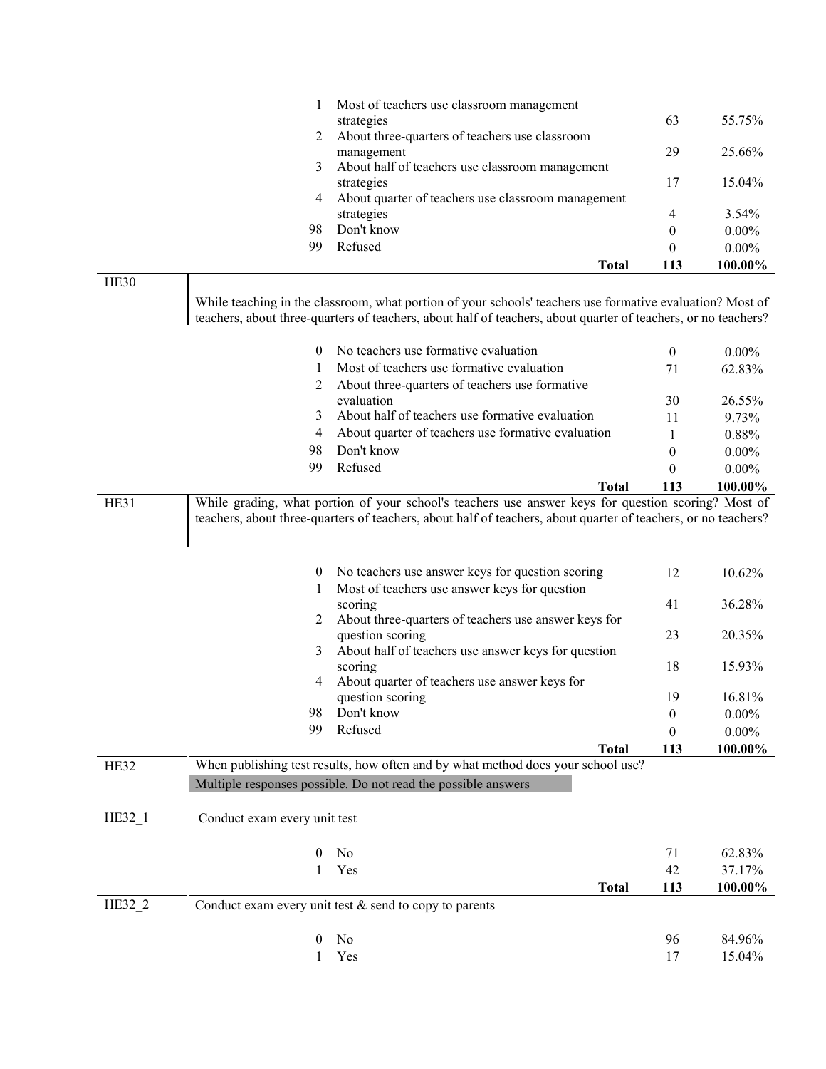| | | | | |
|---|---|---|---|---|
| | 1 | Most of teachers use classroom management strategies | 63 | 55.75% |
| | 2 | About three-quarters of teachers use classroom management | 29 | 25.66% |
| | 3 | About half of teachers use classroom management strategies | 17 | 15.04% |
| | 4 | About quarter of teachers use classroom management strategies | 4 | 3.54% |
| | 98 | Don't know | 0 | 0.00% |
| | 99 | Refused | 0 | 0.00% |
| | | **Total** | **113** | **100.00%** |

**HE30**

While teaching in the classroom, what portion of your schools' teachers use formative evaluation? Most of teachers, about three-quarters of teachers, about half of teachers, about quarter of teachers, or no teachers?

| | | | |
|---|---|---|---|
| 0 | No teachers use formative evaluation | 0 | 0.00% |
| 1 | Most of teachers use formative evaluation | 71 | 62.83% |
| 2 | About three-quarters of teachers use formative evaluation | 30 | 26.55% |
| 3 | About half of teachers use formative evaluation | 11 | 9.73% |
| 4 | About quarter of teachers use formative evaluation | 1 | 0.88% |
| 98 | Don't know | 0 | 0.00% |
| 99 | Refused | 0 | 0.00% |
| | **Total** | **113** | **100.00%** |

**HE31**

While grading, what portion of your school's teachers use answer keys for question scoring? Most of teachers, about three-quarters of teachers, about half of teachers, about quarter of teachers, or no teachers?

| | | | |
|---|---|---|---|
| 0 | No teachers use answer keys for question scoring | 12 | 10.62% |
| 1 | Most of teachers use answer keys for question scoring | 41 | 36.28% |
| 2 | About three-quarters of teachers use answer keys for question scoring | 23 | 20.35% |
| 3 | About half of teachers use answer keys for question scoring | 18 | 15.93% |
| 4 | About quarter of teachers use answer keys for question scoring | 19 | 16.81% |
| 98 | Don't know | 0 | 0.00% |
| 99 | Refused | 0 | 0.00% |
| | **Total** | **113** | **100.00%** |

**HE32**

When publishing test results, how often and by what method does your school use?

Multiple responses possible. Do not read the possible answers

**HE32_1**

Conduct exam every unit test

| | | | |
|---|---|---|---|
| 0 | No | 71 | 62.83% |
| 1 | Yes | 42 | 37.17% |
| | **Total** | **113** | **100.00%** |

**HE32_2**

Conduct exam every unit test & send to copy to parents

| | | | |
|---|---|---|---|
| 0 | No | 96 | 84.96% |
| 1 | Yes | 17 | 15.04% |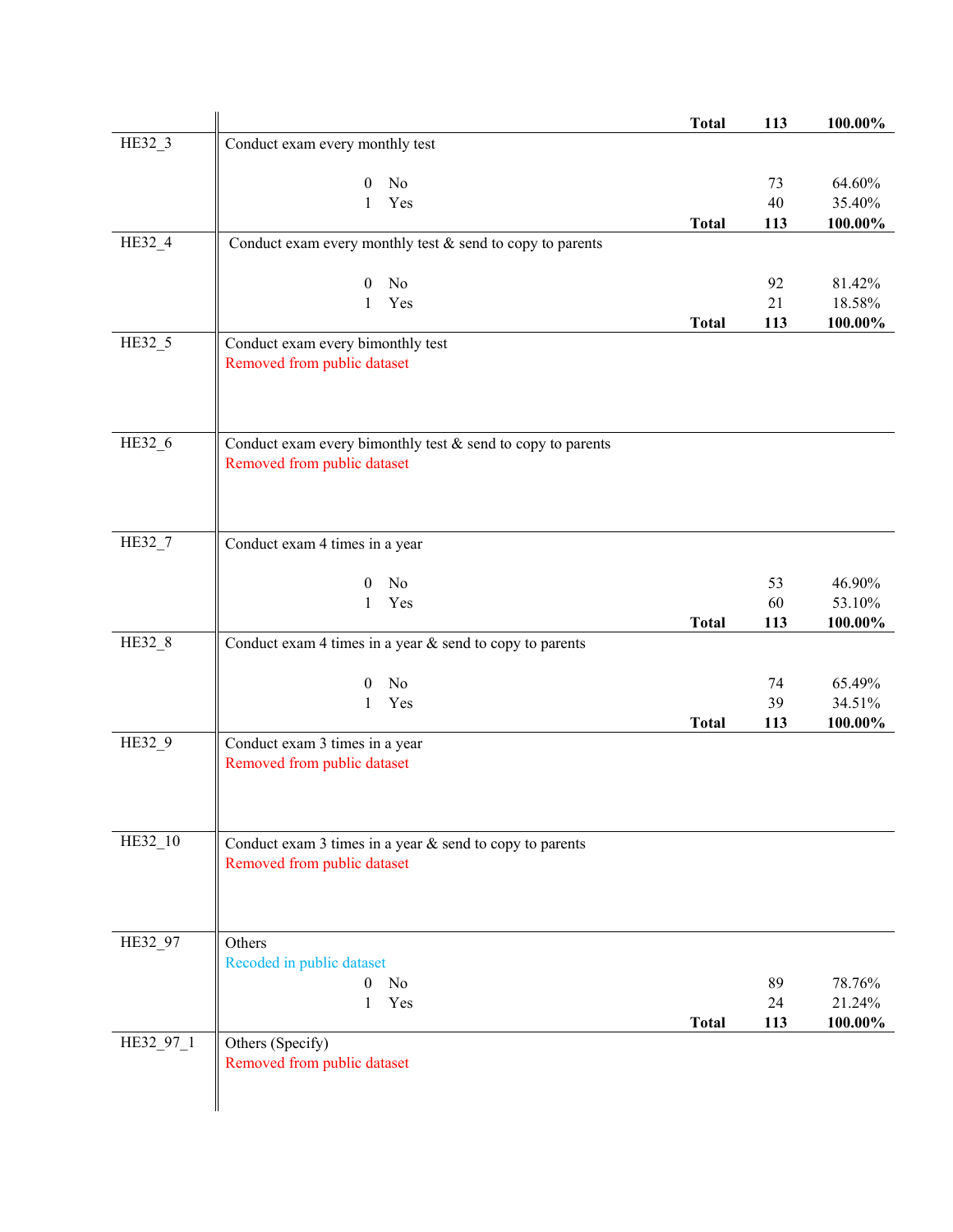| Variable | Description | | Frequency | Percent |
|---|---|---|---|---|
| | | **Total** | **113** | **100.00%** |
| HE32_3 | Conduct exam every monthly test | | | |
| | 0 No | | 73 | 64.60% |
| | 1 Yes | | 40 | 35.40% |
| | | **Total** | **113** | **100.00%** |
| HE32_4 | Conduct exam every monthly test & send to copy to parents | | | |
| | 0 No | | 92 | 81.42% |
| | 1 Yes | | 21 | 18.58% |
| | | **Total** | **113** | **100.00%** |
| HE32_5 | Conduct exam every bimonthly test<br>Removed from public dataset | | | |
| HE32_6 | Conduct exam every bimonthly test & send to copy to parents<br>Removed from public dataset | | | |
| HE32_7 | Conduct exam 4 times in a year | | | |
| | 0 No | | 53 | 46.90% |
| | 1 Yes | | 60 | 53.10% |
| | | **Total** | **113** | **100.00%** |
| HE32_8 | Conduct exam 4 times in a year & send to copy to parents | | | |
| | 0 No | | 74 | 65.49% |
| | 1 Yes | | 39 | 34.51% |
| | | **Total** | **113** | **100.00%** |
| HE32_9 | Conduct exam 3 times in a year<br>Removed from public dataset | | | |
| HE32_10 | Conduct exam 3 times in a year & send to copy to parents<br>Removed from public dataset | | | |
| HE32_97 | Others<br>Recoded in public dataset | | | |
| | 0 No | | 89 | 78.76% |
| | 1 Yes | | 24 | 21.24% |
| | | **Total** | **113** | **100.00%** |
| HE32_97_1 | Others (Specify)<br>Removed from public dataset | | | |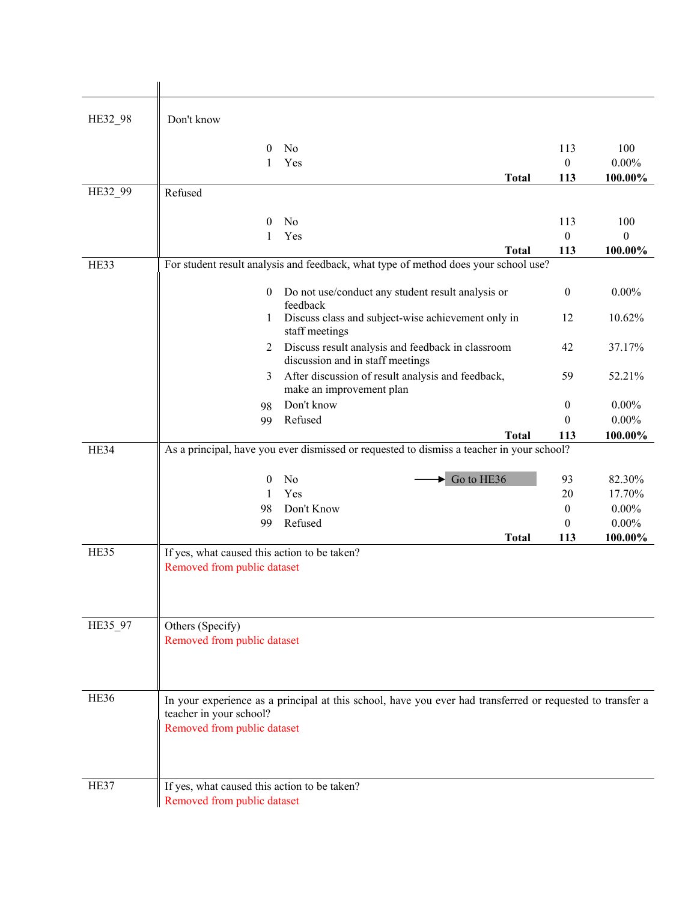| Variable | Question / Response | | | Frequency | Percent |
|---|---|---|---|---|---|
| HE32_98 | Don't know | | | | |
| | 0 | No | | 113 | 100 |
| | 1 | Yes | | 0 | 0.00% |
| | | | **Total** | **113** | **100.00%** |
| HE32_99 | Refused | | | | |
| | 0 | No | | 113 | 100 |
| | 1 | Yes | | 0 | 0 |
| | | | **Total** | **113** | **100.00%** |
| HE33 | For student result analysis and feedback, what type of method does your school use? | | | | |
| | 0 | Do not use/conduct any student result analysis or feedback | | 0 | 0.00% |
| | 1 | Discuss class and subject-wise achievement only in staff meetings | | 12 | 10.62% |
| | 2 | Discuss result analysis and feedback in classroom discussion and in staff meetings | | 42 | 37.17% |
| | 3 | After discussion of result analysis and feedback, make an improvement plan | | 59 | 52.21% |
| | 98 | Don't know | | 0 | 0.00% |
| | 99 | Refused | | 0 | 0.00% |
| | | | **Total** | **113** | **100.00%** |
| HE34 | As a principal, have you ever dismissed or requested to dismiss a teacher in your school? | | | | |
| | 0 | No | → Go to HE36 | 93 | 82.30% |
| | 1 | Yes | | 20 | 17.70% |
| | 98 | Don't Know | | 0 | 0.00% |
| | 99 | Refused | | 0 | 0.00% |
| | | | **Total** | **113** | **100.00%** |
| HE35 | If yes, what caused this action to be taken?<br>Removed from public dataset | | | | |
| HE35_97 | Others (Specify)<br>Removed from public dataset | | | | |
| HE36 | In your experience as a principal at this school, have you ever had transferred or requested to transfer a teacher in your school?<br>Removed from public dataset | | | | |
| HE37 | If yes, what caused this action to be taken?<br>Removed from public dataset | | | | |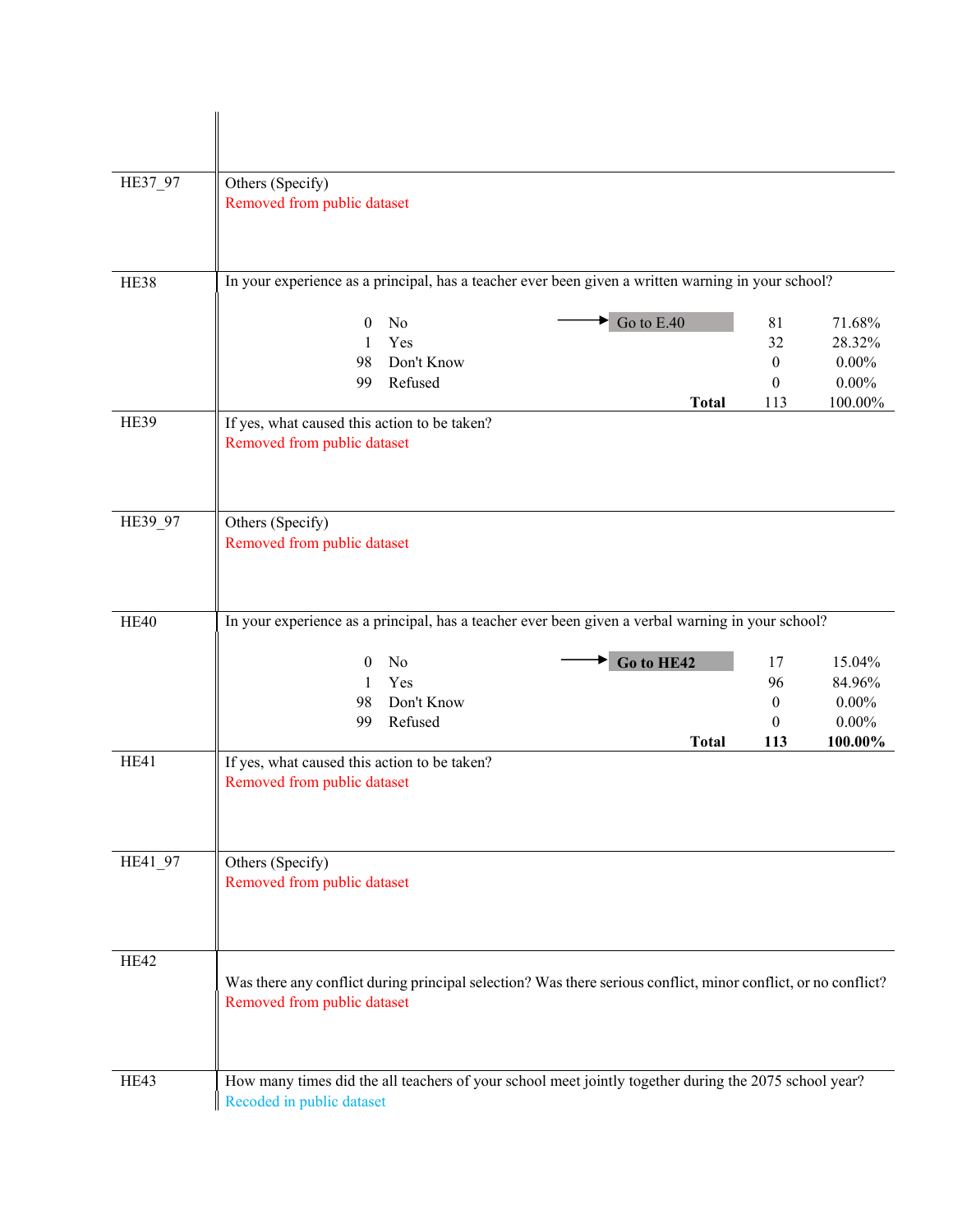| Variable | Question / Response | Skip | Frequency | Percent |
|---|---|---|---|---|
| HE37_97 | Others (Specify)<br>Removed from public dataset | | | |
| HE38 | In your experience as a principal, has a teacher ever been given a written warning in your school? | | | |
| | 0 No | → Go to E.40 | 81 | 71.68% |
| | 1 Yes | | 32 | 28.32% |
| | 98 Don't Know | | 0 | 0.00% |
| | 99 Refused | | 0 | 0.00% |
| | | **Total** | 113 | 100.00% |
| HE39 | If yes, what caused this action to be taken?<br>Removed from public dataset | | | |
| HE39_97 | Others (Specify)<br>Removed from public dataset | | | |
| HE40 | In your experience as a principal, has a teacher ever been given a verbal warning in your school? | | | |
| | 0 No | → **Go to HE42** | 17 | 15.04% |
| | 1 Yes | | 96 | 84.96% |
| | 98 Don't Know | | 0 | 0.00% |
| | 99 Refused | | 0 | 0.00% |
| | | **Total** | **113** | **100.00%** |
| HE41 | If yes, what caused this action to be taken?<br>Removed from public dataset | | | |
| HE41_97 | Others (Specify)<br>Removed from public dataset | | | |
| HE42 | Was there any conflict during principal selection? Was there serious conflict, minor conflict, or no conflict?<br>Removed from public dataset | | | |
| HE43 | How many times did the all teachers of your school meet jointly together during the 2075 school year?<br>Recoded in public dataset | | | |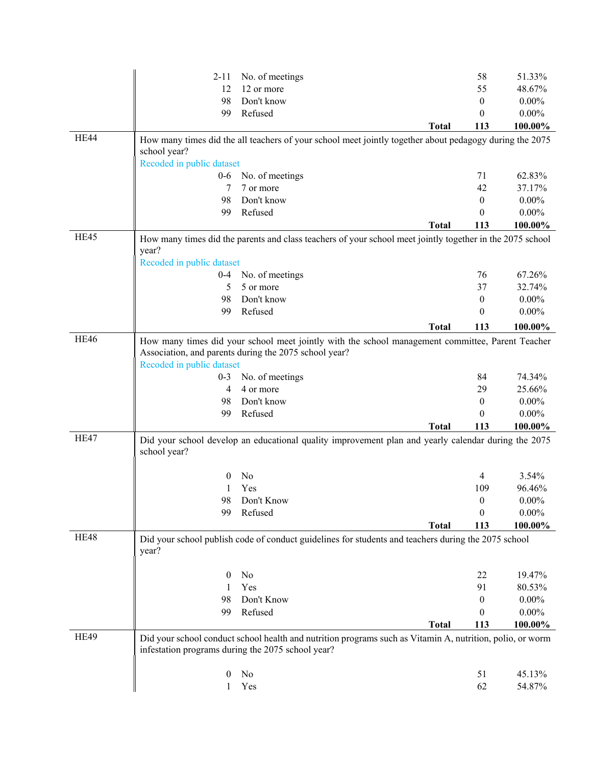| | | | | |
|---|---|---|---|---|
| | 2-11 | No. of meetings | 58 | 51.33% |
| | 12 | 12 or more | 55 | 48.67% |
| | 98 | Don't know | 0 | 0.00% |
| | 99 | Refused | 0 | 0.00% |
| | | **Total** | **113** | **100.00%** |
| HE44 | How many times did the all teachers of your school meet jointly together about pedagogy during the 2075 school year? Recoded in public dataset | | | |
| | 0-6 | No. of meetings | 71 | 62.83% |
| | 7 | 7 or more | 42 | 37.17% |
| | 98 | Don't know | 0 | 0.00% |
| | 99 | Refused | 0 | 0.00% |
| | | **Total** | **113** | **100.00%** |
| HE45 | How many times did the parents and class teachers of your school meet jointly together in the 2075 school year? Recoded in public dataset | | | |
| | 0-4 | No. of meetings | 76 | 67.26% |
| | 5 | 5 or more | 37 | 32.74% |
| | 98 | Don't know | 0 | 0.00% |
| | 99 | Refused | 0 | 0.00% |
| | | **Total** | **113** | **100.00%** |
| HE46 | How many times did your school meet jointly with the school management committee, Parent Teacher Association, and parents during the 2075 school year? Recoded in public dataset | | | |
| | 0-3 | No. of meetings | 84 | 74.34% |
| | 4 | 4 or more | 29 | 25.66% |
| | 98 | Don't know | 0 | 0.00% |
| | 99 | Refused | 0 | 0.00% |
| | | **Total** | **113** | **100.00%** |
| HE47 | Did your school develop an educational quality improvement plan and yearly calendar during the 2075 school year? | | | |
| | 0 | No | 4 | 3.54% |
| | 1 | Yes | 109 | 96.46% |
| | 98 | Don't Know | 0 | 0.00% |
| | 99 | Refused | 0 | 0.00% |
| | | **Total** | **113** | **100.00%** |
| HE48 | Did your school publish code of conduct guidelines for students and teachers during the 2075 school year? | | | |
| | 0 | No | 22 | 19.47% |
| | 1 | Yes | 91 | 80.53% |
| | 98 | Don't Know | 0 | 0.00% |
| | 99 | Refused | 0 | 0.00% |
| | | **Total** | **113** | **100.00%** |
| HE49 | Did your school conduct school health and nutrition programs such as Vitamin A, nutrition, polio, or worm infestation programs during the 2075 school year? | | | |
| | 0 | No | 51 | 45.13% |
| | 1 | Yes | 62 | 54.87% |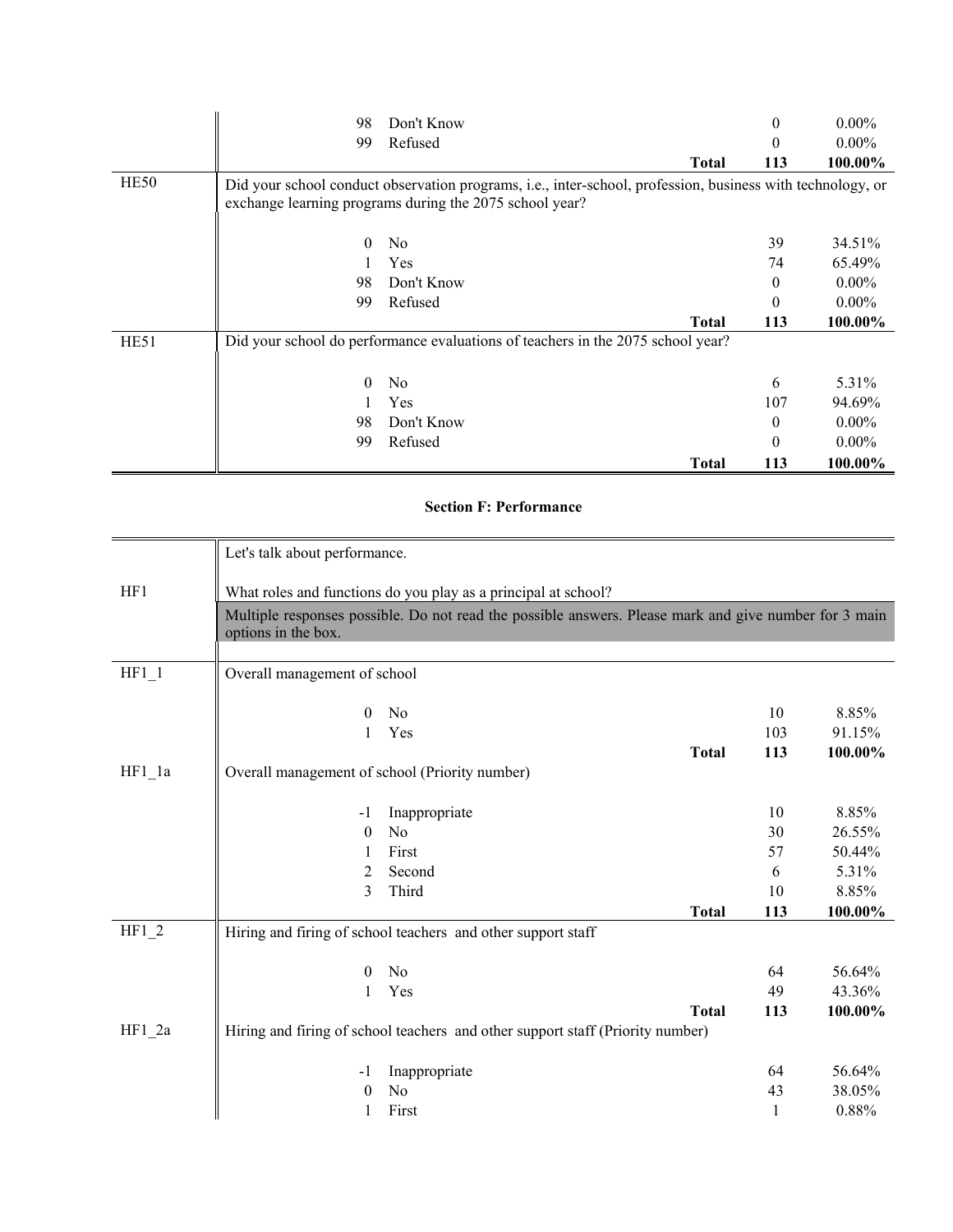| | | | | |
|---|---|---|---|---|
| | 98 | Don't Know | 0 | 0.00% |
| | 99 | Refused | 0 | 0.00% |
| | | **Total** | **113** | **100.00%** |
| HE50 | Did your school conduct observation programs, i.e., inter-school, profession, business with technology, or exchange learning programs during the 2075 school year? | | | |
| | 0 | No | 39 | 34.51% |
| | 1 | Yes | 74 | 65.49% |
| | 98 | Don't Know | 0 | 0.00% |
| | 99 | Refused | 0 | 0.00% |
| | | **Total** | **113** | **100.00%** |
| HE51 | Did your school do performance evaluations of teachers in the 2075 school year? | | | |
| | 0 | No | 6 | 5.31% |
| | 1 | Yes | 107 | 94.69% |
| | 98 | Don't Know | 0 | 0.00% |
| | 99 | Refused | 0 | 0.00% |
| | | **Total** | **113** | **100.00%** |

## Section F: Performance

| | | | | |
|---|---|---|---|---|
| | Let's talk about performance. | | | |
| HF1 | What roles and functions do you play as a principal at school? | | | |
| | Multiple responses possible. Do not read the possible answers. Please mark and give number for 3 main options in the box. | | | |
| HF1_1 | Overall management of school | | | |
| | 0 | No | 10 | 8.85% |
| | 1 | Yes | 103 | 91.15% |
| | | **Total** | **113** | **100.00%** |
| HF1_1a | Overall management of school (Priority number) | | | |
| | -1 | Inappropriate | 10 | 8.85% |
| | 0 | No | 30 | 26.55% |
| | 1 | First | 57 | 50.44% |
| | 2 | Second | 6 | 5.31% |
| | 3 | Third | 10 | 8.85% |
| | | **Total** | **113** | **100.00%** |
| HF1_2 | Hiring and firing of school teachers and other support staff | | | |
| | 0 | No | 64 | 56.64% |
| | 1 | Yes | 49 | 43.36% |
| | | **Total** | **113** | **100.00%** |
| HF1_2a | Hiring and firing of school teachers and other support staff (Priority number) | | | |
| | -1 | Inappropriate | 64 | 56.64% |
| | 0 | No | 43 | 38.05% |
| | 1 | First | 1 | 0.88% |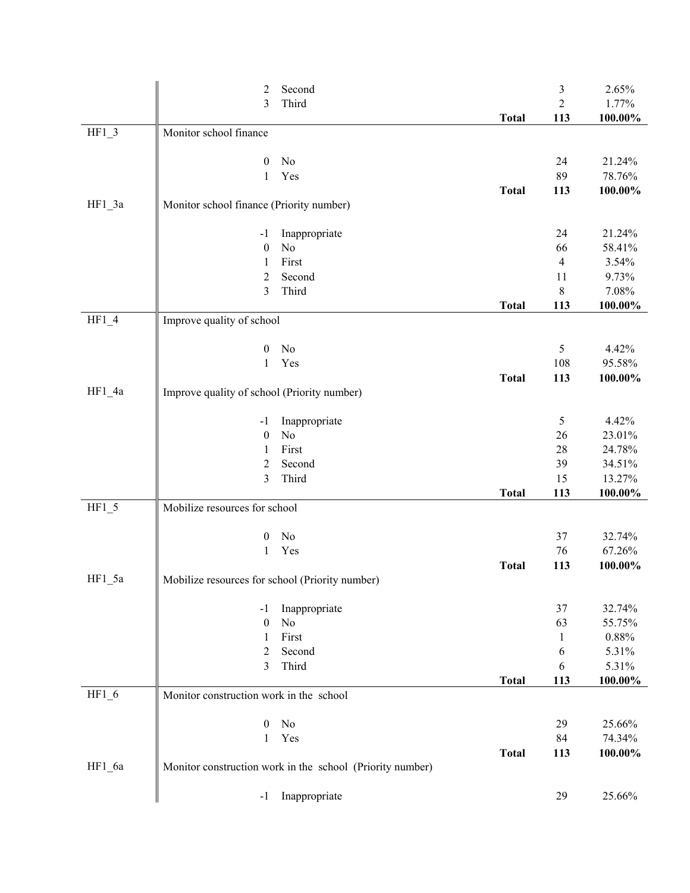| Variable | Code | Label | | N | % |
|---|---|---|---|---|---|
| | 2 | Second | | 3 | 2.65% |
| | 3 | Third | | 2 | 1.77% |
| | | | **Total** | **113** | **100.00%** |
| HF1_3 | Monitor school finance | | | | |
| | 0 | No | | 24 | 21.24% |
| | 1 | Yes | | 89 | 78.76% |
| | | | **Total** | **113** | **100.00%** |
| HF1_3a | Monitor school finance (Priority number) | | | | |
| | -1 | Inappropriate | | 24 | 21.24% |
| | 0 | No | | 66 | 58.41% |
| | 1 | First | | 4 | 3.54% |
| | 2 | Second | | 11 | 9.73% |
| | 3 | Third | | 8 | 7.08% |
| | | | **Total** | **113** | **100.00%** |
| HF1_4 | Improve quality of school | | | | |
| | 0 | No | | 5 | 4.42% |
| | 1 | Yes | | 108 | 95.58% |
| | | | **Total** | **113** | **100.00%** |
| HF1_4a | Improve quality of school (Priority number) | | | | |
| | -1 | Inappropriate | | 5 | 4.42% |
| | 0 | No | | 26 | 23.01% |
| | 1 | First | | 28 | 24.78% |
| | 2 | Second | | 39 | 34.51% |
| | 3 | Third | | 15 | 13.27% |
| | | | **Total** | **113** | **100.00%** |
| HF1_5 | Mobilize resources for school | | | | |
| | 0 | No | | 37 | 32.74% |
| | 1 | Yes | | 76 | 67.26% |
| | | | **Total** | **113** | **100.00%** |
| HF1_5a | Mobilize resources for school (Priority number) | | | | |
| | -1 | Inappropriate | | 37 | 32.74% |
| | 0 | No | | 63 | 55.75% |
| | 1 | First | | 1 | 0.88% |
| | 2 | Second | | 6 | 5.31% |
| | 3 | Third | | 6 | 5.31% |
| | | | **Total** | **113** | **100.00%** |
| HF1_6 | Monitor construction work in the school | | | | |
| | 0 | No | | 29 | 25.66% |
| | 1 | Yes | | 84 | 74.34% |
| | | | **Total** | **113** | **100.00%** |
| HF1_6a | Monitor construction work in the school (Priority number) | | | | |
| | -1 | Inappropriate | | 29 | 25.66% |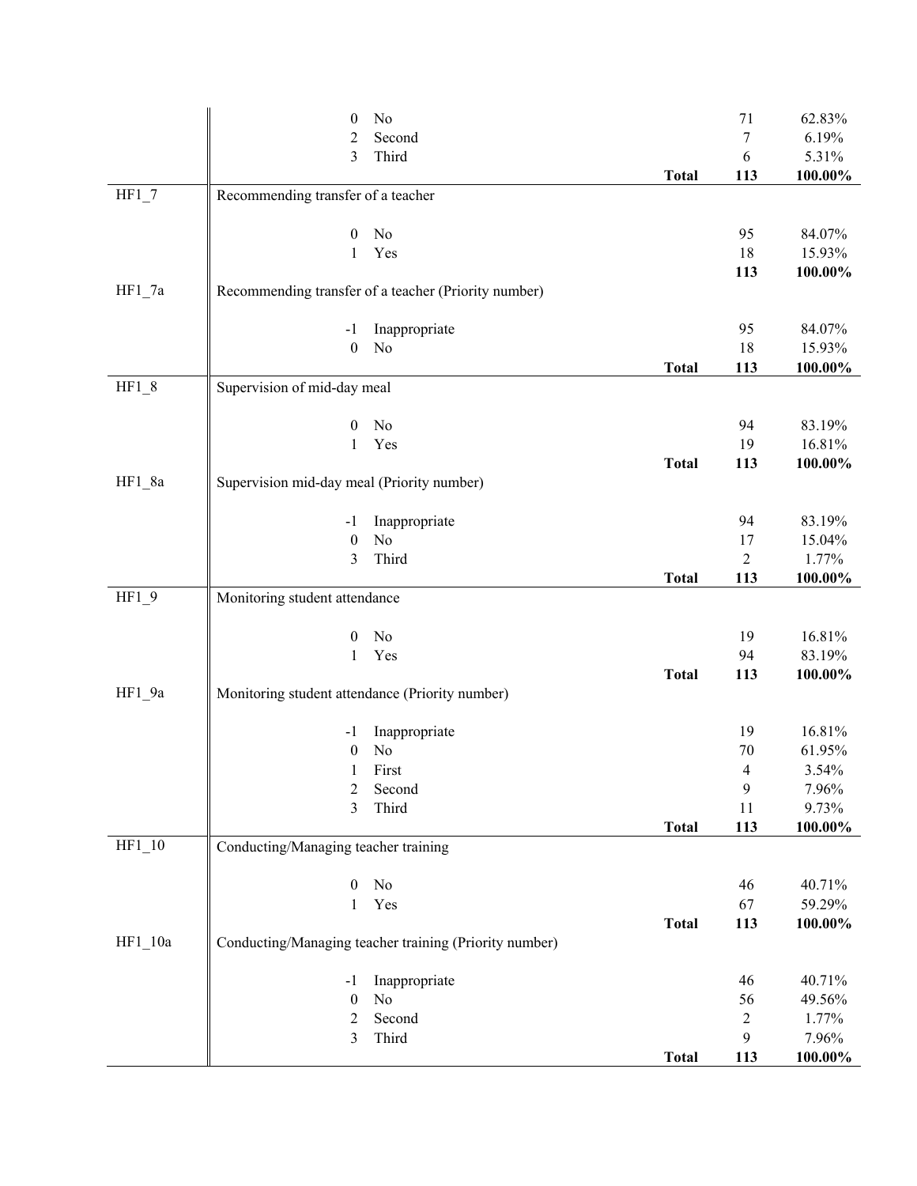| Variable | Code | Label | | N | Percent |
|---|---|---|---|---|---|
| | 0 | No | | 71 | 62.83% |
| | 2 | Second | | 7 | 6.19% |
| | 3 | Third | | 6 | 5.31% |
| | | | **Total** | **113** | **100.00%** |
| HF1_7 | Recommending transfer of a teacher | | | | |
| | 0 | No | | 95 | 84.07% |
| | 1 | Yes | | 18 | 15.93% |
| | | | | **113** | **100.00%** |
| HF1_7a | Recommending transfer of a teacher (Priority number) | | | | |
| | -1 | Inappropriate | | 95 | 84.07% |
| | 0 | No | | 18 | 15.93% |
| | | | **Total** | **113** | **100.00%** |
| HF1_8 | Supervision of mid-day meal | | | | |
| | 0 | No | | 94 | 83.19% |
| | 1 | Yes | | 19 | 16.81% |
| | | | **Total** | **113** | **100.00%** |
| HF1_8a | Supervision mid-day meal (Priority number) | | | | |
| | -1 | Inappropriate | | 94 | 83.19% |
| | 0 | No | | 17 | 15.04% |
| | 3 | Third | | 2 | 1.77% |
| | | | **Total** | **113** | **100.00%** |
| HF1_9 | Monitoring student attendance | | | | |
| | 0 | No | | 19 | 16.81% |
| | 1 | Yes | | 94 | 83.19% |
| | | | **Total** | **113** | **100.00%** |
| HF1_9a | Monitoring student attendance (Priority number) | | | | |
| | -1 | Inappropriate | | 19 | 16.81% |
| | 0 | No | | 70 | 61.95% |
| | 1 | First | | 4 | 3.54% |
| | 2 | Second | | 9 | 7.96% |
| | 3 | Third | | 11 | 9.73% |
| | | | **Total** | **113** | **100.00%** |
| HF1_10 | Conducting/Managing teacher training | | | | |
| | 0 | No | | 46 | 40.71% |
| | 1 | Yes | | 67 | 59.29% |
| | | | **Total** | **113** | **100.00%** |
| HF1_10a | Conducting/Managing teacher training (Priority number) | | | | |
| | -1 | Inappropriate | | 46 | 40.71% |
| | 0 | No | | 56 | 49.56% |
| | 2 | Second | | 2 | 1.77% |
| | 3 | Third | | 9 | 7.96% |
| | | | **Total** | **113** | **100.00%** |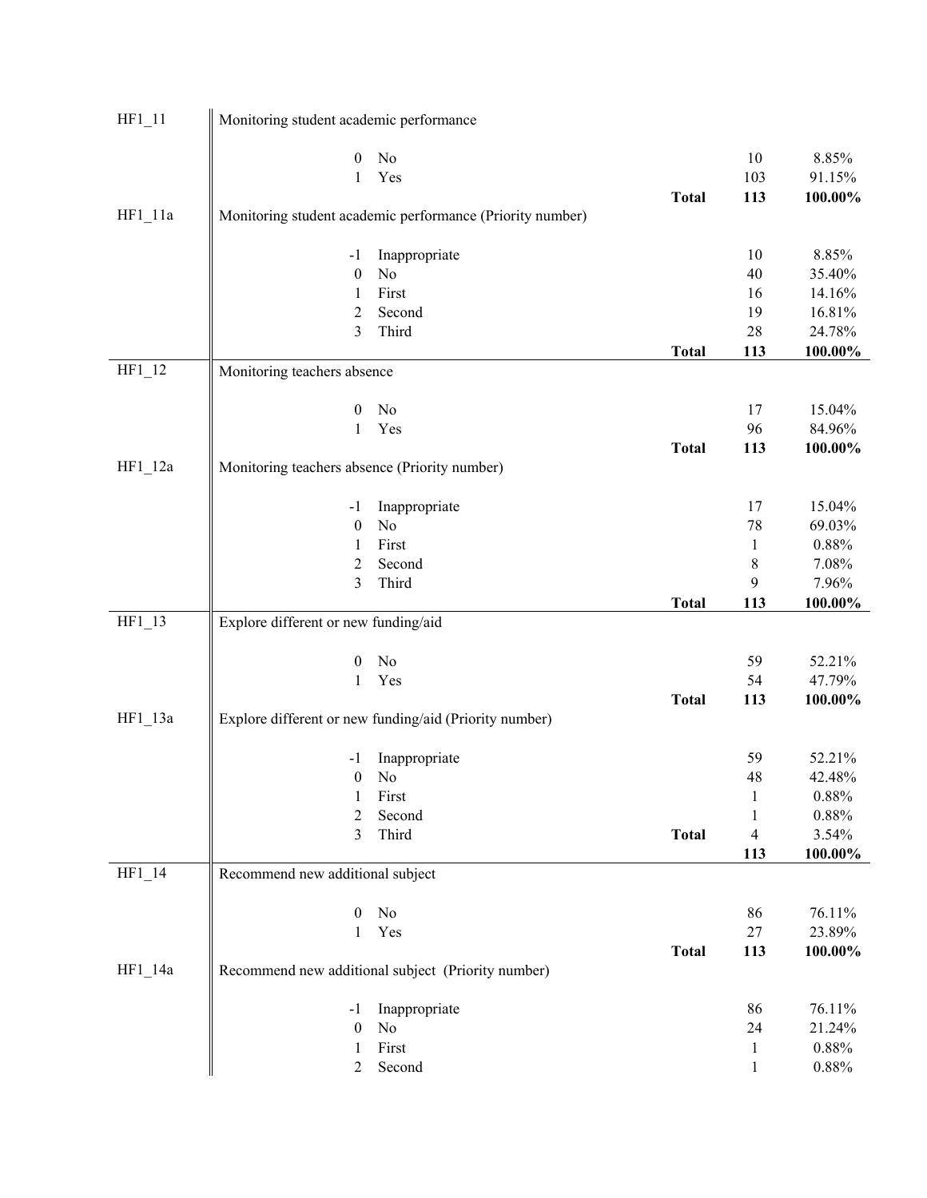| Variable | Label / Value | | | Frequency | Percent |
|---|---|---|---|---|---|
| HF1_11 | Monitoring student academic performance | | | | |
| | 0 | No | | 10 | 8.85% |
| | 1 | Yes | | 103 | 91.15% |
| | | | **Total** | **113** | **100.00%** |
| HF1_11a | Monitoring student academic performance (Priority number) | | | | |
| | -1 | Inappropriate | | 10 | 8.85% |
| | 0 | No | | 40 | 35.40% |
| | 1 | First | | 16 | 14.16% |
| | 2 | Second | | 19 | 16.81% |
| | 3 | Third | | 28 | 24.78% |
| | | | **Total** | **113** | **100.00%** |
| HF1_12 | Monitoring teachers absence | | | | |
| | 0 | No | | 17 | 15.04% |
| | 1 | Yes | | 96 | 84.96% |
| | | | **Total** | **113** | **100.00%** |
| HF1_12a | Monitoring teachers absence (Priority number) | | | | |
| | -1 | Inappropriate | | 17 | 15.04% |
| | 0 | No | | 78 | 69.03% |
| | 1 | First | | 1 | 0.88% |
| | 2 | Second | | 8 | 7.08% |
| | 3 | Third | | 9 | 7.96% |
| | | | **Total** | **113** | **100.00%** |
| HF1_13 | Explore different or new funding/aid | | | | |
| | 0 | No | | 59 | 52.21% |
| | 1 | Yes | | 54 | 47.79% |
| | | | **Total** | **113** | **100.00%** |
| HF1_13a | Explore different or new funding/aid (Priority number) | | | | |
| | -1 | Inappropriate | | 59 | 52.21% |
| | 0 | No | | 48 | 42.48% |
| | 1 | First | | 1 | 0.88% |
| | 2 | Second | | 1 | 0.88% |
| | 3 | Third | | 4 | 3.54% |
| | | | **Total** | **113** | **100.00%** |
| HF1_14 | Recommend new additional subject | | | | |
| | 0 | No | | 86 | 76.11% |
| | 1 | Yes | | 27 | 23.89% |
| | | | **Total** | **113** | **100.00%** |
| HF1_14a | Recommend new additional subject (Priority number) | | | | |
| | -1 | Inappropriate | | 86 | 76.11% |
| | 0 | No | | 24 | 21.24% |
| | 1 | First | | 1 | 0.88% |
| | 2 | Second | | 1 | 0.88% |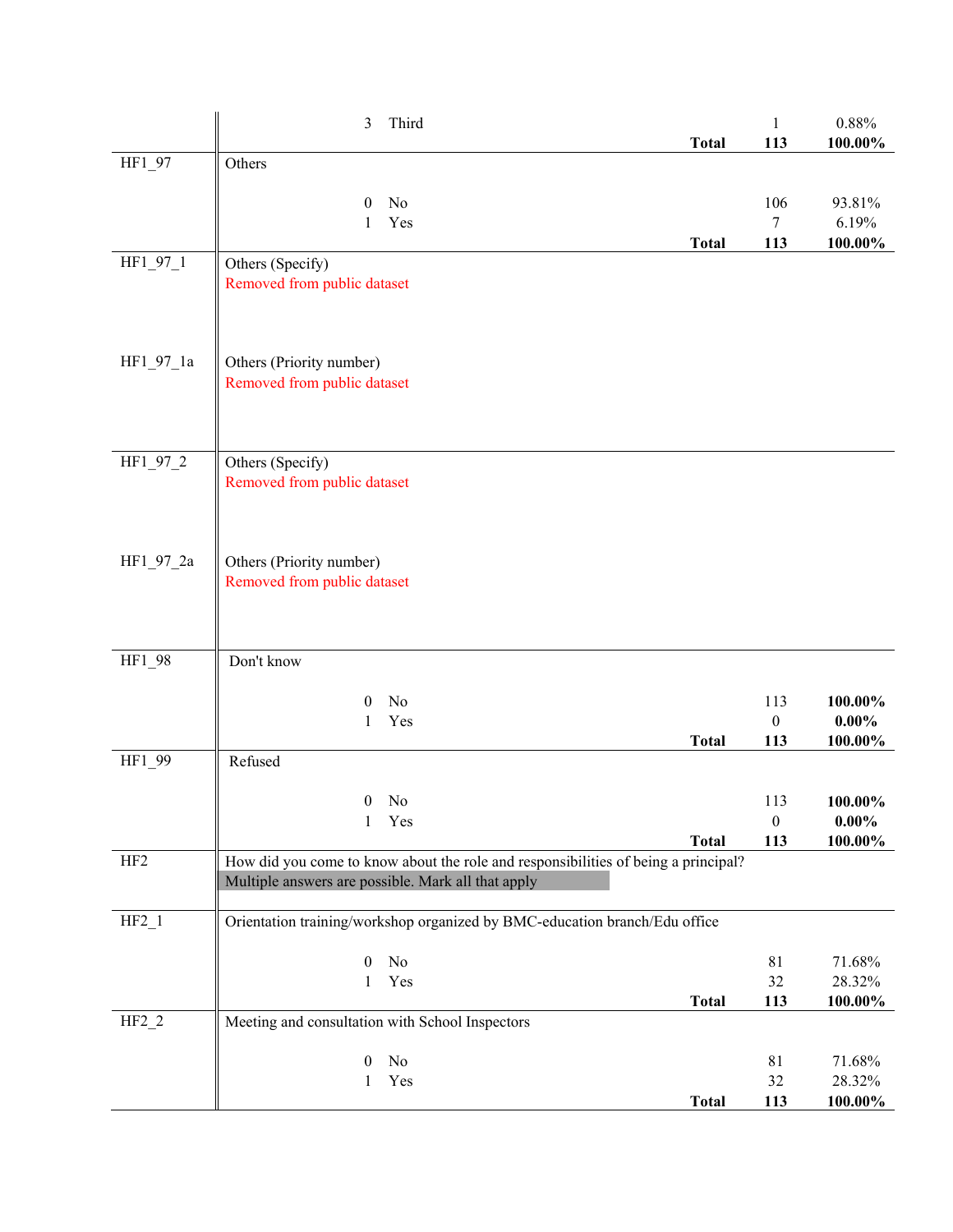| Variable | Description | Code | Label | | Frequency | Percent |
|---|---|---|---|---|---|---|
| | | 3 | Third | | 1 | 0.88% |
| | | | | **Total** | **113** | **100.00%** |
| HF1_97 | Others | | | | | |
| | | 0 | No | | 106 | 93.81% |
| | | 1 | Yes | | 7 | 6.19% |
| | | | | **Total** | **113** | **100.00%** |
| HF1_97_1 | Others (Specify)<br>Removed from public dataset | | | | | |
| HF1_97_1a | Others (Priority number)<br>Removed from public dataset | | | | | |
| HF1_97_2 | Others (Specify)<br>Removed from public dataset | | | | | |
| HF1_97_2a | Others (Priority number)<br>Removed from public dataset | | | | | |
| HF1_98 | Don't know | | | | | |
| | | 0 | No | | 113 | **100.00%** |
| | | 1 | Yes | | 0 | **0.00%** |
| | | | | **Total** | **113** | **100.00%** |
| HF1_99 | Refused | | | | | |
| | | 0 | No | | 113 | **100.00%** |
| | | 1 | Yes | | 0 | **0.00%** |
| | | | | **Total** | **113** | **100.00%** |
| HF2 | How did you come to know about the role and responsibilities of being a principal?<br>Multiple answers are possible. Mark all that apply | | | | | |
| HF2_1 | Orientation training/workshop organized by BMC-education branch/Edu office | | | | | |
| | | 0 | No | | 81 | 71.68% |
| | | 1 | Yes | | 32 | 28.32% |
| | | | | **Total** | **113** | **100.00%** |
| HF2_2 | Meeting and consultation with School Inspectors | | | | | |
| | | 0 | No | | 81 | 71.68% |
| | | 1 | Yes | | 32 | 28.32% |
| | | | | **Total** | **113** | **100.00%** |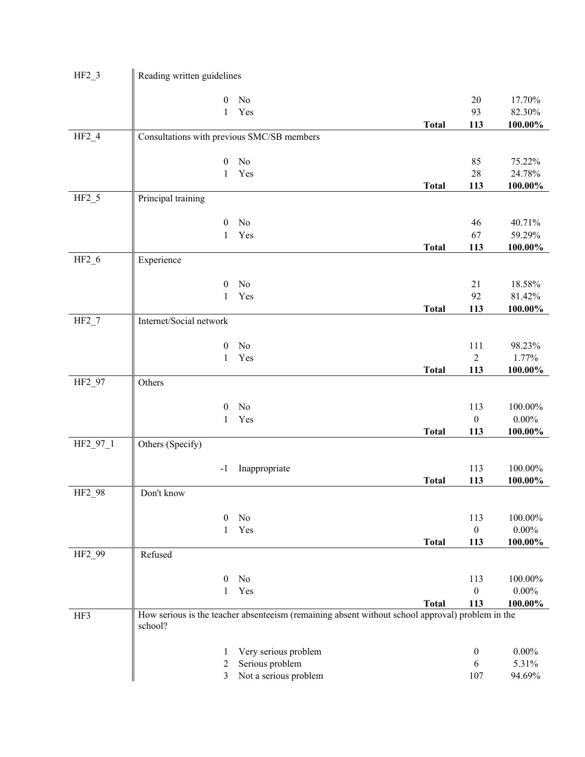| Variable | Label | | | Frequency | Percent |
|---|---|---|---|---|---|
| HF2_3 | Reading written guidelines | | | | |
| | 0 | No | | 20 | 17.70% |
| | 1 | Yes | | 93 | 82.30% |
| | | | **Total** | **113** | **100.00%** |
| HF2_4 | Consultations with previous SMC/SB members | | | | |
| | 0 | No | | 85 | 75.22% |
| | 1 | Yes | | 28 | 24.78% |
| | | | **Total** | **113** | **100.00%** |
| HF2_5 | Principal training | | | | |
| | 0 | No | | 46 | 40.71% |
| | 1 | Yes | | 67 | 59.29% |
| | | | **Total** | **113** | **100.00%** |
| HF2_6 | Experience | | | | |
| | 0 | No | | 21 | 18.58% |
| | 1 | Yes | | 92 | 81.42% |
| | | | **Total** | **113** | **100.00%** |
| HF2_7 | Internet/Social network | | | | |
| | 0 | No | | 111 | 98.23% |
| | 1 | Yes | | 2 | 1.77% |
| | | | **Total** | **113** | **100.00%** |
| HF2_97 | Others | | | | |
| | 0 | No | | 113 | 100.00% |
| | 1 | Yes | | 0 | 0.00% |
| | | | **Total** | **113** | **100.00%** |
| HF2_97_1 | Others (Specify) | | | | |
| | -1 | Inappropriate | | 113 | 100.00% |
| | | | **Total** | **113** | **100.00%** |
| HF2_98 | Don't know | | | | |
| | 0 | No | | 113 | 100.00% |
| | 1 | Yes | | 0 | 0.00% |
| | | | **Total** | **113** | **100.00%** |
| HF2_99 | Refused | | | | |
| | 0 | No | | 113 | 100.00% |
| | 1 | Yes | | 0 | 0.00% |
| | | | **Total** | **113** | **100.00%** |
| HF3 | How serious is the teacher absenteeism (remaining absent without school approval) problem in the school? | | | | |
| | 1 | Very serious problem | | 0 | 0.00% |
| | 2 | Serious problem | | 6 | 5.31% |
| | 3 | Not a serious problem | | 107 | 94.69% |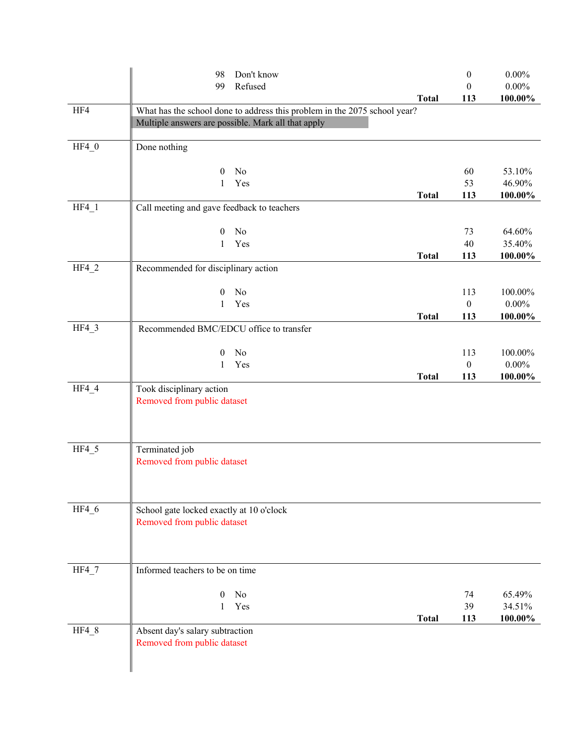| | | | | |
|---|---|---|---|---|
| | 98 | Don't know | 0 | 0.00% |
| | 99 | Refused | 0 | 0.00% |
| | | **Total** | **113** | **100.00%** |
| HF4 | What has the school done to address this problem in the 2075 school year? Multiple answers are possible. Mark all that apply | | | |
| HF4_0 | Done nothing | | | |
| | 0 | No | 60 | 53.10% |
| | 1 | Yes | 53 | 46.90% |
| | | **Total** | **113** | **100.00%** |
| HF4_1 | Call meeting and gave feedback to teachers | | | |
| | 0 | No | 73 | 64.60% |
| | 1 | Yes | 40 | 35.40% |
| | | **Total** | **113** | **100.00%** |
| HF4_2 | Recommended for disciplinary action | | | |
| | 0 | No | 113 | 100.00% |
| | 1 | Yes | 0 | 0.00% |
| | | **Total** | **113** | **100.00%** |
| HF4_3 | Recommended BMC/EDCU office to transfer | | | |
| | 0 | No | 113 | 100.00% |
| | 1 | Yes | 0 | 0.00% |
| | | **Total** | **113** | **100.00%** |
| HF4_4 | Took disciplinary action<br>Removed from public dataset | | | |
| HF4_5 | Terminated job<br>Removed from public dataset | | | |
| HF4_6 | School gate locked exactly at 10 o'clock<br>Removed from public dataset | | | |
| HF4_7 | Informed teachers to be on time | | | |
| | 0 | No | 74 | 65.49% |
| | 1 | Yes | 39 | 34.51% |
| | | **Total** | **113** | **100.00%** |
| HF4_8 | Absent day's salary subtraction<br>Removed from public dataset | | | |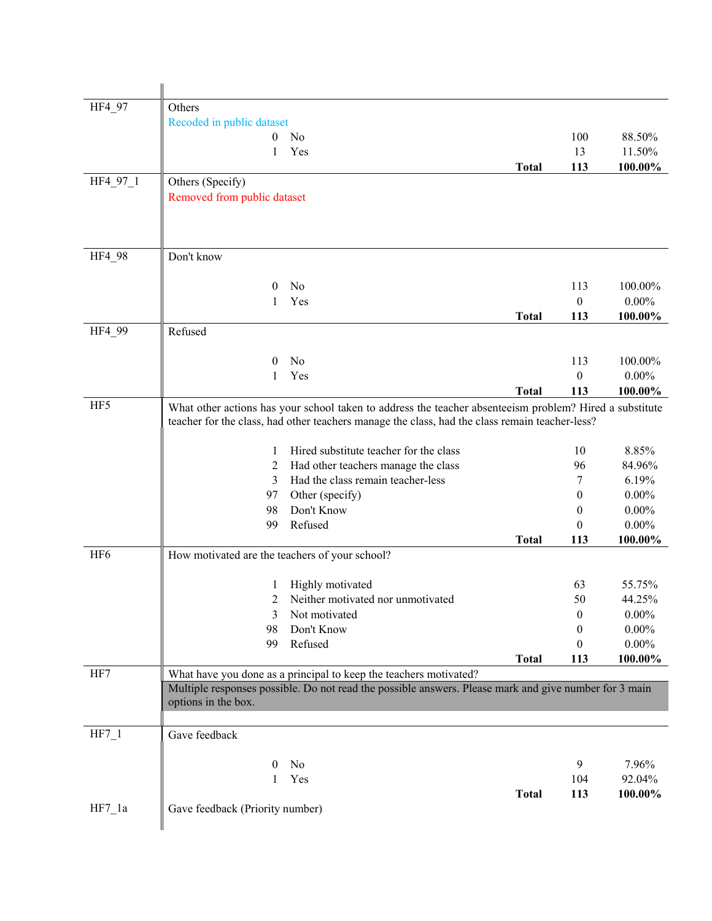| Variable | Description | | Code | Label | Frequency | Percent |
|---|---|---|---|---|---|---|
| HF4_97 | Others | | | | | |
| | Recoded in public dataset | | | | | |
| | | | 0 | No | 100 | 88.50% |
| | | | 1 | Yes | 13 | 11.50% |
| | | | | **Total** | **113** | **100.00%** |
| HF4_97_1 | Others (Specify) | | | | | |
| | Removed from public dataset | | | | | |
| HF4_98 | Don't know | | | | | |
| | | | 0 | No | 113 | 100.00% |
| | | | 1 | Yes | 0 | 0.00% |
| | | | | **Total** | **113** | **100.00%** |
| HF4_99 | Refused | | | | | |
| | | | 0 | No | 113 | 100.00% |
| | | | 1 | Yes | 0 | 0.00% |
| | | | | **Total** | **113** | **100.00%** |
| HF5 | What other actions has your school taken to address the teacher absenteeism problem? Hired a substitute teacher for the class, had other teachers manage the class, had the class remain teacher-less? | | | | | |
| | | | 1 | Hired substitute teacher for the class | 10 | 8.85% |
| | | | 2 | Had other teachers manage the class | 96 | 84.96% |
| | | | 3 | Had the class remain teacher-less | 7 | 6.19% |
| | | | 97 | Other (specify) | 0 | 0.00% |
| | | | 98 | Don't Know | 0 | 0.00% |
| | | | 99 | Refused | 0 | 0.00% |
| | | | | **Total** | **113** | **100.00%** |
| HF6 | How motivated are the teachers of your school? | | | | | |
| | | | 1 | Highly motivated | 63 | 55.75% |
| | | | 2 | Neither motivated nor unmotivated | 50 | 44.25% |
| | | | 3 | Not motivated | 0 | 0.00% |
| | | | 98 | Don't Know | 0 | 0.00% |
| | | | 99 | Refused | 0 | 0.00% |
| | | | | **Total** | **113** | **100.00%** |
| HF7 | What have you done as a principal to keep the teachers motivated? | | | | | |
| | Multiple responses possible. Do not read the possible answers. Please mark and give number for 3 main options in the box. | | | | | |
| HF7_1 | Gave feedback | | | | | |
| | | | 0 | No | 9 | 7.96% |
| | | | 1 | Yes | 104 | 92.04% |
| | | | | **Total** | **113** | **100.00%** |
| HF7_1a | Gave feedback (Priority number) | | | | | |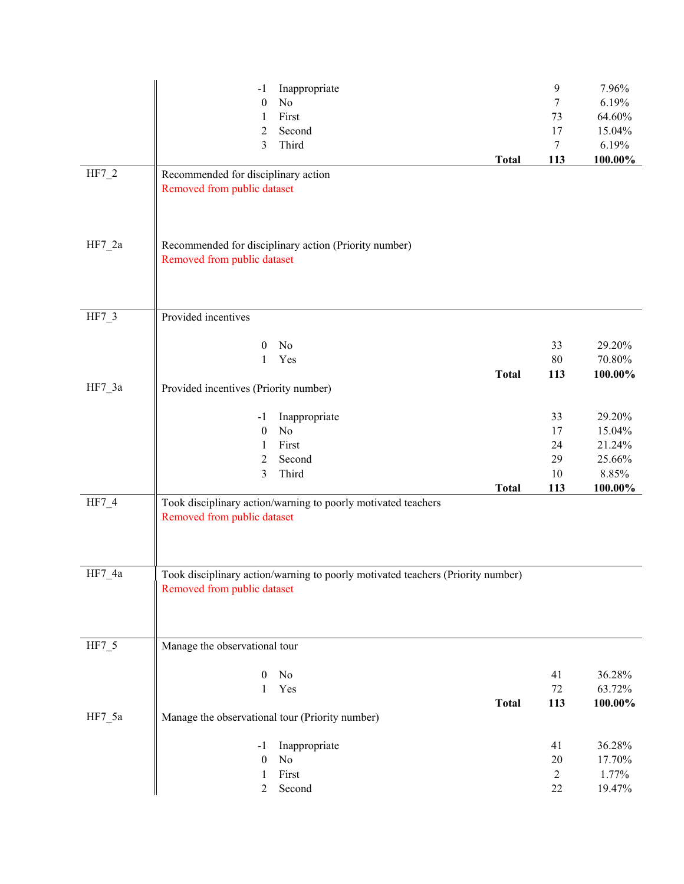| Variable | Code | Label | | Frequency | Percent |
|---|---|---|---|---|---|
| | -1 | Inappropriate | | 9 | 7.96% |
| | 0 | No | | 7 | 6.19% |
| | 1 | First | | 73 | 64.60% |
| | 2 | Second | | 17 | 15.04% |
| | 3 | Third | | 7 | 6.19% |
| | | | **Total** | **113** | **100.00%** |
| HF7_2 | Recommended for disciplinary action | | | | |
| | Removed from public dataset | | | | |
| HF7_2a | Recommended for disciplinary action (Priority number) | | | | |
| | Removed from public dataset | | | | |
| HF7_3 | Provided incentives | | | | |
| | 0 | No | | 33 | 29.20% |
| | 1 | Yes | | 80 | 70.80% |
| | | | **Total** | **113** | **100.00%** |
| HF7_3a | Provided incentives (Priority number) | | | | |
| | -1 | Inappropriate | | 33 | 29.20% |
| | 0 | No | | 17 | 15.04% |
| | 1 | First | | 24 | 21.24% |
| | 2 | Second | | 29 | 25.66% |
| | 3 | Third | | 10 | 8.85% |
| | | | **Total** | **113** | **100.00%** |
| HF7_4 | Took disciplinary action/warning to poorly motivated teachers | | | | |
| | Removed from public dataset | | | | |
| HF7_4a | Took disciplinary action/warning to poorly motivated teachers (Priority number) | | | | |
| | Removed from public dataset | | | | |
| HF7_5 | Manage the observational tour | | | | |
| | 0 | No | | 41 | 36.28% |
| | 1 | Yes | | 72 | 63.72% |
| | | | **Total** | **113** | **100.00%** |
| HF7_5a | Manage the observational tour (Priority number) | | | | |
| | -1 | Inappropriate | | 41 | 36.28% |
| | 0 | No | | 20 | 17.70% |
| | 1 | First | | 2 | 1.77% |
| | 2 | Second | | 22 | 19.47% |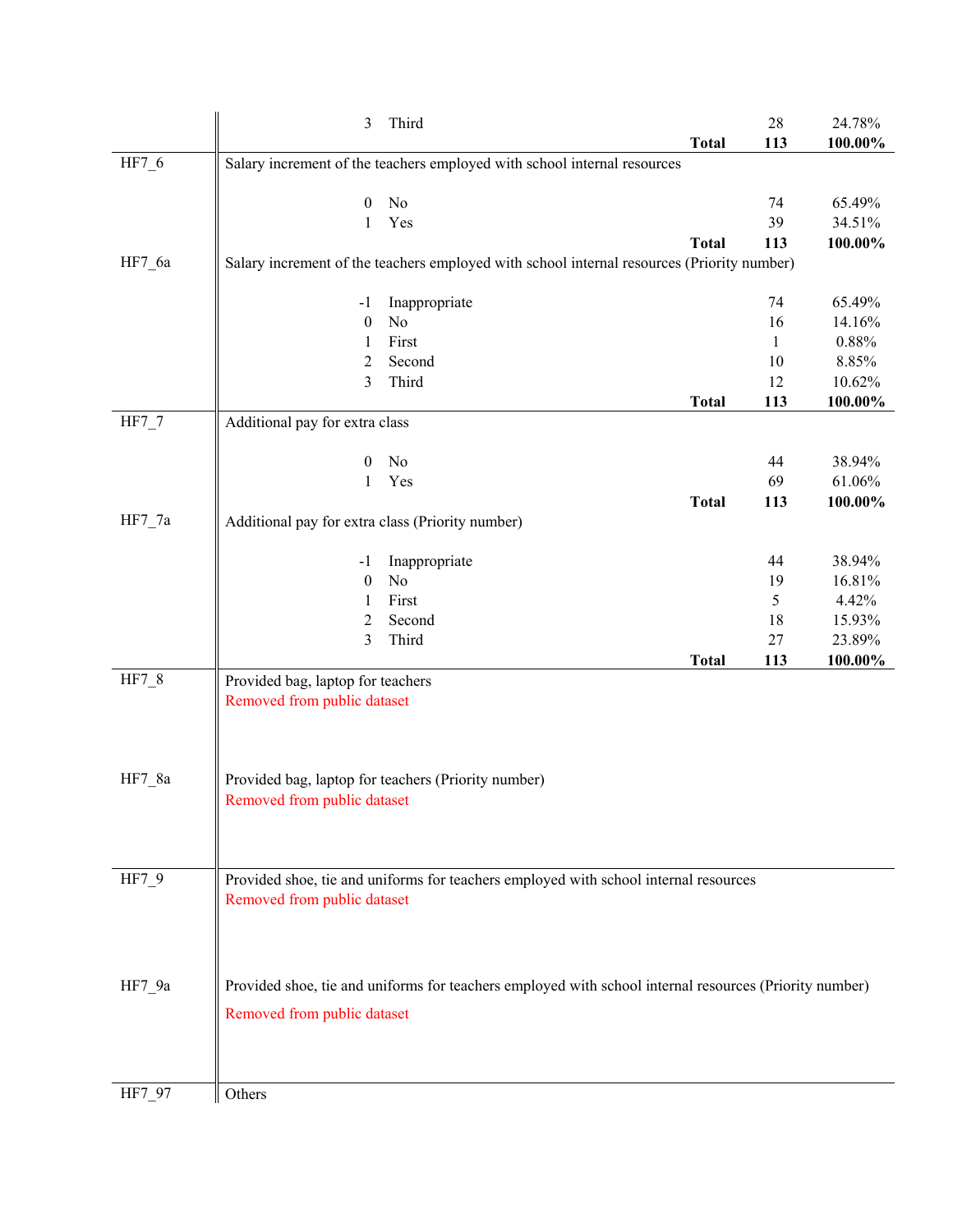| Variable | Description | | Count | Percent |
|---|---|---|---|---|
| | 3 | Third | 28 | 24.78% |
| | | **Total** | **113** | **100.00%** |
| HF7_6 | Salary increment of the teachers employed with school internal resources | | | |
| | 0 | No | 74 | 65.49% |
| | 1 | Yes | 39 | 34.51% |
| | | **Total** | **113** | **100.00%** |
| HF7_6a | Salary increment of the teachers employed with school internal resources (Priority number) | | | |
| | -1 | Inappropriate | 74 | 65.49% |
| | 0 | No | 16 | 14.16% |
| | 1 | First | 1 | 0.88% |
| | 2 | Second | 10 | 8.85% |
| | 3 | Third | 12 | 10.62% |
| | | **Total** | **113** | **100.00%** |
| HF7_7 | Additional pay for extra class | | | |
| | 0 | No | 44 | 38.94% |
| | 1 | Yes | 69 | 61.06% |
| | | **Total** | **113** | **100.00%** |
| HF7_7a | Additional pay for extra class (Priority number) | | | |
| | -1 | Inappropriate | 44 | 38.94% |
| | 0 | No | 19 | 16.81% |
| | 1 | First | 5 | 4.42% |
| | 2 | Second | 18 | 15.93% |
| | 3 | Third | 27 | 23.89% |
| | | **Total** | **113** | **100.00%** |
| HF7_8 | Provided bag, laptop for teachers<br>Removed from public dataset | | | |
| HF7_8a | Provided bag, laptop for teachers (Priority number)<br>Removed from public dataset | | | |
| HF7_9 | Provided shoe, tie and uniforms for teachers employed with school internal resources<br>Removed from public dataset | | | |
| HF7_9a | Provided shoe, tie and uniforms for teachers employed with school internal resources (Priority number)<br>Removed from public dataset | | | |
| HF7_97 | Others | | | |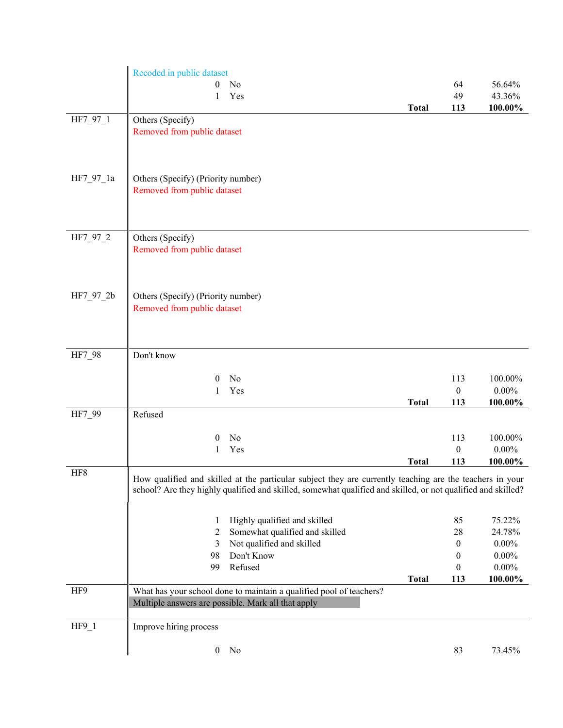| | | | | |
|---|---|---|---|---|
| | Recoded in public dataset | | | |
| | 0 No | | 64 | 56.64% |
| | 1 Yes | | 49 | 43.36% |
| | | **Total** | **113** | **100.00%** |
| HF7_97_1 | Others (Specify)<br>Removed from public dataset | | | |
| HF7_97_1a | Others (Specify) (Priority number)<br>Removed from public dataset | | | |
| HF7_97_2 | Others (Specify)<br>Removed from public dataset | | | |
| HF7_97_2b | Others (Specify) (Priority number)<br>Removed from public dataset | | | |
| HF7_98 | Don't know | | | |
| | 0 No | | 113 | 100.00% |
| | 1 Yes | | 0 | 0.00% |
| | | **Total** | **113** | **100.00%** |
| HF7_99 | Refused | | | |
| | 0 No | | 113 | 100.00% |
| | 1 Yes | | 0 | 0.00% |
| | | **Total** | **113** | **100.00%** |
| HF8 | How qualified and skilled at the particular subject they are currently teaching are the teachers in your school? Are they highly qualified and skilled, somewhat qualified and skilled, or not qualified and skilled? | | | |
| | 1 Highly qualified and skilled | | 85 | 75.22% |
| | 2 Somewhat qualified and skilled | | 28 | 24.78% |
| | 3 Not qualified and skilled | | 0 | 0.00% |
| | 98 Don't Know | | 0 | 0.00% |
| | 99 Refused | | 0 | 0.00% |
| | | **Total** | **113** | **100.00%** |
| HF9 | What has your school done to maintain a qualified pool of teachers?<br>Multiple answers are possible. Mark all that apply | | | |
| HF9_1 | Improve hiring process | | | |
| | 0 No | | 83 | 73.45% |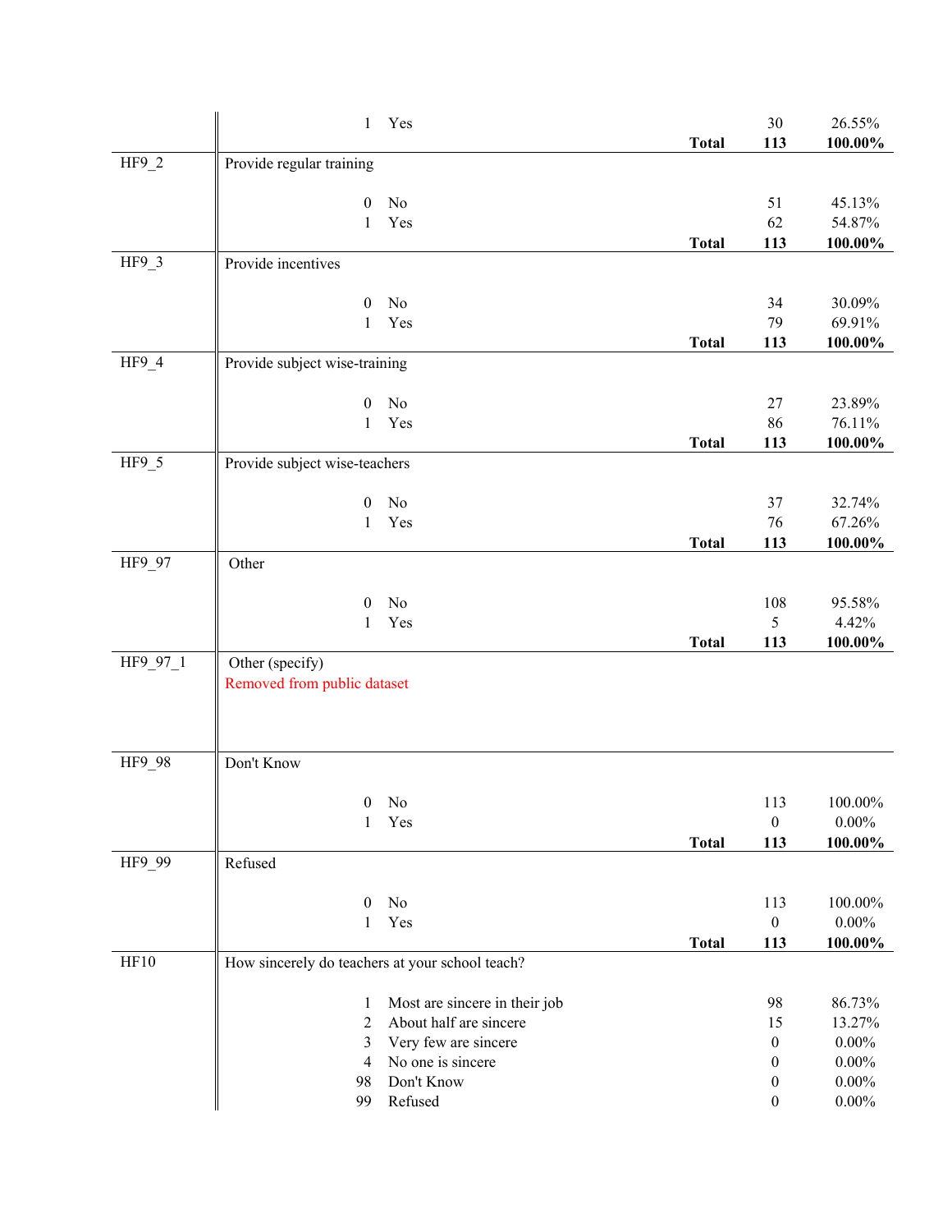| Variable | Question / Value | Label | | Frequency | Percent |
|---|---|---|---|---|---|
| | 1 | Yes | | 30 | 26.55% |
| | | | **Total** | **113** | **100.00%** |
| HF9_2 | Provide regular training | | | | |
| | 0 | No | | 51 | 45.13% |
| | 1 | Yes | | 62 | 54.87% |
| | | | **Total** | **113** | **100.00%** |
| HF9_3 | Provide incentives | | | | |
| | 0 | No | | 34 | 30.09% |
| | 1 | Yes | | 79 | 69.91% |
| | | | **Total** | **113** | **100.00%** |
| HF9_4 | Provide subject wise-training | | | | |
| | 0 | No | | 27 | 23.89% |
| | 1 | Yes | | 86 | 76.11% |
| | | | **Total** | **113** | **100.00%** |
| HF9_5 | Provide subject wise-teachers | | | | |
| | 0 | No | | 37 | 32.74% |
| | 1 | Yes | | 76 | 67.26% |
| | | | **Total** | **113** | **100.00%** |
| HF9_97 | Other | | | | |
| | 0 | No | | 108 | 95.58% |
| | 1 | Yes | | 5 | 4.42% |
| | | | **Total** | **113** | **100.00%** |
| HF9_97_1 | Other (specify) | | | | |
| | Removed from public dataset | | | | |
| HF9_98 | Don't Know | | | | |
| | 0 | No | | 113 | 100.00% |
| | 1 | Yes | | 0 | 0.00% |
| | | | **Total** | **113** | **100.00%** |
| HF9_99 | Refused | | | | |
| | 0 | No | | 113 | 100.00% |
| | 1 | Yes | | 0 | 0.00% |
| | | | **Total** | **113** | **100.00%** |
| HF10 | How sincerely do teachers at your school teach? | | | | |
| | 1 | Most are sincere in their job | | 98 | 86.73% |
| | 2 | About half are sincere | | 15 | 13.27% |
| | 3 | Very few are sincere | | 0 | 0.00% |
| | 4 | No one is sincere | | 0 | 0.00% |
| | 98 | Don't Know | | 0 | 0.00% |
| | 99 | Refused | | 0 | 0.00% |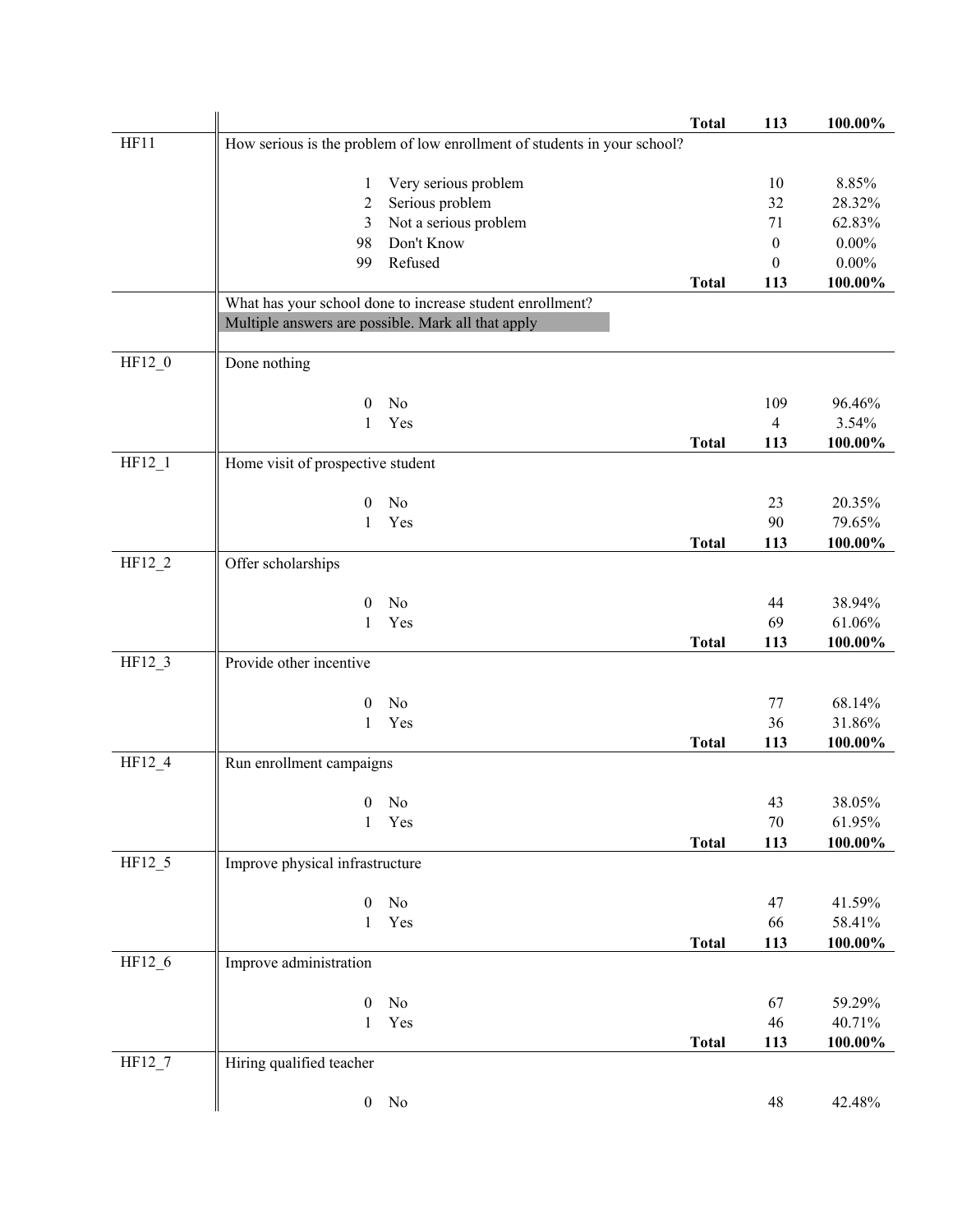| | | | |
|---|---|---|---|
| | Total | 113 | 100.00% |
| HF11 | How serious is the problem of low enrollment of students in your school? | | |
| | 1 Very serious problem | 10 | 8.85% |
| | 2 Serious problem | 32 | 28.32% |
| | 3 Not a serious problem | 71 | 62.83% |
| | 98 Don't Know | 0 | 0.00% |
| | 99 Refused | 0 | 0.00% |
| | Total | 113 | 100.00% |
| | What has your school done to increase student enrollment? Multiple answers are possible. Mark all that apply | | |
| HF12_0 | Done nothing | | |
| | 0 No | 109 | 96.46% |
| | 1 Yes | 4 | 3.54% |
| | Total | 113 | 100.00% |
| HF12_1 | Home visit of prospective student | | |
| | 0 No | 23 | 20.35% |
| | 1 Yes | 90 | 79.65% |
| | Total | 113 | 100.00% |
| HF12_2 | Offer scholarships | | |
| | 0 No | 44 | 38.94% |
| | 1 Yes | 69 | 61.06% |
| | Total | 113 | 100.00% |
| HF12_3 | Provide other incentive | | |
| | 0 No | 77 | 68.14% |
| | 1 Yes | 36 | 31.86% |
| | Total | 113 | 100.00% |
| HF12_4 | Run enrollment campaigns | | |
| | 0 No | 43 | 38.05% |
| | 1 Yes | 70 | 61.95% |
| | Total | 113 | 100.00% |
| HF12_5 | Improve physical infrastructure | | |
| | 0 No | 47 | 41.59% |
| | 1 Yes | 66 | 58.41% |
| | Total | 113 | 100.00% |
| HF12_6 | Improve administration | | |
| | 0 No | 67 | 59.29% |
| | 1 Yes | 46 | 40.71% |
| | Total | 113 | 100.00% |
| HF12_7 | Hiring qualified teacher | | |
| | 0 No | 48 | 42.48% |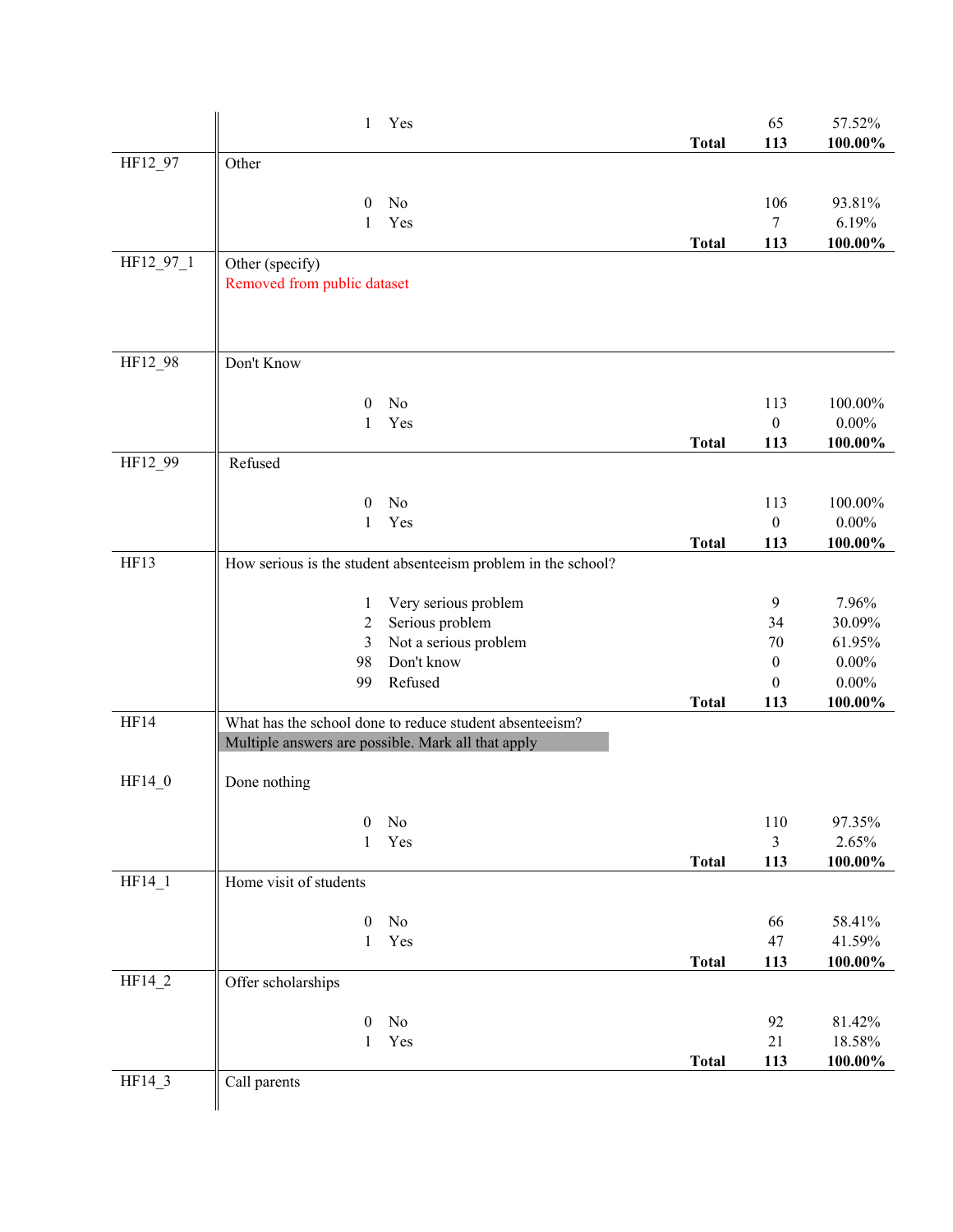| Variable | Question / Value | Label | | Frequency | Percent |
|---|---|---|---|---|---|
| | 1 | Yes | | 65 | 57.52% |
| | | | **Total** | **113** | **100.00%** |
| HF12_97 | Other | | | | |
| | 0 | No | | 106 | 93.81% |
| | 1 | Yes | | 7 | 6.19% |
| | | | **Total** | **113** | **100.00%** |
| HF12_97_1 | Other (specify) Removed from public dataset | | | | |
| HF12_98 | Don't Know | | | | |
| | 0 | No | | 113 | 100.00% |
| | 1 | Yes | | 0 | 0.00% |
| | | | **Total** | **113** | **100.00%** |
| HF12_99 | Refused | | | | |
| | 0 | No | | 113 | 100.00% |
| | 1 | Yes | | 0 | 0.00% |
| | | | **Total** | **113** | **100.00%** |
| HF13 | How serious is the student absenteeism problem in the school? | | | | |
| | 1 | Very serious problem | | 9 | 7.96% |
| | 2 | Serious problem | | 34 | 30.09% |
| | 3 | Not a serious problem | | 70 | 61.95% |
| | 98 | Don't know | | 0 | 0.00% |
| | 99 | Refused | | 0 | 0.00% |
| | | | **Total** | **113** | **100.00%** |
| HF14 | What has the school done to reduce student absenteeism? Multiple answers are possible. Mark all that apply | | | | |
| HF14_0 | Done nothing | | | | |
| | 0 | No | | 110 | 97.35% |
| | 1 | Yes | | 3 | 2.65% |
| | | | **Total** | **113** | **100.00%** |
| HF14_1 | Home visit of students | | | | |
| | 0 | No | | 66 | 58.41% |
| | 1 | Yes | | 47 | 41.59% |
| | | | **Total** | **113** | **100.00%** |
| HF14_2 | Offer scholarships | | | | |
| | 0 | No | | 92 | 81.42% |
| | 1 | Yes | | 21 | 18.58% |
| | | | **Total** | **113** | **100.00%** |
| HF14_3 | Call parents | | | | |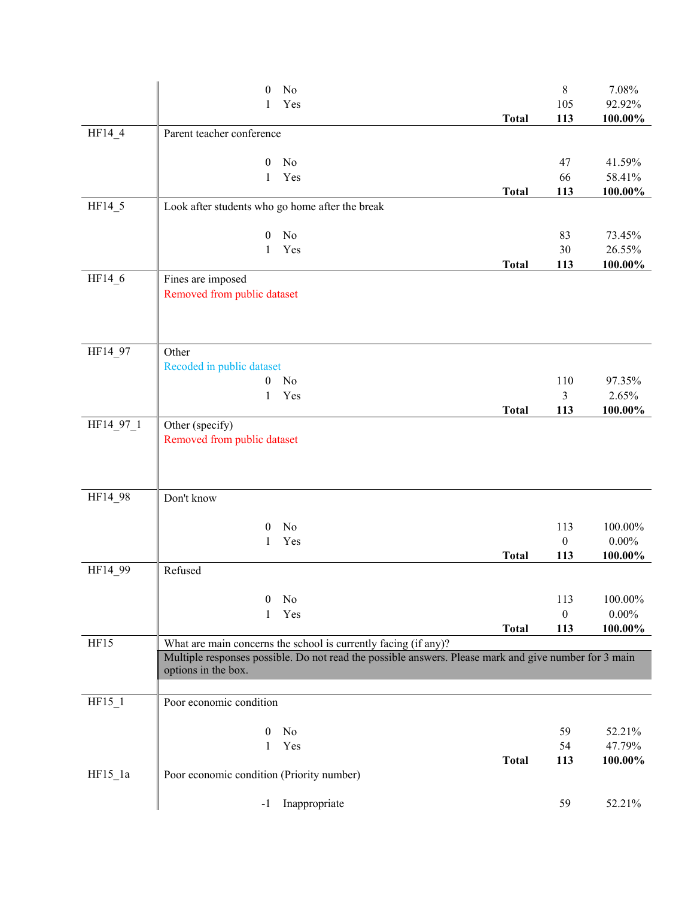| Variable | Description | Code | Label | Total | Frequency | Percent |
|---|---|---|---|---|---|---|
| | | 0 | No | | 8 | 7.08% |
| | | 1 | Yes | | 105 | 92.92% |
| | | | | **Total** | **113** | **100.00%** |
| HF14_4 | Parent teacher conference | | | | | |
| | | 0 | No | | 47 | 41.59% |
| | | 1 | Yes | | 66 | 58.41% |
| | | | | **Total** | **113** | **100.00%** |
| HF14_5 | Look after students who go home after the break | | | | | |
| | | 0 | No | | 83 | 73.45% |
| | | 1 | Yes | | 30 | 26.55% |
| | | | | **Total** | **113** | **100.00%** |
| HF14_6 | Fines are imposed<br>Removed from public dataset | | | | | |
| HF14_97 | Other<br>Recoded in public dataset | | | | | |
| | | 0 | No | | 110 | 97.35% |
| | | 1 | Yes | | 3 | 2.65% |
| | | | | **Total** | **113** | **100.00%** |
| HF14_97_1 | Other (specify)<br>Removed from public dataset | | | | | |
| HF14_98 | Don't know | | | | | |
| | | 0 | No | | 113 | 100.00% |
| | | 1 | Yes | | 0 | 0.00% |
| | | | | **Total** | **113** | **100.00%** |
| HF14_99 | Refused | | | | | |
| | | 0 | No | | 113 | 100.00% |
| | | 1 | Yes | | 0 | 0.00% |
| | | | | **Total** | **113** | **100.00%** |
| HF15 | What are main concerns the school is currently facing (if any)?<br>Multiple responses possible. Do not read the possible answers. Please mark and give number for 3 main options in the box. | | | | | |
| HF15_1 | Poor economic condition | | | | | |
| | | 0 | No | | 59 | 52.21% |
| | | 1 | Yes | | 54 | 47.79% |
| | | | | **Total** | **113** | **100.00%** |
| HF15_1a | Poor economic condition (Priority number) | | | | | |
| | | -1 | Inappropriate | | 59 | 52.21% |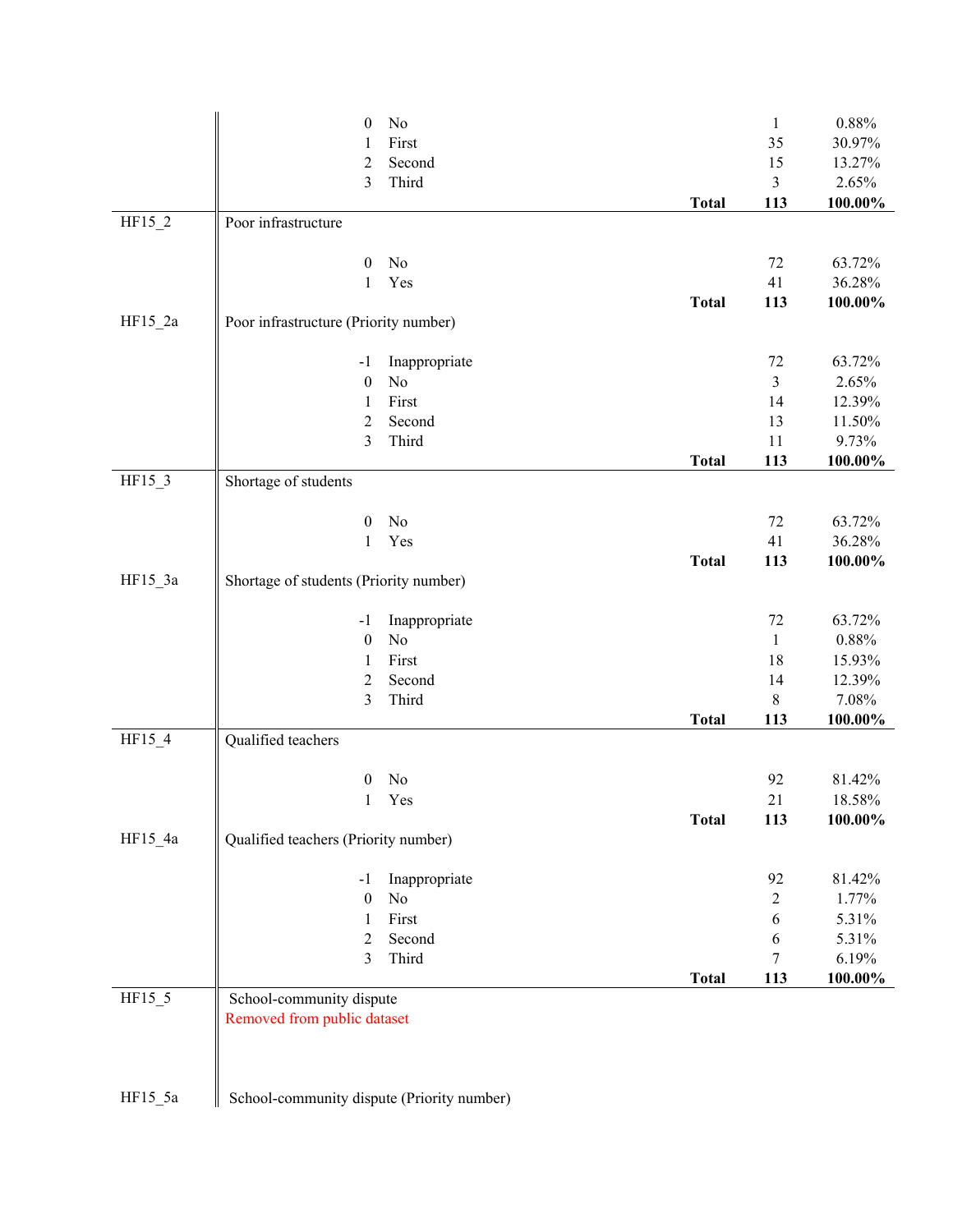| Variable | Label | Value | Category | | N | Percent |
|---|---|---|---|---|---|---|
| | | 0 | No | | 1 | 0.88% |
| | | 1 | First | | 35 | 30.97% |
| | | 2 | Second | | 15 | 13.27% |
| | | 3 | Third | | 3 | 2.65% |
| | | | | **Total** | **113** | **100.00%** |
| HF15_2 | Poor infrastructure | | | | | |
| | | 0 | No | | 72 | 63.72% |
| | | 1 | Yes | | 41 | 36.28% |
| | | | | **Total** | **113** | **100.00%** |
| HF15_2a | Poor infrastructure (Priority number) | | | | | |
| | | -1 | Inappropriate | | 72 | 63.72% |
| | | 0 | No | | 3 | 2.65% |
| | | 1 | First | | 14 | 12.39% |
| | | 2 | Second | | 13 | 11.50% |
| | | 3 | Third | | 11 | 9.73% |
| | | | | **Total** | **113** | **100.00%** |
| HF15_3 | Shortage of students | | | | | |
| | | 0 | No | | 72 | 63.72% |
| | | 1 | Yes | | 41 | 36.28% |
| | | | | **Total** | **113** | **100.00%** |
| HF15_3a | Shortage of students (Priority number) | | | | | |
| | | -1 | Inappropriate | | 72 | 63.72% |
| | | 0 | No | | 1 | 0.88% |
| | | 1 | First | | 18 | 15.93% |
| | | 2 | Second | | 14 | 12.39% |
| | | 3 | Third | | 8 | 7.08% |
| | | | | **Total** | **113** | **100.00%** |
| HF15_4 | Qualified teachers | | | | | |
| | | 0 | No | | 92 | 81.42% |
| | | 1 | Yes | | 21 | 18.58% |
| | | | | **Total** | **113** | **100.00%** |
| HF15_4a | Qualified teachers (Priority number) | | | | | |
| | | -1 | Inappropriate | | 92 | 81.42% |
| | | 0 | No | | 2 | 1.77% |
| | | 1 | First | | 6 | 5.31% |
| | | 2 | Second | | 6 | 5.31% |
| | | 3 | Third | | 7 | 6.19% |
| | | | | **Total** | **113** | **100.00%** |
| HF15_5 | School-community dispute<br>Removed from public dataset | | | | | |
| HF15_5a | School-community dispute (Priority number) | | | | | |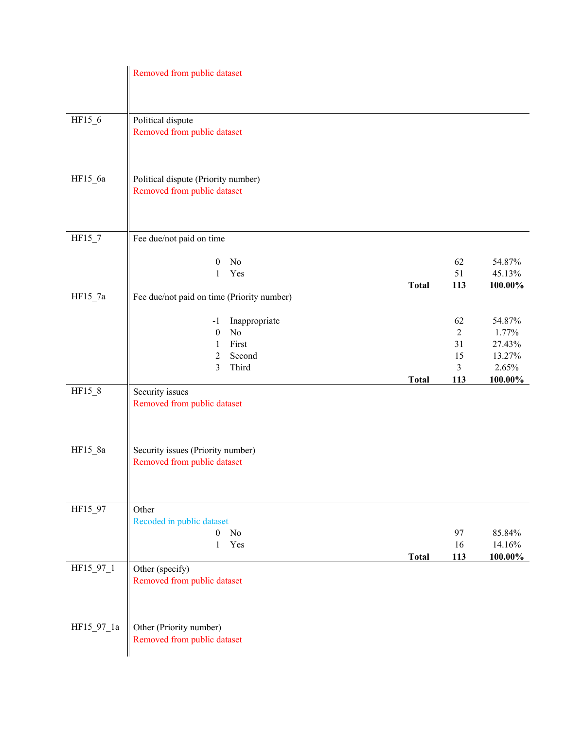| Variable | Description | | | |
|---|---|---|---|---|
| | Removed from public dataset | | | |
| HF15_6 | Political dispute | | | |
| | Removed from public dataset | | | |
| HF15_6a | Political dispute (Priority number) | | | |
| | Removed from public dataset | | | |
| HF15_7 | Fee due/not paid on time | | | |
| | 0 No | | 62 | 54.87% |
| | 1 Yes | | 51 | 45.13% |
| | | **Total** | **113** | **100.00%** |
| HF15_7a | Fee due/not paid on time (Priority number) | | | |
| | -1 Inappropriate | | 62 | 54.87% |
| | 0 No | | 2 | 1.77% |
| | 1 First | | 31 | 27.43% |
| | 2 Second | | 15 | 13.27% |
| | 3 Third | | 3 | 2.65% |
| | | **Total** | **113** | **100.00%** |
| HF15_8 | Security issues | | | |
| | Removed from public dataset | | | |
| HF15_8a | Security issues (Priority number) | | | |
| | Removed from public dataset | | | |
| HF15_97 | Other | | | |
| | Recoded in public dataset | | | |
| | 0 No | | 97 | 85.84% |
| | 1 Yes | | 16 | 14.16% |
| | | **Total** | **113** | **100.00%** |
| HF15_97_1 | Other (specify) | | | |
| | Removed from public dataset | | | |
| HF15_97_1a | Other (Priority number) | | | |
| | Removed from public dataset | | | |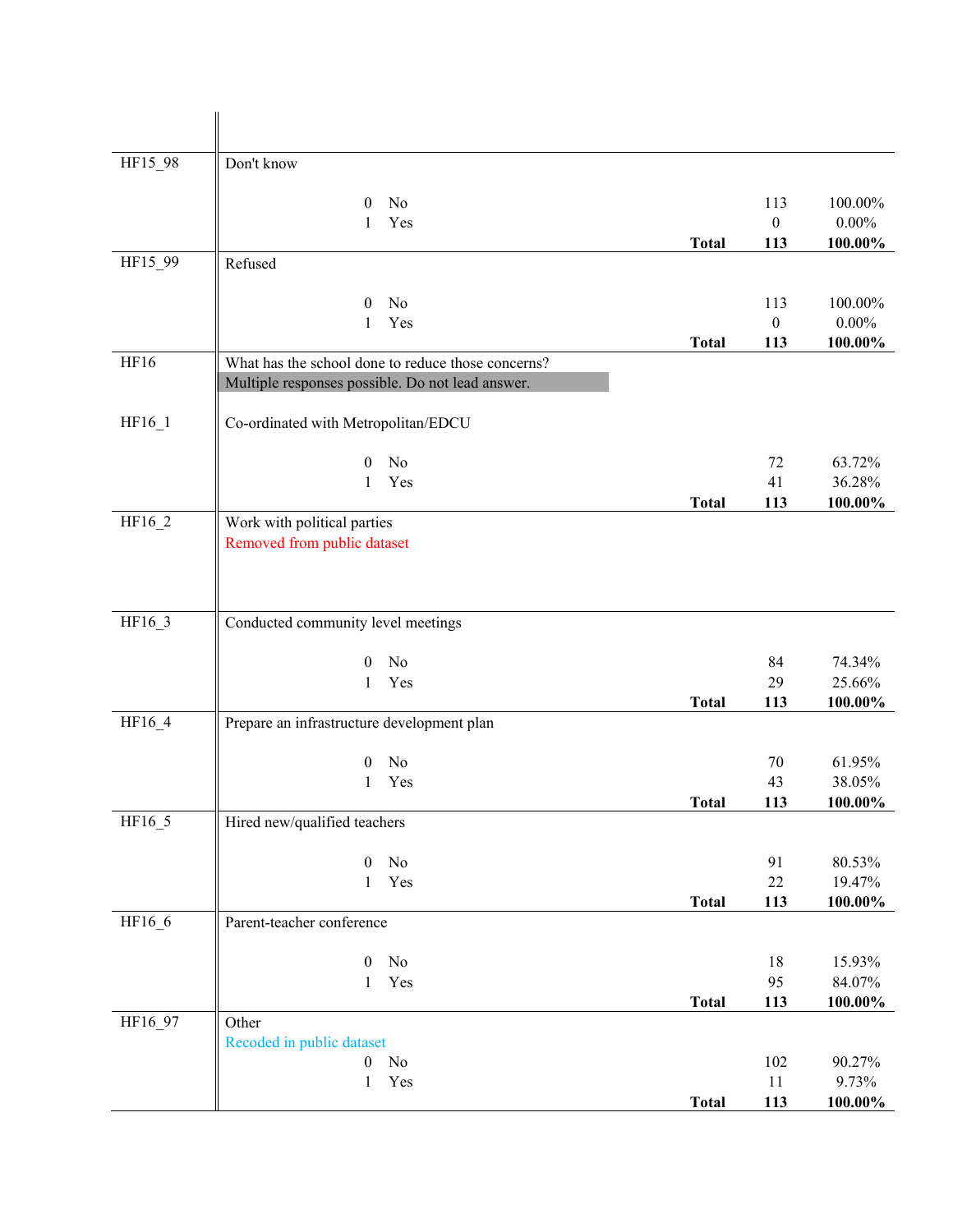| Variable | Description | | | Count | Percent |
|---|---|---|---|---|---|
| HF15_98 | Don't know | | | | |
| | 0 | No | | 113 | 100.00% |
| | 1 | Yes | | 0 | 0.00% |
| | | | **Total** | **113** | **100.00%** |
| HF15_99 | Refused | | | | |
| | 0 | No | | 113 | 100.00% |
| | 1 | Yes | | 0 | 0.00% |
| | | | **Total** | **113** | **100.00%** |
| HF16 | What has the school done to reduce those concerns? Multiple responses possible. Do not lead answer. | | | | |
| HF16_1 | Co-ordinated with Metropolitan/EDCU | | | | |
| | 0 | No | | 72 | 63.72% |
| | 1 | Yes | | 41 | 36.28% |
| | | | **Total** | **113** | **100.00%** |
| HF16_2 | Work with political parties<br>Removed from public dataset | | | | |
| HF16_3 | Conducted community level meetings | | | | |
| | 0 | No | | 84 | 74.34% |
| | 1 | Yes | | 29 | 25.66% |
| | | | **Total** | **113** | **100.00%** |
| HF16_4 | Prepare an infrastructure development plan | | | | |
| | 0 | No | | 70 | 61.95% |
| | 1 | Yes | | 43 | 38.05% |
| | | | **Total** | **113** | **100.00%** |
| HF16_5 | Hired new/qualified teachers | | | | |
| | 0 | No | | 91 | 80.53% |
| | 1 | Yes | | 22 | 19.47% |
| | | | **Total** | **113** | **100.00%** |
| HF16_6 | Parent-teacher conference | | | | |
| | 0 | No | | 18 | 15.93% |
| | 1 | Yes | | 95 | 84.07% |
| | | | **Total** | **113** | **100.00%** |
| HF16_97 | Other<br>Recoded in public dataset | | | | |
| | 0 | No | | 102 | 90.27% |
| | 1 | Yes | | 11 | 9.73% |
| | | | **Total** | **113** | **100.00%** |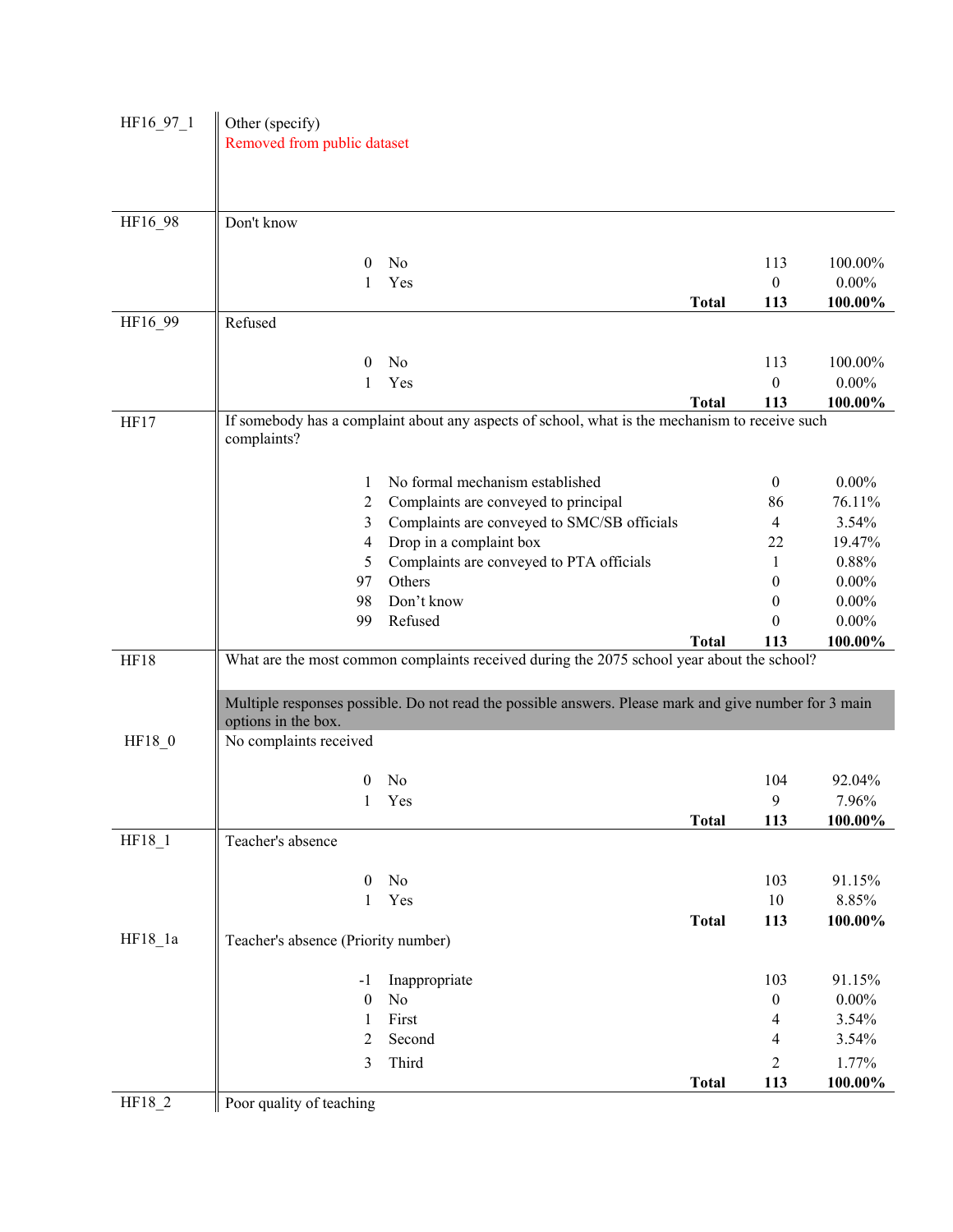| Variable | Question / Response | | Count | Percent |
|---|---|---|---|---|
| HF16_97_1 | Other (specify) | | | |
| | Removed from public dataset | | | |
| HF16_98 | Don't know | | | |
| | 0 | No | 113 | 100.00% |
| | 1 | Yes | 0 | 0.00% |
| | | **Total** | **113** | **100.00%** |
| HF16_99 | Refused | | | |
| | 0 | No | 113 | 100.00% |
| | 1 | Yes | 0 | 0.00% |
| | | **Total** | **113** | **100.00%** |
| HF17 | If somebody has a complaint about any aspects of school, what is the mechanism to receive such complaints? | | | |
| | 1 | No formal mechanism established | 0 | 0.00% |
| | 2 | Complaints are conveyed to principal | 86 | 76.11% |
| | 3 | Complaints are conveyed to SMC/SB officials | 4 | 3.54% |
| | 4 | Drop in a complaint box | 22 | 19.47% |
| | 5 | Complaints are conveyed to PTA officials | 1 | 0.88% |
| | 97 | Others | 0 | 0.00% |
| | 98 | Don't know | 0 | 0.00% |
| | 99 | Refused | 0 | 0.00% |
| | | **Total** | **113** | **100.00%** |
| HF18 | What are the most common complaints received during the 2075 school year about the school? | | | |
| | Multiple responses possible. Do not read the possible answers. Please mark and give number for 3 main options in the box. | | | |
| HF18_0 | No complaints received | | | |
| | 0 | No | 104 | 92.04% |
| | 1 | Yes | 9 | 7.96% |
| | | **Total** | **113** | **100.00%** |
| HF18_1 | Teacher's absence | | | |
| | 0 | No | 103 | 91.15% |
| | 1 | Yes | 10 | 8.85% |
| | | **Total** | **113** | **100.00%** |
| HF18_1a | Teacher's absence (Priority number) | | | |
| | -1 | Inappropriate | 103 | 91.15% |
| | 0 | No | 0 | 0.00% |
| | 1 | First | 4 | 3.54% |
| | 2 | Second | 4 | 3.54% |
| | 3 | Third | 2 | 1.77% |
| | | **Total** | **113** | **100.00%** |
| HF18_2 | Poor quality of teaching | | | |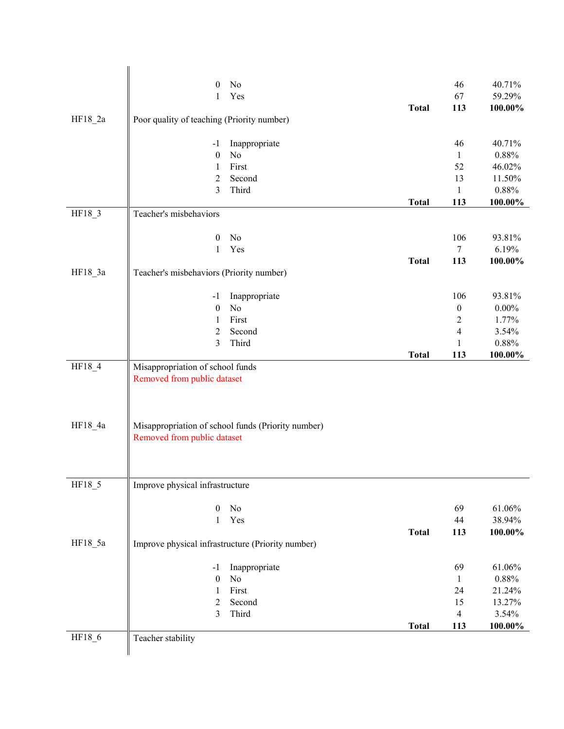| Variable | Code | Label | | Frequency | Percent |
|---|---|---|---|---|---|
| | 0 | No | | 46 | 40.71% |
| | 1 | Yes | | 67 | 59.29% |
| | | | **Total** | **113** | **100.00%** |
| HF18_2a | Poor quality of teaching (Priority number) | | | | |
| | -1 | Inappropriate | | 46 | 40.71% |
| | 0 | No | | 1 | 0.88% |
| | 1 | First | | 52 | 46.02% |
| | 2 | Second | | 13 | 11.50% |
| | 3 | Third | | 1 | 0.88% |
| | | | **Total** | **113** | **100.00%** |
| HF18_3 | Teacher's misbehaviors | | | | |
| | 0 | No | | 106 | 93.81% |
| | 1 | Yes | | 7 | 6.19% |
| | | | **Total** | **113** | **100.00%** |
| HF18_3a | Teacher's misbehaviors (Priority number) | | | | |
| | -1 | Inappropriate | | 106 | 93.81% |
| | 0 | No | | 0 | 0.00% |
| | 1 | First | | 2 | 1.77% |
| | 2 | Second | | 4 | 3.54% |
| | 3 | Third | | 1 | 0.88% |
| | | | **Total** | **113** | **100.00%** |
| HF18_4 | Misappropriation of school funds | | | | |
| | Removed from public dataset | | | | |
| HF18_4a | Misappropriation of school funds (Priority number) | | | | |
| | Removed from public dataset | | | | |
| HF18_5 | Improve physical infrastructure | | | | |
| | 0 | No | | 69 | 61.06% |
| | 1 | Yes | | 44 | 38.94% |
| | | | **Total** | **113** | **100.00%** |
| HF18_5a | Improve physical infrastructure (Priority number) | | | | |
| | -1 | Inappropriate | | 69 | 61.06% |
| | 0 | No | | 1 | 0.88% |
| | 1 | First | | 24 | 21.24% |
| | 2 | Second | | 15 | 13.27% |
| | 3 | Third | | 4 | 3.54% |
| | | | **Total** | **113** | **100.00%** |
| HF18_6 | Teacher stability | | | | |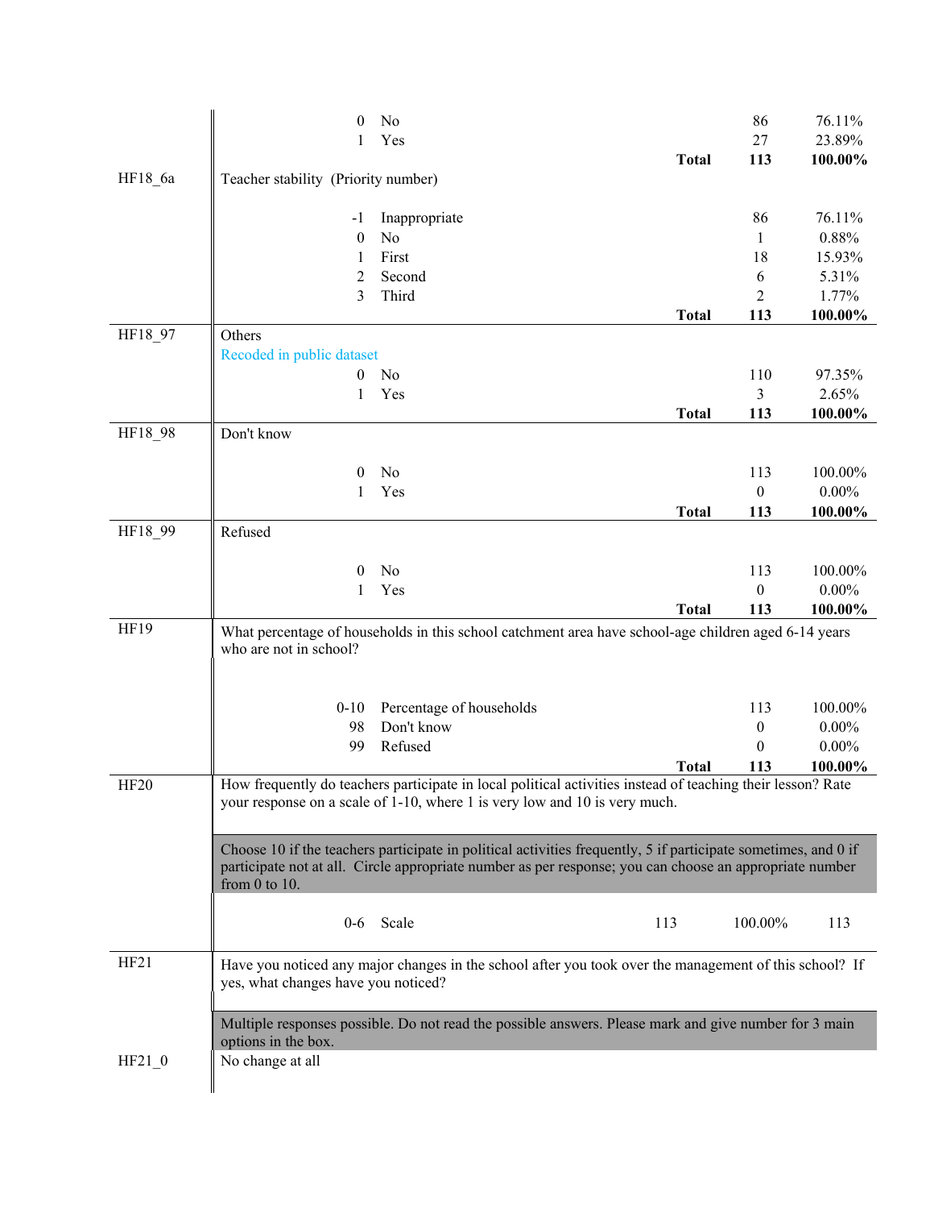| Variable | Question / Values | | Total | N | % |
|---|---|---|---|---|---|
| | 0 | No | | 86 | 76.11% |
| | 1 | Yes | | 27 | 23.89% |
| | | | **Total** | **113** | **100.00%** |
| HF18_6a | Teacher stability (Priority number) | | | | |
| | -1 | Inappropriate | | 86 | 76.11% |
| | 0 | No | | 1 | 0.88% |
| | 1 | First | | 18 | 15.93% |
| | 2 | Second | | 6 | 5.31% |
| | 3 | Third | | 2 | 1.77% |
| | | | **Total** | **113** | **100.00%** |
| HF18_97 | Others<br>Recoded in public dataset | | | | |
| | 0 | No | | 110 | 97.35% |
| | 1 | Yes | | 3 | 2.65% |
| | | | **Total** | **113** | **100.00%** |
| HF18_98 | Don't know | | | | |
| | 0 | No | | 113 | 100.00% |
| | 1 | Yes | | 0 | 0.00% |
| | | | **Total** | **113** | **100.00%** |
| HF18_99 | Refused | | | | |
| | 0 | No | | 113 | 100.00% |
| | 1 | Yes | | 0 | 0.00% |
| | | | **Total** | **113** | **100.00%** |
| HF19 | What percentage of households in this school catchment area have school-age children aged 6-14 years who are not in school? | | | | |
| | 0-10 | Percentage of households | | 113 | 100.00% |
| | 98 | Don't know | | 0 | 0.00% |
| | 99 | Refused | | 0 | 0.00% |
| | | | **Total** | **113** | **100.00%** |
| HF20 | How frequently do teachers participate in local political activities instead of teaching their lesson? Rate your response on a scale of 1-10, where 1 is very low and 10 is very much.<br>Choose 10 if the teachers participate in political activities frequently, 5 if participate sometimes, and 0 if participate not at all. Circle appropriate number as per response; you can choose an appropriate number from 0 to 10. | | | | |
| | 0-6 | Scale | 113 | 100.00% | 113 |
| HF21 | Have you noticed any major changes in the school after you took over the management of this school? If yes, what changes have you noticed?<br>Multiple responses possible. Do not read the possible answers. Please mark and give number for 3 main options in the box. | | | | |
| HF21_0 | No change at all | | | | |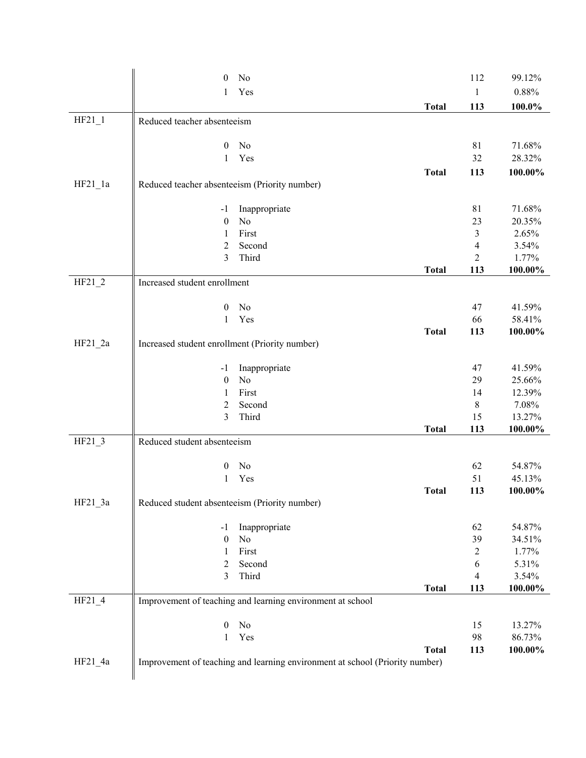| Variable | Code | Label | | Frequency | Percent |
|---|---|---|---|---|---|
| | 0 | No | | 112 | 99.12% |
| | 1 | Yes | | 1 | 0.88% |
| | | | **Total** | **113** | **100.0%** |
| HF21_1 | Reduced teacher absenteeism | | | | |
| | 0 | No | | 81 | 71.68% |
| | 1 | Yes | | 32 | 28.32% |
| | | | **Total** | **113** | **100.00%** |
| HF21_1a | Reduced teacher absenteeism (Priority number) | | | | |
| | -1 | Inappropriate | | 81 | 71.68% |
| | 0 | No | | 23 | 20.35% |
| | 1 | First | | 3 | 2.65% |
| | 2 | Second | | 4 | 3.54% |
| | 3 | Third | | 2 | 1.77% |
| | | | **Total** | **113** | **100.00%** |
| HF21_2 | Increased student enrollment | | | | |
| | 0 | No | | 47 | 41.59% |
| | 1 | Yes | | 66 | 58.41% |
| | | | **Total** | **113** | **100.00%** |
| HF21_2a | Increased student enrollment (Priority number) | | | | |
| | -1 | Inappropriate | | 47 | 41.59% |
| | 0 | No | | 29 | 25.66% |
| | 1 | First | | 14 | 12.39% |
| | 2 | Second | | 8 | 7.08% |
| | 3 | Third | | 15 | 13.27% |
| | | | **Total** | **113** | **100.00%** |
| HF21_3 | Reduced student absenteeism | | | | |
| | 0 | No | | 62 | 54.87% |
| | 1 | Yes | | 51 | 45.13% |
| | | | **Total** | **113** | **100.00%** |
| HF21_3a | Reduced student absenteeism (Priority number) | | | | |
| | -1 | Inappropriate | | 62 | 54.87% |
| | 0 | No | | 39 | 34.51% |
| | 1 | First | | 2 | 1.77% |
| | 2 | Second | | 6 | 5.31% |
| | 3 | Third | | 4 | 3.54% |
| | | | **Total** | **113** | **100.00%** |
| HF21_4 | Improvement of teaching and learning environment at school | | | | |
| | 0 | No | | 15 | 13.27% |
| | 1 | Yes | | 98 | 86.73% |
| | | | **Total** | **113** | **100.00%** |
| HF21_4a | Improvement of teaching and learning environment at school (Priority number) | | | | |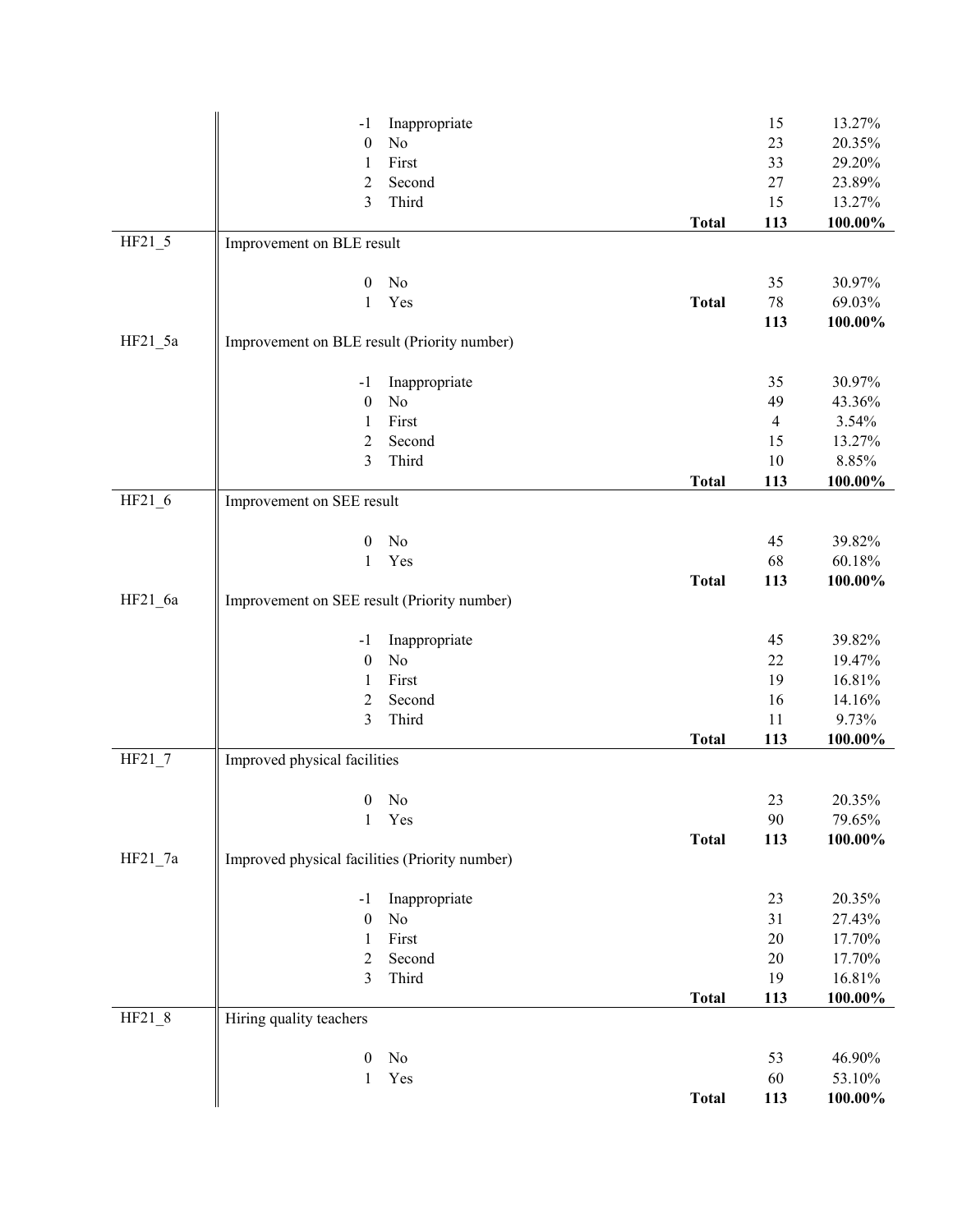| Variable | Code | Label | | Frequency | Percent |
|---|---|---|---|---|---|
| | -1 | Inappropriate | | 15 | 13.27% |
| | 0 | No | | 23 | 20.35% |
| | 1 | First | | 33 | 29.20% |
| | 2 | Second | | 27 | 23.89% |
| | 3 | Third | | 15 | 13.27% |
| | | | **Total** | **113** | **100.00%** |
| HF21_5 | Improvement on BLE result | | | | |
| | 0 | No | | 35 | 30.97% |
| | 1 | Yes | **Total** | 78 | 69.03% |
| | | | | **113** | **100.00%** |
| HF21_5a | Improvement on BLE result (Priority number) | | | | |
| | -1 | Inappropriate | | 35 | 30.97% |
| | 0 | No | | 49 | 43.36% |
| | 1 | First | | 4 | 3.54% |
| | 2 | Second | | 15 | 13.27% |
| | 3 | Third | | 10 | 8.85% |
| | | | **Total** | **113** | **100.00%** |
| HF21_6 | Improvement on SEE result | | | | |
| | 0 | No | | 45 | 39.82% |
| | 1 | Yes | | 68 | 60.18% |
| | | | **Total** | **113** | **100.00%** |
| HF21_6a | Improvement on SEE result (Priority number) | | | | |
| | -1 | Inappropriate | | 45 | 39.82% |
| | 0 | No | | 22 | 19.47% |
| | 1 | First | | 19 | 16.81% |
| | 2 | Second | | 16 | 14.16% |
| | 3 | Third | | 11 | 9.73% |
| | | | **Total** | **113** | **100.00%** |
| HF21_7 | Improved physical facilities | | | | |
| | 0 | No | | 23 | 20.35% |
| | 1 | Yes | | 90 | 79.65% |
| | | | **Total** | **113** | **100.00%** |
| HF21_7a | Improved physical facilities (Priority number) | | | | |
| | -1 | Inappropriate | | 23 | 20.35% |
| | 0 | No | | 31 | 27.43% |
| | 1 | First | | 20 | 17.70% |
| | 2 | Second | | 20 | 17.70% |
| | 3 | Third | | 19 | 16.81% |
| | | | **Total** | **113** | **100.00%** |
| HF21_8 | Hiring quality teachers | | | | |
| | 0 | No | | 53 | 46.90% |
| | 1 | Yes | | 60 | 53.10% |
| | | | **Total** | **113** | **100.00%** |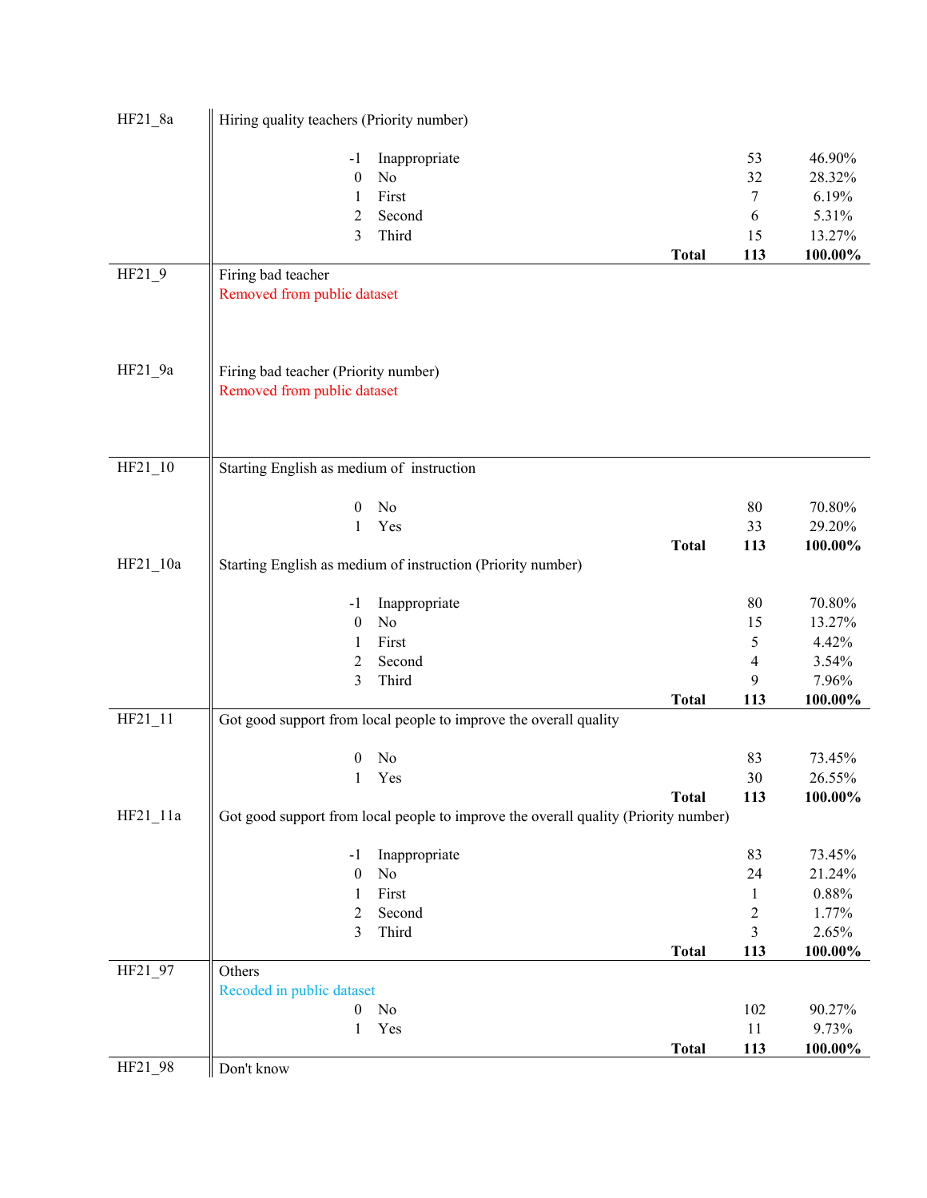| Variable | Label / Value | Category | Frequency | Percent |
|---|---|---|---|---|
| HF21_8a | Hiring quality teachers (Priority number) | | | |
| | -1 | Inappropriate | 53 | 46.90% |
| | 0 | No | 32 | 28.32% |
| | 1 | First | 7 | 6.19% |
| | 2 | Second | 6 | 5.31% |
| | 3 | Third | 15 | 13.27% |
| | | **Total** | **113** | **100.00%** |
| HF21_9 | Firing bad teacher<br>Removed from public dataset | | | |
| HF21_9a | Firing bad teacher (Priority number)<br>Removed from public dataset | | | |
| HF21_10 | Starting English as medium of instruction | | | |
| | 0 | No | 80 | 70.80% |
| | 1 | Yes | 33 | 29.20% |
| | | **Total** | **113** | **100.00%** |
| HF21_10a | Starting English as medium of instruction (Priority number) | | | |
| | -1 | Inappropriate | 80 | 70.80% |
| | 0 | No | 15 | 13.27% |
| | 1 | First | 5 | 4.42% |
| | 2 | Second | 4 | 3.54% |
| | 3 | Third | 9 | 7.96% |
| | | **Total** | **113** | **100.00%** |
| HF21_11 | Got good support from local people to improve the overall quality | | | |
| | 0 | No | 83 | 73.45% |
| | 1 | Yes | 30 | 26.55% |
| | | **Total** | **113** | **100.00%** |
| HF21_11a | Got good support from local people to improve the overall quality (Priority number) | | | |
| | -1 | Inappropriate | 83 | 73.45% |
| | 0 | No | 24 | 21.24% |
| | 1 | First | 1 | 0.88% |
| | 2 | Second | 2 | 1.77% |
| | 3 | Third | 3 | 2.65% |
| | | **Total** | **113** | **100.00%** |
| HF21_97 | Others<br>Recoded in public dataset | | | |
| | 0 | No | 102 | 90.27% |
| | 1 | Yes | 11 | 9.73% |
| | | **Total** | **113** | **100.00%** |
| HF21_98 | Don't know | | | |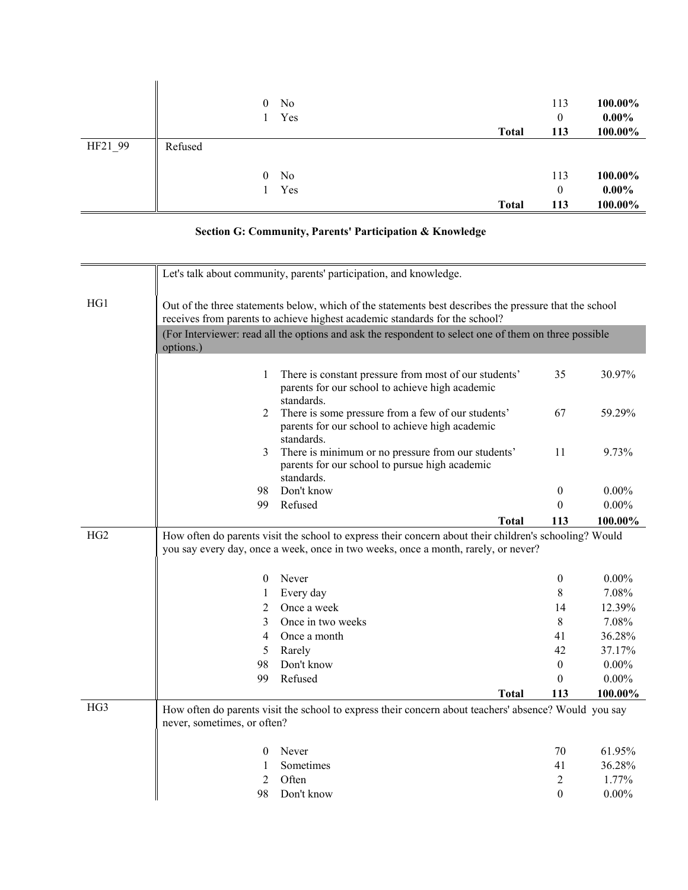| | | | | |
|---|---|---|---|---|
| | 0 | No | 113 | **100.00%** |
| | 1 | Yes | 0 | **0.00%** |
| | | **Total** | **113** | **100.00%** |
| HF21_99 | Refused | | | |
| | 0 | No | 113 | **100.00%** |
| | 1 | Yes | 0 | **0.00%** |
| | | **Total** | **113** | **100.00%** |

## Section G: Community, Parents' Participation & Knowledge

| | | | | |
|---|---|---|---|---|
| | Let's talk about community, parents' participation, and knowledge. | | | |
| HG1 | Out of the three statements below, which of the statements best describes the pressure that the school receives from parents to achieve highest academic standards for the school? | | | |
| | (For Interviewer: read all the options and ask the respondent to select one of them on three possible options.) | | | |
| | 1 | There is constant pressure from most of our students' parents for our school to achieve high academic standards. | 35 | 30.97% |
| | 2 | There is some pressure from a few of our students' parents for our school to achieve high academic standards. | 67 | 59.29% |
| | 3 | There is minimum or no pressure from our students' parents for our school to pursue high academic standards. | 11 | 9.73% |
| | 98 | Don't know | 0 | 0.00% |
| | 99 | Refused | 0 | 0.00% |
| | | **Total** | **113** | **100.00%** |
| HG2 | How often do parents visit the school to express their concern about their children's schooling? Would you say every day, once a week, once in two weeks, once a month, rarely, or never? | | | |
| | 0 | Never | 0 | 0.00% |
| | 1 | Every day | 8 | 7.08% |
| | 2 | Once a week | 14 | 12.39% |
| | 3 | Once in two weeks | 8 | 7.08% |
| | 4 | Once a month | 41 | 36.28% |
| | 5 | Rarely | 42 | 37.17% |
| | 98 | Don't know | 0 | 0.00% |
| | 99 | Refused | 0 | 0.00% |
| | | **Total** | **113** | **100.00%** |
| HG3 | How often do parents visit the school to express their concern about teachers' absence? Would you say never, sometimes, or often? | | | |
| | 0 | Never | 70 | 61.95% |
| | 1 | Sometimes | 41 | 36.28% |
| | 2 | Often | 2 | 1.77% |
| | 98 | Don't know | 0 | 0.00% |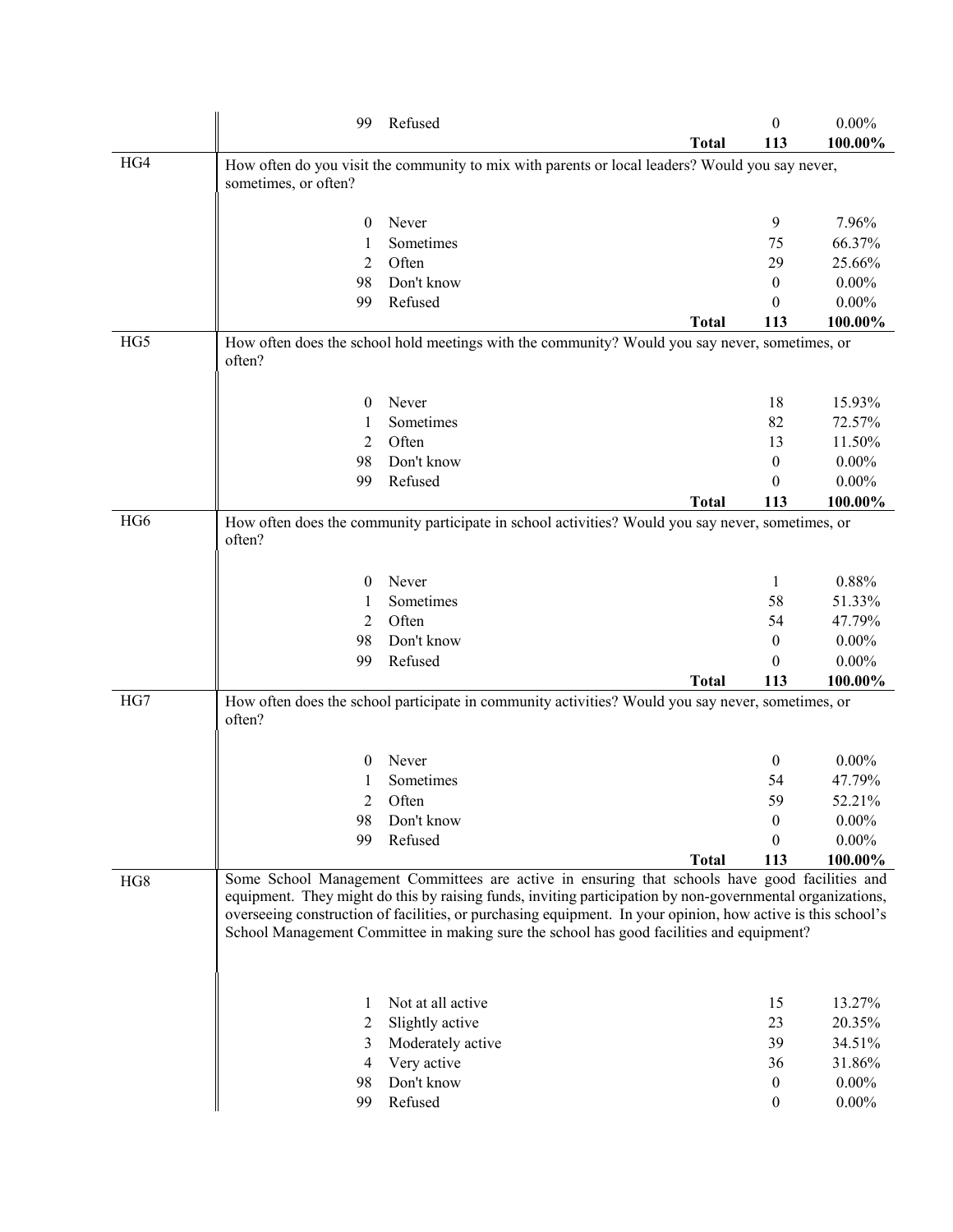| | | | | |
|---|---|---|---|---|
| | 99 | Refused | 0 | 0.00% |
| | | **Total** | **113** | **100.00%** |
| HG4 | How often do you visit the community to mix with parents or local leaders? Would you say never, sometimes, or often? | | | |
| | 0 | Never | 9 | 7.96% |
| | 1 | Sometimes | 75 | 66.37% |
| | 2 | Often | 29 | 25.66% |
| | 98 | Don't know | 0 | 0.00% |
| | 99 | Refused | 0 | 0.00% |
| | | **Total** | **113** | **100.00%** |
| HG5 | How often does the school hold meetings with the community? Would you say never, sometimes, or often? | | | |
| | 0 | Never | 18 | 15.93% |
| | 1 | Sometimes | 82 | 72.57% |
| | 2 | Often | 13 | 11.50% |
| | 98 | Don't know | 0 | 0.00% |
| | 99 | Refused | 0 | 0.00% |
| | | **Total** | **113** | **100.00%** |
| HG6 | How often does the community participate in school activities? Would you say never, sometimes, or often? | | | |
| | 0 | Never | 1 | 0.88% |
| | 1 | Sometimes | 58 | 51.33% |
| | 2 | Often | 54 | 47.79% |
| | 98 | Don't know | 0 | 0.00% |
| | 99 | Refused | 0 | 0.00% |
| | | **Total** | **113** | **100.00%** |
| HG7 | How often does the school participate in community activities? Would you say never, sometimes, or often? | | | |
| | 0 | Never | 0 | 0.00% |
| | 1 | Sometimes | 54 | 47.79% |
| | 2 | Often | 59 | 52.21% |
| | 98 | Don't know | 0 | 0.00% |
| | 99 | Refused | 0 | 0.00% |
| | | **Total** | **113** | **100.00%** |
| HG8 | Some School Management Committees are active in ensuring that schools have good facilities and equipment. They might do this by raising funds, inviting participation by non-governmental organizations, overseeing construction of facilities, or purchasing equipment. In your opinion, how active is this school's School Management Committee in making sure the school has good facilities and equipment? | | | |
| | 1 | Not at all active | 15 | 13.27% |
| | 2 | Slightly active | 23 | 20.35% |
| | 3 | Moderately active | 39 | 34.51% |
| | 4 | Very active | 36 | 31.86% |
| | 98 | Don't know | 0 | 0.00% |
| | 99 | Refused | 0 | 0.00% |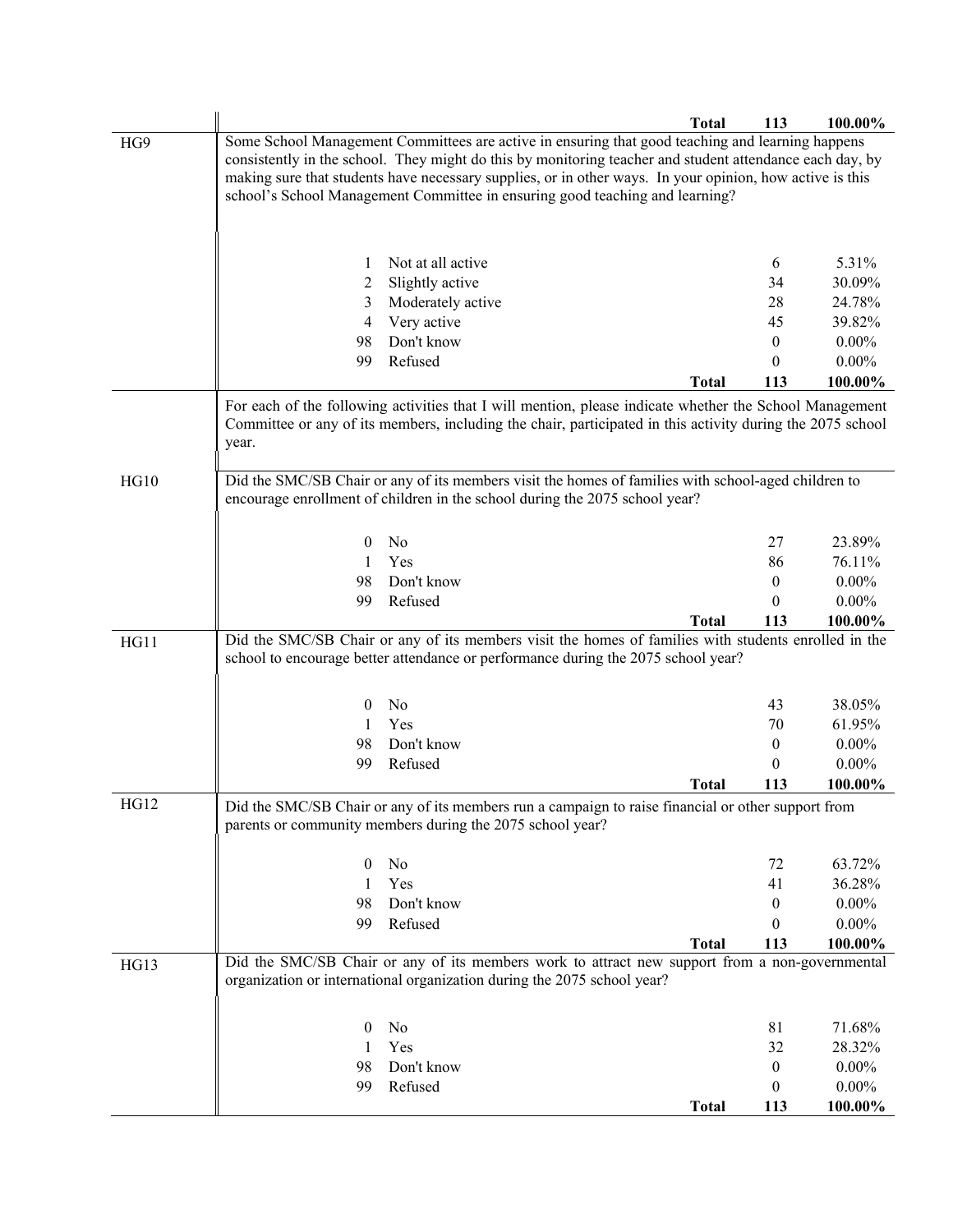| | | | | |
|---|---|---|---|---|
| | | **Total** | **113** | **100.00%** |
| HG9 | Some School Management Committees are active in ensuring that good teaching and learning happens consistently in the school. They might do this by monitoring teacher and student attendance each day, by making sure that students have necessary supplies, or in other ways. In your opinion, how active is this school's School Management Committee in ensuring good teaching and learning? | | | |
| | 1 | Not at all active | 6 | 5.31% |
| | 2 | Slightly active | 34 | 30.09% |
| | 3 | Moderately active | 28 | 24.78% |
| | 4 | Very active | 45 | 39.82% |
| | 98 | Don't know | 0 | 0.00% |
| | 99 | Refused | 0 | 0.00% |
| | | **Total** | **113** | **100.00%** |
| | For each of the following activities that I will mention, please indicate whether the School Management Committee or any of its members, including the chair, participated in this activity during the 2075 school year. | | | |
| HG10 | Did the SMC/SB Chair or any of its members visit the homes of families with school-aged children to encourage enrollment of children in the school during the 2075 school year? | | | |
| | 0 | No | 27 | 23.89% |
| | 1 | Yes | 86 | 76.11% |
| | 98 | Don't know | 0 | 0.00% |
| | 99 | Refused | 0 | 0.00% |
| | | **Total** | **113** | **100.00%** |
| HG11 | Did the SMC/SB Chair or any of its members visit the homes of families with students enrolled in the school to encourage better attendance or performance during the 2075 school year? | | | |
| | 0 | No | 43 | 38.05% |
| | 1 | Yes | 70 | 61.95% |
| | 98 | Don't know | 0 | 0.00% |
| | 99 | Refused | 0 | 0.00% |
| | | **Total** | **113** | **100.00%** |
| HG12 | Did the SMC/SB Chair or any of its members run a campaign to raise financial or other support from parents or community members during the 2075 school year? | | | |
| | 0 | No | 72 | 63.72% |
| | 1 | Yes | 41 | 36.28% |
| | 98 | Don't know | 0 | 0.00% |
| | 99 | Refused | 0 | 0.00% |
| | | **Total** | **113** | **100.00%** |
| HG13 | Did the SMC/SB Chair or any of its members work to attract new support from a non-governmental organization or international organization during the 2075 school year? | | | |
| | 0 | No | 81 | 71.68% |
| | 1 | Yes | 32 | 28.32% |
| | 98 | Don't know | 0 | 0.00% |
| | 99 | Refused | 0 | 0.00% |
| | | **Total** | **113** | **100.00%** |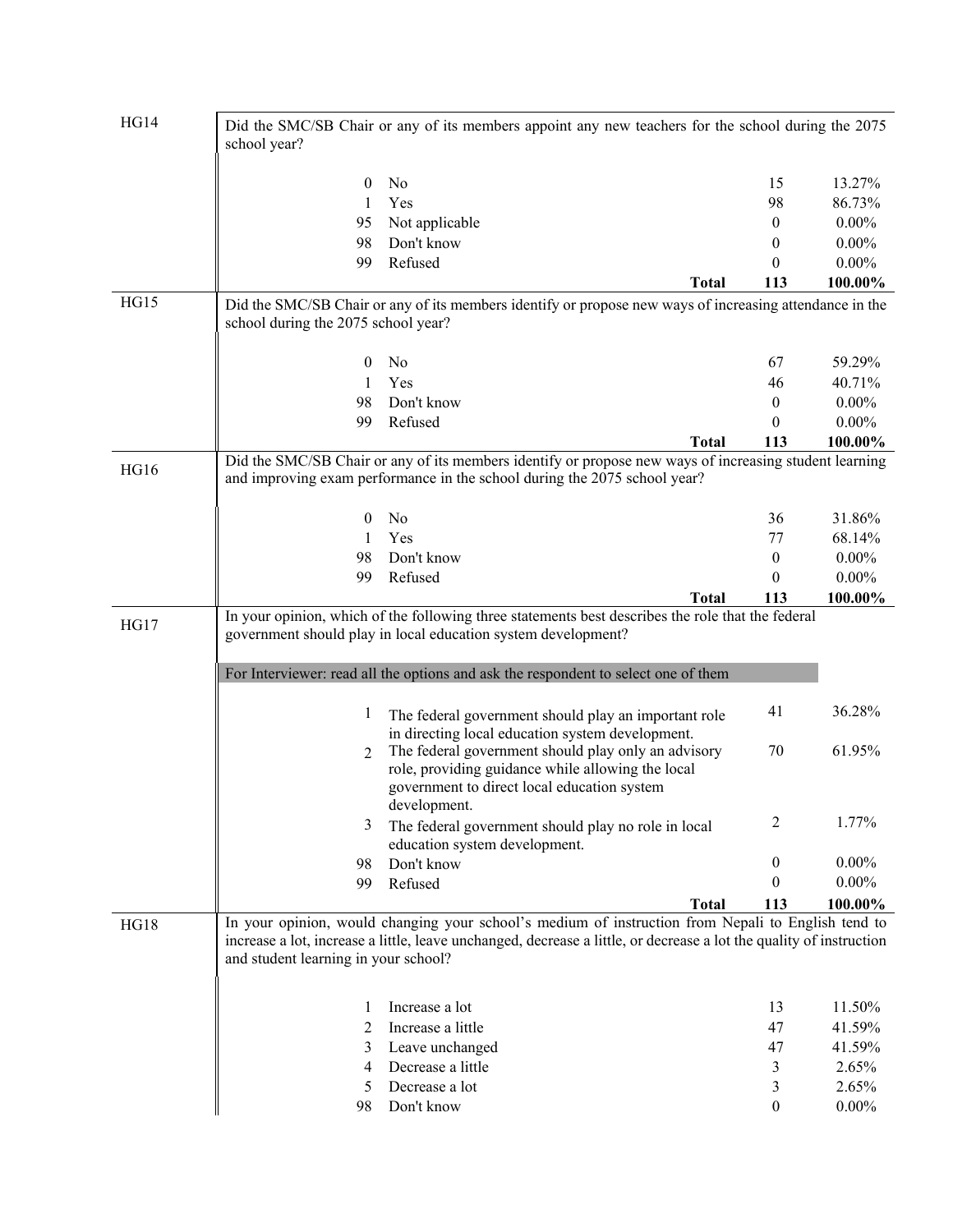| | | | | |
|---|---|---|---|---|
| HG14 | Did the SMC/SB Chair or any of its members appoint any new teachers for the school during the 2075 school year? | | | |
| | 0 | No | 15 | 13.27% |
| | 1 | Yes | 98 | 86.73% |
| | 95 | Not applicable | 0 | 0.00% |
| | 98 | Don't know | 0 | 0.00% |
| | 99 | Refused | 0 | 0.00% |
| | | **Total** | **113** | **100.00%** |
| HG15 | Did the SMC/SB Chair or any of its members identify or propose new ways of increasing attendance in the school during the 2075 school year? | | | |
| | 0 | No | 67 | 59.29% |
| | 1 | Yes | 46 | 40.71% |
| | 98 | Don't know | 0 | 0.00% |
| | 99 | Refused | 0 | 0.00% |
| | | **Total** | **113** | **100.00%** |
| HG16 | Did the SMC/SB Chair or any of its members identify or propose new ways of increasing student learning and improving exam performance in the school during the 2075 school year? | | | |
| | 0 | No | 36 | 31.86% |
| | 1 | Yes | 77 | 68.14% |
| | 98 | Don't know | 0 | 0.00% |
| | 99 | Refused | 0 | 0.00% |
| | | **Total** | **113** | **100.00%** |
| HG17 | In your opinion, which of the following three statements best describes the role that the federal government should play in local education system development? | | | |
| | For Interviewer: read all the options and ask the respondent to select one of them | | | |
| | 1 | The federal government should play an important role in directing local education system development. | 41 | 36.28% |
| | 2 | The federal government should play only an advisory role, providing guidance while allowing the local government to direct local education system development. | 70 | 61.95% |
| | 3 | The federal government should play no role in local education system development. | 2 | 1.77% |
| | 98 | Don't know | 0 | 0.00% |
| | 99 | Refused | 0 | 0.00% |
| | | **Total** | **113** | **100.00%** |
| HG18 | In your opinion, would changing your school's medium of instruction from Nepali to English tend to increase a lot, increase a little, leave unchanged, decrease a little, or decrease a lot the quality of instruction and student learning in your school? | | | |
| | 1 | Increase a lot | 13 | 11.50% |
| | 2 | Increase a little | 47 | 41.59% |
| | 3 | Leave unchanged | 47 | 41.59% |
| | 4 | Decrease a little | 3 | 2.65% |
| | 5 | Decrease a lot | 3 | 2.65% |
| | 98 | Don't know | 0 | 0.00% |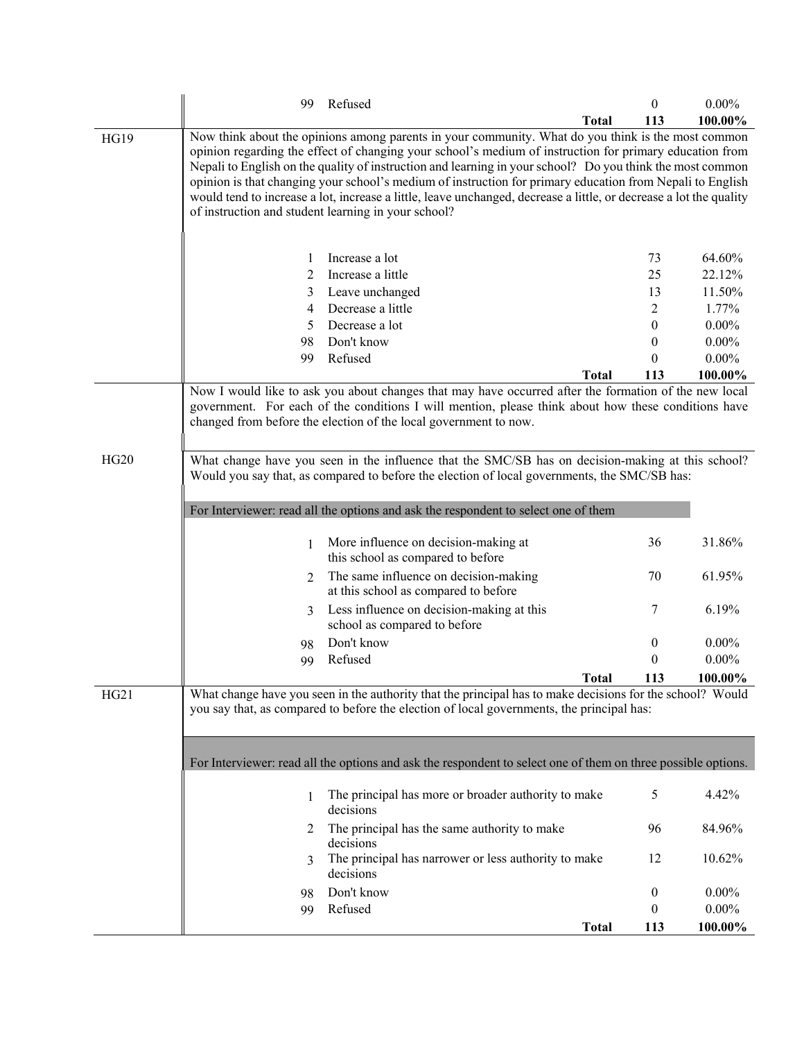| | | | | |
|---|---|---|---|---|
| | 99 | Refused | 0 | 0.00% |
| | | **Total** | **113** | **100.00%** |
| HG19 | Now think about the opinions among parents in your community. What do you think is the most common opinion regarding the effect of changing your school's medium of instruction for primary education from Nepali to English on the quality of instruction and learning in your school? Do you think the most common opinion is that changing your school's medium of instruction for primary education from Nepali to English would tend to increase a lot, increase a little, leave unchanged, decrease a little, or decrease a lot the quality of instruction and student learning in your school? | | | |
| | 1 | Increase a lot | 73 | 64.60% |
| | 2 | Increase a little | 25 | 22.12% |
| | 3 | Leave unchanged | 13 | 11.50% |
| | 4 | Decrease a little | 2 | 1.77% |
| | 5 | Decrease a lot | 0 | 0.00% |
| | 98 | Don't know | 0 | 0.00% |
| | 99 | Refused | 0 | 0.00% |
| | | **Total** | **113** | **100.00%** |
| | Now I would like to ask you about changes that may have occurred after the formation of the new local government. For each of the conditions I will mention, please think about how these conditions have changed from before the election of the local government to now. | | | |
| HG20 | What change have you seen in the influence that the SMC/SB has on decision-making at this school? Would you say that, as compared to before the election of local governments, the SMC/SB has: | | | |
| | For Interviewer: read all the options and ask the respondent to select one of them | | | |
| | 1 | More influence on decision-making at this school as compared to before | 36 | 31.86% |
| | 2 | The same influence on decision-making at this school as compared to before | 70 | 61.95% |
| | 3 | Less influence on decision-making at this school as compared to before | 7 | 6.19% |
| | 98 | Don't know | 0 | 0.00% |
| | 99 | Refused | 0 | 0.00% |
| | | **Total** | **113** | **100.00%** |
| HG21 | What change have you seen in the authority that the principal has to make decisions for the school? Would you say that, as compared to before the election of local governments, the principal has: | | | |
| | For Interviewer: read all the options and ask the respondent to select one of them on three possible options. | | | |
| | 1 | The principal has more or broader authority to make decisions | 5 | 4.42% |
| | 2 | The principal has the same authority to make decisions | 96 | 84.96% |
| | 3 | The principal has narrower or less authority to make decisions | 12 | 10.62% |
| | 98 | Don't know | 0 | 0.00% |
| | 99 | Refused | 0 | 0.00% |
| | | **Total** | **113** | **100.00%** |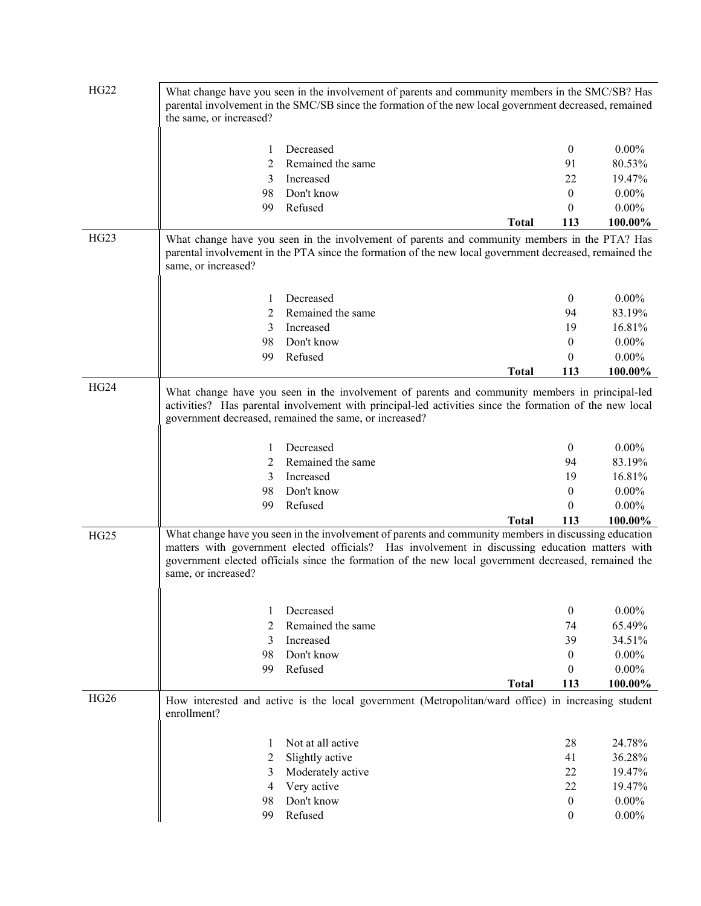| | | | | |
|---|---|---|---|---|
| **HG22** | What change have you seen in the involvement of parents and community members in the SMC/SB? Has parental involvement in the SMC/SB since the formation of the new local government decreased, remained the same, or increased? | | | |
| | 1 | Decreased | 0 | 0.00% |
| | 2 | Remained the same | 91 | 80.53% |
| | 3 | Increased | 22 | 19.47% |
| | 98 | Don't know | 0 | 0.00% |
| | 99 | Refused | 0 | 0.00% |
| | | **Total** | **113** | **100.00%** |
| **HG23** | What change have you seen in the involvement of parents and community members in the PTA? Has parental involvement in the PTA since the formation of the new local government decreased, remained the same, or increased? | | | |
| | 1 | Decreased | 0 | 0.00% |
| | 2 | Remained the same | 94 | 83.19% |
| | 3 | Increased | 19 | 16.81% |
| | 98 | Don't know | 0 | 0.00% |
| | 99 | Refused | 0 | 0.00% |
| | | **Total** | **113** | **100.00%** |
| **HG24** | What change have you seen in the involvement of parents and community members in principal-led activities? Has parental involvement with principal-led activities since the formation of the new local government decreased, remained the same, or increased? | | | |
| | 1 | Decreased | 0 | 0.00% |
| | 2 | Remained the same | 94 | 83.19% |
| | 3 | Increased | 19 | 16.81% |
| | 98 | Don't know | 0 | 0.00% |
| | 99 | Refused | 0 | 0.00% |
| | | **Total** | **113** | **100.00%** |
| **HG25** | What change have you seen in the involvement of parents and community members in discussing education matters with government elected officials? Has involvement in discussing education matters with government elected officials since the formation of the new local government decreased, remained the same, or increased? | | | |
| | 1 | Decreased | 0 | 0.00% |
| | 2 | Remained the same | 74 | 65.49% |
| | 3 | Increased | 39 | 34.51% |
| | 98 | Don't know | 0 | 0.00% |
| | 99 | Refused | 0 | 0.00% |
| | | **Total** | **113** | **100.00%** |
| **HG26** | How interested and active is the local government (Metropolitan/ward office) in increasing student enrollment? | | | |
| | 1 | Not at all active | 28 | 24.78% |
| | 2 | Slightly active | 41 | 36.28% |
| | 3 | Moderately active | 22 | 19.47% |
| | 4 | Very active | 22 | 19.47% |
| | 98 | Don't know | 0 | 0.00% |
| | 99 | Refused | 0 | 0.00% |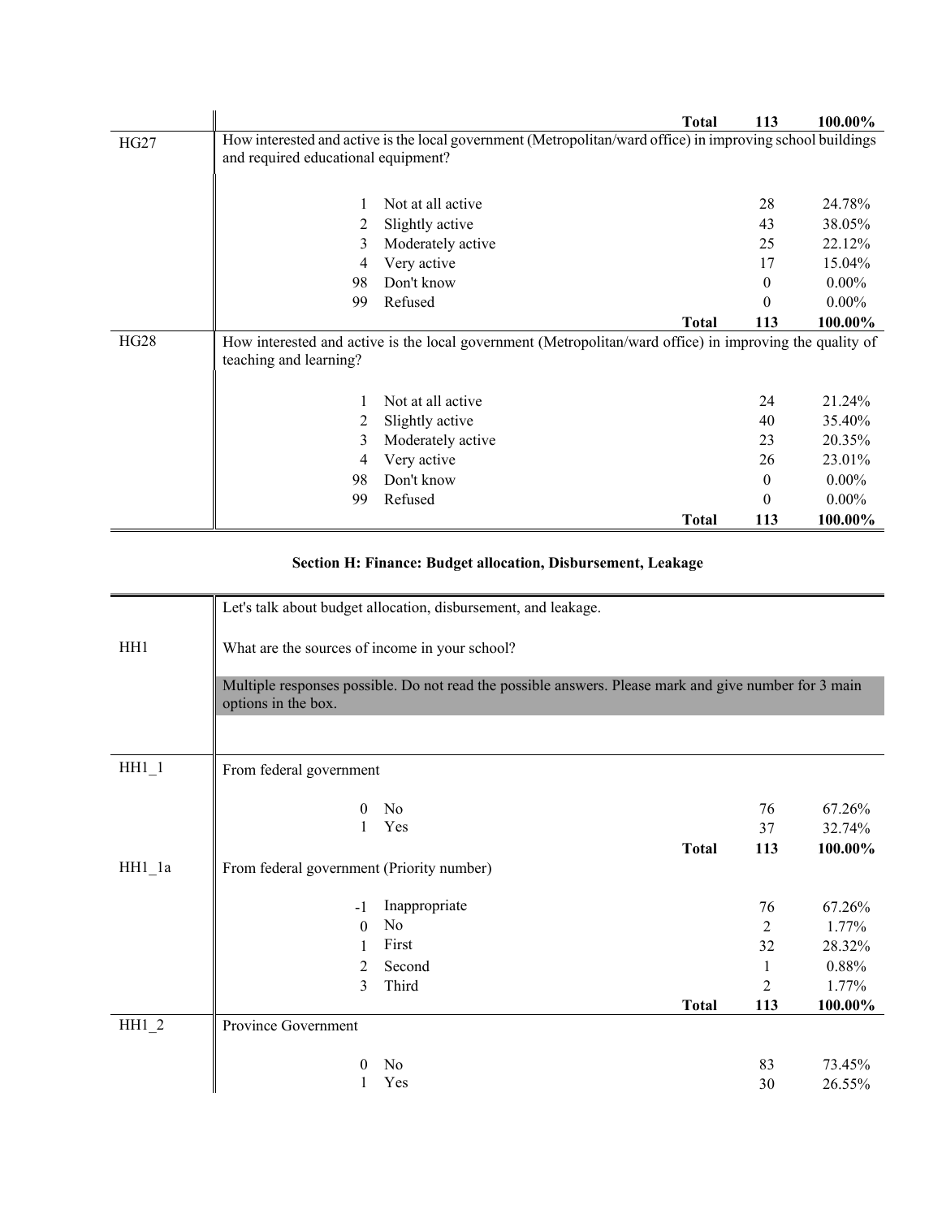| | | | | |
|---|---|---|---|---|
| | | **Total** | **113** | **100.00%** |
| HG27 | How interested and active is the local government (Metropolitan/ward office) in improving school buildings and required educational equipment? | | | |
| | 1 | Not at all active | 28 | 24.78% |
| | 2 | Slightly active | 43 | 38.05% |
| | 3 | Moderately active | 25 | 22.12% |
| | 4 | Very active | 17 | 15.04% |
| | 98 | Don't know | 0 | 0.00% |
| | 99 | Refused | 0 | 0.00% |
| | | **Total** | **113** | **100.00%** |
| HG28 | How interested and active is the local government (Metropolitan/ward office) in improving the quality of teaching and learning? | | | |
| | 1 | Not at all active | 24 | 21.24% |
| | 2 | Slightly active | 40 | 35.40% |
| | 3 | Moderately active | 23 | 20.35% |
| | 4 | Very active | 26 | 23.01% |
| | 98 | Don't know | 0 | 0.00% |
| | 99 | Refused | 0 | 0.00% |
| | | **Total** | **113** | **100.00%** |

## Section H: Finance: Budget allocation, Disbursement, Leakage

| | | | | |
|---|---|---|---|---|
| | Let's talk about budget allocation, disbursement, and leakage. | | | |
| HH1 | What are the sources of income in your school? | | | |
| | Multiple responses possible. Do not read the possible answers. Please mark and give number for 3 main options in the box. | | | |
| HH1_1 | From federal government | | | |
| | 0 | No | 76 | 67.26% |
| | 1 | Yes | 37 | 32.74% |
| | | **Total** | **113** | **100.00%** |
| HH1_1a | From federal government (Priority number) | | | |
| | -1 | Inappropriate | 76 | 67.26% |
| | 0 | No | 2 | 1.77% |
| | 1 | First | 32 | 28.32% |
| | 2 | Second | 1 | 0.88% |
| | 3 | Third | 2 | 1.77% |
| | | **Total** | **113** | **100.00%** |
| HH1_2 | Province Government | | | |
| | 0 | No | 83 | 73.45% |
| | 1 | Yes | 30 | 26.55% |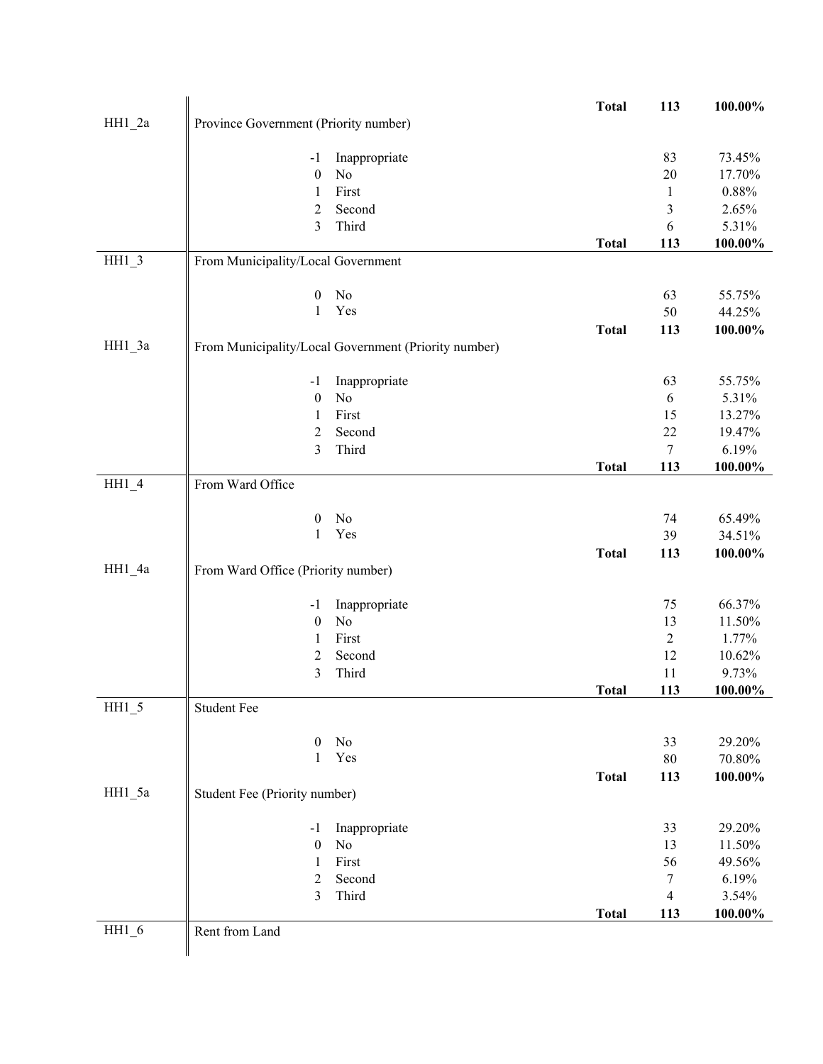| | | | | |
|---|---|---|---|---|
| | | **Total** | **113** | **100.00%** |
| HH1_2a | Province Government (Priority number) | | | |
| | -1 Inappropriate | | 83 | 73.45% |
| | 0 No | | 20 | 17.70% |
| | 1 First | | 1 | 0.88% |
| | 2 Second | | 3 | 2.65% |
| | 3 Third | | 6 | 5.31% |
| | | **Total** | **113** | **100.00%** |
| HH1_3 | From Municipality/Local Government | | | |
| | 0 No | | 63 | 55.75% |
| | 1 Yes | | 50 | 44.25% |
| | | **Total** | **113** | **100.00%** |
| HH1_3a | From Municipality/Local Government (Priority number) | | | |
| | -1 Inappropriate | | 63 | 55.75% |
| | 0 No | | 6 | 5.31% |
| | 1 First | | 15 | 13.27% |
| | 2 Second | | 22 | 19.47% |
| | 3 Third | | 7 | 6.19% |
| | | **Total** | **113** | **100.00%** |
| HH1_4 | From Ward Office | | | |
| | 0 No | | 74 | 65.49% |
| | 1 Yes | | 39 | 34.51% |
| | | **Total** | **113** | **100.00%** |
| HH1_4a | From Ward Office (Priority number) | | | |
| | -1 Inappropriate | | 75 | 66.37% |
| | 0 No | | 13 | 11.50% |
| | 1 First | | 2 | 1.77% |
| | 2 Second | | 12 | 10.62% |
| | 3 Third | | 11 | 9.73% |
| | | **Total** | **113** | **100.00%** |
| HH1_5 | Student Fee | | | |
| | 0 No | | 33 | 29.20% |
| | 1 Yes | | 80 | 70.80% |
| | | **Total** | **113** | **100.00%** |
| HH1_5a | Student Fee (Priority number) | | | |
| | -1 Inappropriate | | 33 | 29.20% |
| | 0 No | | 13 | 11.50% |
| | 1 First | | 56 | 49.56% |
| | 2 Second | | 7 | 6.19% |
| | 3 Third | | 4 | 3.54% |
| | | **Total** | **113** | **100.00%** |
| HH1_6 | Rent from Land | | | |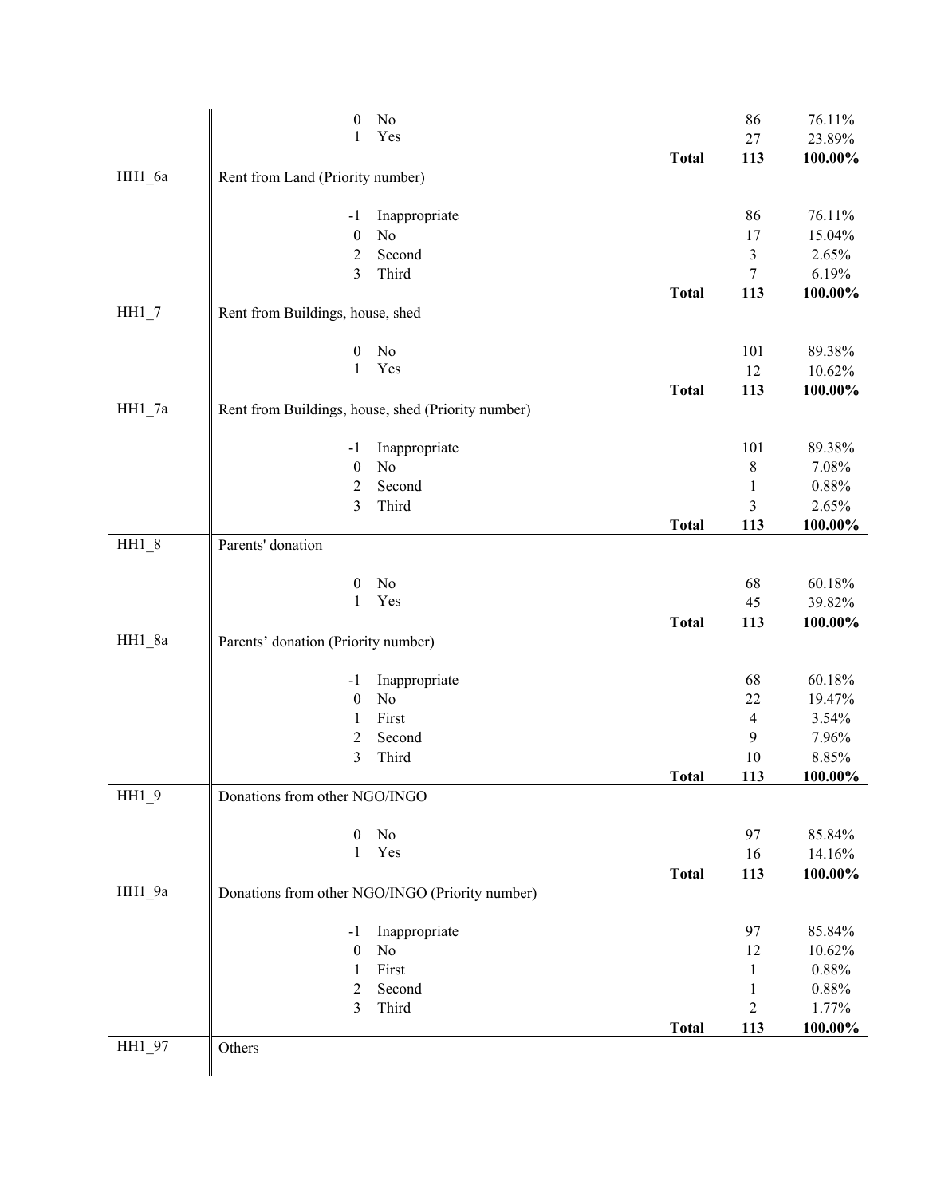| Variable | Label / Code | Value | | Frequency | Percent |
|---|---|---|---|---|---|
| | 0 | No | | 86 | 76.11% |
| | 1 | Yes | | 27 | 23.89% |
| | | | **Total** | **113** | **100.00%** |
| HH1_6a | Rent from Land (Priority number) | | | | |
| | -1 | Inappropriate | | 86 | 76.11% |
| | 0 | No | | 17 | 15.04% |
| | 2 | Second | | 3 | 2.65% |
| | 3 | Third | | 7 | 6.19% |
| | | | **Total** | **113** | **100.00%** |
| HH1_7 | Rent from Buildings, house, shed | | | | |
| | 0 | No | | 101 | 89.38% |
| | 1 | Yes | | 12 | 10.62% |
| | | | **Total** | **113** | **100.00%** |
| HH1_7a | Rent from Buildings, house, shed (Priority number) | | | | |
| | -1 | Inappropriate | | 101 | 89.38% |
| | 0 | No | | 8 | 7.08% |
| | 2 | Second | | 1 | 0.88% |
| | 3 | Third | | 3 | 2.65% |
| | | | **Total** | **113** | **100.00%** |
| HH1_8 | Parents' donation | | | | |
| | 0 | No | | 68 | 60.18% |
| | 1 | Yes | | 45 | 39.82% |
| | | | **Total** | **113** | **100.00%** |
| HH1_8a | Parents' donation (Priority number) | | | | |
| | -1 | Inappropriate | | 68 | 60.18% |
| | 0 | No | | 22 | 19.47% |
| | 1 | First | | 4 | 3.54% |
| | 2 | Second | | 9 | 7.96% |
| | 3 | Third | | 10 | 8.85% |
| | | | **Total** | **113** | **100.00%** |
| HH1_9 | Donations from other NGO/INGO | | | | |
| | 0 | No | | 97 | 85.84% |
| | 1 | Yes | | 16 | 14.16% |
| | | | **Total** | **113** | **100.00%** |
| HH1_9a | Donations from other NGO/INGO (Priority number) | | | | |
| | -1 | Inappropriate | | 97 | 85.84% |
| | 0 | No | | 12 | 10.62% |
| | 1 | First | | 1 | 0.88% |
| | 2 | Second | | 1 | 0.88% |
| | 3 | Third | | 2 | 1.77% |
| | | | **Total** | **113** | **100.00%** |
| HH1_97 | Others | | | | |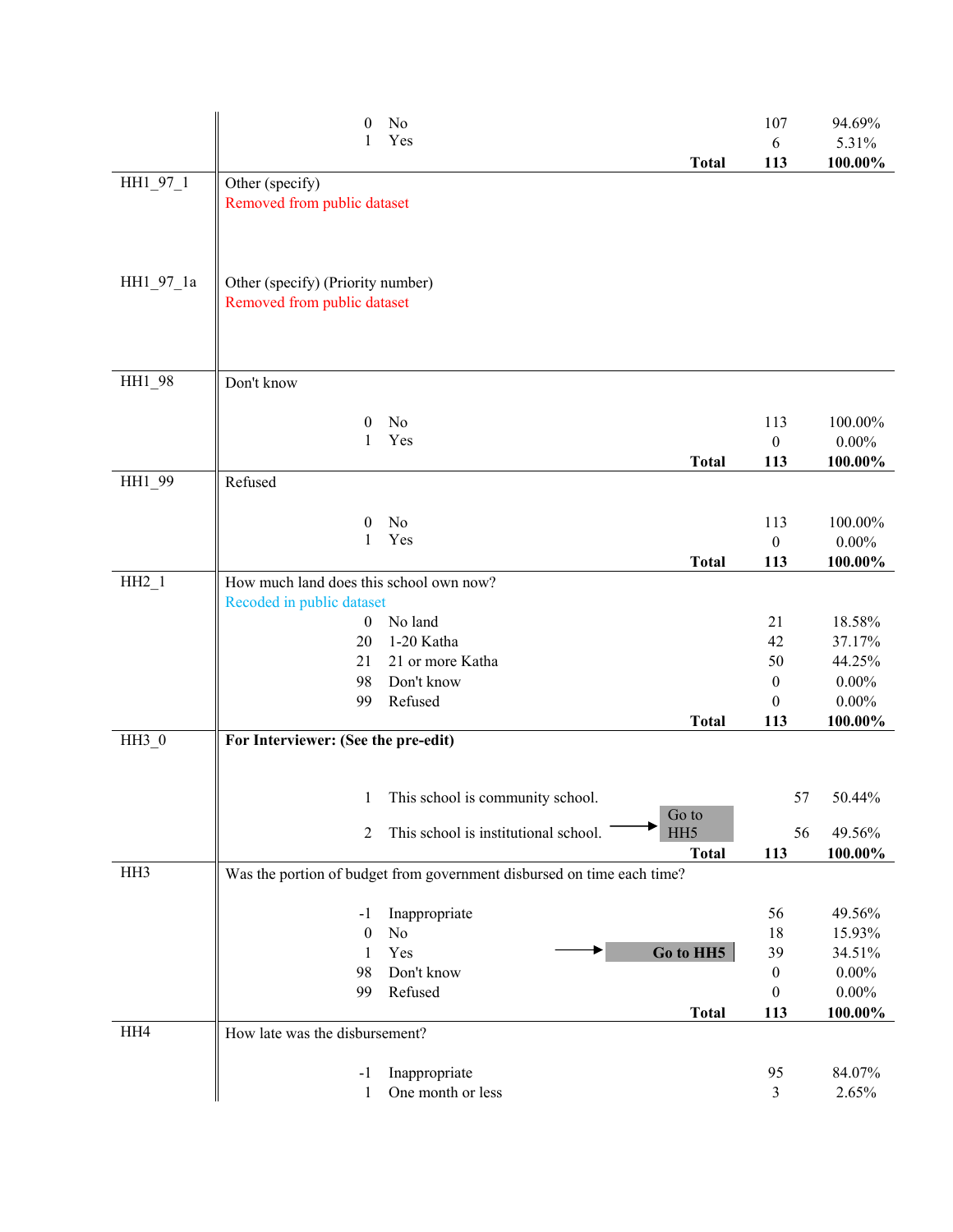| Variable | Question / Code | Label | Skip | Frequency | Percent |
|---|---|---|---|---|---|
| | 0 | No | | 107 | 94.69% |
| | 1 | Yes | | 6 | 5.31% |
| | | | **Total** | **113** | **100.00%** |
| HH1_97_1 | Other (specify) | | | | |
| | Removed from public dataset | | | | |
| HH1_97_1a | Other (specify) (Priority number) | | | | |
| | Removed from public dataset | | | | |
| HH1_98 | Don't know | | | | |
| | 0 | No | | 113 | 100.00% |
| | 1 | Yes | | 0 | 0.00% |
| | | | **Total** | **113** | **100.00%** |
| HH1_99 | Refused | | | | |
| | 0 | No | | 113 | 100.00% |
| | 1 | Yes | | 0 | 0.00% |
| | | | **Total** | **113** | **100.00%** |
| HH2_1 | How much land does this school own now? | | | | |
| | Recoded in public dataset | | | | |
| | 0 | No land | | 21 | 18.58% |
| | 20 | 1-20 Katha | | 42 | 37.17% |
| | 21 | 21 or more Katha | | 50 | 44.25% |
| | 98 | Don't know | | 0 | 0.00% |
| | 99 | Refused | | 0 | 0.00% |
| | | | **Total** | **113** | **100.00%** |
| HH3_0 | **For Interviewer: (See the pre-edit)** | | | | |
| | 1 | This school is community school. | | 57 | 50.44% |
| | 2 | This school is institutional school. | → Go to HH5 | 56 | 49.56% |
| | | | **Total** | **113** | **100.00%** |
| HH3 | Was the portion of budget from government disbursed on time each time? | | | | |
| | -1 | Inappropriate | | 56 | 49.56% |
| | 0 | No | | 18 | 15.93% |
| | 1 | Yes | → **Go to HH5** | 39 | 34.51% |
| | 98 | Don't know | | 0 | 0.00% |
| | 99 | Refused | | 0 | 0.00% |
| | | | **Total** | **113** | **100.00%** |
| HH4 | How late was the disbursement? | | | | |
| | -1 | Inappropriate | | 95 | 84.07% |
| | 1 | One month or less | | 3 | 2.65% |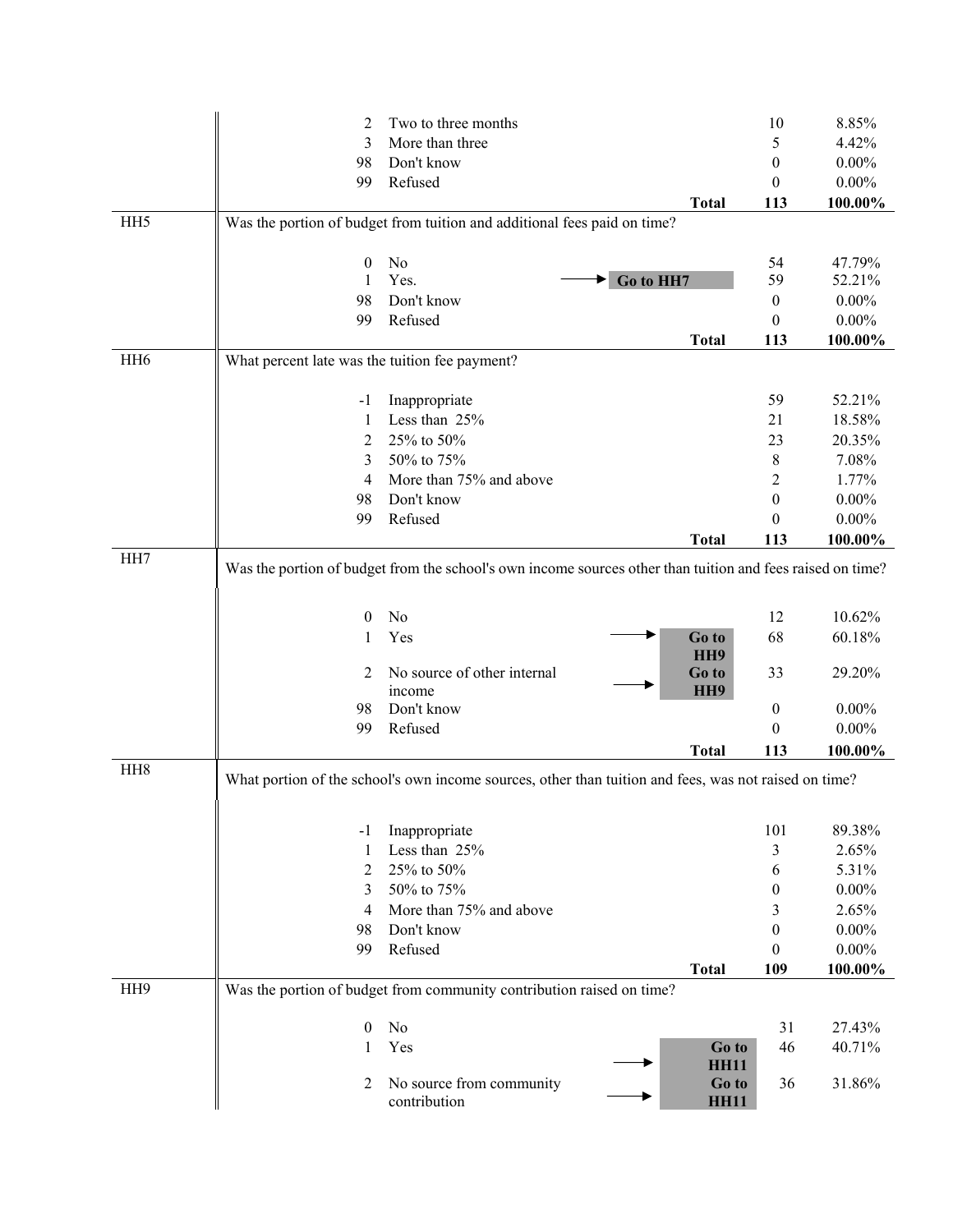| | Code | Response | Skip | Frequency | Percent |
|---|---|---|---|---|---|
| | 2 | Two to three months | | 10 | 8.85% |
| | 3 | More than three | | 5 | 4.42% |
| | 98 | Don't know | | 0 | 0.00% |
| | 99 | Refused | | 0 | 0.00% |
| | | | **Total** | **113** | **100.00%** |
| HH5 | Was the portion of budget from tuition and additional fees paid on time? | | | | |
| | 0 | No | | 54 | 47.79% |
| | 1 | Yes. | **Go to HH7** | 59 | 52.21% |
| | 98 | Don't know | | 0 | 0.00% |
| | 99 | Refused | | 0 | 0.00% |
| | | | **Total** | **113** | **100.00%** |
| HH6 | What percent late was the tuition fee payment? | | | | |
| | -1 | Inappropriate | | 59 | 52.21% |
| | 1 | Less than 25% | | 21 | 18.58% |
| | 2 | 25% to 50% | | 23 | 20.35% |
| | 3 | 50% to 75% | | 8 | 7.08% |
| | 4 | More than 75% and above | | 2 | 1.77% |
| | 98 | Don't know | | 0 | 0.00% |
| | 99 | Refused | | 0 | 0.00% |
| | | | **Total** | **113** | **100.00%** |
| HH7 | Was the portion of budget from the school's own income sources other than tuition and fees raised on time? | | | | |
| | 0 | No | | 12 | 10.62% |
| | 1 | Yes | **Go to HH9** | 68 | 60.18% |
| | 2 | No source of other internal income | **Go to HH9** | 33 | 29.20% |
| | 98 | Don't know | | 0 | 0.00% |
| | 99 | Refused | | 0 | 0.00% |
| | | | **Total** | **113** | **100.00%** |
| HH8 | What portion of the school's own income sources, other than tuition and fees, was not raised on time? | | | | |
| | -1 | Inappropriate | | 101 | 89.38% |
| | 1 | Less than 25% | | 3 | 2.65% |
| | 2 | 25% to 50% | | 6 | 5.31% |
| | 3 | 50% to 75% | | 0 | 0.00% |
| | 4 | More than 75% and above | | 3 | 2.65% |
| | 98 | Don't know | | 0 | 0.00% |
| | 99 | Refused | | 0 | 0.00% |
| | | | **Total** | **109** | **100.00%** |
| HH9 | Was the portion of budget from community contribution raised on time? | | | | |
| | 0 | No | | 31 | 27.43% |
| | 1 | Yes | **Go to HH11** | 46 | 40.71% |
| | 2 | No source from community contribution | **Go to HH11** | 36 | 31.86% |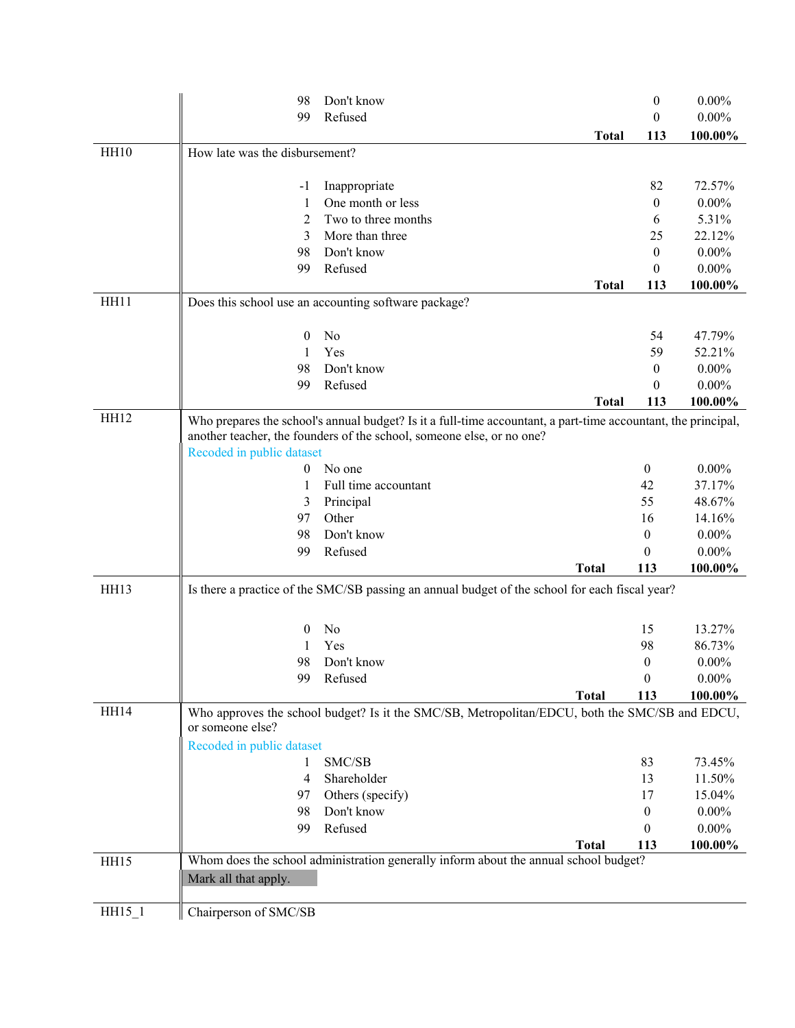| | | | | |
|---|---|---|---|---|
| | 98 | Don't know | 0 | 0.00% |
| | 99 | Refused | 0 | 0.00% |
| | | **Total** | **113** | **100.00%** |
| HH10 | How late was the disbursement? | | | |
| | -1 | Inappropriate | 82 | 72.57% |
| | 1 | One month or less | 0 | 0.00% |
| | 2 | Two to three months | 6 | 5.31% |
| | 3 | More than three | 25 | 22.12% |
| | 98 | Don't know | 0 | 0.00% |
| | 99 | Refused | 0 | 0.00% |
| | | **Total** | **113** | **100.00%** |
| HH11 | Does this school use an accounting software package? | | | |
| | 0 | No | 54 | 47.79% |
| | 1 | Yes | 59 | 52.21% |
| | 98 | Don't know | 0 | 0.00% |
| | 99 | Refused | 0 | 0.00% |
| | | **Total** | **113** | **100.00%** |
| HH12 | Who prepares the school's annual budget? Is it a full-time accountant, a part-time accountant, the principal, another teacher, the founders of the school, someone else, or no one? Recoded in public dataset | | | |
| | 0 | No one | 0 | 0.00% |
| | 1 | Full time accountant | 42 | 37.17% |
| | 3 | Principal | 55 | 48.67% |
| | 97 | Other | 16 | 14.16% |
| | 98 | Don't know | 0 | 0.00% |
| | 99 | Refused | 0 | 0.00% |
| | | **Total** | **113** | **100.00%** |
| HH13 | Is there a practice of the SMC/SB passing an annual budget of the school for each fiscal year? | | | |
| | 0 | No | 15 | 13.27% |
| | 1 | Yes | 98 | 86.73% |
| | 98 | Don't know | 0 | 0.00% |
| | 99 | Refused | 0 | 0.00% |
| | | **Total** | **113** | **100.00%** |
| HH14 | Who approves the school budget? Is it the SMC/SB, Metropolitan/EDCU, both the SMC/SB and EDCU, or someone else? Recoded in public dataset | | | |
| | 1 | SMC/SB | 83 | 73.45% |
| | 4 | Shareholder | 13 | 11.50% |
| | 97 | Others (specify) | 17 | 15.04% |
| | 98 | Don't know | 0 | 0.00% |
| | 99 | Refused | 0 | 0.00% |
| | | **Total** | **113** | **100.00%** |
| HH15 | Whom does the school administration generally inform about the annual school budget? Mark all that apply. | | | |
| HH15_1 | Chairperson of SMC/SB | | | |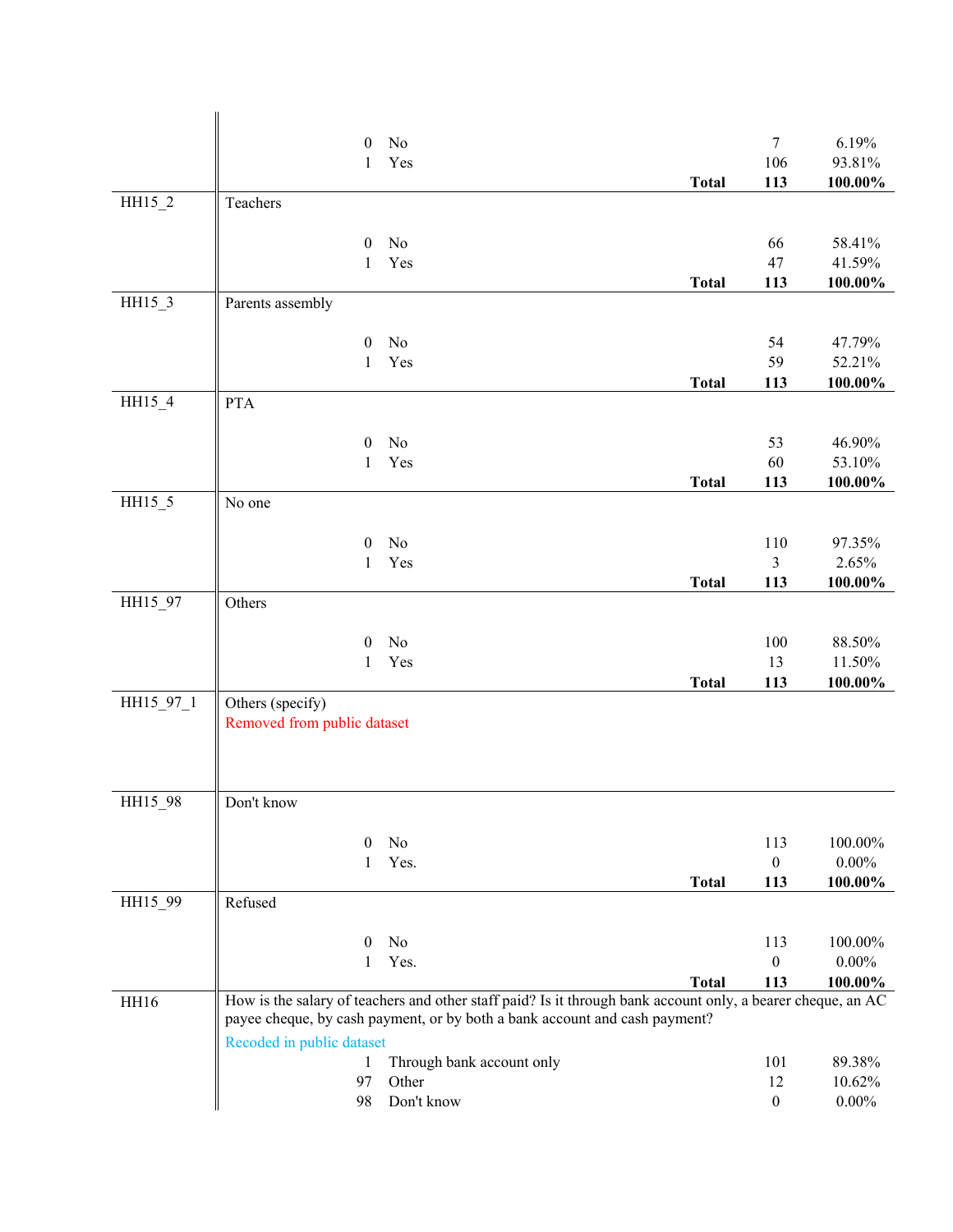| Variable | Label / Value | Category | Frequency | Percent |
|---|---|---|---|---|
| | 0 | No | 7 | 6.19% |
| | 1 | Yes | 106 | 93.81% |
| | | **Total** | **113** | **100.00%** |
| HH15_2 | Teachers | | | |
| | 0 | No | 66 | 58.41% |
| | 1 | Yes | 47 | 41.59% |
| | | **Total** | **113** | **100.00%** |
| HH15_3 | Parents assembly | | | |
| | 0 | No | 54 | 47.79% |
| | 1 | Yes | 59 | 52.21% |
| | | **Total** | **113** | **100.00%** |
| HH15_4 | PTA | | | |
| | 0 | No | 53 | 46.90% |
| | 1 | Yes | 60 | 53.10% |
| | | **Total** | **113** | **100.00%** |
| HH15_5 | No one | | | |
| | 0 | No | 110 | 97.35% |
| | 1 | Yes | 3 | 2.65% |
| | | **Total** | **113** | **100.00%** |
| HH15_97 | Others | | | |
| | 0 | No | 100 | 88.50% |
| | 1 | Yes | 13 | 11.50% |
| | | **Total** | **113** | **100.00%** |
| HH15_97_1 | Others (specify) Removed from public dataset | | | |
| HH15_98 | Don't know | | | |
| | 0 | No | 113 | 100.00% |
| | 1 | Yes. | 0 | 0.00% |
| | | **Total** | **113** | **100.00%** |
| HH15_99 | Refused | | | |
| | 0 | No | 113 | 100.00% |
| | 1 | Yes. | 0 | 0.00% |
| | | **Total** | **113** | **100.00%** |
| HH16 | How is the salary of teachers and other staff paid? Is it through bank account only, a bearer cheque, an AC payee cheque, by cash payment, or by both a bank account and cash payment? Recoded in public dataset | | | |
| | 1 | Through bank account only | 101 | 89.38% |
| | 97 | Other | 12 | 10.62% |
| | 98 | Don't know | 0 | 0.00% |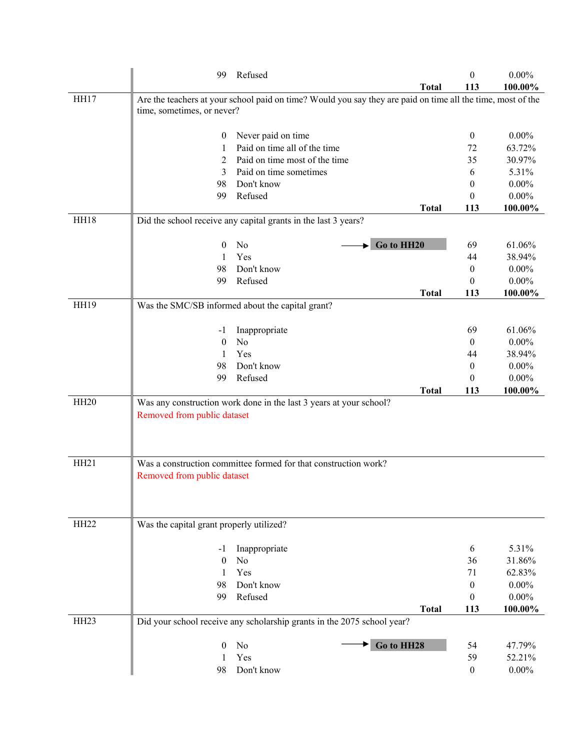| | | | | |
|---|---|---|---|---|
| | 99 Refused | | 0 | 0.00% |
| | | **Total** | **113** | **100.00%** |
| HH17 | Are the teachers at your school paid on time? Would you say they are paid on time all the time, most of the time, sometimes, or never? | | | |
| | 0 Never paid on time | | 0 | 0.00% |
| | 1 Paid on time all of the time | | 72 | 63.72% |
| | 2 Paid on time most of the time | | 35 | 30.97% |
| | 3 Paid on time sometimes | | 6 | 5.31% |
| | 98 Don't know | | 0 | 0.00% |
| | 99 Refused | | 0 | 0.00% |
| | | **Total** | **113** | **100.00%** |
| HH18 | Did the school receive any capital grants in the last 3 years? | | | |
| | 0 No | → **Go to HH20** | 69 | 61.06% |
| | 1 Yes | | 44 | 38.94% |
| | 98 Don't know | | 0 | 0.00% |
| | 99 Refused | | 0 | 0.00% |
| | | **Total** | **113** | **100.00%** |
| HH19 | Was the SMC/SB informed about the capital grant? | | | |
| | -1 Inappropriate | | 69 | 61.06% |
| | 0 No | | 0 | 0.00% |
| | 1 Yes | | 44 | 38.94% |
| | 98 Don't know | | 0 | 0.00% |
| | 99 Refused | | 0 | 0.00% |
| | | **Total** | **113** | **100.00%** |
| HH20 | Was any construction work done in the last 3 years at your school?<br>Removed from public dataset | | | |
| HH21 | Was a construction committee formed for that construction work?<br>Removed from public dataset | | | |
| HH22 | Was the capital grant properly utilized? | | | |
| | -1 Inappropriate | | 6 | 5.31% |
| | 0 No | | 36 | 31.86% |
| | 1 Yes | | 71 | 62.83% |
| | 98 Don't know | | 0 | 0.00% |
| | 99 Refused | | 0 | 0.00% |
| | | **Total** | **113** | **100.00%** |
| HH23 | Did your school receive any scholarship grants in the 2075 school year? | | | |
| | 0 No | → **Go to HH28** | 54 | 47.79% |
| | 1 Yes | | 59 | 52.21% |
| | 98 Don't know | | 0 | 0.00% |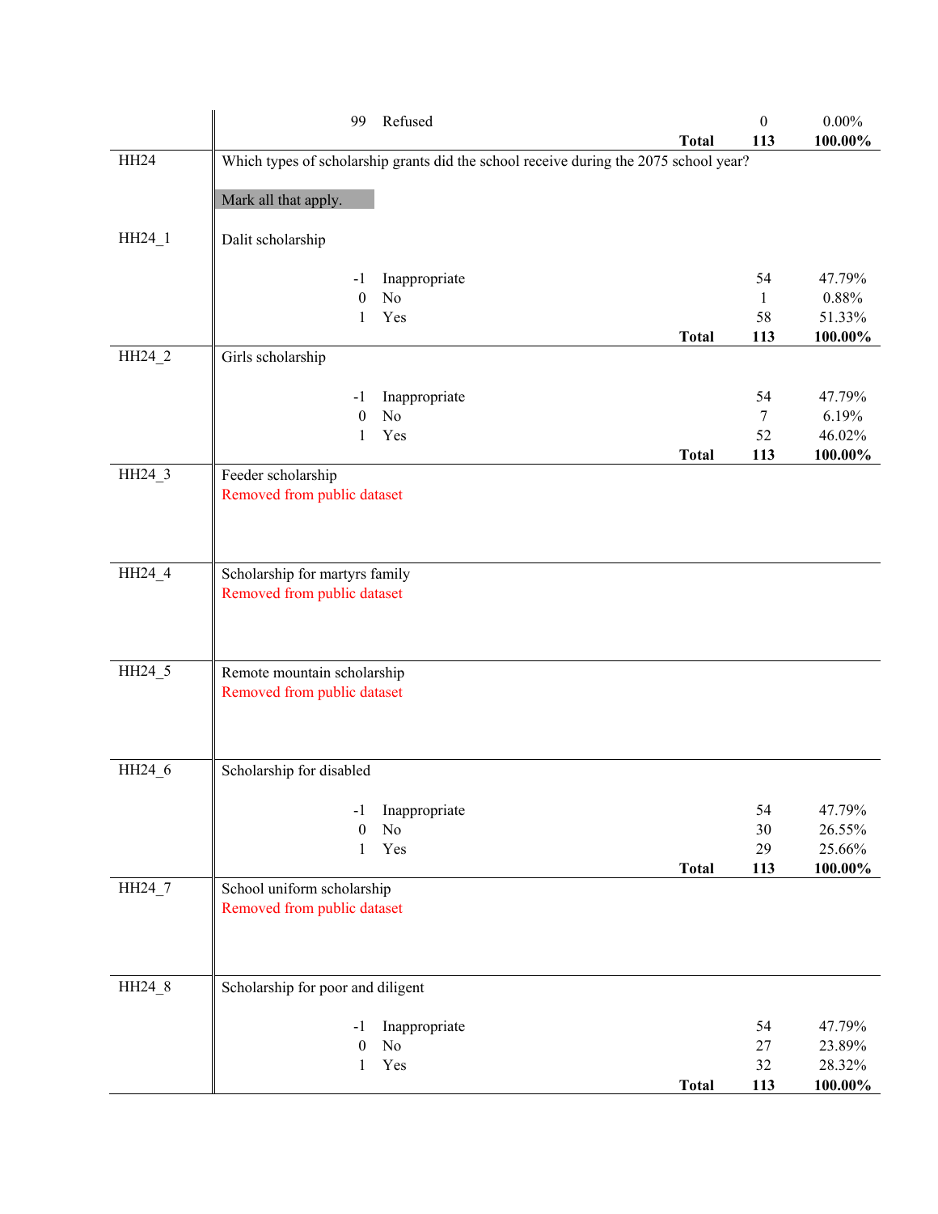| | Code | Label | | Count | Percent |
|---|---|---|---|---|---|
| | 99 | Refused | | 0 | 0.00% |
| | | | **Total** | **113** | **100.00%** |

**HH24** Which types of scholarship grants did the school receive during the 2075 school year?

Mark all that apply.

**HH24_1** Dalit scholarship

| Code | Label | | Count | Percent |
|---|---|---|---|---|
| -1 | Inappropriate | | 54 | 47.79% |
| 0 | No | | 1 | 0.88% |
| 1 | Yes | | 58 | 51.33% |
| | | **Total** | **113** | **100.00%** |

**HH24_2** Girls scholarship

| Code | Label | | Count | Percent |
|---|---|---|---|---|
| -1 | Inappropriate | | 54 | 47.79% |
| 0 | No | | 7 | 6.19% |
| 1 | Yes | | 52 | 46.02% |
| | | **Total** | **113** | **100.00%** |

**HH24_3** Feeder scholarship

Removed from public dataset

**HH24_4** Scholarship for martyrs family

Removed from public dataset

**HH24_5** Remote mountain scholarship

Removed from public dataset

**HH24_6** Scholarship for disabled

| Code | Label | | Count | Percent |
|---|---|---|---|---|
| -1 | Inappropriate | | 54 | 47.79% |
| 0 | No | | 30 | 26.55% |
| 1 | Yes | | 29 | 25.66% |
| | | **Total** | **113** | **100.00%** |

**HH24_7** School uniform scholarship

Removed from public dataset

**HH24_8** Scholarship for poor and diligent

| Code | Label | | Count | Percent |
|---|---|---|---|---|
| -1 | Inappropriate | | 54 | 47.79% |
| 0 | No | | 27 | 23.89% |
| 1 | Yes | | 32 | 28.32% |
| | | **Total** | **113** | **100.00%** |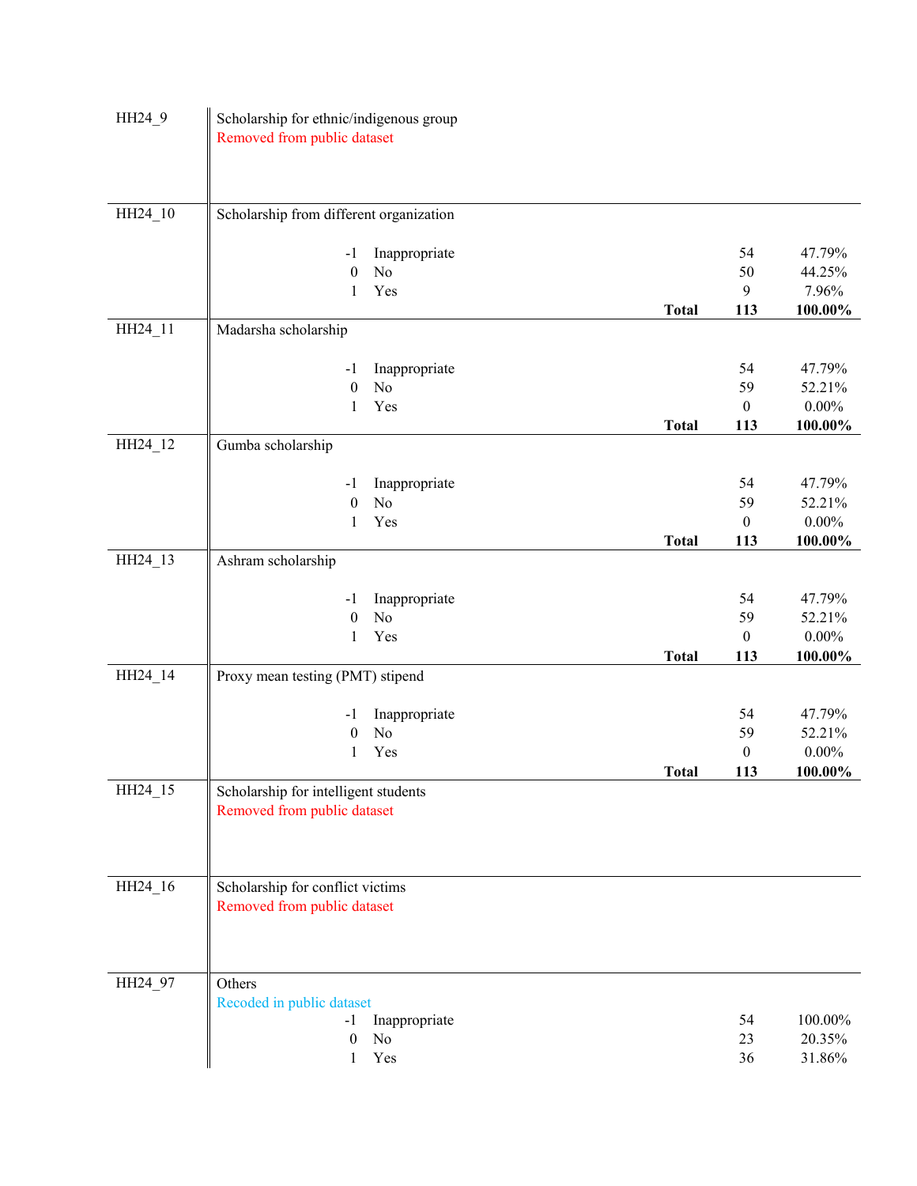| Variable | Description | Code | Label | Frequency | Percent |
|---|---|---|---|---|---|
| HH24_9 | Scholarship for ethnic/indigenous group | | | | |
| | Removed from public dataset | | | | |
| HH24_10 | Scholarship from different organization | | | | |
| | | -1 | Inappropriate | 54 | 47.79% |
| | | 0 | No | 50 | 44.25% |
| | | 1 | Yes | 9 | 7.96% |
| | | | **Total** | **113** | **100.00%** |
| HH24_11 | Madarsha scholarship | | | | |
| | | -1 | Inappropriate | 54 | 47.79% |
| | | 0 | No | 59 | 52.21% |
| | | 1 | Yes | 0 | 0.00% |
| | | | **Total** | **113** | **100.00%** |
| HH24_12 | Gumba scholarship | | | | |
| | | -1 | Inappropriate | 54 | 47.79% |
| | | 0 | No | 59 | 52.21% |
| | | 1 | Yes | 0 | 0.00% |
| | | | **Total** | **113** | **100.00%** |
| HH24_13 | Ashram scholarship | | | | |
| | | -1 | Inappropriate | 54 | 47.79% |
| | | 0 | No | 59 | 52.21% |
| | | 1 | Yes | 0 | 0.00% |
| | | | **Total** | **113** | **100.00%** |
| HH24_14 | Proxy mean testing (PMT) stipend | | | | |
| | | -1 | Inappropriate | 54 | 47.79% |
| | | 0 | No | 59 | 52.21% |
| | | 1 | Yes | 0 | 0.00% |
| | | | **Total** | **113** | **100.00%** |
| HH24_15 | Scholarship for intelligent students | | | | |
| | Removed from public dataset | | | | |
| HH24_16 | Scholarship for conflict victims | | | | |
| | Removed from public dataset | | | | |
| HH24_97 | Others | | | | |
| | Recoded in public dataset | | | | |
| | | -1 | Inappropriate | 54 | 100.00% |
| | | 0 | No | 23 | 20.35% |
| | | 1 | Yes | 36 | 31.86% |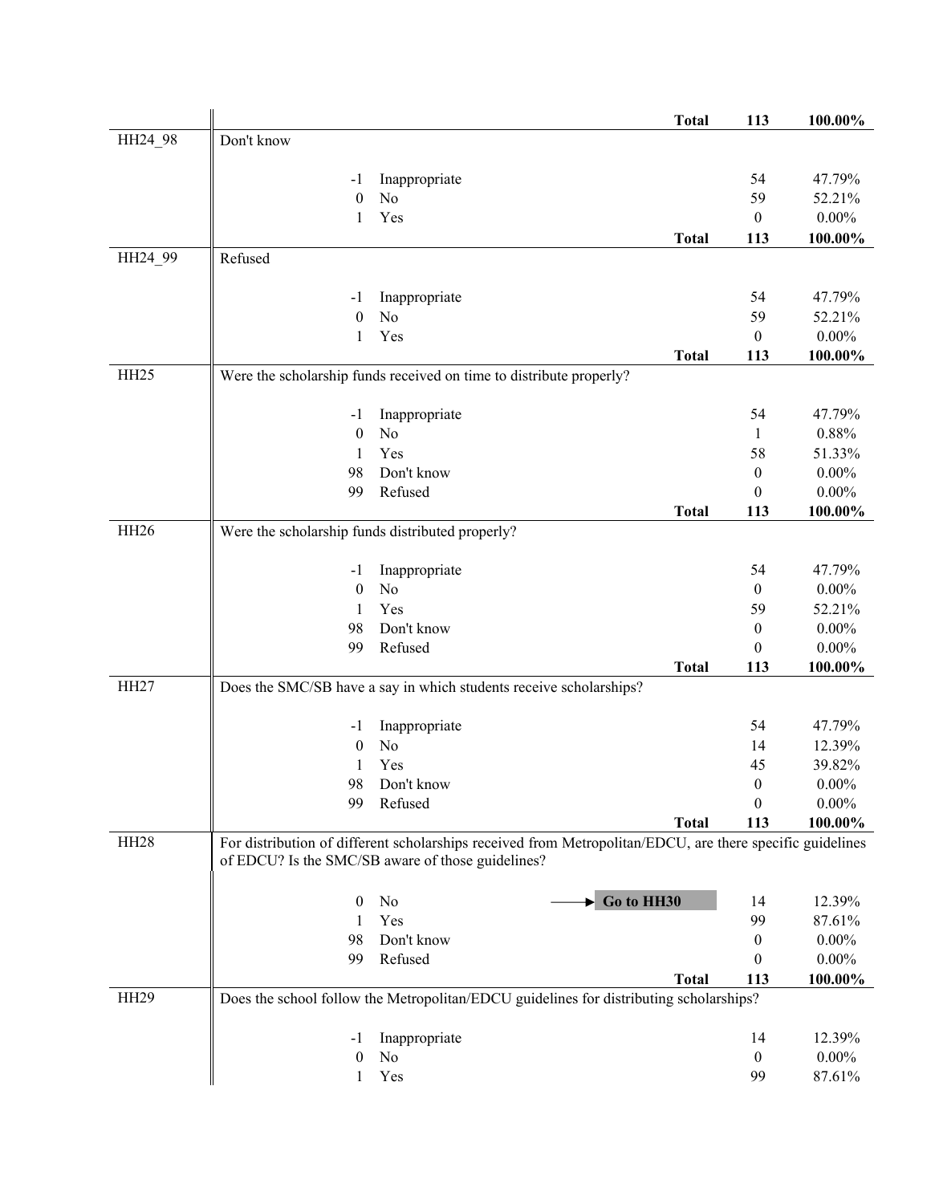| | | | | | |
|---|---|---|---|---|---|
| | | | **Total** | **113** | **100.00%** |
| HH24_98 | Don't know | | | | |
| | -1 | Inappropriate | | 54 | 47.79% |
| | 0 | No | | 59 | 52.21% |
| | 1 | Yes | | 0 | 0.00% |
| | | | **Total** | **113** | **100.00%** |
| HH24_99 | Refused | | | | |
| | -1 | Inappropriate | | 54 | 47.79% |
| | 0 | No | | 59 | 52.21% |
| | 1 | Yes | | 0 | 0.00% |
| | | | **Total** | **113** | **100.00%** |
| HH25 | Were the scholarship funds received on time to distribute properly? | | | | |
| | -1 | Inappropriate | | 54 | 47.79% |
| | 0 | No | | 1 | 0.88% |
| | 1 | Yes | | 58 | 51.33% |
| | 98 | Don't know | | 0 | 0.00% |
| | 99 | Refused | | 0 | 0.00% |
| | | | **Total** | **113** | **100.00%** |
| HH26 | Were the scholarship funds distributed properly? | | | | |
| | -1 | Inappropriate | | 54 | 47.79% |
| | 0 | No | | 0 | 0.00% |
| | 1 | Yes | | 59 | 52.21% |
| | 98 | Don't know | | 0 | 0.00% |
| | 99 | Refused | | 0 | 0.00% |
| | | | **Total** | **113** | **100.00%** |
| HH27 | Does the SMC/SB have a say in which students receive scholarships? | | | | |
| | -1 | Inappropriate | | 54 | 47.79% |
| | 0 | No | | 14 | 12.39% |
| | 1 | Yes | | 45 | 39.82% |
| | 98 | Don't know | | 0 | 0.00% |
| | 99 | Refused | | 0 | 0.00% |
| | | | **Total** | **113** | **100.00%** |
| HH28 | For distribution of different scholarships received from Metropolitan/EDCU, are there specific guidelines of EDCU? Is the SMC/SB aware of those guidelines? | | | | |
| | 0 | No | → **Go to HH30** | 14 | 12.39% |
| | 1 | Yes | | 99 | 87.61% |
| | 98 | Don't know | | 0 | 0.00% |
| | 99 | Refused | | 0 | 0.00% |
| | | | **Total** | **113** | **100.00%** |
| HH29 | Does the school follow the Metropolitan/EDCU guidelines for distributing scholarships? | | | | |
| | -1 | Inappropriate | | 14 | 12.39% |
| | 0 | No | | 0 | 0.00% |
| | 1 | Yes | | 99 | 87.61% |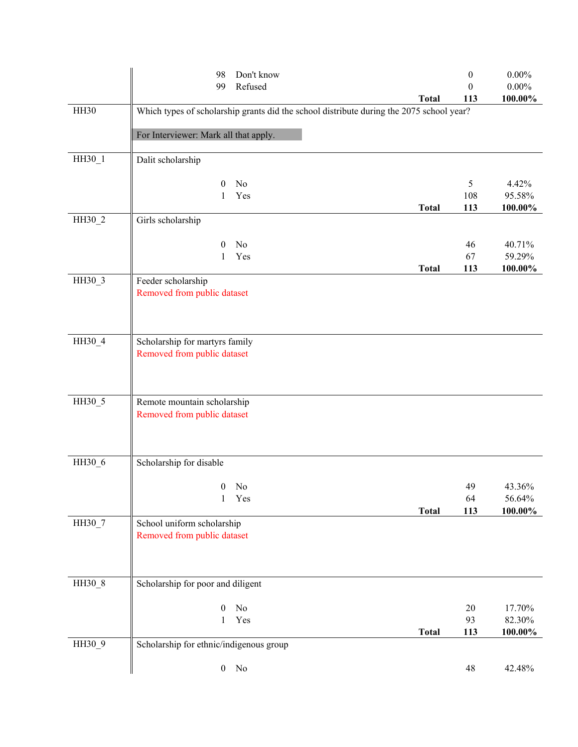| | | | | |
|---|---|---|---|---|
| | 98 Don't know | | 0 | 0.00% |
| | 99 Refused | | 0 | 0.00% |
| | | **Total** | **113** | **100.00%** |
| HH30 | Which types of scholarship grants did the school distribute during the 2075 school year? | | | |
| | For Interviewer: Mark all that apply. | | | |
| HH30_1 | Dalit scholarship | | | |
| | 0 No | | 5 | 4.42% |
| | 1 Yes | | 108 | 95.58% |
| | | **Total** | **113** | **100.00%** |
| HH30_2 | Girls scholarship | | | |
| | 0 No | | 46 | 40.71% |
| | 1 Yes | | 67 | 59.29% |
| | | **Total** | **113** | **100.00%** |
| HH30_3 | Feeder scholarship | | | |
| | Removed from public dataset | | | |
| HH30_4 | Scholarship for martyrs family | | | |
| | Removed from public dataset | | | |
| HH30_5 | Remote mountain scholarship | | | |
| | Removed from public dataset | | | |
| HH30_6 | Scholarship for disable | | | |
| | 0 No | | 49 | 43.36% |
| | 1 Yes | | 64 | 56.64% |
| | | **Total** | **113** | **100.00%** |
| HH30_7 | School uniform scholarship | | | |
| | Removed from public dataset | | | |
| HH30_8 | Scholarship for poor and diligent | | | |
| | 0 No | | 20 | 17.70% |
| | 1 Yes | | 93 | 82.30% |
| | | **Total** | **113** | **100.00%** |
| HH30_9 | Scholarship for ethnic/indigenous group | | | |
| | 0 No | | 48 | 42.48% |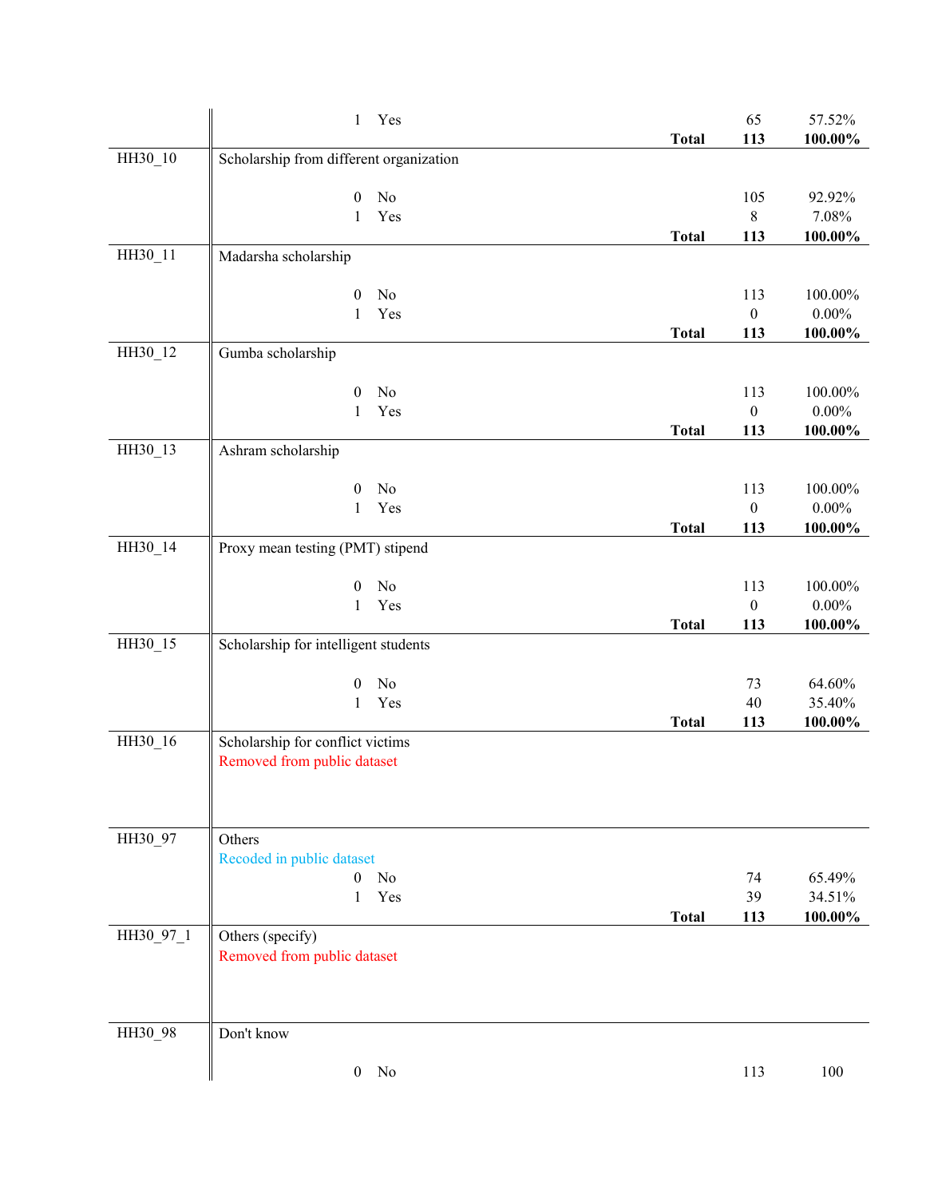| Variable | Label | | | | Frequency | Percent |
|---|---|---|---|---|---|---|
| | | 1 | Yes | | 65 | 57.52% |
| | | | | **Total** | **113** | **100.00%** |
| HH30_10 | Scholarship from different organization | | | | | |
| | | 0 | No | | 105 | 92.92% |
| | | 1 | Yes | | 8 | 7.08% |
| | | | | **Total** | **113** | **100.00%** |
| HH30_11 | Madarsha scholarship | | | | | |
| | | 0 | No | | 113 | 100.00% |
| | | 1 | Yes | | 0 | 0.00% |
| | | | | **Total** | **113** | **100.00%** |
| HH30_12 | Gumba scholarship | | | | | |
| | | 0 | No | | 113 | 100.00% |
| | | 1 | Yes | | 0 | 0.00% |
| | | | | **Total** | **113** | **100.00%** |
| HH30_13 | Ashram scholarship | | | | | |
| | | 0 | No | | 113 | 100.00% |
| | | 1 | Yes | | 0 | 0.00% |
| | | | | **Total** | **113** | **100.00%** |
| HH30_14 | Proxy mean testing (PMT) stipend | | | | | |
| | | 0 | No | | 113 | 100.00% |
| | | 1 | Yes | | 0 | 0.00% |
| | | | | **Total** | **113** | **100.00%** |
| HH30_15 | Scholarship for intelligent students | | | | | |
| | | 0 | No | | 73 | 64.60% |
| | | 1 | Yes | | 40 | 35.40% |
| | | | | **Total** | **113** | **100.00%** |
| HH30_16 | Scholarship for conflict victims<br>Removed from public dataset | | | | | |
| HH30_97 | Others<br>Recoded in public dataset | | | | | |
| | | 0 | No | | 74 | 65.49% |
| | | 1 | Yes | | 39 | 34.51% |
| | | | | **Total** | **113** | **100.00%** |
| HH30_97_1 | Others (specify)<br>Removed from public dataset | | | | | |
| HH30_98 | Don't know | | | | | |
| | | 0 | No | | 113 | 100 |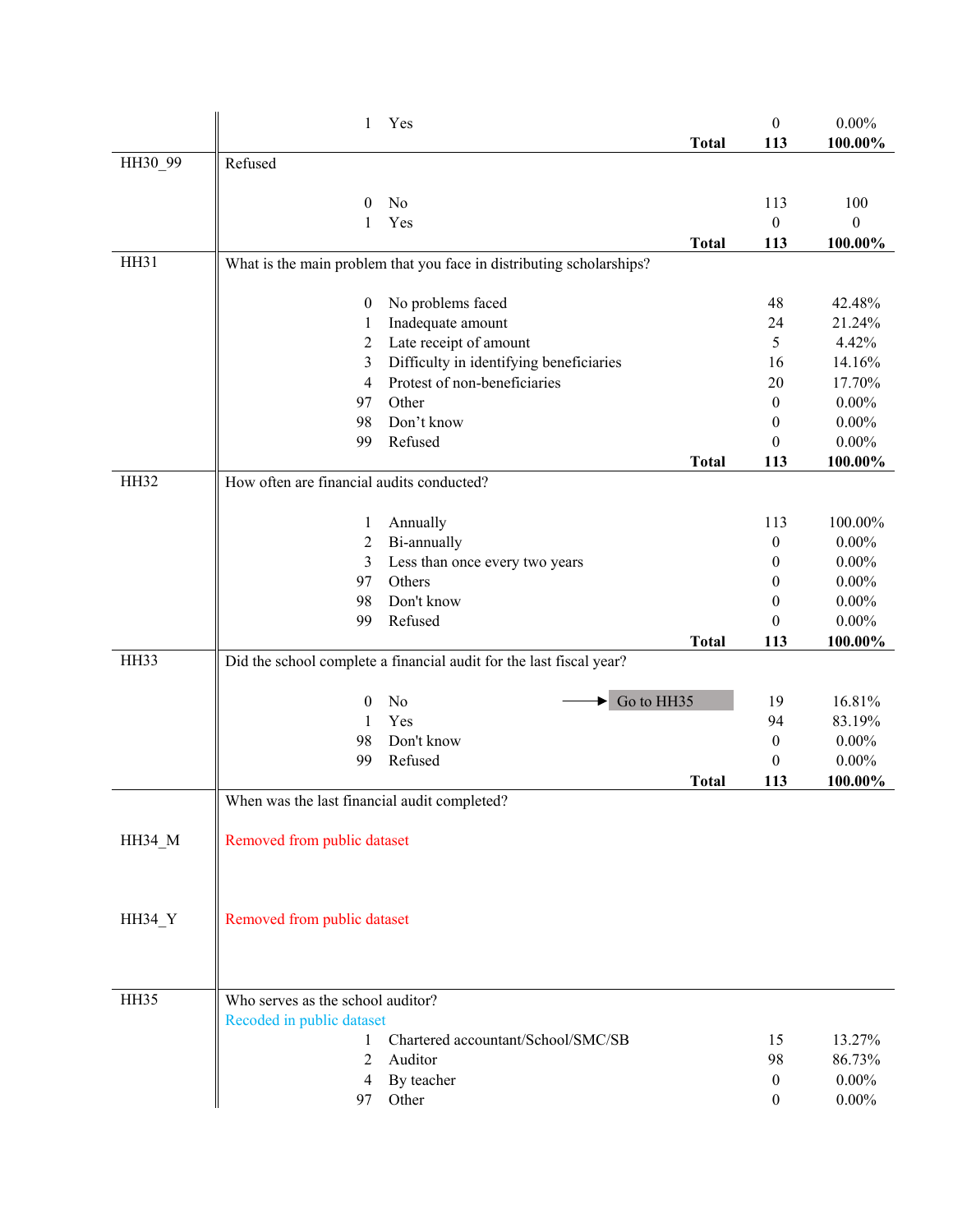| Variable | Question / Response | Code | Label | | N | % |
|---|---|---|---|---|---|---|
| | | 1 | Yes | | 0 | 0.00% |
| | | | | **Total** | **113** | **100.00%** |
| HH30_99 | Refused | | | | | |
| | | 0 | No | | 113 | 100 |
| | | 1 | Yes | | 0 | 0 |
| | | | | **Total** | **113** | **100.00%** |
| HH31 | What is the main problem that you face in distributing scholarships? | | | | | |
| | | 0 | No problems faced | | 48 | 42.48% |
| | | 1 | Inadequate amount | | 24 | 21.24% |
| | | 2 | Late receipt of amount | | 5 | 4.42% |
| | | 3 | Difficulty in identifying beneficiaries | | 16 | 14.16% |
| | | 4 | Protest of non-beneficiaries | | 20 | 17.70% |
| | | 97 | Other | | 0 | 0.00% |
| | | 98 | Don't know | | 0 | 0.00% |
| | | 99 | Refused | | 0 | 0.00% |
| | | | | **Total** | **113** | **100.00%** |
| HH32 | How often are financial audits conducted? | | | | | |
| | | 1 | Annually | | 113 | 100.00% |
| | | 2 | Bi-annually | | 0 | 0.00% |
| | | 3 | Less than once every two years | | 0 | 0.00% |
| | | 97 | Others | | 0 | 0.00% |
| | | 98 | Don't know | | 0 | 0.00% |
| | | 99 | Refused | | 0 | 0.00% |
| | | | | **Total** | **113** | **100.00%** |
| HH33 | Did the school complete a financial audit for the last fiscal year? | | | | | |
| | | 0 | No | → Go to HH35 | 19 | 16.81% |
| | | 1 | Yes | | 94 | 83.19% |
| | | 98 | Don't know | | 0 | 0.00% |
| | | 99 | Refused | | 0 | 0.00% |
| | | | | **Total** | **113** | **100.00%** |
| | When was the last financial audit completed? | | | | | |
| HH34_M | Removed from public dataset | | | | | |
| HH34_Y | Removed from public dataset | | | | | |
| HH35 | Who serves as the school auditor? Recoded in public dataset | | | | | |
| | | 1 | Chartered accountant/School/SMC/SB | | 15 | 13.27% |
| | | 2 | Auditor | | 98 | 86.73% |
| | | 4 | By teacher | | 0 | 0.00% |
| | | 97 | Other | | 0 | 0.00% |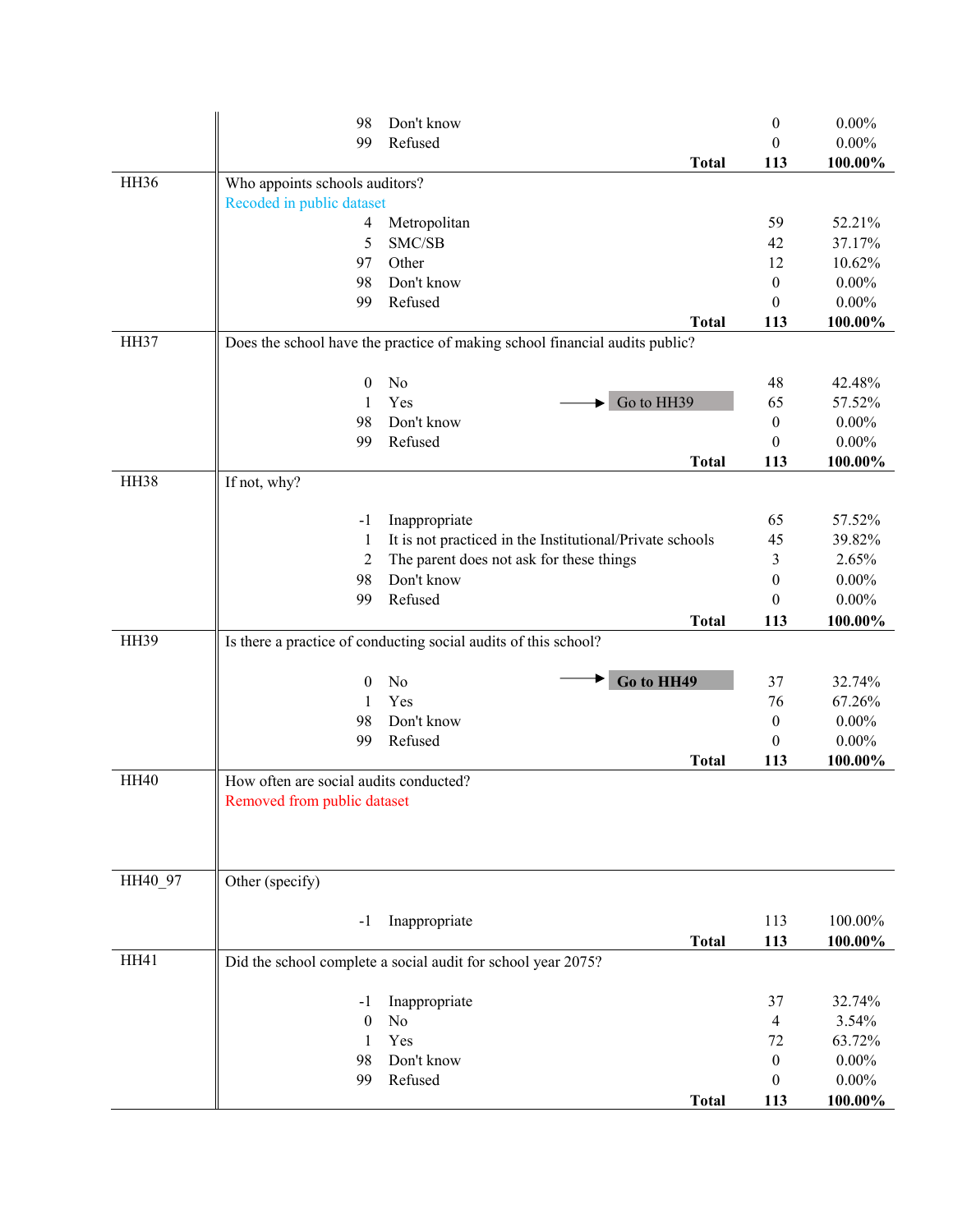| Variable | Question / Response | | Skip | Count | Percent |
|---|---|---|---|---|---|
| | 98 | Don't know | | 0 | 0.00% |
| | 99 | Refused | | 0 | 0.00% |
| | | | **Total** | **113** | **100.00%** |
| HH36 | Who appoints schools auditors? | | | | |
| | Recoded in public dataset | | | | |
| | 4 | Metropolitan | | 59 | 52.21% |
| | 5 | SMC/SB | | 42 | 37.17% |
| | 97 | Other | | 12 | 10.62% |
| | 98 | Don't know | | 0 | 0.00% |
| | 99 | Refused | | 0 | 0.00% |
| | | | **Total** | **113** | **100.00%** |
| HH37 | Does the school have the practice of making school financial audits public? | | | | |
| | 0 | No | | 48 | 42.48% |
| | 1 | Yes | → Go to HH39 | 65 | 57.52% |
| | 98 | Don't know | | 0 | 0.00% |
| | 99 | Refused | | 0 | 0.00% |
| | | | **Total** | **113** | **100.00%** |
| HH38 | If not, why? | | | | |
| | -1 | Inappropriate | | 65 | 57.52% |
| | 1 | It is not practiced in the Institutional/Private schools | | 45 | 39.82% |
| | 2 | The parent does not ask for these things | | 3 | 2.65% |
| | 98 | Don't know | | 0 | 0.00% |
| | 99 | Refused | | 0 | 0.00% |
| | | | **Total** | **113** | **100.00%** |
| HH39 | Is there a practice of conducting social audits of this school? | | | | |
| | 0 | No | → **Go to HH49** | 37 | 32.74% |
| | 1 | Yes | | 76 | 67.26% |
| | 98 | Don't know | | 0 | 0.00% |
| | 99 | Refused | | 0 | 0.00% |
| | | | **Total** | **113** | **100.00%** |
| HH40 | How often are social audits conducted? | | | | |
| | Removed from public dataset | | | | |
| HH40_97 | Other (specify) | | | | |
| | -1 | Inappropriate | | 113 | 100.00% |
| | | | **Total** | **113** | **100.00%** |
| HH41 | Did the school complete a social audit for school year 2075? | | | | |
| | -1 | Inappropriate | | 37 | 32.74% |
| | 0 | No | | 4 | 3.54% |
| | 1 | Yes | | 72 | 63.72% |
| | 98 | Don't know | | 0 | 0.00% |
| | 99 | Refused | | 0 | 0.00% |
| | | | **Total** | **113** | **100.00%** |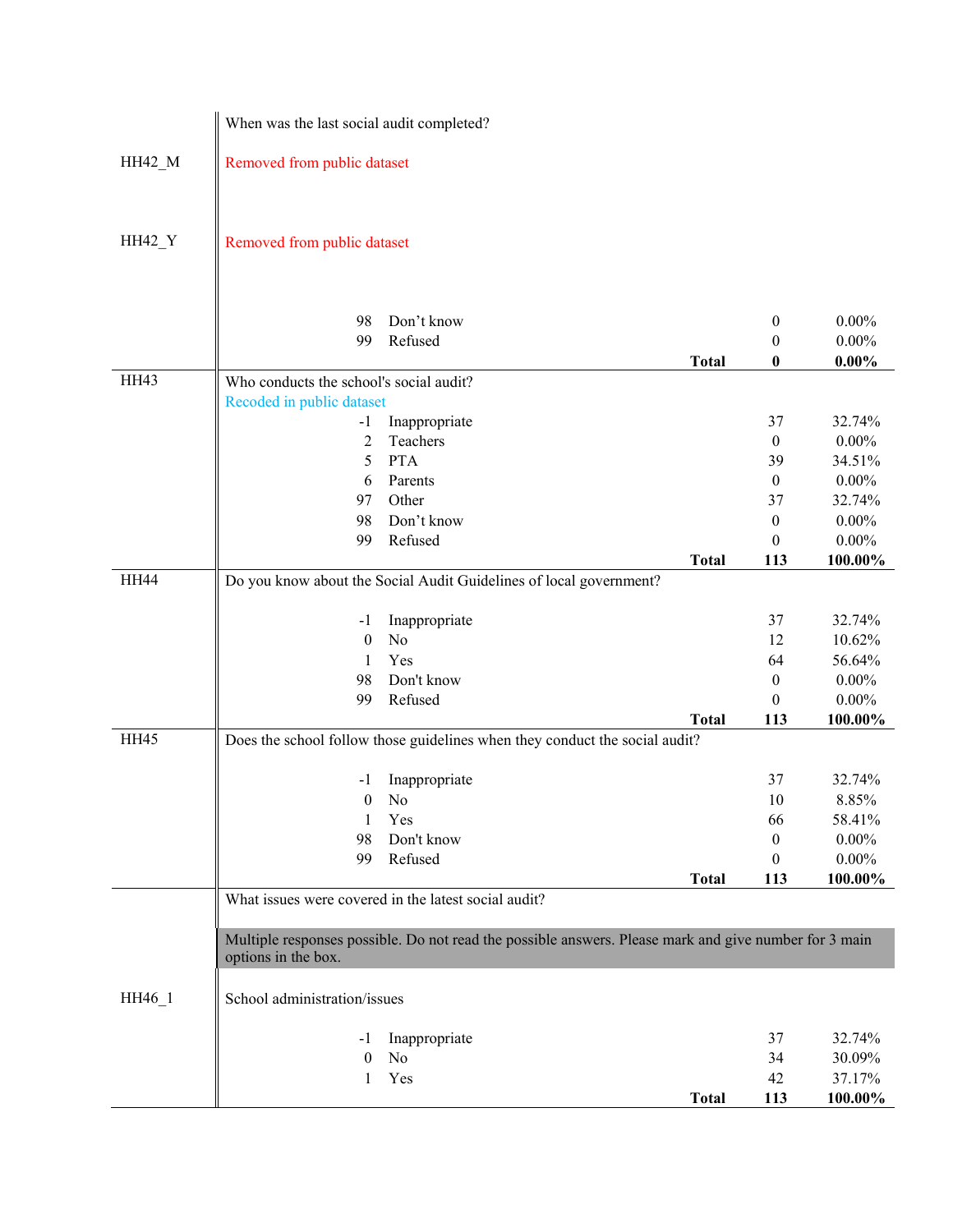| Variable | Question / Code | Response | Frequency | Percent |
|---|---|---|---|---|
| | When was the last social audit completed? | | | |
| HH42_M | Removed from public dataset | | | |
| HH42_Y | Removed from public dataset | | | |
| | 98 | Don't know | 0 | 0.00% |
| | 99 | Refused | 0 | 0.00% |
| | | **Total** | **0** | **0.00%** |
| HH43 | Who conducts the school's social audit? Recoded in public dataset | | | |
| | -1 | Inappropriate | 37 | 32.74% |
| | 2 | Teachers | 0 | 0.00% |
| | 5 | PTA | 39 | 34.51% |
| | 6 | Parents | 0 | 0.00% |
| | 97 | Other | 37 | 32.74% |
| | 98 | Don't know | 0 | 0.00% |
| | 99 | Refused | 0 | 0.00% |
| | | **Total** | **113** | **100.00%** |
| HH44 | Do you know about the Social Audit Guidelines of local government? | | | |
| | -1 | Inappropriate | 37 | 32.74% |
| | 0 | No | 12 | 10.62% |
| | 1 | Yes | 64 | 56.64% |
| | 98 | Don't know | 0 | 0.00% |
| | 99 | Refused | 0 | 0.00% |
| | | **Total** | **113** | **100.00%** |
| HH45 | Does the school follow those guidelines when they conduct the social audit? | | | |
| | -1 | Inappropriate | 37 | 32.74% |
| | 0 | No | 10 | 8.85% |
| | 1 | Yes | 66 | 58.41% |
| | 98 | Don't know | 0 | 0.00% |
| | 99 | Refused | 0 | 0.00% |
| | | **Total** | **113** | **100.00%** |
| | What issues were covered in the latest social audit? | | | |
| | Multiple responses possible. Do not read the possible answers. Please mark and give number for 3 main options in the box. | | | |
| HH46_1 | School administration/issues | | | |
| | -1 | Inappropriate | 37 | 32.74% |
| | 0 | No | 34 | 30.09% |
| | 1 | Yes | 42 | 37.17% |
| | | **Total** | **113** | **100.00%** |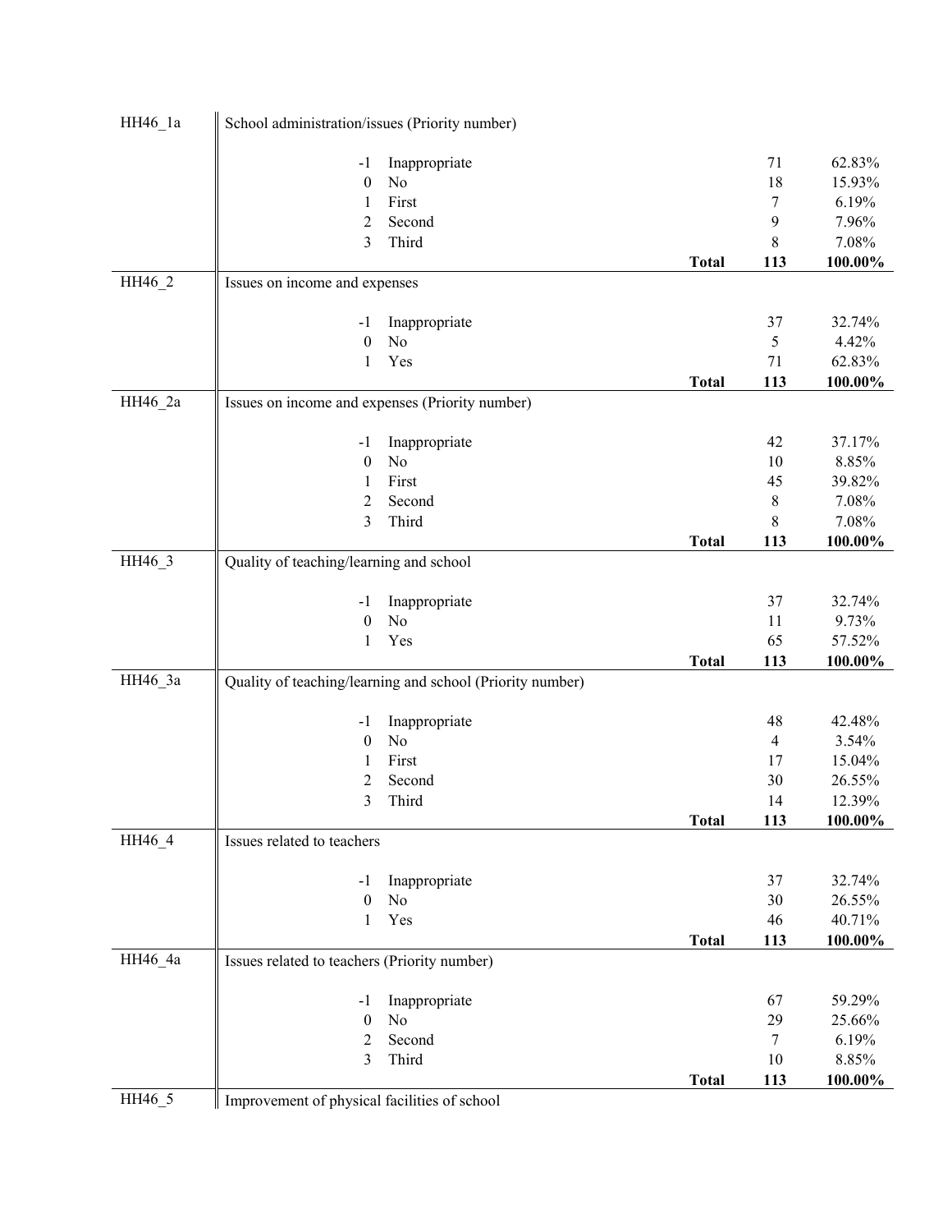| Variable | Description | | Count | Percent |
|---|---|---|---|---|
| HH46_1a | School administration/issues (Priority number) | | | |
| | -1 Inappropriate | | 71 | 62.83% |
| | 0 No | | 18 | 15.93% |
| | 1 First | | 7 | 6.19% |
| | 2 Second | | 9 | 7.96% |
| | 3 Third | | 8 | 7.08% |
| | | **Total** | **113** | **100.00%** |
| HH46_2 | Issues on income and expenses | | | |
| | -1 Inappropriate | | 37 | 32.74% |
| | 0 No | | 5 | 4.42% |
| | 1 Yes | | 71 | 62.83% |
| | | **Total** | **113** | **100.00%** |
| HH46_2a | Issues on income and expenses (Priority number) | | | |
| | -1 Inappropriate | | 42 | 37.17% |
| | 0 No | | 10 | 8.85% |
| | 1 First | | 45 | 39.82% |
| | 2 Second | | 8 | 7.08% |
| | 3 Third | | 8 | 7.08% |
| | | **Total** | **113** | **100.00%** |
| HH46_3 | Quality of teaching/learning and school | | | |
| | -1 Inappropriate | | 37 | 32.74% |
| | 0 No | | 11 | 9.73% |
| | 1 Yes | | 65 | 57.52% |
| | | **Total** | **113** | **100.00%** |
| HH46_3a | Quality of teaching/learning and school (Priority number) | | | |
| | -1 Inappropriate | | 48 | 42.48% |
| | 0 No | | 4 | 3.54% |
| | 1 First | | 17 | 15.04% |
| | 2 Second | | 30 | 26.55% |
| | 3 Third | | 14 | 12.39% |
| | | **Total** | **113** | **100.00%** |
| HH46_4 | Issues related to teachers | | | |
| | -1 Inappropriate | | 37 | 32.74% |
| | 0 No | | 30 | 26.55% |
| | 1 Yes | | 46 | 40.71% |
| | | **Total** | **113** | **100.00%** |
| HH46_4a | Issues related to teachers (Priority number) | | | |
| | -1 Inappropriate | | 67 | 59.29% |
| | 0 No | | 29 | 25.66% |
| | 2 Second | | 7 | 6.19% |
| | 3 Third | | 10 | 8.85% |
| | | **Total** | **113** | **100.00%** |
| HH46_5 | Improvement of physical facilities of school | | | |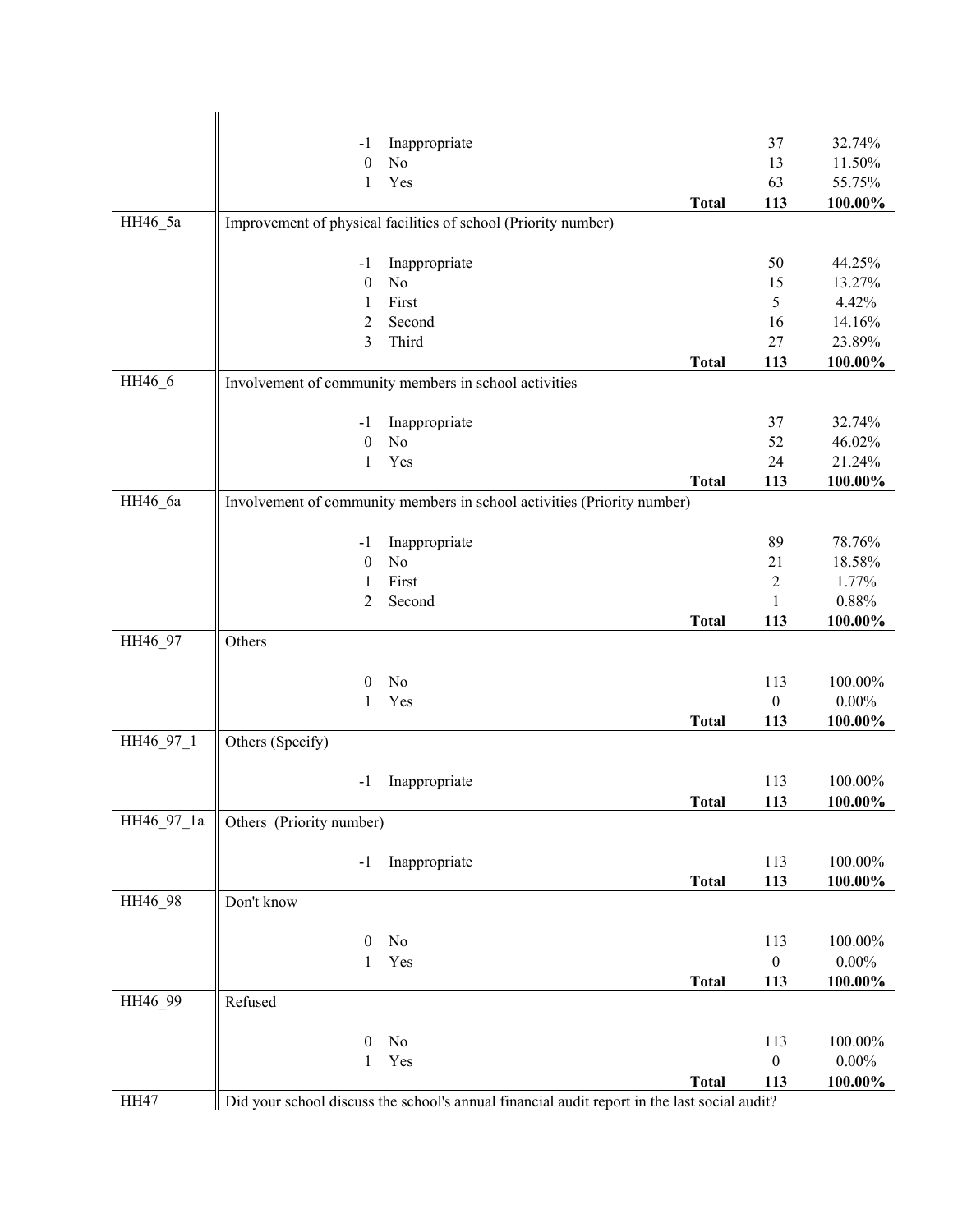| | | | | |
|---|---|---|---|---|
| | -1 | Inappropriate | 37 | 32.74% |
| | 0 | No | 13 | 11.50% |
| | 1 | Yes | 63 | 55.75% |
| | | **Total** | **113** | **100.00%** |
| HH46_5a | Improvement of physical facilities of school (Priority number) | | | |
| | -1 | Inappropriate | 50 | 44.25% |
| | 0 | No | 15 | 13.27% |
| | 1 | First | 5 | 4.42% |
| | 2 | Second | 16 | 14.16% |
| | 3 | Third | 27 | 23.89% |
| | | **Total** | **113** | **100.00%** |
| HH46_6 | Involvement of community members in school activities | | | |
| | -1 | Inappropriate | 37 | 32.74% |
| | 0 | No | 52 | 46.02% |
| | 1 | Yes | 24 | 21.24% |
| | | **Total** | **113** | **100.00%** |
| HH46_6a | Involvement of community members in school activities (Priority number) | | | |
| | -1 | Inappropriate | 89 | 78.76% |
| | 0 | No | 21 | 18.58% |
| | 1 | First | 2 | 1.77% |
| | 2 | Second | 1 | 0.88% |
| | | **Total** | **113** | **100.00%** |
| HH46_97 | Others | | | |
| | 0 | No | 113 | 100.00% |
| | 1 | Yes | 0 | 0.00% |
| | | **Total** | **113** | **100.00%** |
| HH46_97_1 | Others (Specify) | | | |
| | -1 | Inappropriate | 113 | 100.00% |
| | | **Total** | **113** | **100.00%** |
| HH46_97_1a | Others (Priority number) | | | |
| | -1 | Inappropriate | 113 | 100.00% |
| | | **Total** | **113** | **100.00%** |
| HH46_98 | Don't know | | | |
| | 0 | No | 113 | 100.00% |
| | 1 | Yes | 0 | 0.00% |
| | | **Total** | **113** | **100.00%** |
| HH46_99 | Refused | | | |
| | 0 | No | 113 | 100.00% |
| | 1 | Yes | 0 | 0.00% |
| | | **Total** | **113** | **100.00%** |
| HH47 | Did your school discuss the school's annual financial audit report in the last social audit? | | | |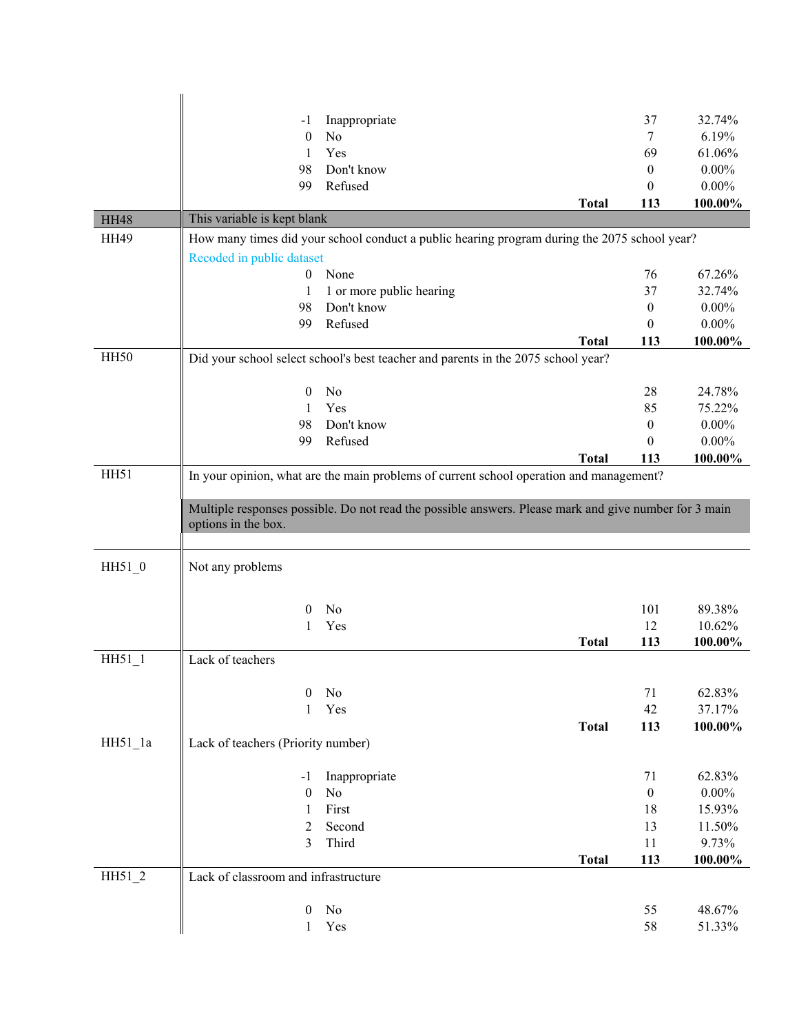| Variable | Question / Code | Label | Frequency | Percent |
|---|---|---|---|---|
| | -1 | Inappropriate | 37 | 32.74% |
| | 0 | No | 7 | 6.19% |
| | 1 | Yes | 69 | 61.06% |
| | 98 | Don't know | 0 | 0.00% |
| | 99 | Refused | 0 | 0.00% |
| | | **Total** | **113** | **100.00%** |
| HH48 | This variable is kept blank | | | |
| HH49 | How many times did your school conduct a public hearing program during the 2075 school year? | | | |
| | Recoded in public dataset | | | |
| | 0 | None | 76 | 67.26% |
| | 1 | 1 or more public hearing | 37 | 32.74% |
| | 98 | Don't know | 0 | 0.00% |
| | 99 | Refused | 0 | 0.00% |
| | | **Total** | **113** | **100.00%** |
| HH50 | Did your school select school's best teacher and parents in the 2075 school year? | | | |
| | 0 | No | 28 | 24.78% |
| | 1 | Yes | 85 | 75.22% |
| | 98 | Don't know | 0 | 0.00% |
| | 99 | Refused | 0 | 0.00% |
| | | **Total** | **113** | **100.00%** |
| HH51 | In your opinion, what are the main problems of current school operation and management? | | | |
| | Multiple responses possible. Do not read the possible answers. Please mark and give number for 3 main options in the box. | | | |
| HH51_0 | Not any problems | | | |
| | 0 | No | 101 | 89.38% |
| | 1 | Yes | 12 | 10.62% |
| | | **Total** | **113** | **100.00%** |
| HH51_1 | Lack of teachers | | | |
| | 0 | No | 71 | 62.83% |
| | 1 | Yes | 42 | 37.17% |
| | | **Total** | **113** | **100.00%** |
| HH51_1a | Lack of teachers (Priority number) | | | |
| | -1 | Inappropriate | 71 | 62.83% |
| | 0 | No | 0 | 0.00% |
| | 1 | First | 18 | 15.93% |
| | 2 | Second | 13 | 11.50% |
| | 3 | Third | 11 | 9.73% |
| | | **Total** | **113** | **100.00%** |
| HH51_2 | Lack of classroom and infrastructure | | | |
| | 0 | No | 55 | 48.67% |
| | 1 | Yes | 58 | 51.33% |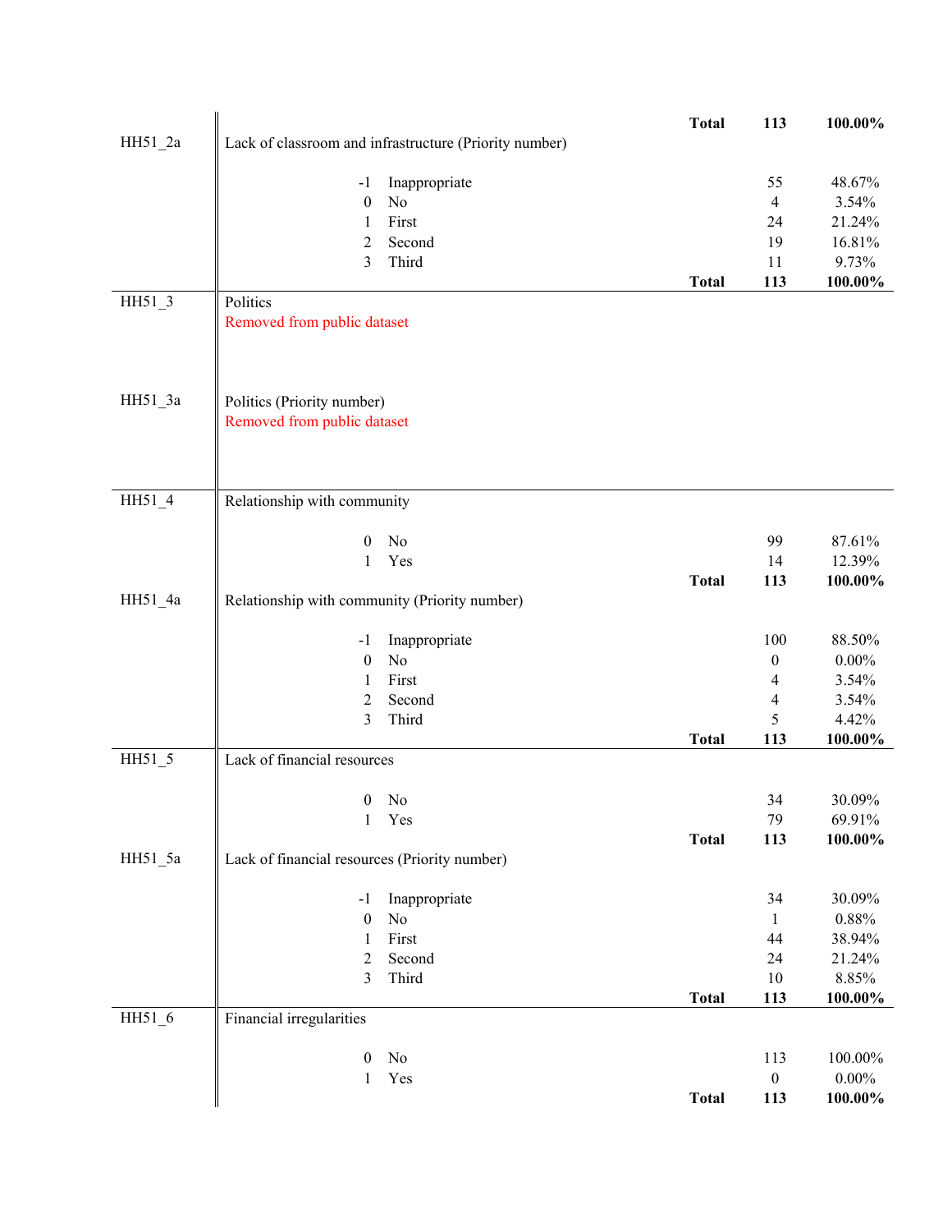| Variable | Description | Code | Label | | Frequency | Percent |
|---|---|---|---|---|---|---|
| | | | | Total | 113 | 100.00% |
| HH51_2a | Lack of classroom and infrastructure (Priority number) | | | | | |
| | | -1 | Inappropriate | | 55 | 48.67% |
| | | 0 | No | | 4 | 3.54% |
| | | 1 | First | | 24 | 21.24% |
| | | 2 | Second | | 19 | 16.81% |
| | | 3 | Third | | 11 | 9.73% |
| | | | | Total | 113 | 100.00% |
| HH51_3 | Politics<br>Removed from public dataset | | | | | |
| HH51_3a | Politics (Priority number)<br>Removed from public dataset | | | | | |
| HH51_4 | Relationship with community | | | | | |
| | | 0 | No | | 99 | 87.61% |
| | | 1 | Yes | | 14 | 12.39% |
| | | | | Total | 113 | 100.00% |
| HH51_4a | Relationship with community (Priority number) | | | | | |
| | | -1 | Inappropriate | | 100 | 88.50% |
| | | 0 | No | | 0 | 0.00% |
| | | 1 | First | | 4 | 3.54% |
| | | 2 | Second | | 4 | 3.54% |
| | | 3 | Third | | 5 | 4.42% |
| | | | | Total | 113 | 100.00% |
| HH51_5 | Lack of financial resources | | | | | |
| | | 0 | No | | 34 | 30.09% |
| | | 1 | Yes | | 79 | 69.91% |
| | | | | Total | 113 | 100.00% |
| HH51_5a | Lack of financial resources (Priority number) | | | | | |
| | | -1 | Inappropriate | | 34 | 30.09% |
| | | 0 | No | | 1 | 0.88% |
| | | 1 | First | | 44 | 38.94% |
| | | 2 | Second | | 24 | 21.24% |
| | | 3 | Third | | 10 | 8.85% |
| | | | | Total | 113 | 100.00% |
| HH51_6 | Financial irregularities | | | | | |
| | | 0 | No | | 113 | 100.00% |
| | | 1 | Yes | | 0 | 0.00% |
| | | | | Total | 113 | 100.00% |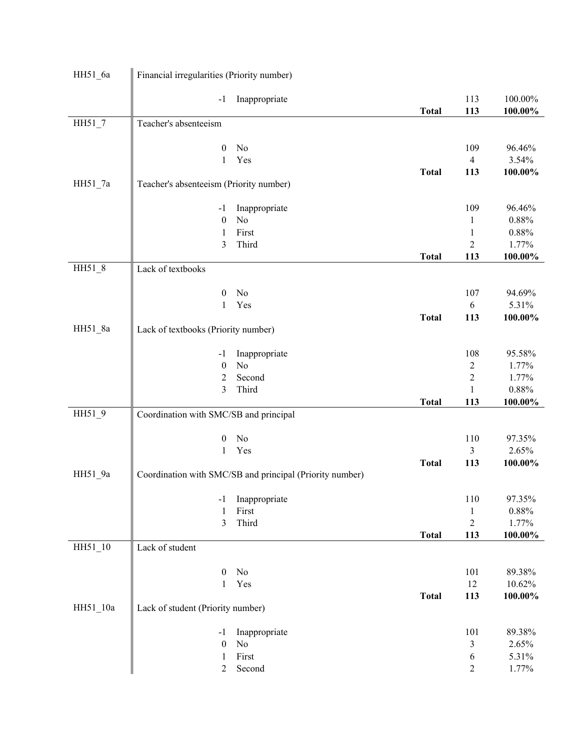| Variable | Label / Code | Value label | | Frequency | Percent |
|---|---|---|---|---|---|
| HH51_6a | Financial irregularities (Priority number) | | | | |
| | -1 | Inappropriate | | 113 | 100.00% |
| | | | **Total** | **113** | **100.00%** |
| HH51_7 | Teacher's absenteeism | | | | |
| | 0 | No | | 109 | 96.46% |
| | 1 | Yes | | 4 | 3.54% |
| | | | **Total** | **113** | **100.00%** |
| HH51_7a | Teacher's absenteeism (Priority number) | | | | |
| | -1 | Inappropriate | | 109 | 96.46% |
| | 0 | No | | 1 | 0.88% |
| | 1 | First | | 1 | 0.88% |
| | 3 | Third | | 2 | 1.77% |
| | | | **Total** | **113** | **100.00%** |
| HH51_8 | Lack of textbooks | | | | |
| | 0 | No | | 107 | 94.69% |
| | 1 | Yes | | 6 | 5.31% |
| | | | **Total** | **113** | **100.00%** |
| HH51_8a | Lack of textbooks (Priority number) | | | | |
| | -1 | Inappropriate | | 108 | 95.58% |
| | 0 | No | | 2 | 1.77% |
| | 2 | Second | | 2 | 1.77% |
| | 3 | Third | | 1 | 0.88% |
| | | | **Total** | **113** | **100.00%** |
| HH51_9 | Coordination with SMC/SB and principal | | | | |
| | 0 | No | | 110 | 97.35% |
| | 1 | Yes | | 3 | 2.65% |
| | | | **Total** | **113** | **100.00%** |
| HH51_9a | Coordination with SMC/SB and principal (Priority number) | | | | |
| | -1 | Inappropriate | | 110 | 97.35% |
| | 1 | First | | 1 | 0.88% |
| | 3 | Third | | 2 | 1.77% |
| | | | **Total** | **113** | **100.00%** |
| HH51_10 | Lack of student | | | | |
| | 0 | No | | 101 | 89.38% |
| | 1 | Yes | | 12 | 10.62% |
| | | | **Total** | **113** | **100.00%** |
| HH51_10a | Lack of student (Priority number) | | | | |
| | -1 | Inappropriate | | 101 | 89.38% |
| | 0 | No | | 3 | 2.65% |
| | 1 | First | | 6 | 5.31% |
| | 2 | Second | | 2 | 1.77% |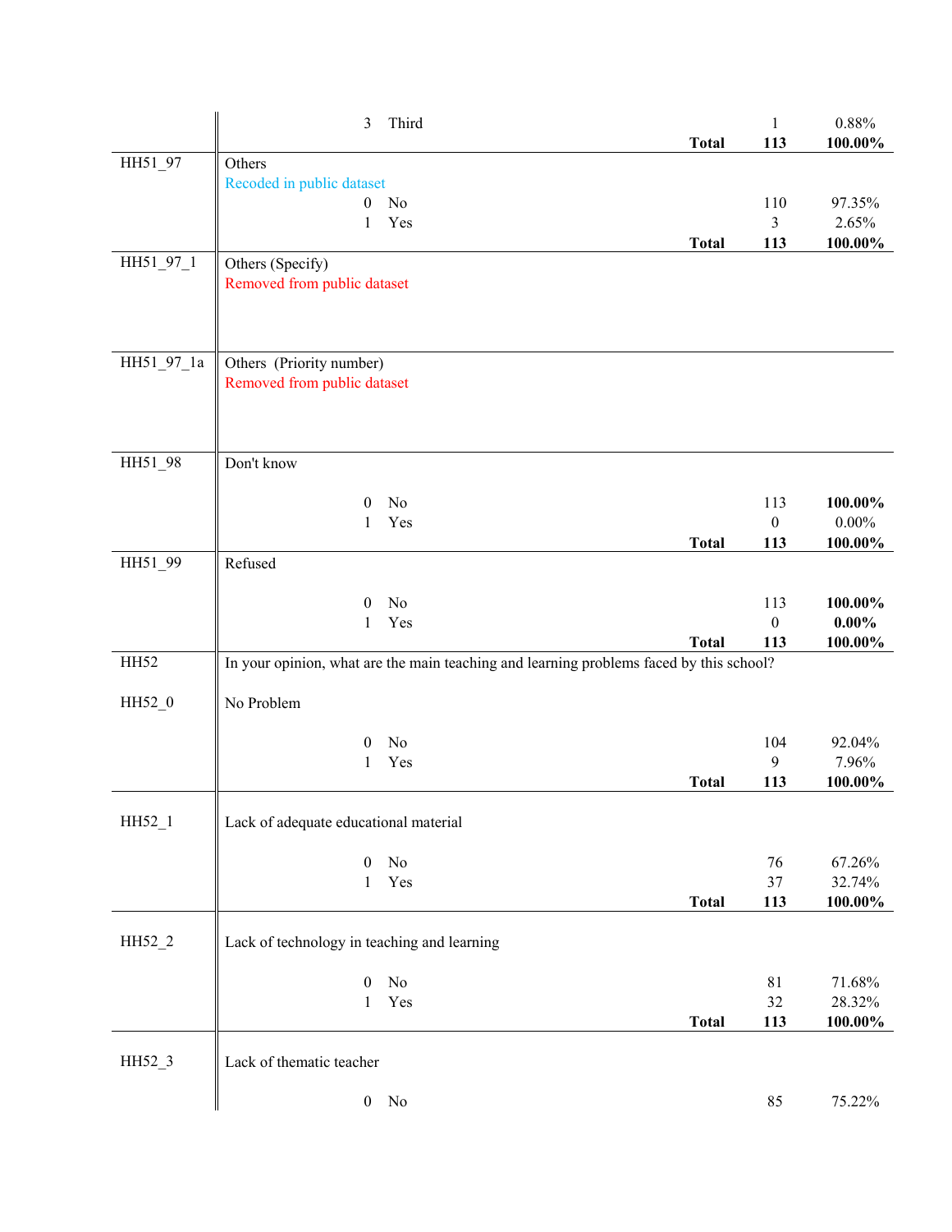| Variable | Description | Code | Label | Total | Frequency | Percent |
|---|---|---|---|---|---|---|
| | | 3 | Third | | 1 | 0.88% |
| | | | | **Total** | **113** | **100.00%** |
| HH51_97 | Others<br>Recoded in public dataset | | | | | |
| | | 0 | No | | 110 | 97.35% |
| | | 1 | Yes | | 3 | 2.65% |
| | | | | **Total** | **113** | **100.00%** |
| HH51_97_1 | Others (Specify)<br>Removed from public dataset | | | | | |
| HH51_97_1a | Others (Priority number)<br>Removed from public dataset | | | | | |
| HH51_98 | Don't know | | | | | |
| | | 0 | No | | 113 | **100.00%** |
| | | 1 | Yes | | 0 | 0.00% |
| | | | | **Total** | **113** | **100.00%** |
| HH51_99 | Refused | | | | | |
| | | 0 | No | | 113 | **100.00%** |
| | | 1 | Yes | | 0 | **0.00%** |
| | | | | **Total** | **113** | **100.00%** |
| HH52 | In your opinion, what are the main teaching and learning problems faced by this school? | | | | | |
| HH52_0 | No Problem | | | | | |
| | | 0 | No | | 104 | 92.04% |
| | | 1 | Yes | | 9 | 7.96% |
| | | | | **Total** | **113** | **100.00%** |
| HH52_1 | Lack of adequate educational material | | | | | |
| | | 0 | No | | 76 | 67.26% |
| | | 1 | Yes | | 37 | 32.74% |
| | | | | **Total** | **113** | **100.00%** |
| HH52_2 | Lack of technology in teaching and learning | | | | | |
| | | 0 | No | | 81 | 71.68% |
| | | 1 | Yes | | 32 | 28.32% |
| | | | | **Total** | **113** | **100.00%** |
| HH52_3 | Lack of thematic teacher | | | | | |
| | | 0 | No | | 85 | 75.22% |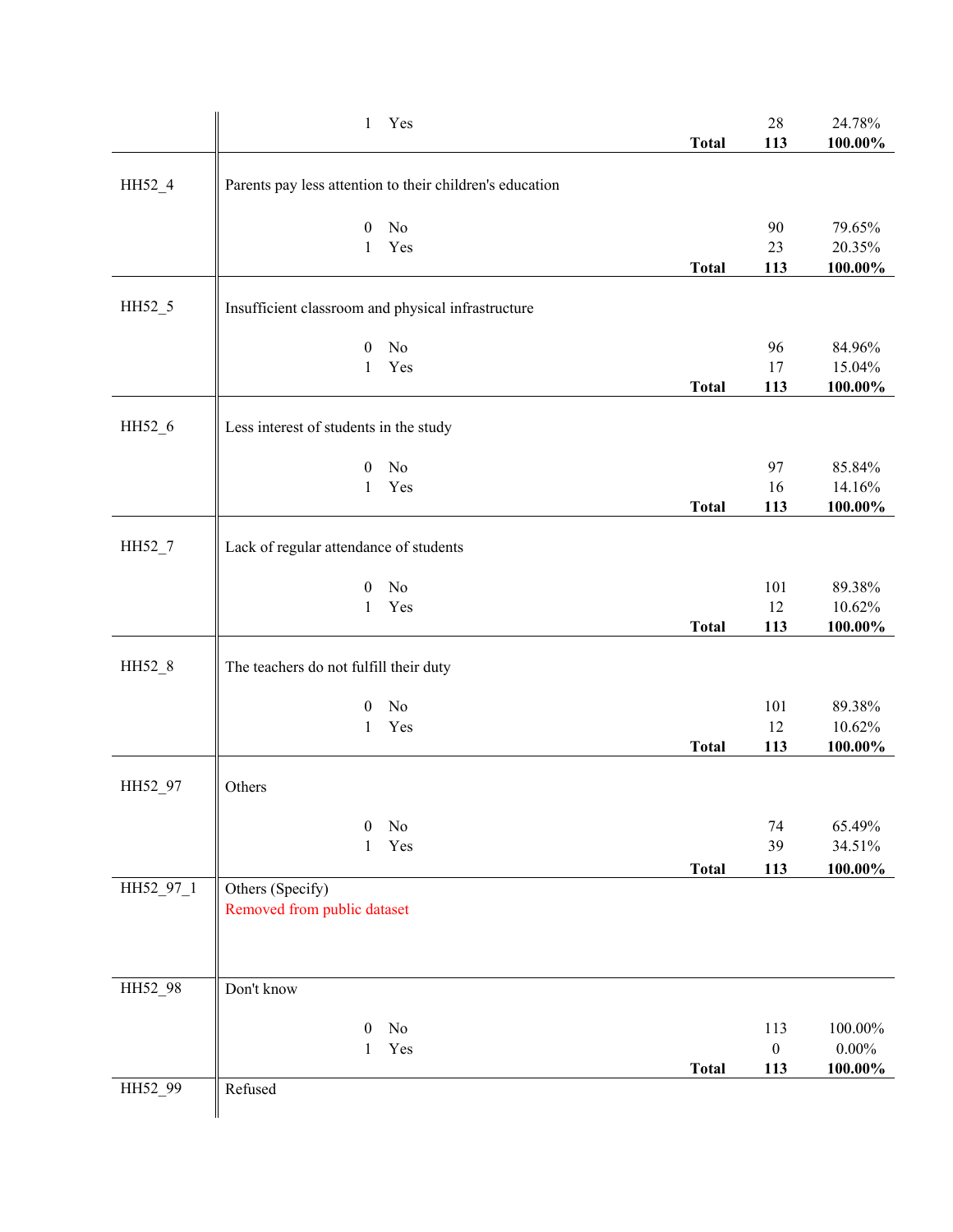| Variable | Description | | | Count | Percent |
|---|---|---|---|---|---|
| | 1 | Yes | | 28 | 24.78% |
| | | | **Total** | **113** | **100.00%** |
| HH52_4 | Parents pay less attention to their children's education | | | | |
| | 0 | No | | 90 | 79.65% |
| | 1 | Yes | | 23 | 20.35% |
| | | | **Total** | **113** | **100.00%** |
| HH52_5 | Insufficient classroom and physical infrastructure | | | | |
| | 0 | No | | 96 | 84.96% |
| | 1 | Yes | | 17 | 15.04% |
| | | | **Total** | **113** | **100.00%** |
| HH52_6 | Less interest of students in the study | | | | |
| | 0 | No | | 97 | 85.84% |
| | 1 | Yes | | 16 | 14.16% |
| | | | **Total** | **113** | **100.00%** |
| HH52_7 | Lack of regular attendance of students | | | | |
| | 0 | No | | 101 | 89.38% |
| | 1 | Yes | | 12 | 10.62% |
| | | | **Total** | **113** | **100.00%** |
| HH52_8 | The teachers do not fulfill their duty | | | | |
| | 0 | No | | 101 | 89.38% |
| | 1 | Yes | | 12 | 10.62% |
| | | | **Total** | **113** | **100.00%** |
| HH52_97 | Others | | | | |
| | 0 | No | | 74 | 65.49% |
| | 1 | Yes | | 39 | 34.51% |
| | | | **Total** | **113** | **100.00%** |
| HH52_97_1 | Others (Specify)<br>Removed from public dataset | | | | |
| HH52_98 | Don't know | | | | |
| | 0 | No | | 113 | 100.00% |
| | 1 | Yes | | 0 | 0.00% |
| | | | **Total** | **113** | **100.00%** |
| HH52_99 | Refused | | | | |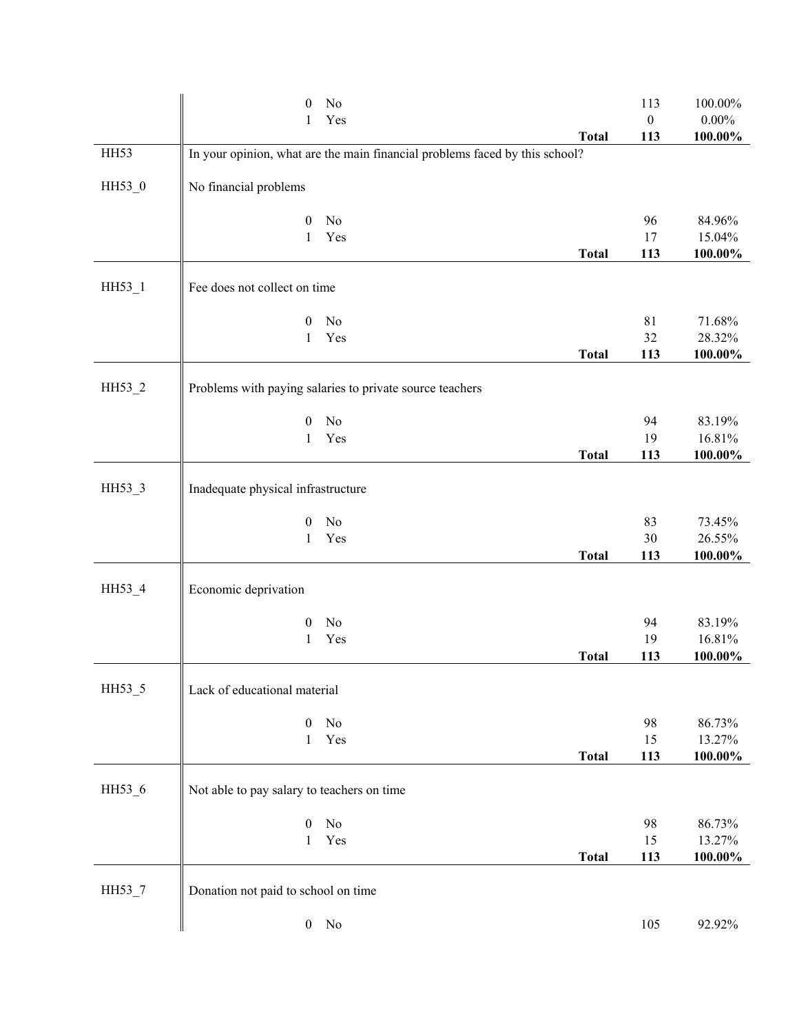| | | | | |
|---|---|---|---|---|
| | 0 No | | 113 | 100.00% |
| | 1 Yes | | 0 | 0.00% |
| | | **Total** | **113** | **100.00%** |
| HH53 | In your opinion, what are the main financial problems faced by this school? | | | |
| HH53_0 | No financial problems | | | |
| | 0 No | | 96 | 84.96% |
| | 1 Yes | | 17 | 15.04% |
| | | **Total** | **113** | **100.00%** |
| HH53_1 | Fee does not collect on time | | | |
| | 0 No | | 81 | 71.68% |
| | 1 Yes | | 32 | 28.32% |
| | | **Total** | **113** | **100.00%** |
| HH53_2 | Problems with paying salaries to private source teachers | | | |
| | 0 No | | 94 | 83.19% |
| | 1 Yes | | 19 | 16.81% |
| | | **Total** | **113** | **100.00%** |
| HH53_3 | Inadequate physical infrastructure | | | |
| | 0 No | | 83 | 73.45% |
| | 1 Yes | | 30 | 26.55% |
| | | **Total** | **113** | **100.00%** |
| HH53_4 | Economic deprivation | | | |
| | 0 No | | 94 | 83.19% |
| | 1 Yes | | 19 | 16.81% |
| | | **Total** | **113** | **100.00%** |
| HH53_5 | Lack of educational material | | | |
| | 0 No | | 98 | 86.73% |
| | 1 Yes | | 15 | 13.27% |
| | | **Total** | **113** | **100.00%** |
| HH53_6 | Not able to pay salary to teachers on time | | | |
| | 0 No | | 98 | 86.73% |
| | 1 Yes | | 15 | 13.27% |
| | | **Total** | **113** | **100.00%** |
| HH53_7 | Donation not paid to school on time | | | |
| | 0 No | | 105 | 92.92% |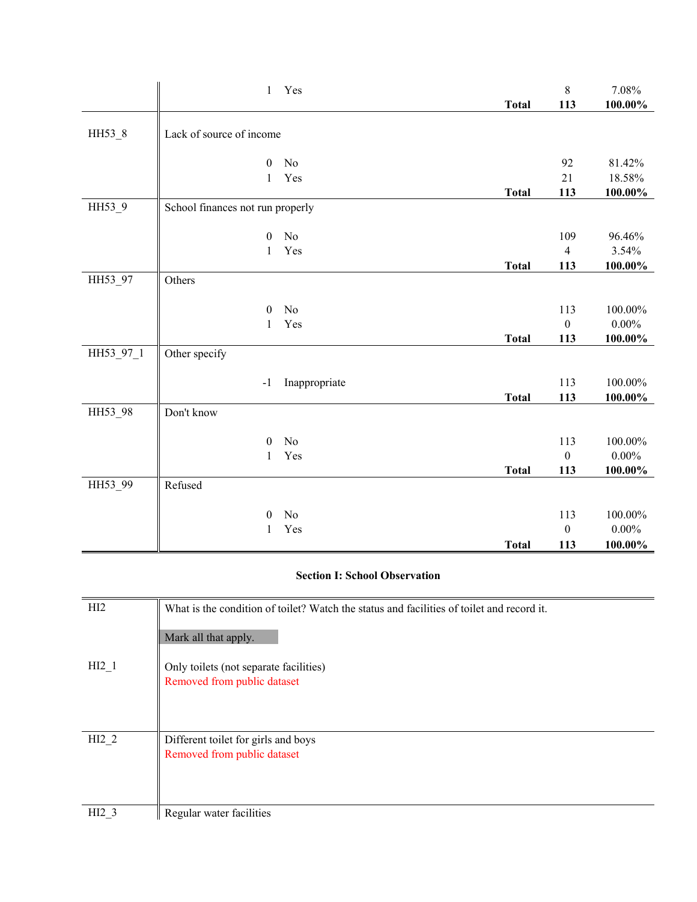| | | | | |
|---|---|---|---|---|
| | 1 Yes | | 8 | 7.08% |
| | | **Total** | **113** | **100.00%** |
| HH53_8 | Lack of source of income | | | |
| | 0 No | | 92 | 81.42% |
| | 1 Yes | | 21 | 18.58% |
| | | **Total** | **113** | **100.00%** |
| HH53_9 | School finances not run properly | | | |
| | 0 No | | 109 | 96.46% |
| | 1 Yes | | 4 | 3.54% |
| | | **Total** | **113** | **100.00%** |
| HH53_97 | Others | | | |
| | 0 No | | 113 | 100.00% |
| | 1 Yes | | 0 | 0.00% |
| | | **Total** | **113** | **100.00%** |
| HH53_97_1 | Other specify | | | |
| | -1 Inappropriate | | 113 | 100.00% |
| | | **Total** | **113** | **100.00%** |
| HH53_98 | Don't know | | | |
| | 0 No | | 113 | 100.00% |
| | 1 Yes | | 0 | 0.00% |
| | | **Total** | **113** | **100.00%** |
| HH53_99 | Refused | | | |
| | 0 No | | 113 | 100.00% |
| | 1 Yes | | 0 | 0.00% |
| | | **Total** | **113** | **100.00%** |

### Section I: School Observation

| | |
|---|---|
| HI2 | What is the condition of toilet? Watch the status and facilities of toilet and record it.<br><br>Mark all that apply. |
| HI2_1 | Only toilets (not separate facilities)<br>Removed from public dataset |
| HI2_2 | Different toilet for girls and boys<br>Removed from public dataset |
| HI2_3 | Regular water facilities |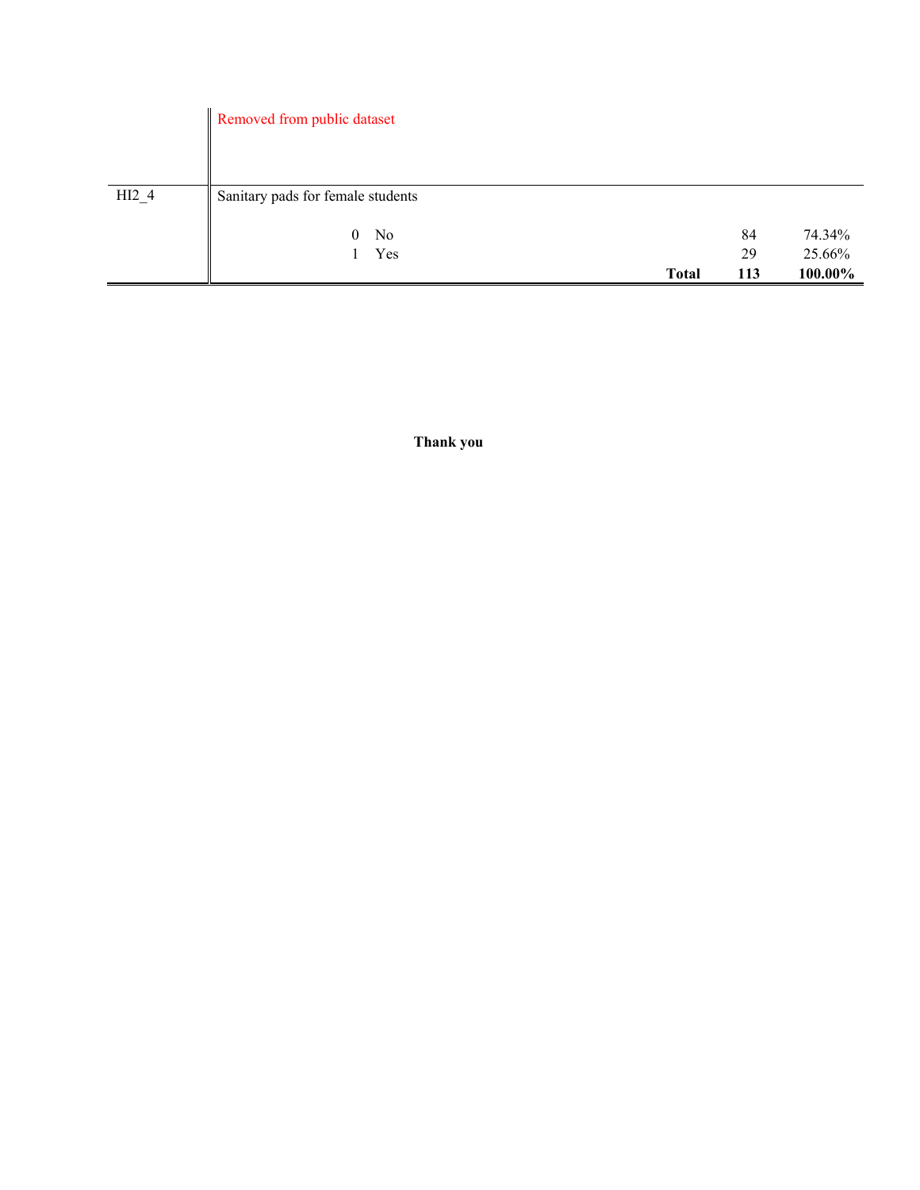| | | | | |
|---|---|---|---|---|
| | Removed from public dataset | | | |
| HI2_4 | Sanitary pads for female students | | | |
| | 0 | No | 84 | 74.34% |
| | 1 | Yes | 29 | 25.66% |
| | | **Total** | **113** | **100.00%** |

**Thank you**